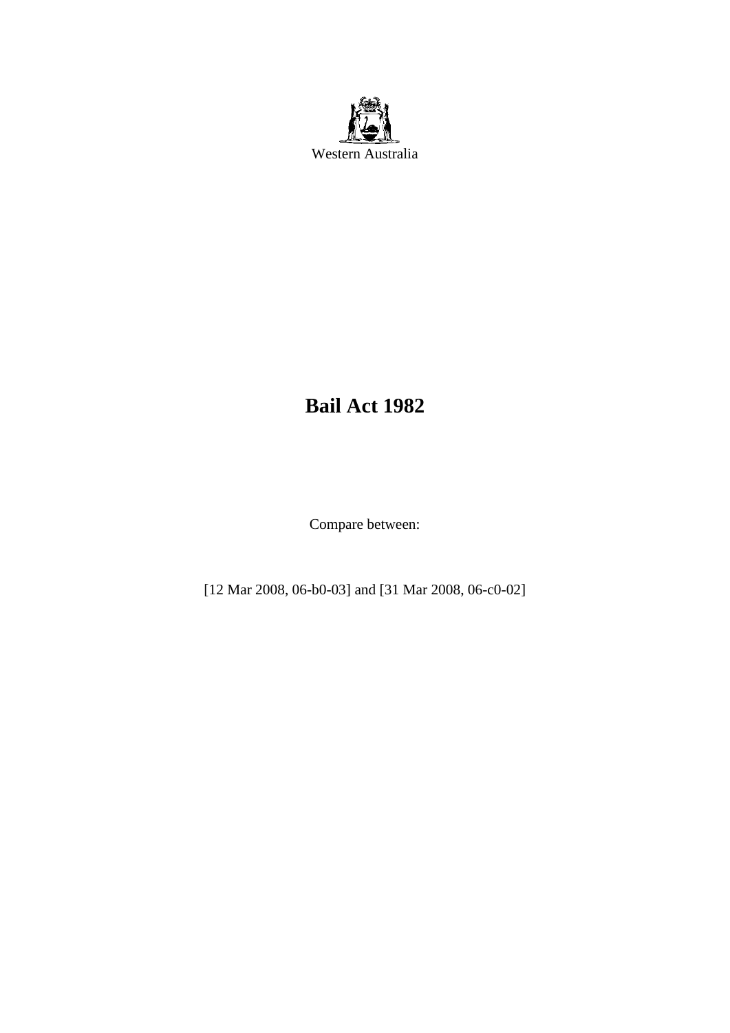Western Australia

# Bail Act 1982

Compare between:

[12 Mar 2008, 06-b0-03] and [31 Mar 2008, 06-c0-02]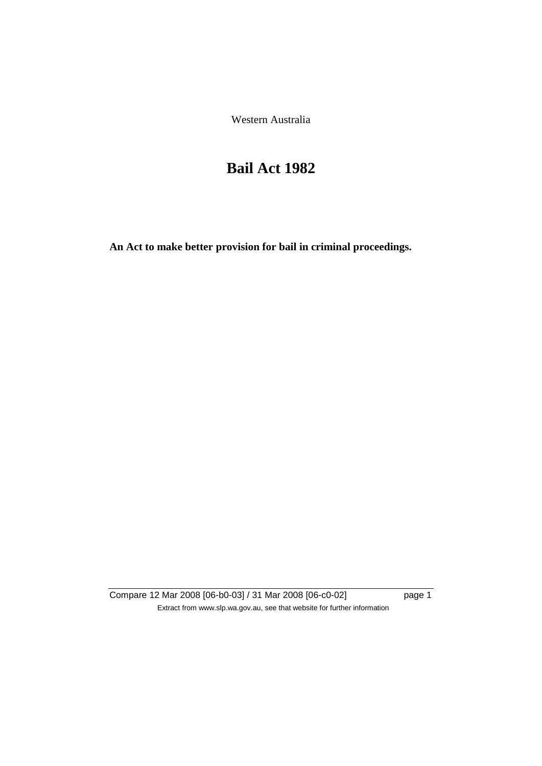Western Australia

# Bail Act 1982

**An Act to make better provision for bail in criminal proceedings.**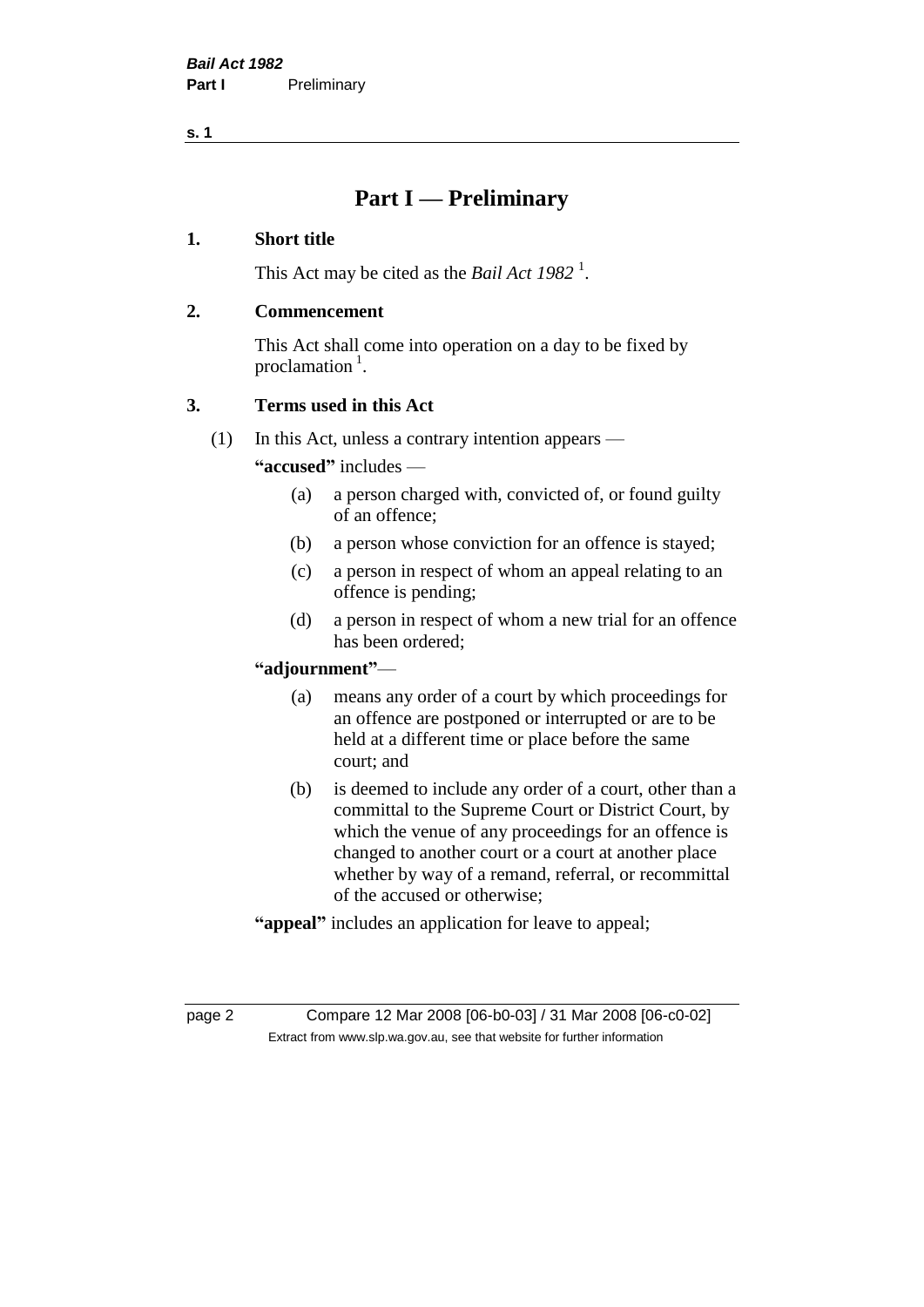# Part I — Preliminary

## 1. Short title

This Act may be cited as the *Bail Act 1982* [1].

## 2. Commencement

This Act shall come into operation on a day to be fixed by proclamation [1].

## 3. Terms used in this Act

(1) In this Act, unless a contrary intention appears —

**"accused"** includes —

(a) a person charged with, convicted of, or found guilty of an offence;

(b) a person whose conviction for an offence is stayed;

(c) a person in respect of whom an appeal relating to an offence is pending;

(d) a person in respect of whom a new trial for an offence has been ordered;

**"adjournment"**—

(a) means any order of a court by which proceedings for an offence are postponed or interrupted or are to be held at a different time or place before the same court; and

(b) is deemed to include any order of a court, other than a committal to the Supreme Court or District Court, by which the venue of any proceedings for an offence is changed to another court or a court at another place whether by way of a remand, referral, or recommittal of the accused or otherwise;

**"appeal"** includes an application for leave to appeal;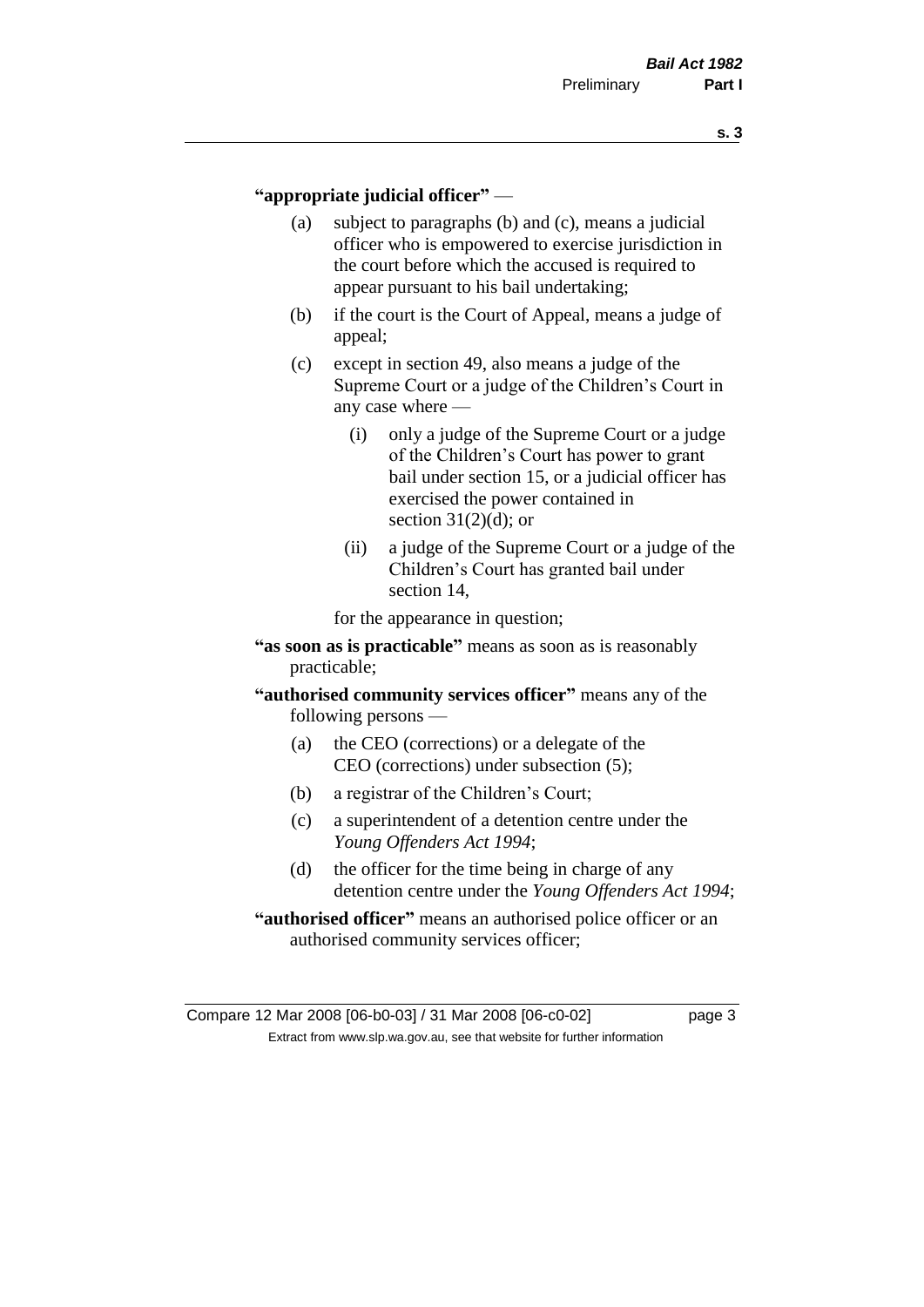**"appropriate judicial officer"** —

(a) subject to paragraphs (b) and (c), means a judicial officer who is empowered to exercise jurisdiction in the court before which the accused is required to appear pursuant to his bail undertaking;

(b) if the court is the Court of Appeal, means a judge of appeal;

(c) except in section 49, also means a judge of the Supreme Court or a judge of the Children's Court in any case where —

  (i) only a judge of the Supreme Court or a judge of the Children's Court has power to grant bail under section 15, or a judicial officer has exercised the power contained in section 31(2)(d); or

  (ii) a judge of the Supreme Court or a judge of the Children's Court has granted bail under section 14,

for the appearance in question;

**"as soon as is practicable"** means as soon as is reasonably practicable;

**"authorised community services officer"** means any of the following persons —

(a) the CEO (corrections) or a delegate of the CEO (corrections) under subsection (5);

(b) a registrar of the Children's Court;

(c) a superintendent of a detention centre under the *Young Offenders Act 1994*;

(d) the officer for the time being in charge of any detention centre under the *Young Offenders Act 1994*;

**"authorised officer"** means an authorised police officer or an authorised community services officer;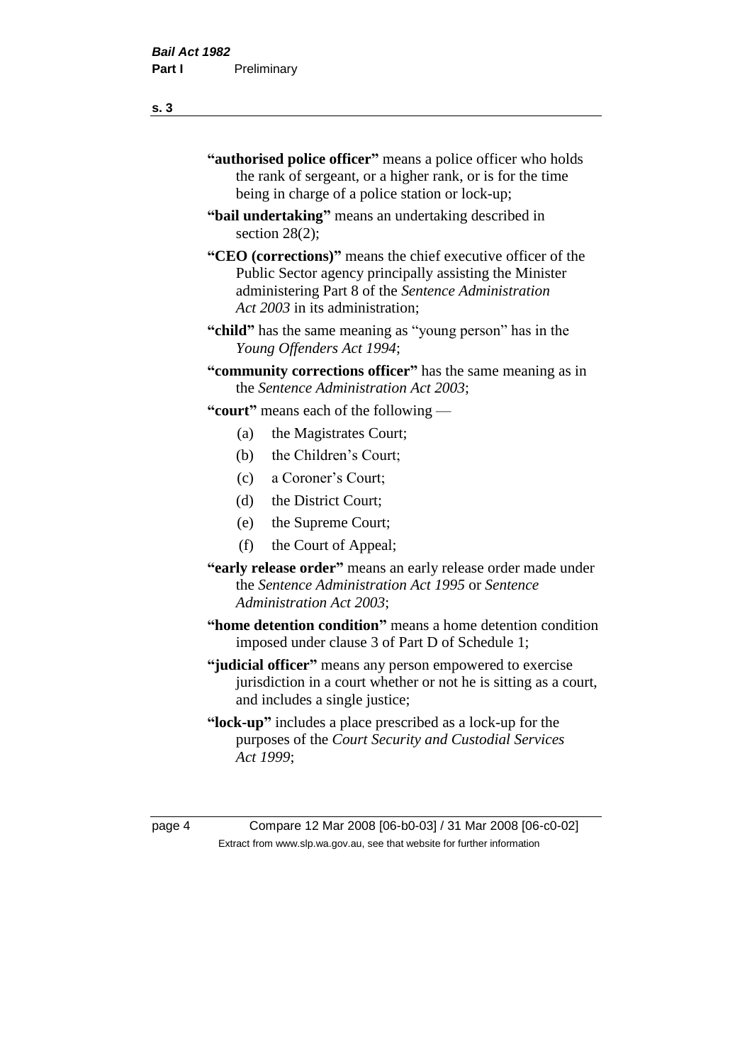**"authorised police officer"** means a police officer who holds the rank of sergeant, or a higher rank, or is for the time being in charge of a police station or lock-up;

**"bail undertaking"** means an undertaking described in section 28(2);

**"CEO (corrections)"** means the chief executive officer of the Public Sector agency principally assisting the Minister administering Part 8 of the *Sentence Administration Act 2003* in its administration;

**"child"** has the same meaning as "young person" has in the *Young Offenders Act 1994*;

**"community corrections officer"** has the same meaning as in the *Sentence Administration Act 2003*;

**"court"** means each of the following —

- (a) the Magistrates Court;
- (b) the Children's Court;
- (c) a Coroner's Court;
- (d) the District Court;
- (e) the Supreme Court;
- (f) the Court of Appeal;

**"early release order"** means an early release order made under the *Sentence Administration Act 1995* or *Sentence Administration Act 2003*;

**"home detention condition"** means a home detention condition imposed under clause 3 of Part D of Schedule 1;

**"judicial officer"** means any person empowered to exercise jurisdiction in a court whether or not he is sitting as a court, and includes a single justice;

**"lock-up"** includes a place prescribed as a lock-up for the purposes of the *Court Security and Custodial Services Act 1999*;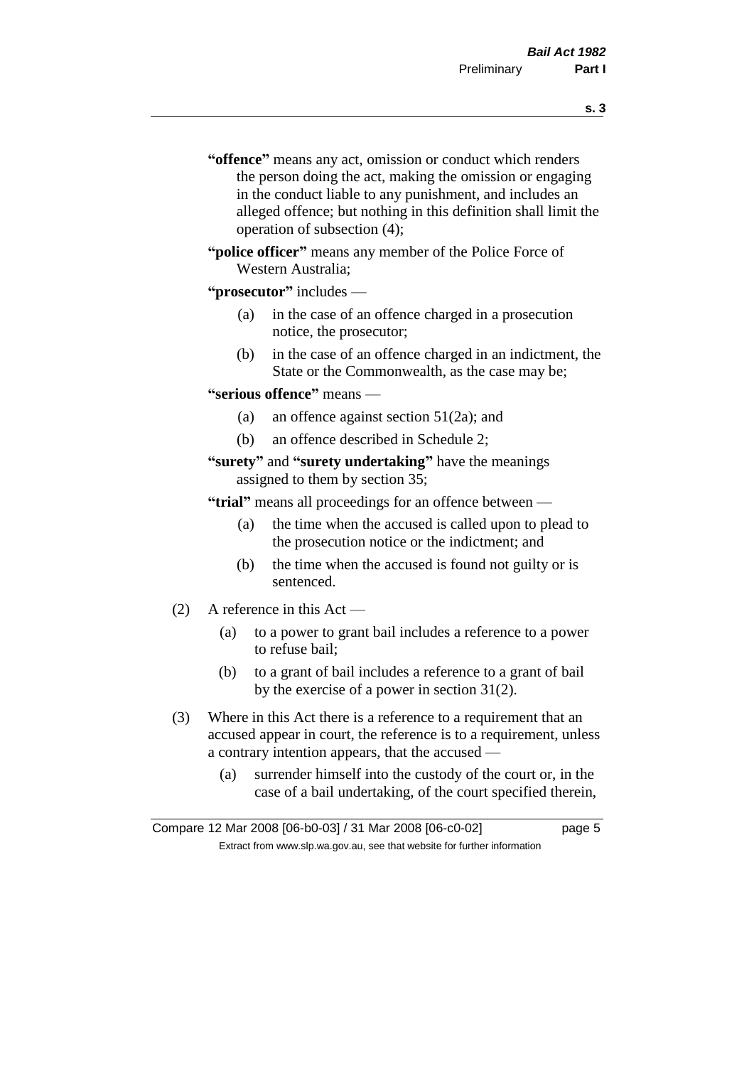"**offence**" means any act, omission or conduct which renders the person doing the act, making the omission or engaging in the conduct liable to any punishment, and includes an alleged offence; but nothing in this definition shall limit the operation of subsection (4);

"**police officer**" means any member of the Police Force of Western Australia;

"**prosecutor**" includes —

- (a) in the case of an offence charged in a prosecution notice, the prosecutor;
- (b) in the case of an offence charged in an indictment, the State or the Commonwealth, as the case may be;

"**serious offence**" means —

- (a) an offence against section 51(2a); and
- (b) an offence described in Schedule 2;

"**surety**" and "**surety undertaking**" have the meanings assigned to them by section 35;

"**trial**" means all proceedings for an offence between —

- (a) the time when the accused is called upon to plead to the prosecution notice or the indictment; and
- (b) the time when the accused is found not guilty or is sentenced.

(2) A reference in this Act —

- (a) to a power to grant bail includes a reference to a power to refuse bail;
- (b) to a grant of bail includes a reference to a grant of bail by the exercise of a power in section 31(2).

(3) Where in this Act there is a reference to a requirement that an accused appear in court, the reference is to a requirement, unless a contrary intention appears, that the accused —

- (a) surrender himself into the custody of the court or, in the case of a bail undertaking, of the court specified therein,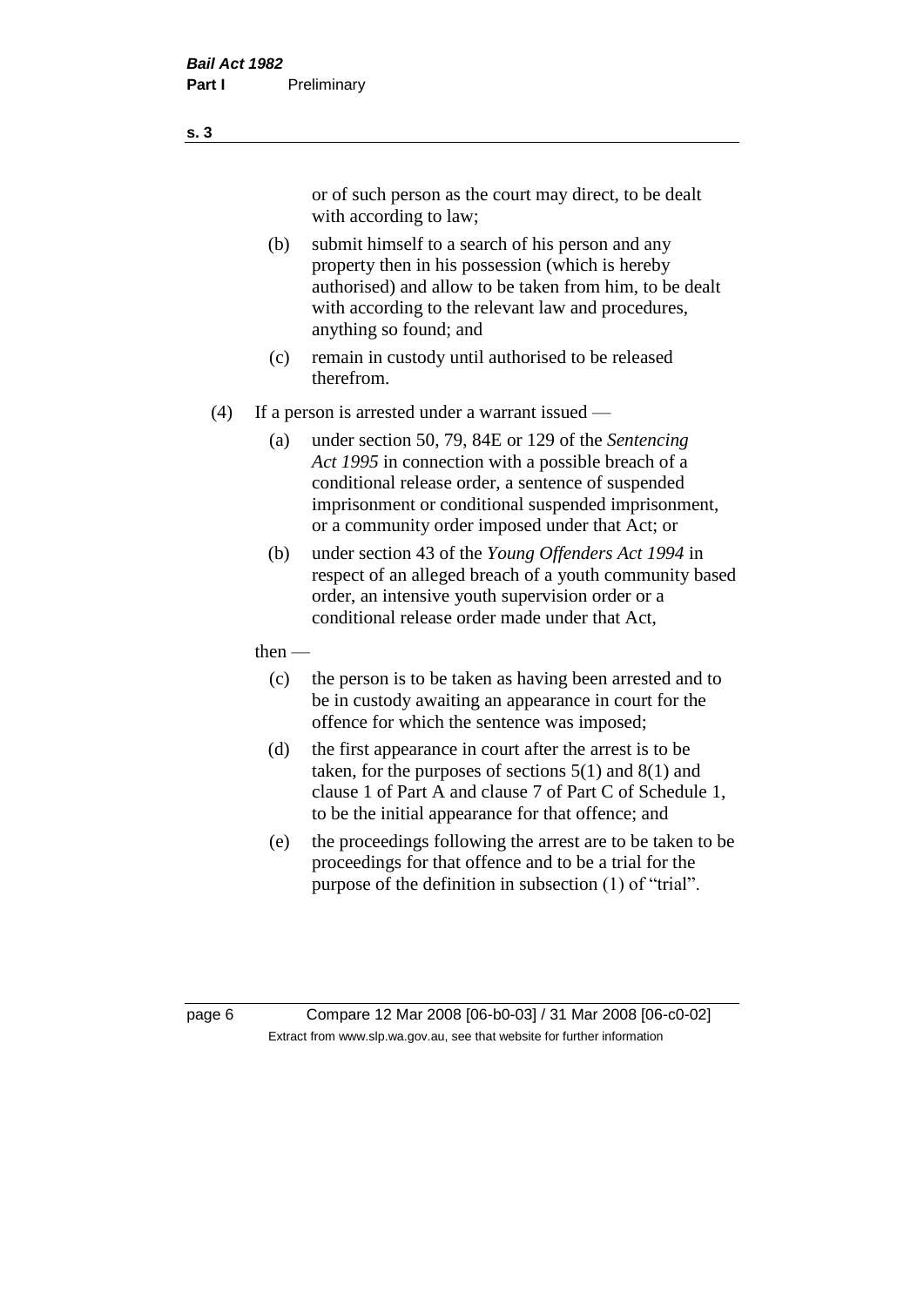or of such person as the court may direct, to be dealt with according to law;

(b) submit himself to a search of his person and any property then in his possession (which is hereby authorised) and allow to be taken from him, to be dealt with according to the relevant law and procedures, anything so found; and

(c) remain in custody until authorised to be released therefrom.

(4) If a person is arrested under a warrant issued —

(a) under section 50, 79, 84E or 129 of the *Sentencing Act 1995* in connection with a possible breach of a conditional release order, a sentence of suspended imprisonment or conditional suspended imprisonment, or a community order imposed under that Act; or

(b) under section 43 of the *Young Offenders Act 1994* in respect of an alleged breach of a youth community based order, an intensive youth supervision order or a conditional release order made under that Act,

then —

(c) the person is to be taken as having been arrested and to be in custody awaiting an appearance in court for the offence for which the sentence was imposed;

(d) the first appearance in court after the arrest is to be taken, for the purposes of sections 5(1) and 8(1) and clause 1 of Part A and clause 7 of Part C of Schedule 1, to be the initial appearance for that offence; and

(e) the proceedings following the arrest are to be taken to be proceedings for that offence and to be a trial for the purpose of the definition in subsection (1) of "trial".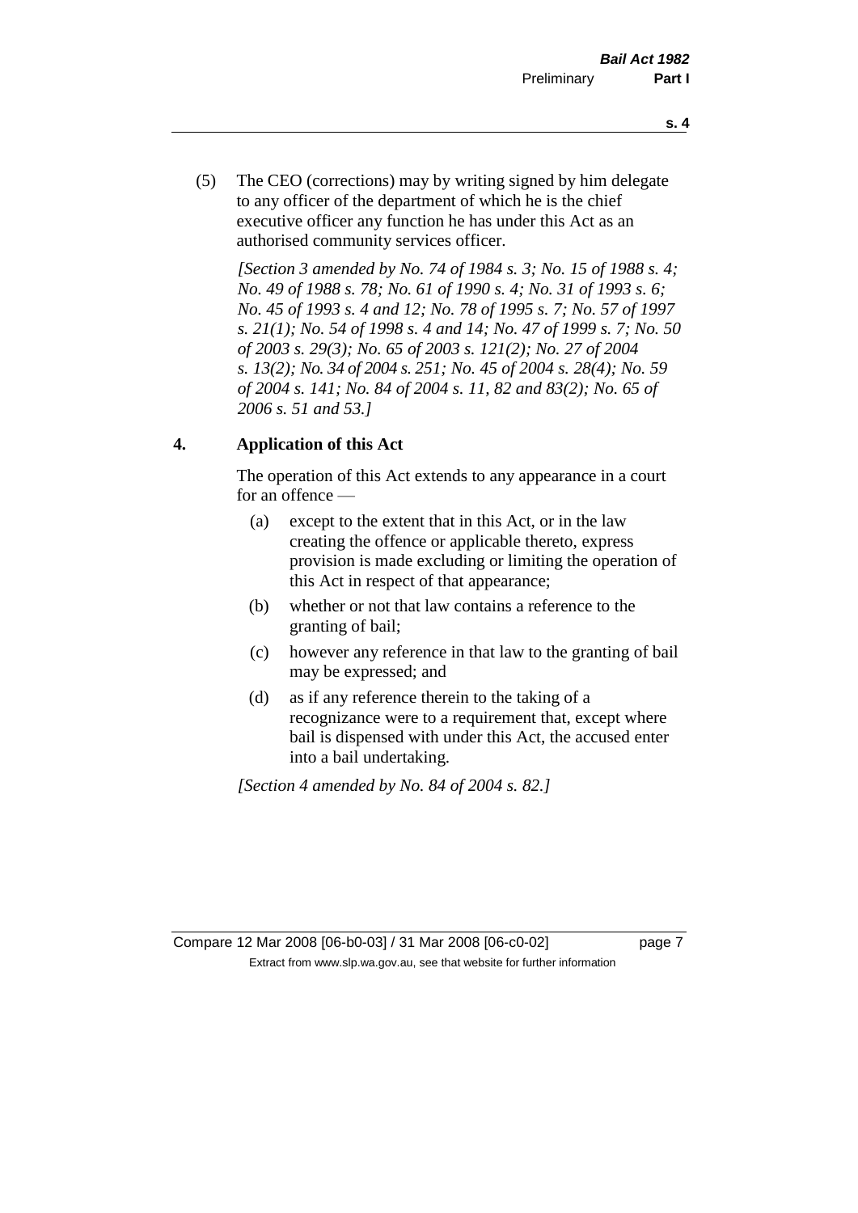(5) The CEO (corrections) may by writing signed by him delegate to any officer of the department of which he is the chief executive officer any function he has under this Act as an authorised community services officer.

*[Section 3 amended by No. 74 of 1984 s. 3; No. 15 of 1988 s. 4; No. 49 of 1988 s. 78; No. 61 of 1990 s. 4; No. 31 of 1993 s. 6; No. 45 of 1993 s. 4 and 12; No. 78 of 1995 s. 7; No. 57 of 1997 s. 21(1); No. 54 of 1998 s. 4 and 14; No. 47 of 1999 s. 7; No. 50 of 2003 s. 29(3); No. 65 of 2003 s. 121(2); No. 27 of 2004 s. 13(2); No. 34 of 2004 s. 251; No. 45 of 2004 s. 28(4); No. 59 of 2004 s. 141; No. 84 of 2004 s. 11, 82 and 83(2); No. 65 of 2006 s. 51 and 53.]*

## 4. Application of this Act

The operation of this Act extends to any appearance in a court for an offence —

(a) except to the extent that in this Act, or in the law creating the offence or applicable thereto, express provision is made excluding or limiting the operation of this Act in respect of that appearance;

(b) whether or not that law contains a reference to the granting of bail;

(c) however any reference in that law to the granting of bail may be expressed; and

(d) as if any reference therein to the taking of a recognizance were to a requirement that, except where bail is dispensed with under this Act, the accused enter into a bail undertaking.

*[Section 4 amended by No. 84 of 2004 s. 82.]*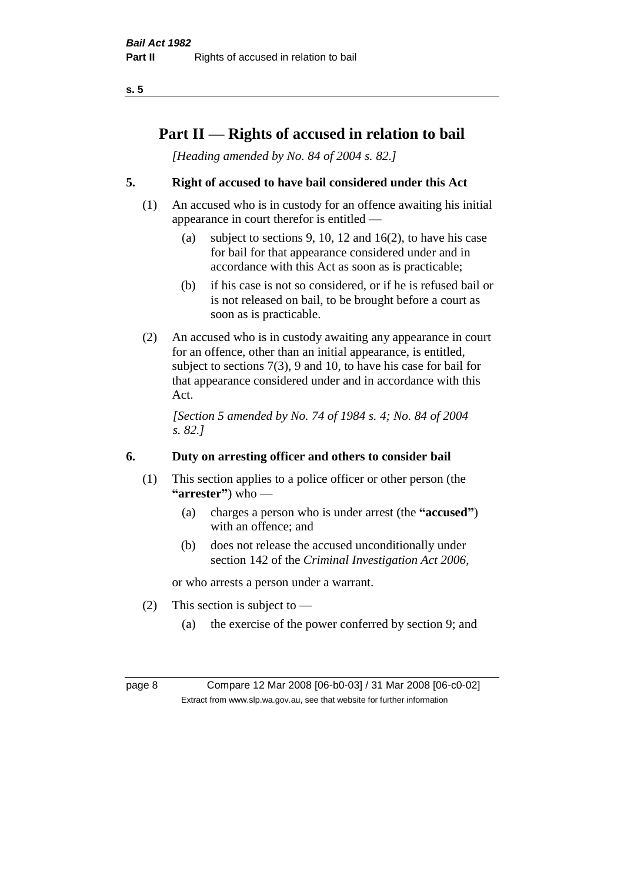# Part II — Rights of accused in relation to bail

*[Heading amended by No. 84 of 2004 s. 82.]*

## 5. Right of accused to have bail considered under this Act

(1) An accused who is in custody for an offence awaiting his initial appearance in court therefor is entitled —

  (a) subject to sections 9, 10, 12 and 16(2), to have his case for bail for that appearance considered under and in accordance with this Act as soon as is practicable;

  (b) if his case is not so considered, or if he is refused bail or is not released on bail, to be brought before a court as soon as is practicable.

(2) An accused who is in custody awaiting any appearance in court for an offence, other than an initial appearance, is entitled, subject to sections 7(3), 9 and 10, to have his case for bail for that appearance considered under and in accordance with this Act.

*[Section 5 amended by No. 74 of 1984 s. 4; No. 84 of 2004 s. 82.]*

## 6. Duty on arresting officer and others to consider bail

(1) This section applies to a police officer or other person (the **"arrester"**) who —

  (a) charges a person who is under arrest (the **"accused"**) with an offence; and

  (b) does not release the accused unconditionally under section 142 of the *Criminal Investigation Act 2006*,

or who arrests a person under a warrant.

(2) This section is subject to —

  (a) the exercise of the power conferred by section 9; and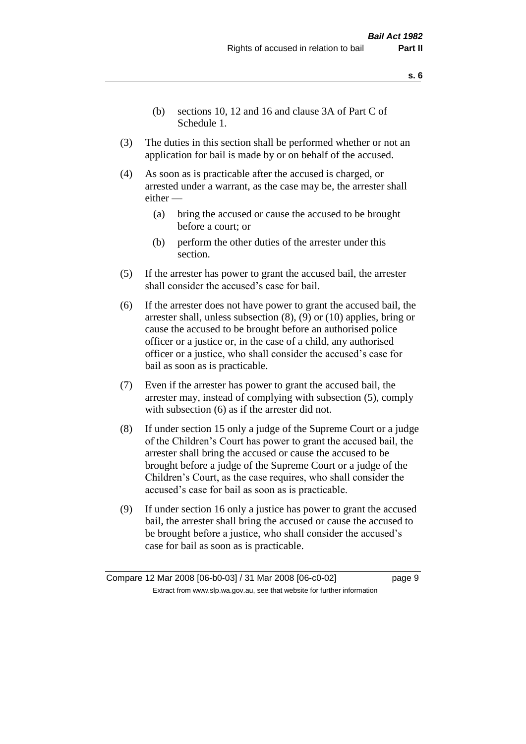(b) sections 10, 12 and 16 and clause 3A of Part C of Schedule 1.

(3) The duties in this section shall be performed whether or not an application for bail is made by or on behalf of the accused.

(4) As soon as is practicable after the accused is charged, or arrested under a warrant, as the case may be, the arrester shall either —

(a) bring the accused or cause the accused to be brought before a court; or

(b) perform the other duties of the arrester under this section.

(5) If the arrester has power to grant the accused bail, the arrester shall consider the accused's case for bail.

(6) If the arrester does not have power to grant the accused bail, the arrester shall, unless subsection (8), (9) or (10) applies, bring or cause the accused to be brought before an authorised police officer or a justice or, in the case of a child, any authorised officer or a justice, who shall consider the accused's case for bail as soon as is practicable.

(7) Even if the arrester has power to grant the accused bail, the arrester may, instead of complying with subsection (5), comply with subsection (6) as if the arrester did not.

(8) If under section 15 only a judge of the Supreme Court or a judge of the Children's Court has power to grant the accused bail, the arrester shall bring the accused or cause the accused to be brought before a judge of the Supreme Court or a judge of the Children's Court, as the case requires, who shall consider the accused's case for bail as soon as is practicable.

(9) If under section 16 only a justice has power to grant the accused bail, the arrester shall bring the accused or cause the accused to be brought before a justice, who shall consider the accused's case for bail as soon as is practicable.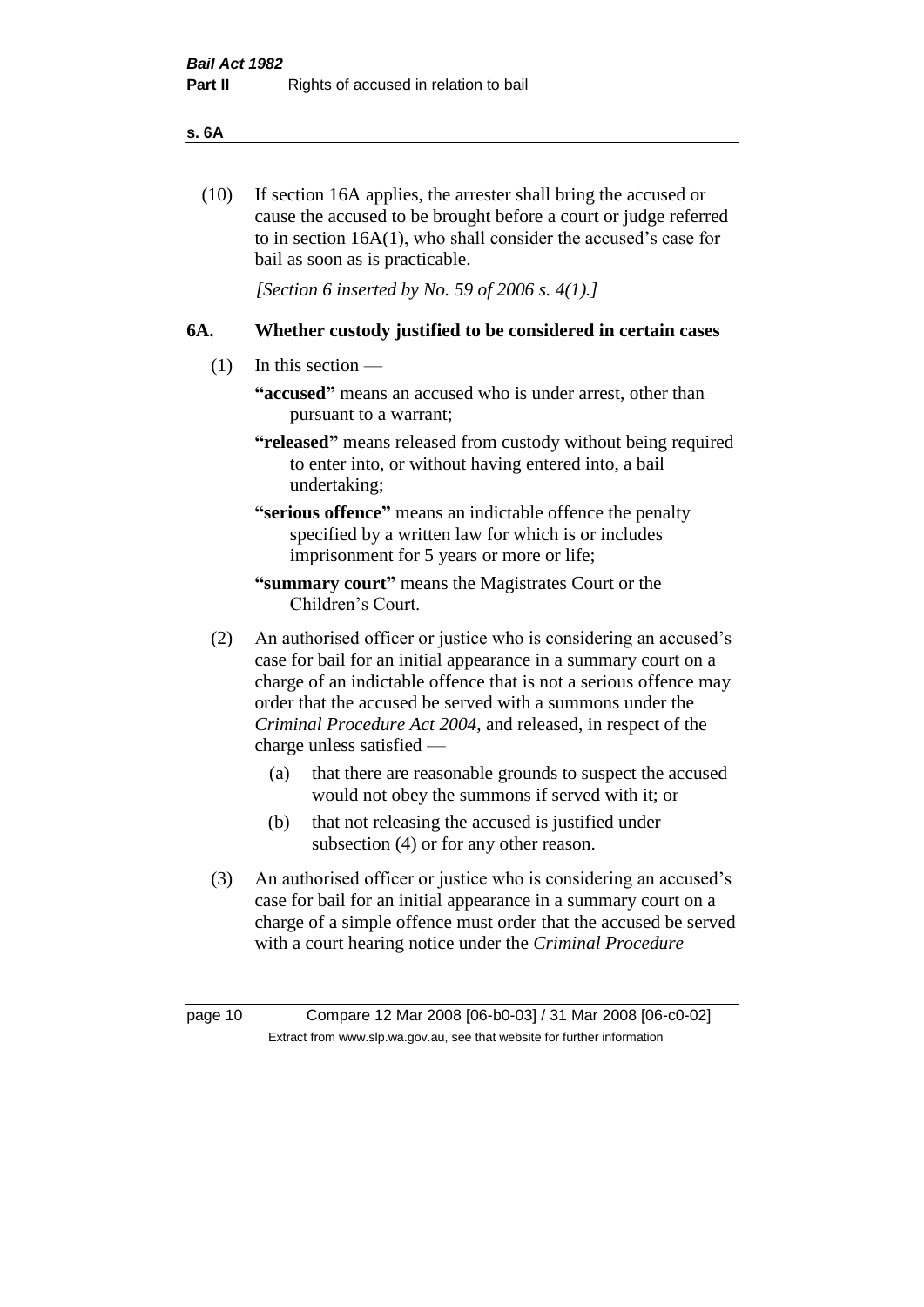(10) If section 16A applies, the arrester shall bring the accused or cause the accused to be brought before a court or judge referred to in section 16A(1), who shall consider the accused's case for bail as soon as is practicable.

*[Section 6 inserted by No. 59 of 2006 s. 4(1).]*

## 6A. Whether custody justified to be considered in certain cases

(1) In this section —

**"accused"** means an accused who is under arrest, other than pursuant to a warrant;

**"released"** means released from custody without being required to enter into, or without having entered into, a bail undertaking;

**"serious offence"** means an indictable offence the penalty specified by a written law for which is or includes imprisonment for 5 years or more or life;

**"summary court"** means the Magistrates Court or the Children's Court.

(2) An authorised officer or justice who is considering an accused's case for bail for an initial appearance in a summary court on a charge of an indictable offence that is not a serious offence may order that the accused be served with a summons under the *Criminal Procedure Act 2004*, and released, in respect of the charge unless satisfied —

(a) that there are reasonable grounds to suspect the accused would not obey the summons if served with it; or

(b) that not releasing the accused is justified under subsection (4) or for any other reason.

(3) An authorised officer or justice who is considering an accused's case for bail for an initial appearance in a summary court on a charge of a simple offence must order that the accused be served with a court hearing notice under the *Criminal Procedure*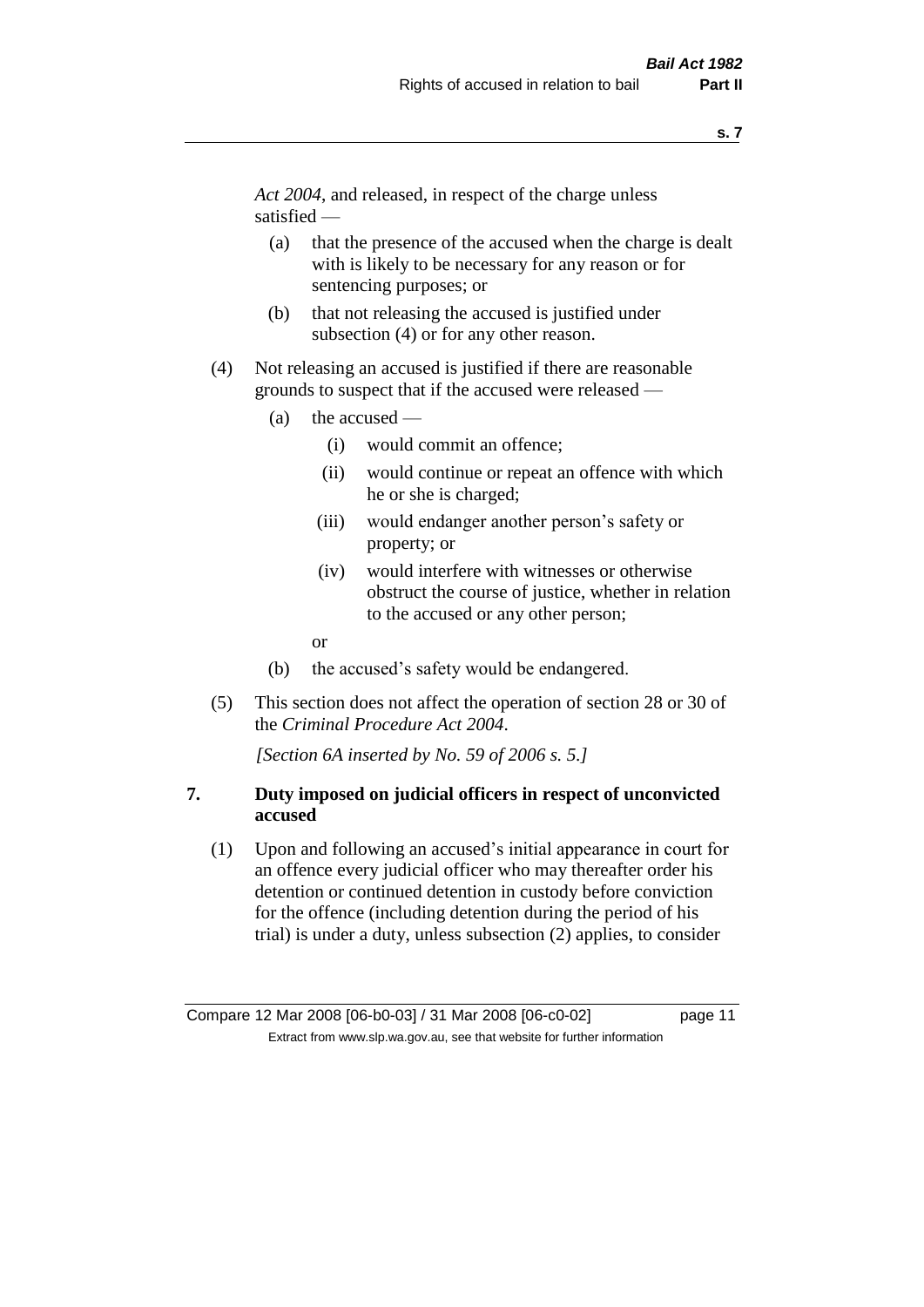*Act 2004*, and released, in respect of the charge unless satisfied —

(a) that the presence of the accused when the charge is dealt with is likely to be necessary for any reason or for sentencing purposes; or

(b) that not releasing the accused is justified under subsection (4) or for any other reason.

(4) Not releasing an accused is justified if there are reasonable grounds to suspect that if the accused were released —

(a) the accused —

(i) would commit an offence;

(ii) would continue or repeat an offence with which he or she is charged;

(iii) would endanger another person's safety or property; or

(iv) would interfere with witnesses or otherwise obstruct the course of justice, whether in relation to the accused or any other person;

or

(b) the accused's safety would be endangered.

(5) This section does not affect the operation of section 28 or 30 of the *Criminal Procedure Act 2004*.

*[Section 6A inserted by No. 59 of 2006 s. 5.]*

## 7. Duty imposed on judicial officers in respect of unconvicted accused

(1) Upon and following an accused's initial appearance in court for an offence every judicial officer who may thereafter order his detention or continued detention in custody before conviction for the offence (including detention during the period of his trial) is under a duty, unless subsection (2) applies, to consider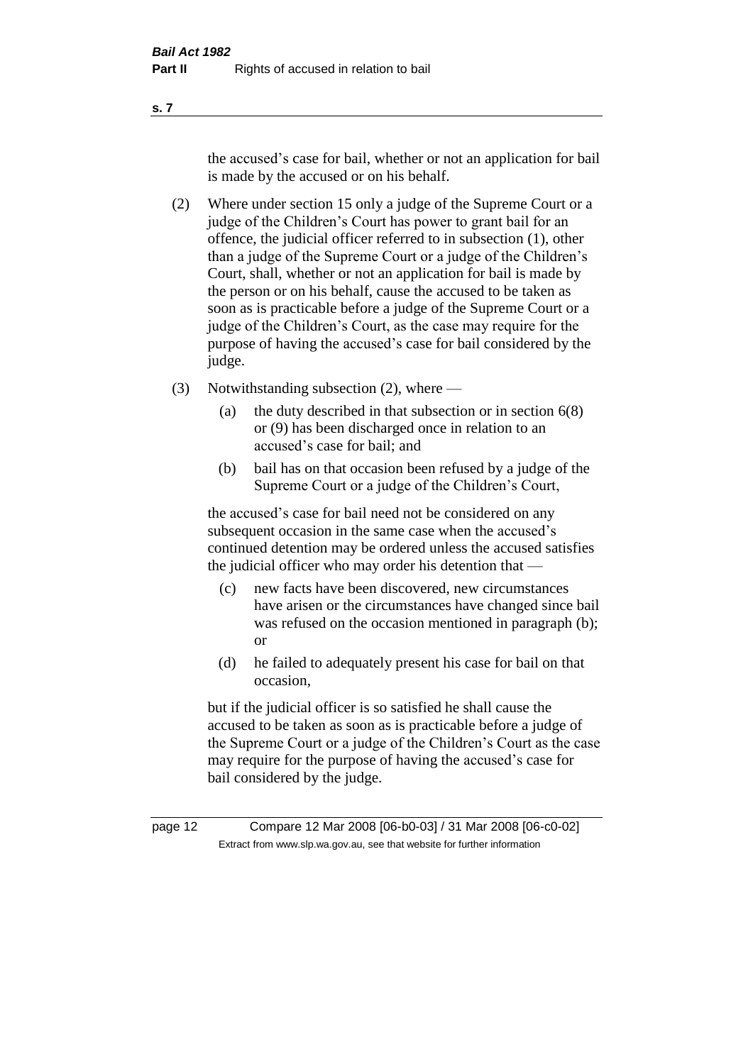the accused's case for bail, whether or not an application for bail is made by the accused or on his behalf.

(2) Where under section 15 only a judge of the Supreme Court or a judge of the Children's Court has power to grant bail for an offence, the judicial officer referred to in subsection (1), other than a judge of the Supreme Court or a judge of the Children's Court, shall, whether or not an application for bail is made by the person or on his behalf, cause the accused to be taken as soon as is practicable before a judge of the Supreme Court or a judge of the Children's Court, as the case may require for the purpose of having the accused's case for bail considered by the judge.

(3) Notwithstanding subsection (2), where —

(a) the duty described in that subsection or in section 6(8) or (9) has been discharged once in relation to an accused's case for bail; and

(b) bail has on that occasion been refused by a judge of the Supreme Court or a judge of the Children's Court,

the accused's case for bail need not be considered on any subsequent occasion in the same case when the accused's continued detention may be ordered unless the accused satisfies the judicial officer who may order his detention that —

(c) new facts have been discovered, new circumstances have arisen or the circumstances have changed since bail was refused on the occasion mentioned in paragraph (b); or

(d) he failed to adequately present his case for bail on that occasion,

but if the judicial officer is so satisfied he shall cause the accused to be taken as soon as is practicable before a judge of the Supreme Court or a judge of the Children's Court as the case may require for the purpose of having the accused's case for bail considered by the judge.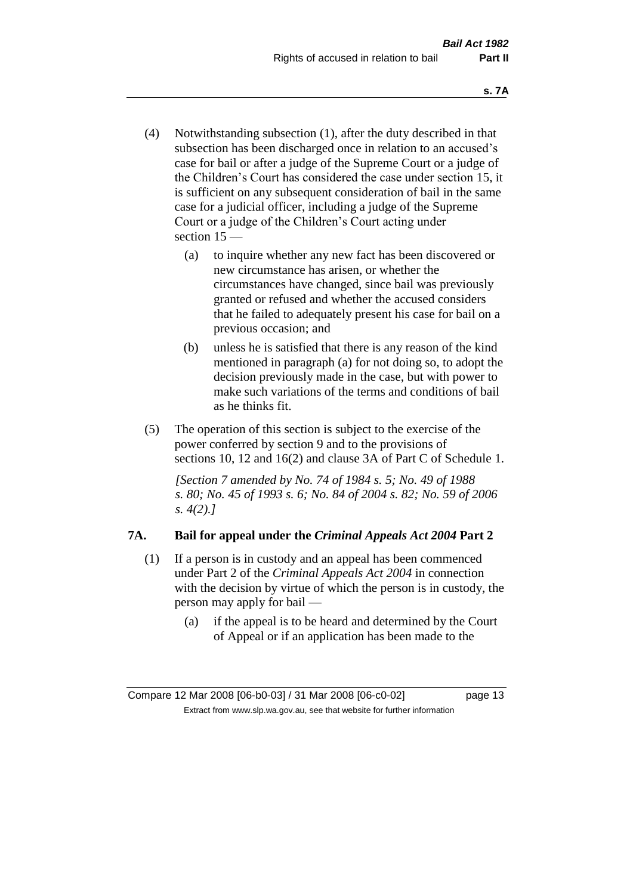(4) Notwithstanding subsection (1), after the duty described in that subsection has been discharged once in relation to an accused's case for bail or after a judge of the Supreme Court or a judge of the Children's Court has considered the case under section 15, it is sufficient on any subsequent consideration of bail in the same case for a judicial officer, including a judge of the Supreme Court or a judge of the Children's Court acting under section 15 —

   (a) to inquire whether any new fact has been discovered or new circumstance has arisen, or whether the circumstances have changed, since bail was previously granted or refused and whether the accused considers that he failed to adequately present his case for bail on a previous occasion; and

   (b) unless he is satisfied that there is any reason of the kind mentioned in paragraph (a) for not doing so, to adopt the decision previously made in the case, but with power to make such variations of the terms and conditions of bail as he thinks fit.

(5) The operation of this section is subject to the exercise of the power conferred by section 9 and to the provisions of sections 10, 12 and 16(2) and clause 3A of Part C of Schedule 1.

*[Section 7 amended by No. 74 of 1984 s. 5; No. 49 of 1988 s. 80; No. 45 of 1993 s. 6; No. 84 of 2004 s. 82; No. 59 of 2006 s. 4(2).]*

## 7A. Bail for appeal under the *Criminal Appeals Act 2004* Part 2

(1) If a person is in custody and an appeal has been commenced under Part 2 of the *Criminal Appeals Act 2004* in connection with the decision by virtue of which the person is in custody, the person may apply for bail —

   (a) if the appeal is to be heard and determined by the Court of Appeal or if an application has been made to the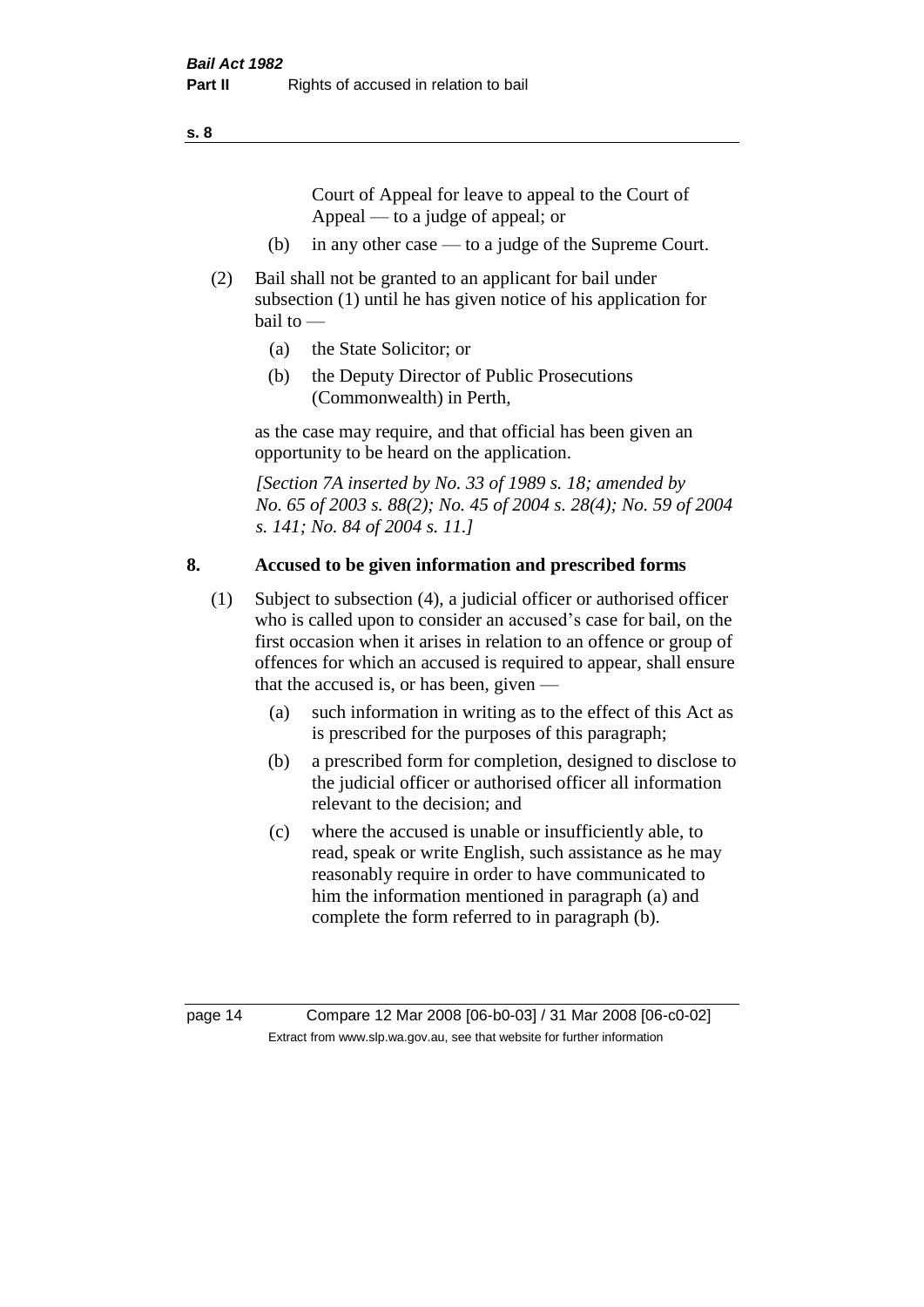Court of Appeal for leave to appeal to the Court of Appeal — to a judge of appeal; or

(b) in any other case — to a judge of the Supreme Court.

(2) Bail shall not be granted to an applicant for bail under subsection (1) until he has given notice of his application for bail to —

(a) the State Solicitor; or

(b) the Deputy Director of Public Prosecutions (Commonwealth) in Perth,

as the case may require, and that official has been given an opportunity to be heard on the application.

*[Section 7A inserted by No. 33 of 1989 s. 18; amended by No. 65 of 2003 s. 88(2); No. 45 of 2004 s. 28(4); No. 59 of 2004 s. 141; No. 84 of 2004 s. 11.]*

## 8. Accused to be given information and prescribed forms

(1) Subject to subsection (4), a judicial officer or authorised officer who is called upon to consider an accused's case for bail, on the first occasion when it arises in relation to an offence or group of offences for which an accused is required to appear, shall ensure that the accused is, or has been, given —

(a) such information in writing as to the effect of this Act as is prescribed for the purposes of this paragraph;

(b) a prescribed form for completion, designed to disclose to the judicial officer or authorised officer all information relevant to the decision; and

(c) where the accused is unable or insufficiently able, to read, speak or write English, such assistance as he may reasonably require in order to have communicated to him the information mentioned in paragraph (a) and complete the form referred to in paragraph (b).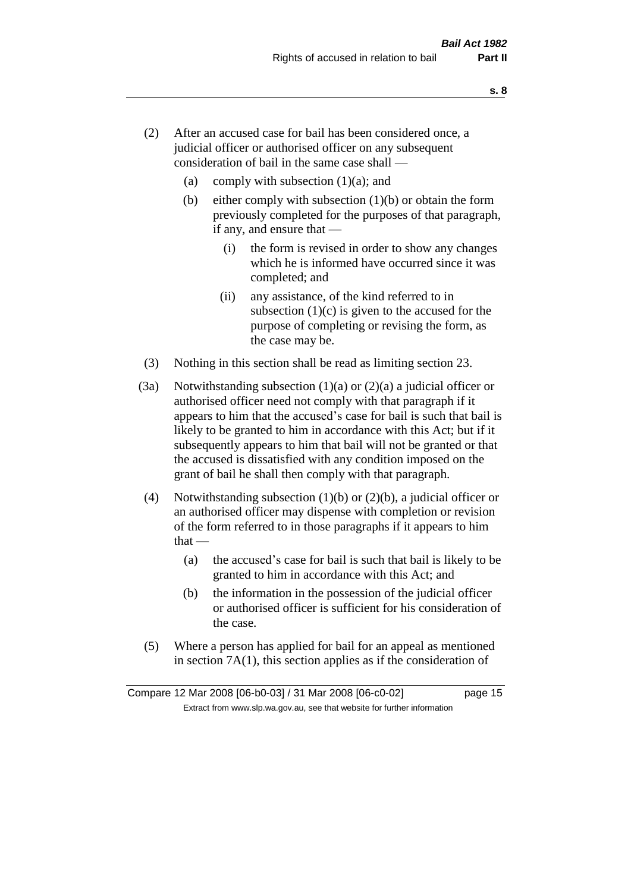(2) After an accused case for bail has been considered once, a judicial officer or authorised officer on any subsequent consideration of bail in the same case shall —

   (a) comply with subsection (1)(a); and

   (b) either comply with subsection (1)(b) or obtain the form previously completed for the purposes of that paragraph, if any, and ensure that —

      (i) the form is revised in order to show any changes which he is informed have occurred since it was completed; and

      (ii) any assistance, of the kind referred to in subsection (1)(c) is given to the accused for the purpose of completing or revising the form, as the case may be.

(3) Nothing in this section shall be read as limiting section 23.

(3a) Notwithstanding subsection (1)(a) or (2)(a) a judicial officer or authorised officer need not comply with that paragraph if it appears to him that the accused's case for bail is such that bail is likely to be granted to him in accordance with this Act; but if it subsequently appears to him that bail will not be granted or that the accused is dissatisfied with any condition imposed on the grant of bail he shall then comply with that paragraph.

(4) Notwithstanding subsection (1)(b) or (2)(b), a judicial officer or an authorised officer may dispense with completion or revision of the form referred to in those paragraphs if it appears to him that —

   (a) the accused's case for bail is such that bail is likely to be granted to him in accordance with this Act; and

   (b) the information in the possession of the judicial officer or authorised officer is sufficient for his consideration of the case.

(5) Where a person has applied for bail for an appeal as mentioned in section 7A(1), this section applies as if the consideration of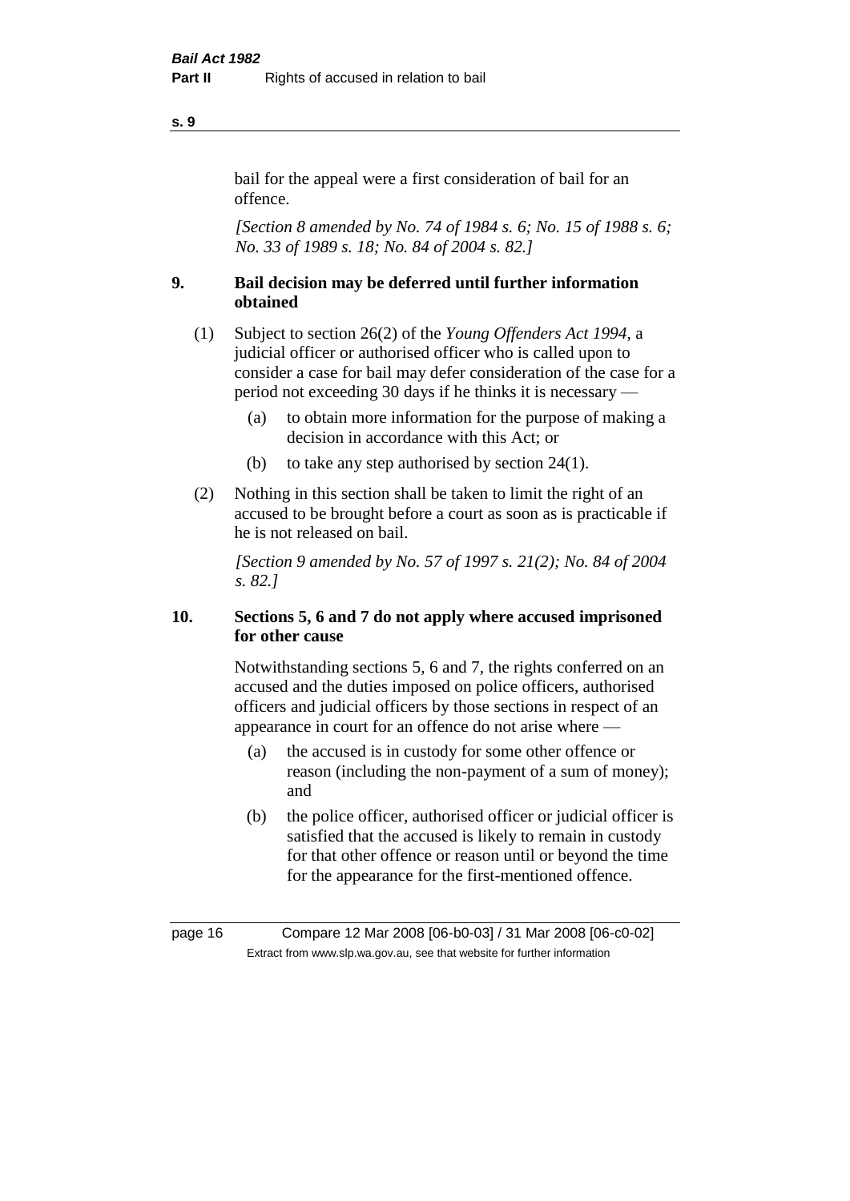bail for the appeal were a first consideration of bail for an offence.

*[Section 8 amended by No. 74 of 1984 s. 6; No. 15 of 1988 s. 6; No. 33 of 1989 s. 18; No. 84 of 2004 s. 82.]*

## 9. Bail decision may be deferred until further information obtained

(1) Subject to section 26(2) of the *Young Offenders Act 1994*, a judicial officer or authorised officer who is called upon to consider a case for bail may defer consideration of the case for a period not exceeding 30 days if he thinks it is necessary —

- (a) to obtain more information for the purpose of making a decision in accordance with this Act; or
- (b) to take any step authorised by section 24(1).

(2) Nothing in this section shall be taken to limit the right of an accused to be brought before a court as soon as is practicable if he is not released on bail.

*[Section 9 amended by No. 57 of 1997 s. 21(2); No. 84 of 2004 s. 82.]*

## 10. Sections 5, 6 and 7 do not apply where accused imprisoned for other cause

Notwithstanding sections 5, 6 and 7, the rights conferred on an accused and the duties imposed on police officers, authorised officers and judicial officers by those sections in respect of an appearance in court for an offence do not arise where —

- (a) the accused is in custody for some other offence or reason (including the non-payment of a sum of money); and
- (b) the police officer, authorised officer or judicial officer is satisfied that the accused is likely to remain in custody for that other offence or reason until or beyond the time for the appearance for the first-mentioned offence.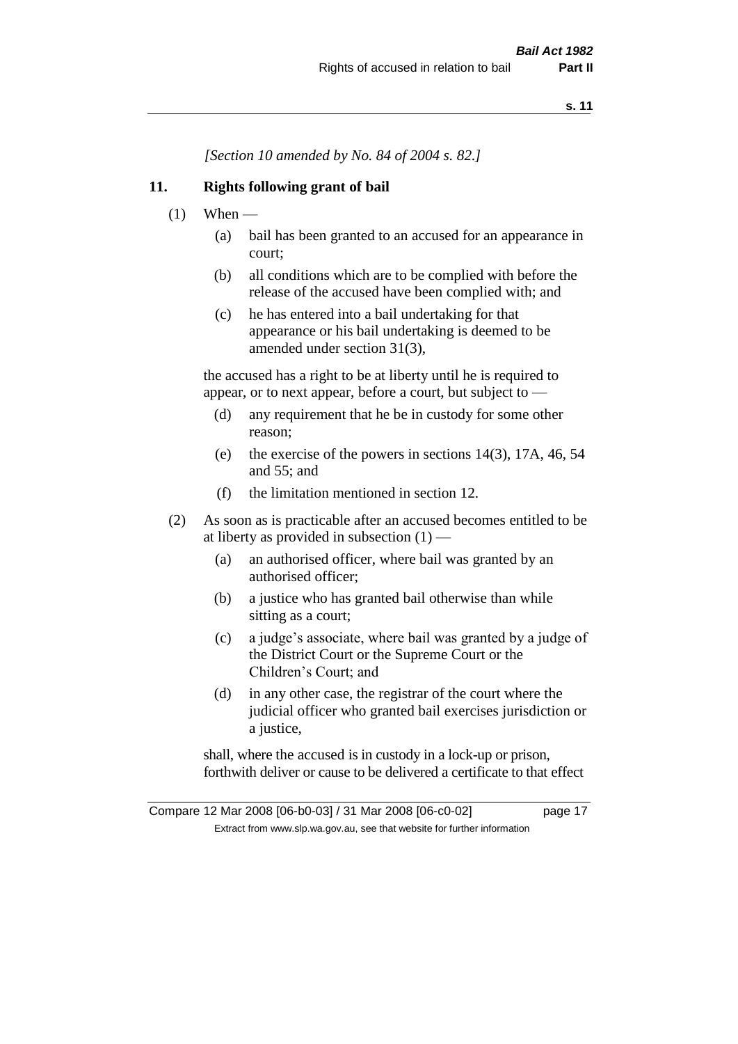*[Section 10 amended by No. 84 of 2004 s. 82.]*

## 11. Rights following grant of bail

(1) When —

- (a) bail has been granted to an accused for an appearance in court;
- (b) all conditions which are to be complied with before the release of the accused have been complied with; and
- (c) he has entered into a bail undertaking for that appearance or his bail undertaking is deemed to be amended under section 31(3),

the accused has a right to be at liberty until he is required to appear, or to next appear, before a court, but subject to —

- (d) any requirement that he be in custody for some other reason;
- (e) the exercise of the powers in sections 14(3), 17A, 46, 54 and 55; and
- (f) the limitation mentioned in section 12.

(2) As soon as is practicable after an accused becomes entitled to be at liberty as provided in subsection (1) —

- (a) an authorised officer, where bail was granted by an authorised officer;
- (b) a justice who has granted bail otherwise than while sitting as a court;
- (c) a judge's associate, where bail was granted by a judge of the District Court or the Supreme Court or the Children's Court; and
- (d) in any other case, the registrar of the court where the judicial officer who granted bail exercises jurisdiction or a justice,

shall, where the accused is in custody in a lock-up or prison, forthwith deliver or cause to be delivered a certificate to that effect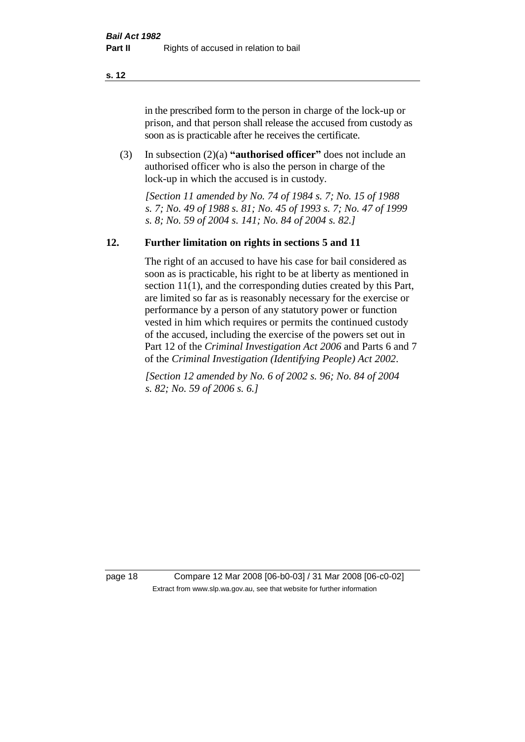in the prescribed form to the person in charge of the lock-up or prison, and that person shall release the accused from custody as soon as is practicable after he receives the certificate.

(3) In subsection (2)(a) **"authorised officer"** does not include an authorised officer who is also the person in charge of the lock-up in which the accused is in custody.

*[Section 11 amended by No. 74 of 1984 s. 7; No. 15 of 1988 s. 7; No. 49 of 1988 s. 81; No. 45 of 1993 s. 7; No. 47 of 1999 s. 8; No. 59 of 2004 s. 141; No. 84 of 2004 s. 82.]*

## 12. Further limitation on rights in sections 5 and 11

The right of an accused to have his case for bail considered as soon as is practicable, his right to be at liberty as mentioned in section 11(1), and the corresponding duties created by this Part, are limited so far as is reasonably necessary for the exercise or performance by a person of any statutory power or function vested in him which requires or permits the continued custody of the accused, including the exercise of the powers set out in Part 12 of the *Criminal Investigation Act 2006* and Parts 6 and 7 of the *Criminal Investigation (Identifying People) Act 2002*.

*[Section 12 amended by No. 6 of 2002 s. 96; No. 84 of 2004 s. 82; No. 59 of 2006 s. 6.]*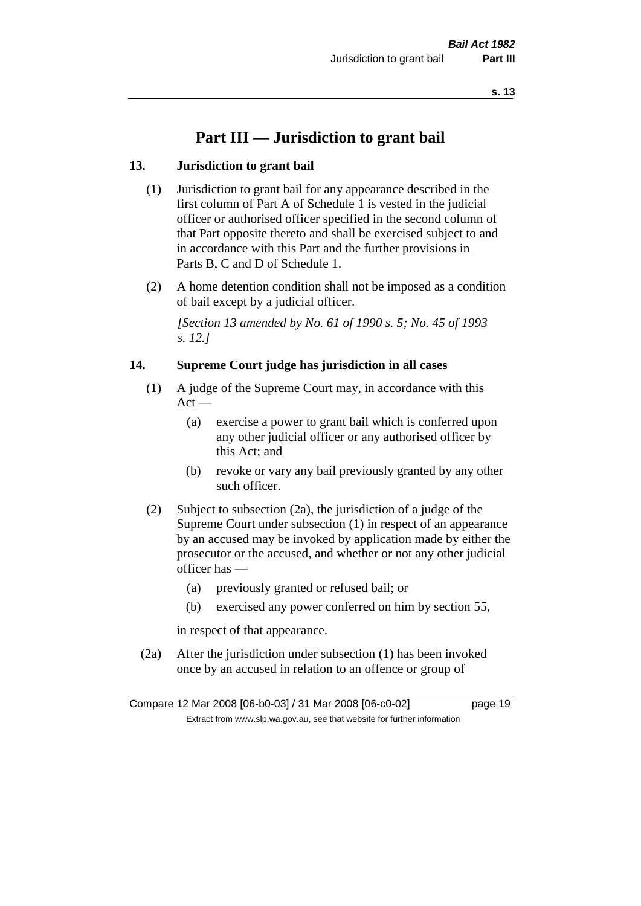# Part III — Jurisdiction to grant bail

### 13. Jurisdiction to grant bail

(1) Jurisdiction to grant bail for any appearance described in the first column of Part A of Schedule 1 is vested in the judicial officer or authorised officer specified in the second column of that Part opposite thereto and shall be exercised subject to and in accordance with this Part and the further provisions in Parts B, C and D of Schedule 1.

(2) A home detention condition shall not be imposed as a condition of bail except by a judicial officer.

*[Section 13 amended by No. 61 of 1990 s. 5; No. 45 of 1993 s. 12.]*

### 14. Supreme Court judge has jurisdiction in all cases

(1) A judge of the Supreme Court may, in accordance with this Act —

- (a) exercise a power to grant bail which is conferred upon any other judicial officer or any authorised officer by this Act; and
- (b) revoke or vary any bail previously granted by any other such officer.

(2) Subject to subsection (2a), the jurisdiction of a judge of the Supreme Court under subsection (1) in respect of an appearance by an accused may be invoked by application made by either the prosecutor or the accused, and whether or not any other judicial officer has —

- (a) previously granted or refused bail; or
- (b) exercised any power conferred on him by section 55,

in respect of that appearance.

(2a) After the jurisdiction under subsection (1) has been invoked once by an accused in relation to an offence or group of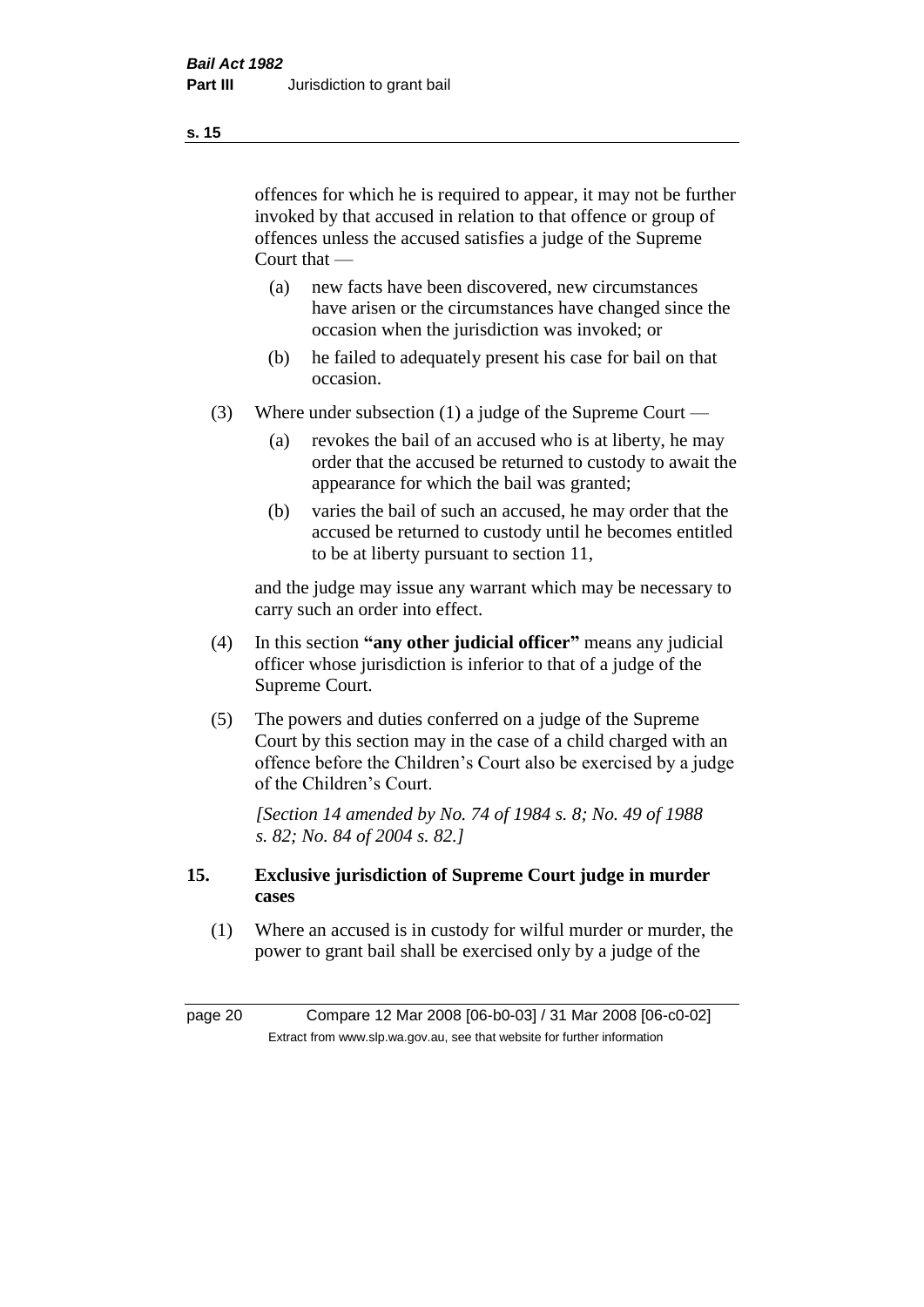offences for which he is required to appear, it may not be further invoked by that accused in relation to that offence or group of offences unless the accused satisfies a judge of the Supreme Court that —

(a) new facts have been discovered, new circumstances have arisen or the circumstances have changed since the occasion when the jurisdiction was invoked; or

(b) he failed to adequately present his case for bail on that occasion.

(3) Where under subsection (1) a judge of the Supreme Court —

(a) revokes the bail of an accused who is at liberty, he may order that the accused be returned to custody to await the appearance for which the bail was granted;

(b) varies the bail of such an accused, he may order that the accused be returned to custody until he becomes entitled to be at liberty pursuant to section 11,

and the judge may issue any warrant which may be necessary to carry such an order into effect.

(4) In this section **"any other judicial officer"** means any judicial officer whose jurisdiction is inferior to that of a judge of the Supreme Court.

(5) The powers and duties conferred on a judge of the Supreme Court by this section may in the case of a child charged with an offence before the Children's Court also be exercised by a judge of the Children's Court.

*[Section 14 amended by No. 74 of 1984 s. 8; No. 49 of 1988 s. 82; No. 84 of 2004 s. 82.]*

## 15. Exclusive jurisdiction of Supreme Court judge in murder cases

(1) Where an accused is in custody for wilful murder or murder, the power to grant bail shall be exercised only by a judge of the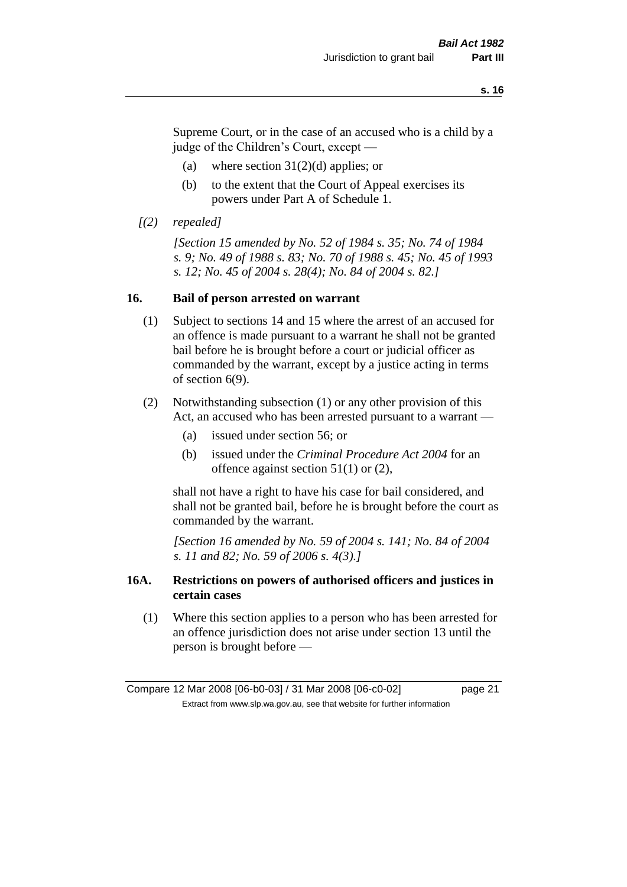Supreme Court, or in the case of an accused who is a child by a judge of the Children's Court, except —

(a) where section 31(2)(d) applies; or

(b) to the extent that the Court of Appeal exercises its powers under Part A of Schedule 1.

*[(2) repealed]*

*[Section 15 amended by No. 52 of 1984 s. 35; No. 74 of 1984 s. 9; No. 49 of 1988 s. 83; No. 70 of 1988 s. 45; No. 45 of 1993 s. 12; No. 45 of 2004 s. 28(4); No. 84 of 2004 s. 82.]*

## 16. Bail of person arrested on warrant

(1) Subject to sections 14 and 15 where the arrest of an accused for an offence is made pursuant to a warrant he shall not be granted bail before he is brought before a court or judicial officer as commanded by the warrant, except by a justice acting in terms of section 6(9).

(2) Notwithstanding subsection (1) or any other provision of this Act, an accused who has been arrested pursuant to a warrant —

(a) issued under section 56; or

(b) issued under the *Criminal Procedure Act 2004* for an offence against section 51(1) or (2),

shall not have a right to have his case for bail considered, and shall not be granted bail, before he is brought before the court as commanded by the warrant.

*[Section 16 amended by No. 59 of 2004 s. 141; No. 84 of 2004 s. 11 and 82; No. 59 of 2006 s. 4(3).]*

## 16A. Restrictions on powers of authorised officers and justices in certain cases

(1) Where this section applies to a person who has been arrested for an offence jurisdiction does not arise under section 13 until the person is brought before —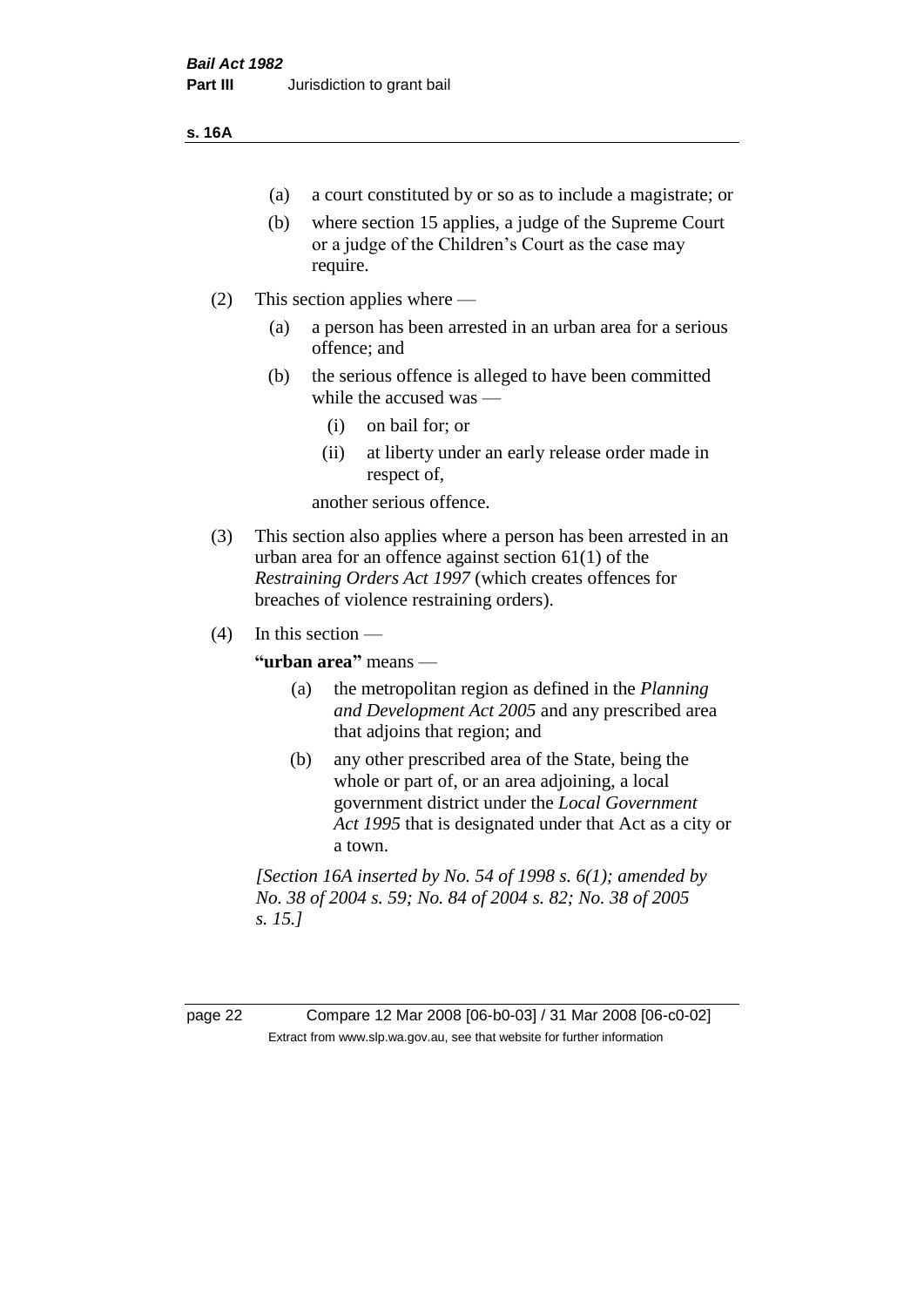- (a) a court constituted by or so as to include a magistrate; or
- (b) where section 15 applies, a judge of the Supreme Court or a judge of the Children's Court as the case may require.

(2) This section applies where —

- (a) a person has been arrested in an urban area for a serious offence; and
- (b) the serious offence is alleged to have been committed while the accused was —
  - (i) on bail for; or
  - (ii) at liberty under an early release order made in respect of,

  another serious offence.

(3) This section also applies where a person has been arrested in an urban area for an offence against section 61(1) of the *Restraining Orders Act 1997* (which creates offences for breaches of violence restraining orders).

(4) In this section —

**"urban area"** means —

- (a) the metropolitan region as defined in the *Planning and Development Act 2005* and any prescribed area that adjoins that region; and
- (b) any other prescribed area of the State, being the whole or part of, or an area adjoining, a local government district under the *Local Government Act 1995* that is designated under that Act as a city or a town.

*[Section 16A inserted by No. 54 of 1998 s. 6(1); amended by No. 38 of 2004 s. 59; No. 84 of 2004 s. 82; No. 38 of 2005 s. 15.]*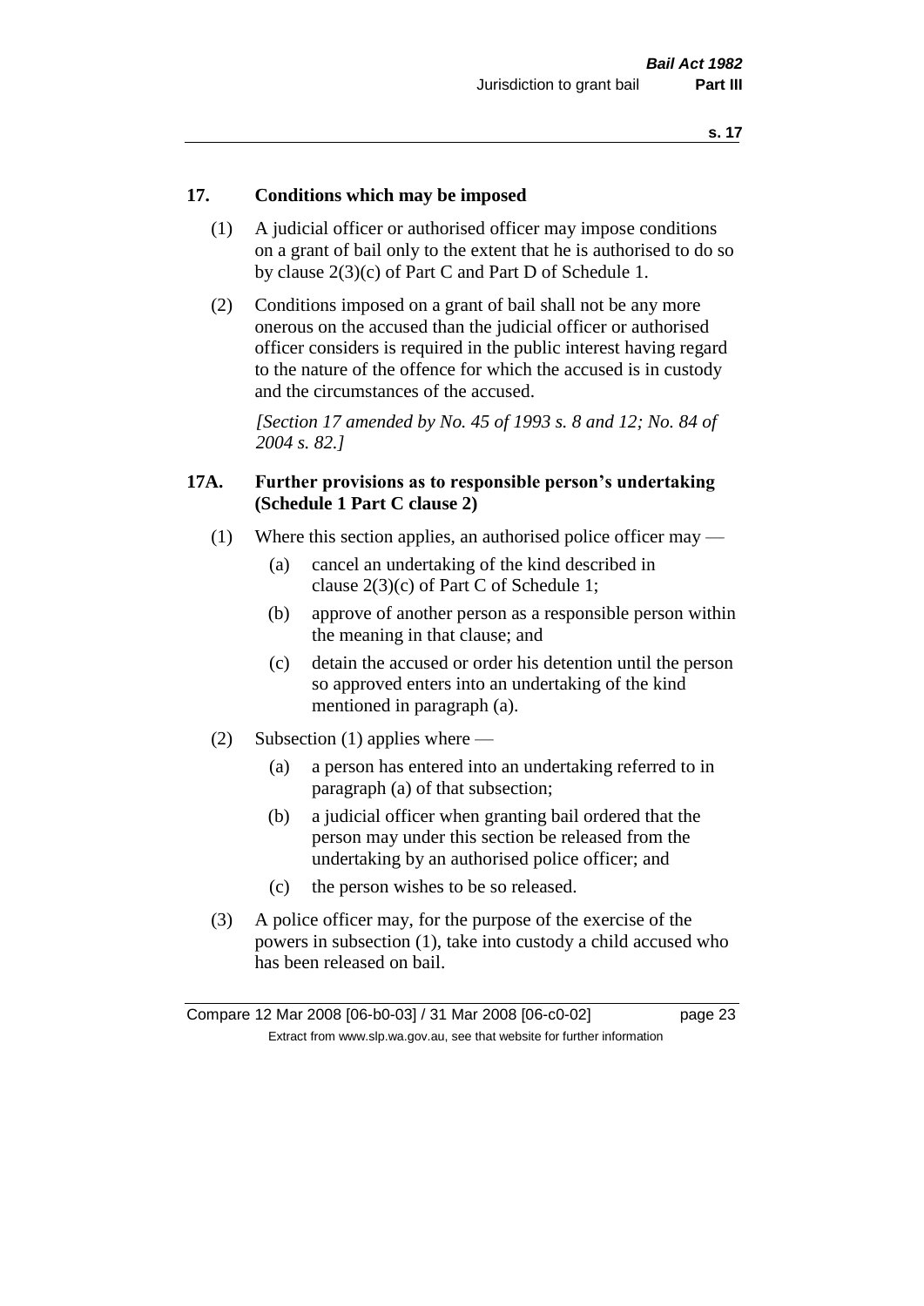## 17. Conditions which may be imposed

(1) A judicial officer or authorised officer may impose conditions on a grant of bail only to the extent that he is authorised to do so by clause 2(3)(c) of Part C and Part D of Schedule 1.

(2) Conditions imposed on a grant of bail shall not be any more onerous on the accused than the judicial officer or authorised officer considers is required in the public interest having regard to the nature of the offence for which the accused is in custody and the circumstances of the accused.

*[Section 17 amended by No. 45 of 1993 s. 8 and 12; No. 84 of 2004 s. 82.]*

## 17A. Further provisions as to responsible person's undertaking (Schedule 1 Part C clause 2)

(1) Where this section applies, an authorised police officer may —

(a) cancel an undertaking of the kind described in clause 2(3)(c) of Part C of Schedule 1;

(b) approve of another person as a responsible person within the meaning in that clause; and

(c) detain the accused or order his detention until the person so approved enters into an undertaking of the kind mentioned in paragraph (a).

(2) Subsection (1) applies where —

(a) a person has entered into an undertaking referred to in paragraph (a) of that subsection;

(b) a judicial officer when granting bail ordered that the person may under this section be released from the undertaking by an authorised police officer; and

(c) the person wishes to be so released.

(3) A police officer may, for the purpose of the exercise of the powers in subsection (1), take into custody a child accused who has been released on bail.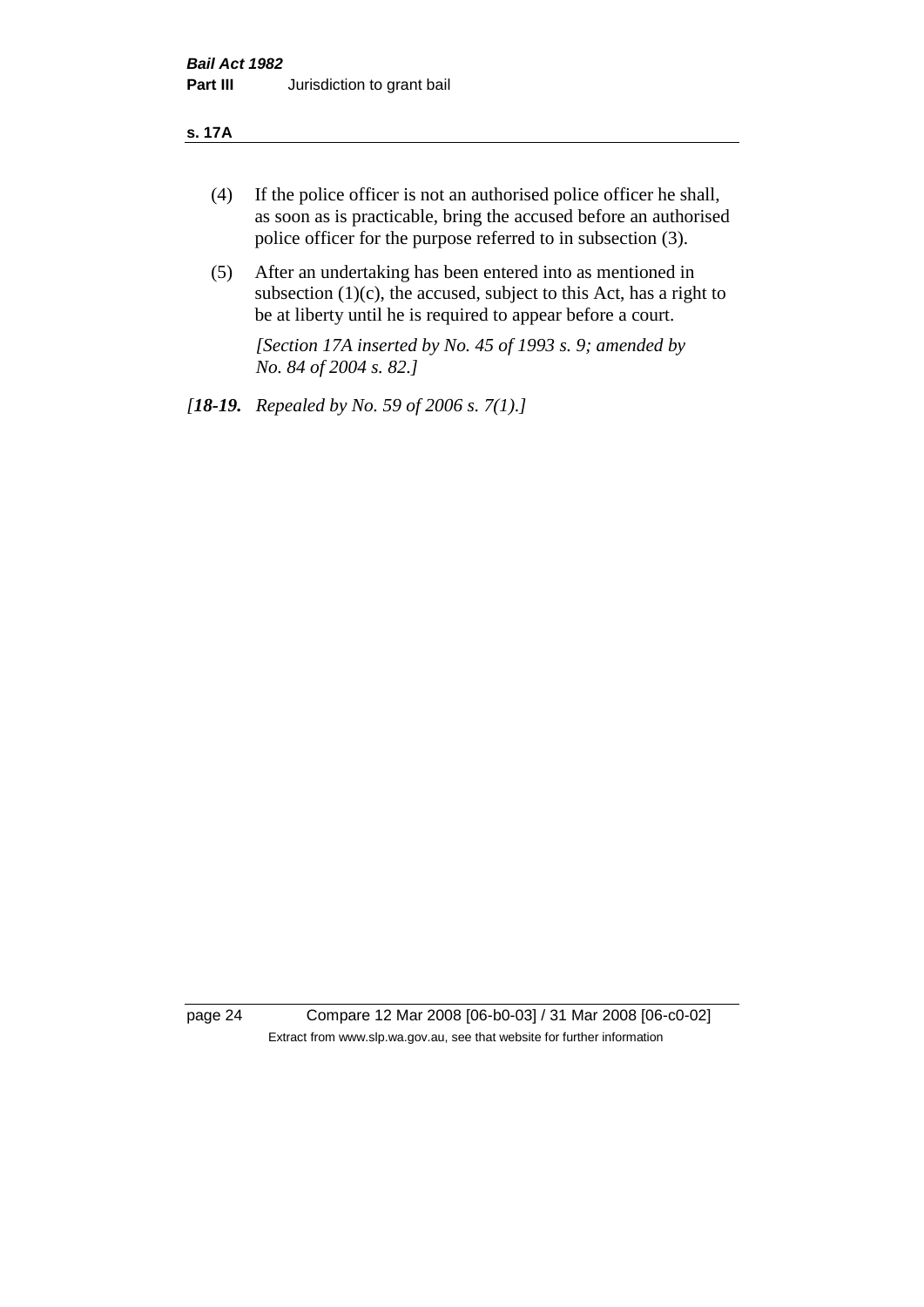(4) If the police officer is not an authorised police officer he shall, as soon as is practicable, bring the accused before an authorised police officer for the purpose referred to in subsection (3).

(5) After an undertaking has been entered into as mentioned in subsection (1)(c), the accused, subject to this Act, has a right to be at liberty until he is required to appear before a court.

*[Section 17A inserted by No. 45 of 1993 s. 9; amended by No. 84 of 2004 s. 82.]*

*[**18-19.** Repealed by No. 59 of 2006 s. 7(1).]*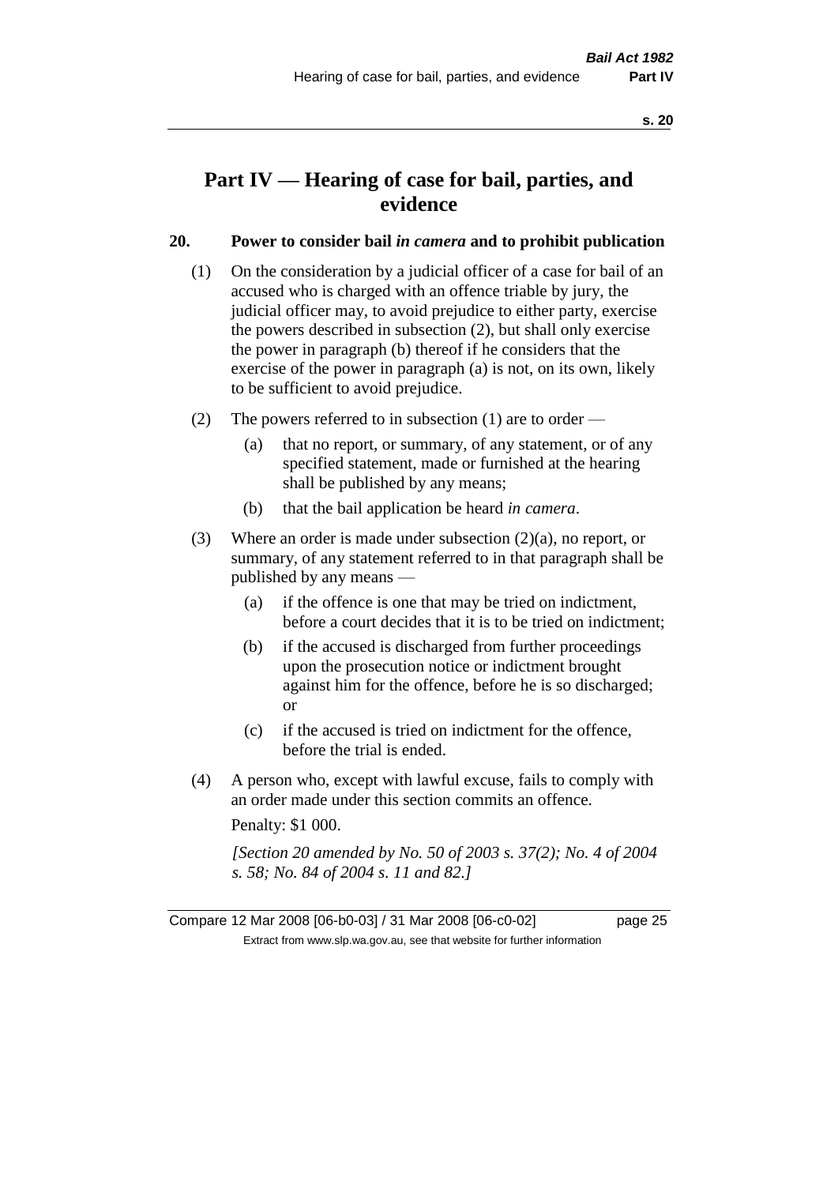# Part IV — Hearing of case for bail, parties, and evidence

## 20. Power to consider bail *in camera* and to prohibit publication

(1) On the consideration by a judicial officer of a case for bail of an accused who is charged with an offence triable by jury, the judicial officer may, to avoid prejudice to either party, exercise the powers described in subsection (2), but shall only exercise the power in paragraph (b) thereof if he considers that the exercise of the power in paragraph (a) is not, on its own, likely to be sufficient to avoid prejudice.

(2) The powers referred to in subsection (1) are to order —

(a) that no report, or summary, of any statement, or of any specified statement, made or furnished at the hearing shall be published by any means;

(b) that the bail application be heard *in camera*.

(3) Where an order is made under subsection (2)(a), no report, or summary, of any statement referred to in that paragraph shall be published by any means —

(a) if the offence is one that may be tried on indictment, before a court decides that it is to be tried on indictment;

(b) if the accused is discharged from further proceedings upon the prosecution notice or indictment brought against him for the offence, before he is so discharged; or

(c) if the accused is tried on indictment for the offence, before the trial is ended.

(4) A person who, except with lawful excuse, fails to comply with an order made under this section commits an offence.

Penalty: $1 000.

*[Section 20 amended by No. 50 of 2003 s. 37(2); No. 4 of 2004 s. 58; No. 84 of 2004 s. 11 and 82.]*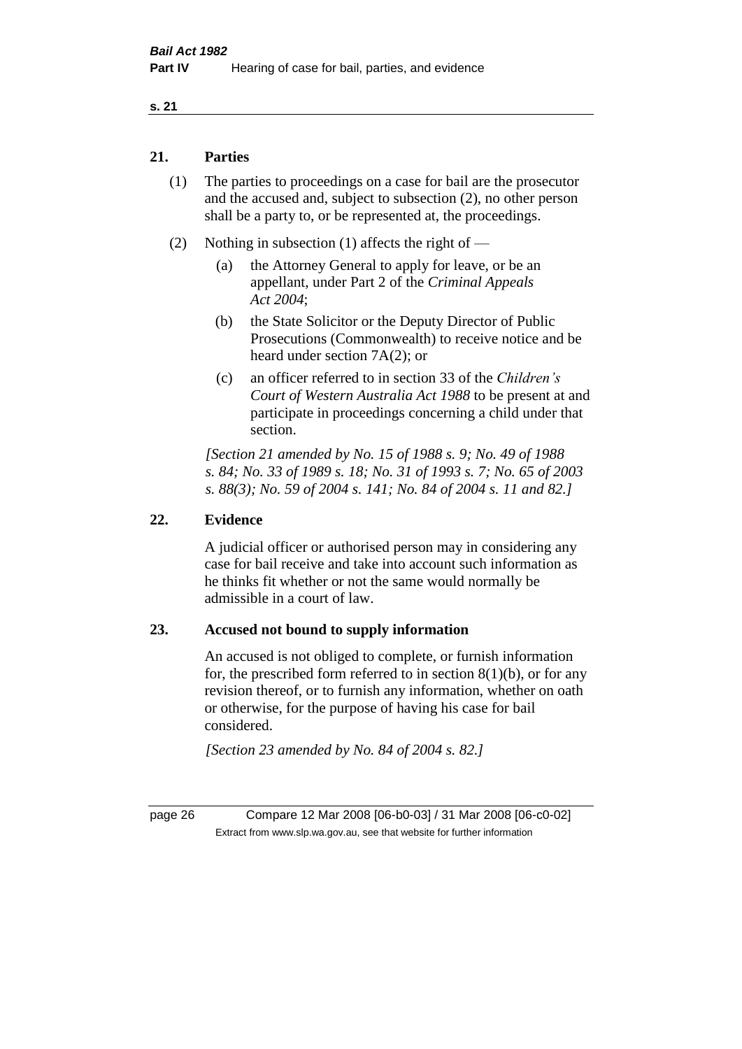## 21. Parties

(1) The parties to proceedings on a case for bail are the prosecutor and the accused and, subject to subsection (2), no other person shall be a party to, or be represented at, the proceedings.

(2) Nothing in subsection (1) affects the right of —

(a) the Attorney General to apply for leave, or be an appellant, under Part 2 of the *Criminal Appeals Act 2004*;

(b) the State Solicitor or the Deputy Director of Public Prosecutions (Commonwealth) to receive notice and be heard under section 7A(2); or

(c) an officer referred to in section 33 of the *Children's Court of Western Australia Act 1988* to be present at and participate in proceedings concerning a child under that section.

*[Section 21 amended by No. 15 of 1988 s. 9; No. 49 of 1988 s. 84; No. 33 of 1989 s. 18; No. 31 of 1993 s. 7; No. 65 of 2003 s. 88(3); No. 59 of 2004 s. 141; No. 84 of 2004 s. 11 and 82.]*

## 22. Evidence

A judicial officer or authorised person may in considering any case for bail receive and take into account such information as he thinks fit whether or not the same would normally be admissible in a court of law.

## 23. Accused not bound to supply information

An accused is not obliged to complete, or furnish information for, the prescribed form referred to in section 8(1)(b), or for any revision thereof, or to furnish any information, whether on oath or otherwise, for the purpose of having his case for bail considered.

*[Section 23 amended by No. 84 of 2004 s. 82.]*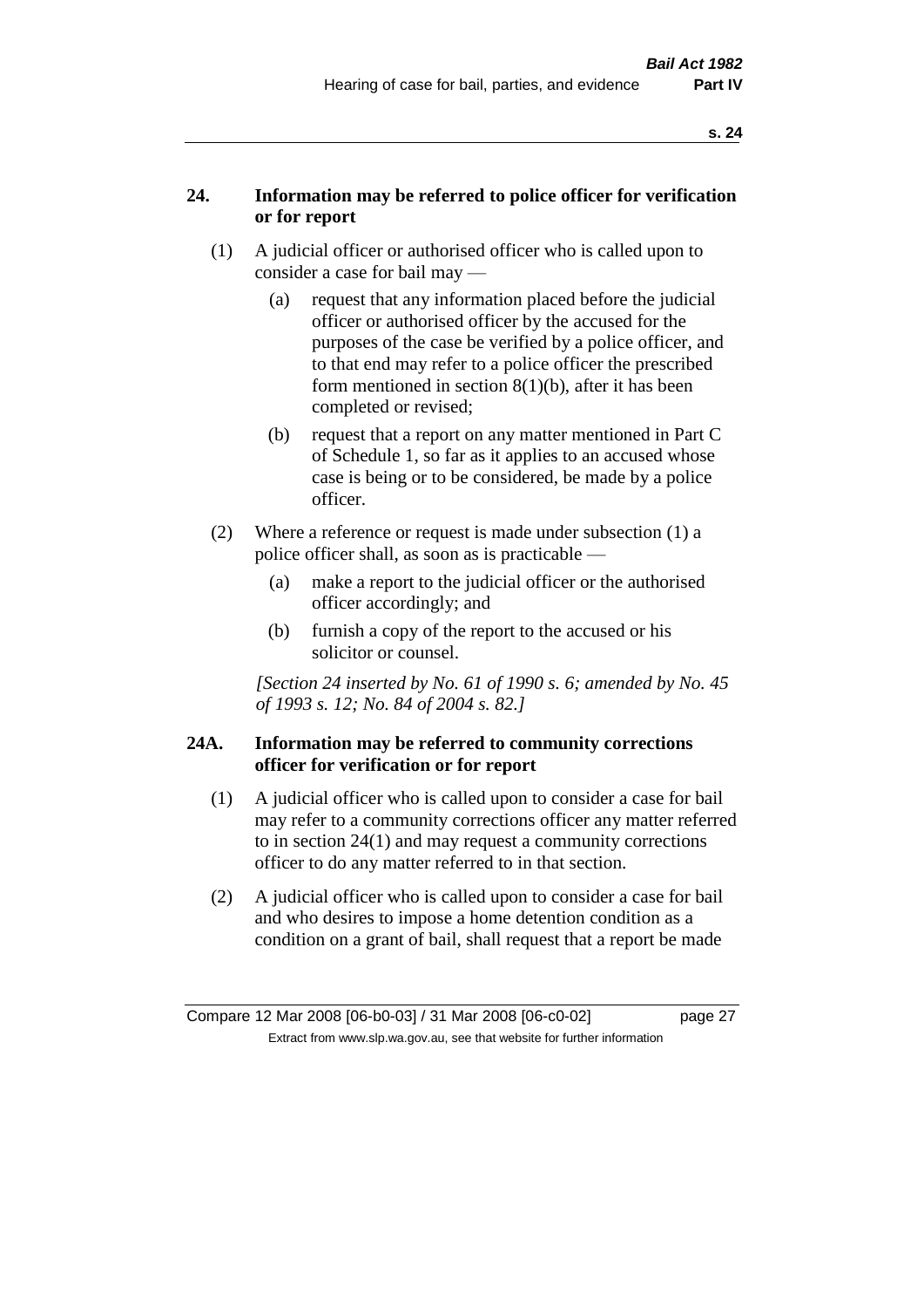## 24. Information may be referred to police officer for verification or for report

(1) A judicial officer or authorised officer who is called upon to consider a case for bail may —

(a) request that any information placed before the judicial officer or authorised officer by the accused for the purposes of the case be verified by a police officer, and to that end may refer to a police officer the prescribed form mentioned in section 8(1)(b), after it has been completed or revised;

(b) request that a report on any matter mentioned in Part C of Schedule 1, so far as it applies to an accused whose case is being or to be considered, be made by a police officer.

(2) Where a reference or request is made under subsection (1) a police officer shall, as soon as is practicable —

(a) make a report to the judicial officer or the authorised officer accordingly; and

(b) furnish a copy of the report to the accused or his solicitor or counsel.

*[Section 24 inserted by No. 61 of 1990 s. 6; amended by No. 45 of 1993 s. 12; No. 84 of 2004 s. 82.]*

## 24A. Information may be referred to community corrections officer for verification or for report

(1) A judicial officer who is called upon to consider a case for bail may refer to a community corrections officer any matter referred to in section 24(1) and may request a community corrections officer to do any matter referred to in that section.

(2) A judicial officer who is called upon to consider a case for bail and who desires to impose a home detention condition as a condition on a grant of bail, shall request that a report be made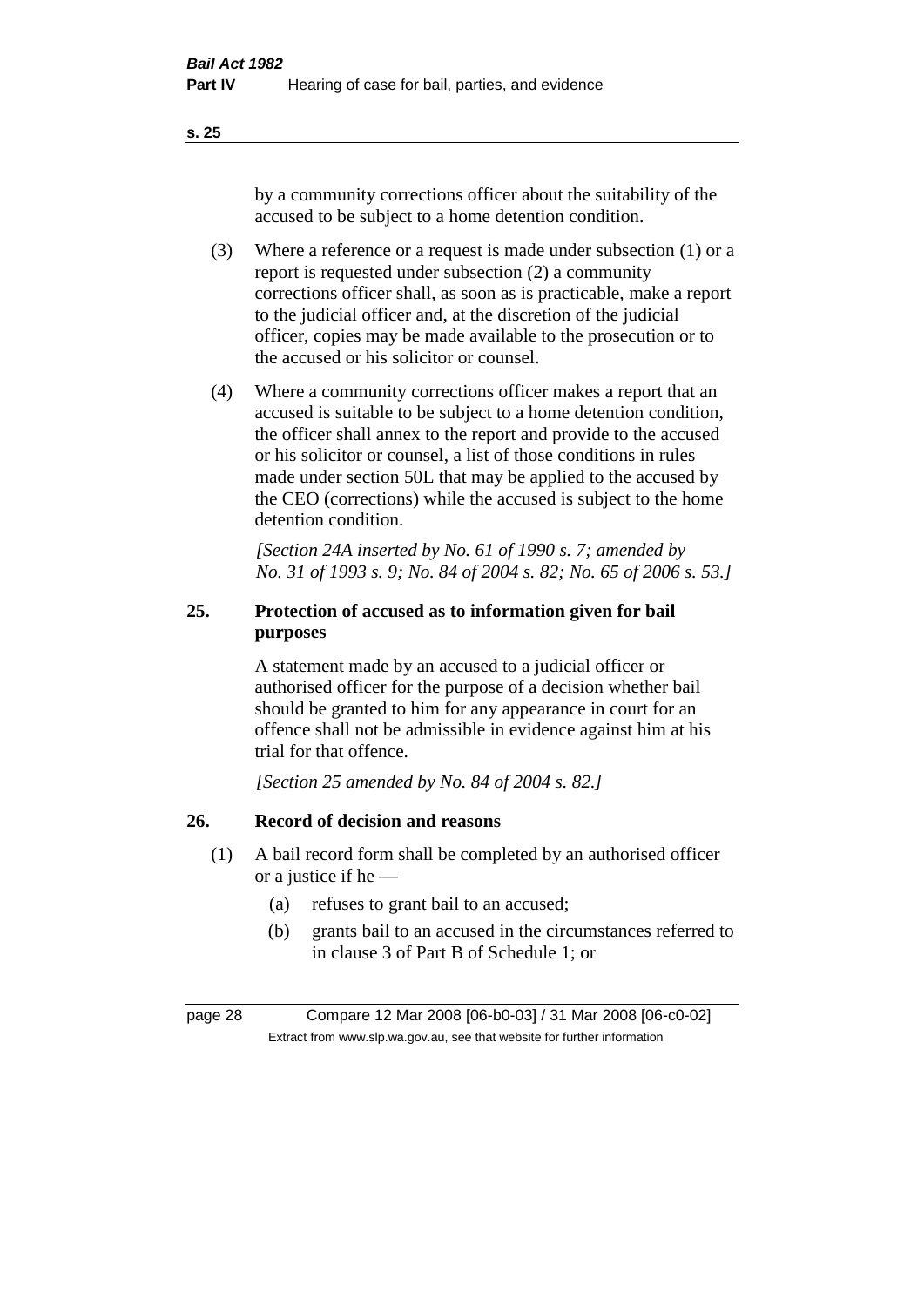by a community corrections officer about the suitability of the accused to be subject to a home detention condition.

(3) Where a reference or a request is made under subsection (1) or a report is requested under subsection (2) a community corrections officer shall, as soon as is practicable, make a report to the judicial officer and, at the discretion of the judicial officer, copies may be made available to the prosecution or to the accused or his solicitor or counsel.

(4) Where a community corrections officer makes a report that an accused is suitable to be subject to a home detention condition, the officer shall annex to the report and provide to the accused or his solicitor or counsel, a list of those conditions in rules made under section 50L that may be applied to the accused by the CEO (corrections) while the accused is subject to the home detention condition.

*[Section 24A inserted by No. 61 of 1990 s. 7; amended by No. 31 of 1993 s. 9; No. 84 of 2004 s. 82; No. 65 of 2006 s. 53.]*

## 25. Protection of accused as to information given for bail purposes

A statement made by an accused to a judicial officer or authorised officer for the purpose of a decision whether bail should be granted to him for any appearance in court for an offence shall not be admissible in evidence against him at his trial for that offence.

*[Section 25 amended by No. 84 of 2004 s. 82.]*

## 26. Record of decision and reasons

(1) A bail record form shall be completed by an authorised officer or a justice if he —

(a) refuses to grant bail to an accused;

(b) grants bail to an accused in the circumstances referred to in clause 3 of Part B of Schedule 1; or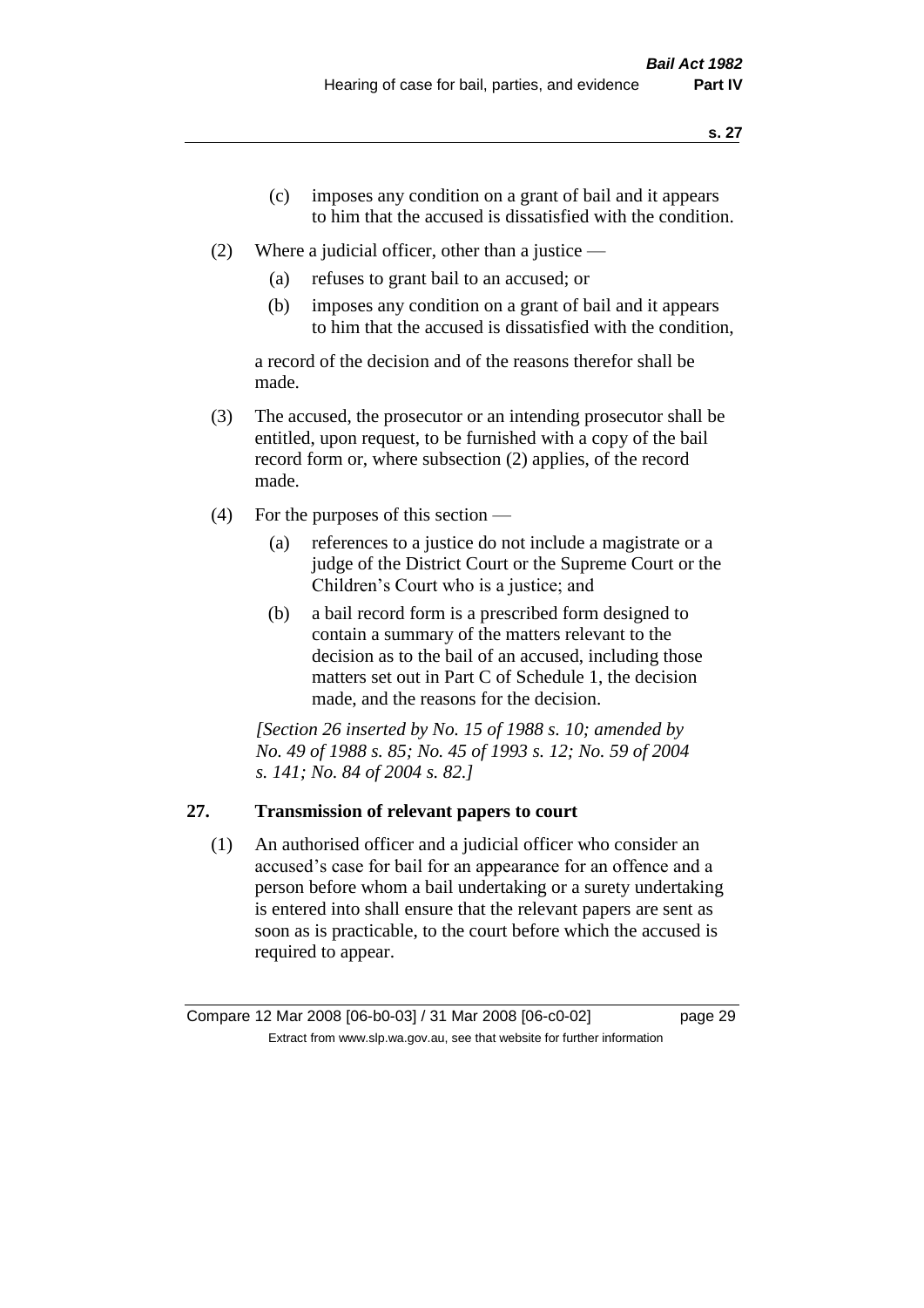(c) imposes any condition on a grant of bail and it appears to him that the accused is dissatisfied with the condition.

(2) Where a judicial officer, other than a justice —

(a) refuses to grant bail to an accused; or

(b) imposes any condition on a grant of bail and it appears to him that the accused is dissatisfied with the condition,

a record of the decision and of the reasons therefor shall be made.

(3) The accused, the prosecutor or an intending prosecutor shall be entitled, upon request, to be furnished with a copy of the bail record form or, where subsection (2) applies, of the record made.

(4) For the purposes of this section —

(a) references to a justice do not include a magistrate or a judge of the District Court or the Supreme Court or the Children's Court who is a justice; and

(b) a bail record form is a prescribed form designed to contain a summary of the matters relevant to the decision as to the bail of an accused, including those matters set out in Part C of Schedule 1, the decision made, and the reasons for the decision.

*[Section 26 inserted by No. 15 of 1988 s. 10; amended by No. 49 of 1988 s. 85; No. 45 of 1993 s. 12; No. 59 of 2004 s. 141; No. 84 of 2004 s. 82.]*

## 27. Transmission of relevant papers to court

(1) An authorised officer and a judicial officer who consider an accused's case for bail for an appearance for an offence and a person before whom a bail undertaking or a surety undertaking is entered into shall ensure that the relevant papers are sent as soon as is practicable, to the court before which the accused is required to appear.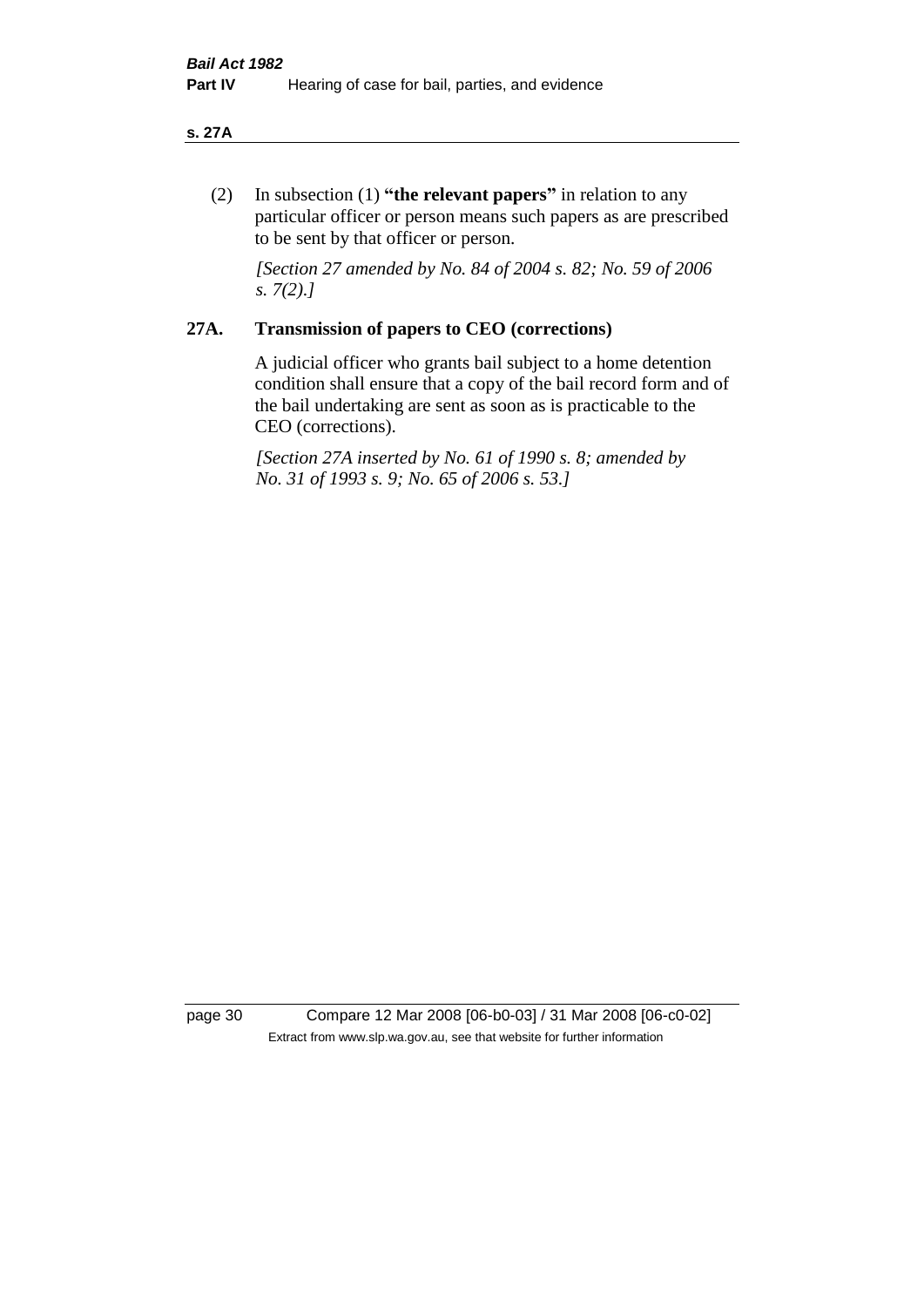(2) In subsection (1) **"the relevant papers"** in relation to any particular officer or person means such papers as are prescribed to be sent by that officer or person.

*[Section 27 amended by No. 84 of 2004 s. 82; No. 59 of 2006 s. 7(2).]*

## 27A. Transmission of papers to CEO (corrections)

A judicial officer who grants bail subject to a home detention condition shall ensure that a copy of the bail record form and of the bail undertaking are sent as soon as is practicable to the CEO (corrections).

*[Section 27A inserted by No. 61 of 1990 s. 8; amended by No. 31 of 1993 s. 9; No. 65 of 2006 s. 53.]*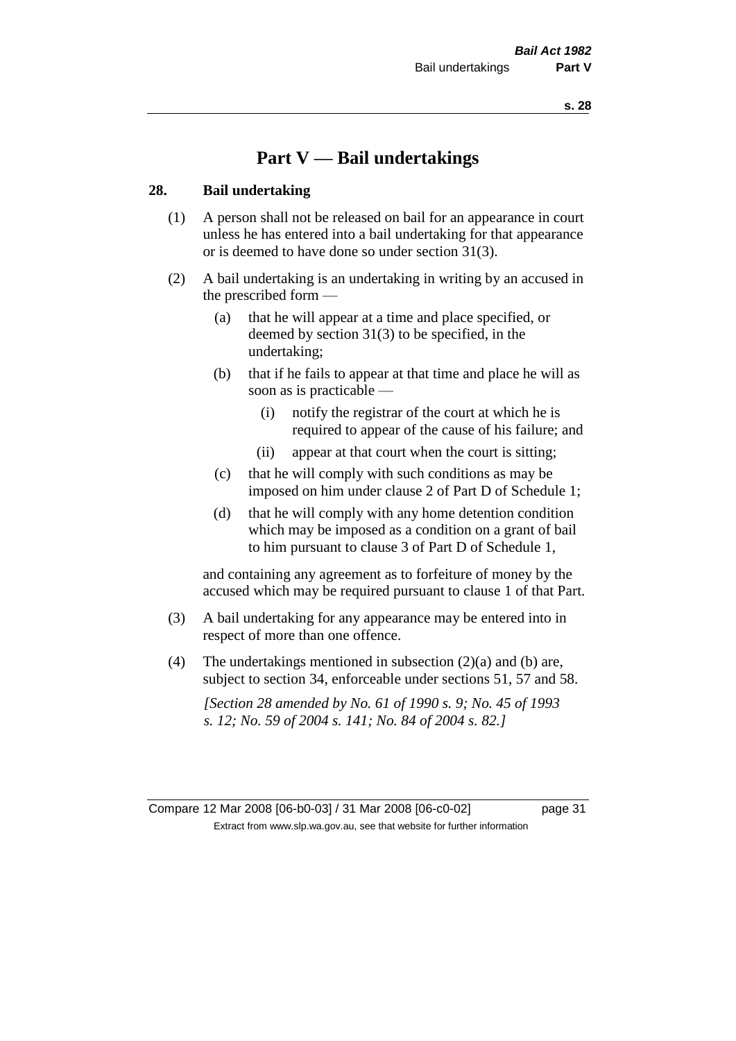# Part V — Bail undertakings

## 28. Bail undertaking

(1) A person shall not be released on bail for an appearance in court unless he has entered into a bail undertaking for that appearance or is deemed to have done so under section 31(3).

(2) A bail undertaking is an undertaking in writing by an accused in the prescribed form —

- (a) that he will appear at a time and place specified, or deemed by section 31(3) to be specified, in the undertaking;
- (b) that if he fails to appear at that time and place he will as soon as is practicable —
  - (i) notify the registrar of the court at which he is required to appear of the cause of his failure; and
  - (ii) appear at that court when the court is sitting;
- (c) that he will comply with such conditions as may be imposed on him under clause 2 of Part D of Schedule 1;
- (d) that he will comply with any home detention condition which may be imposed as a condition on a grant of bail to him pursuant to clause 3 of Part D of Schedule 1,

and containing any agreement as to forfeiture of money by the accused which may be required pursuant to clause 1 of that Part.

(3) A bail undertaking for any appearance may be entered into in respect of more than one offence.

(4) The undertakings mentioned in subsection (2)(a) and (b) are, subject to section 34, enforceable under sections 51, 57 and 58.

*[Section 28 amended by No. 61 of 1990 s. 9; No. 45 of 1993 s. 12; No. 59 of 2004 s. 141; No. 84 of 2004 s. 82.]*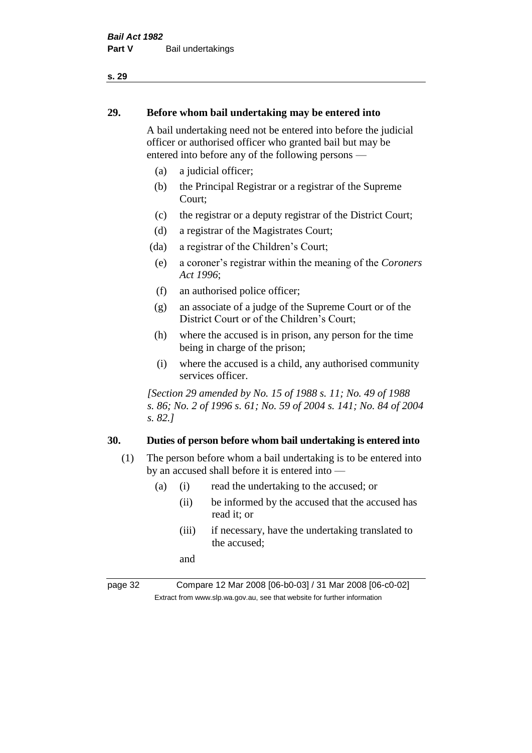## 29. Before whom bail undertaking may be entered into

A bail undertaking need not be entered into before the judicial officer or authorised officer who granted bail but may be entered into before any of the following persons —

(a) a judicial officer;

(b) the Principal Registrar or a registrar of the Supreme Court;

(c) the registrar or a deputy registrar of the District Court;

(d) a registrar of the Magistrates Court;

(da) a registrar of the Children's Court;

(e) a coroner's registrar within the meaning of the *Coroners Act 1996*;

(f) an authorised police officer;

(g) an associate of a judge of the Supreme Court or of the District Court or of the Children's Court;

(h) where the accused is in prison, any person for the time being in charge of the prison;

(i) where the accused is a child, any authorised community services officer.

*[Section 29 amended by No. 15 of 1988 s. 11; No. 49 of 1988 s. 86; No. 2 of 1996 s. 61; No. 59 of 2004 s. 141; No. 84 of 2004 s. 82.]*

## 30. Duties of person before whom bail undertaking is entered into

(1) The person before whom a bail undertaking is to be entered into by an accused shall before it is entered into —

(a) (i) read the undertaking to the accused; or

(ii) be informed by the accused that the accused has read it; or

(iii) if necessary, have the undertaking translated to the accused;

and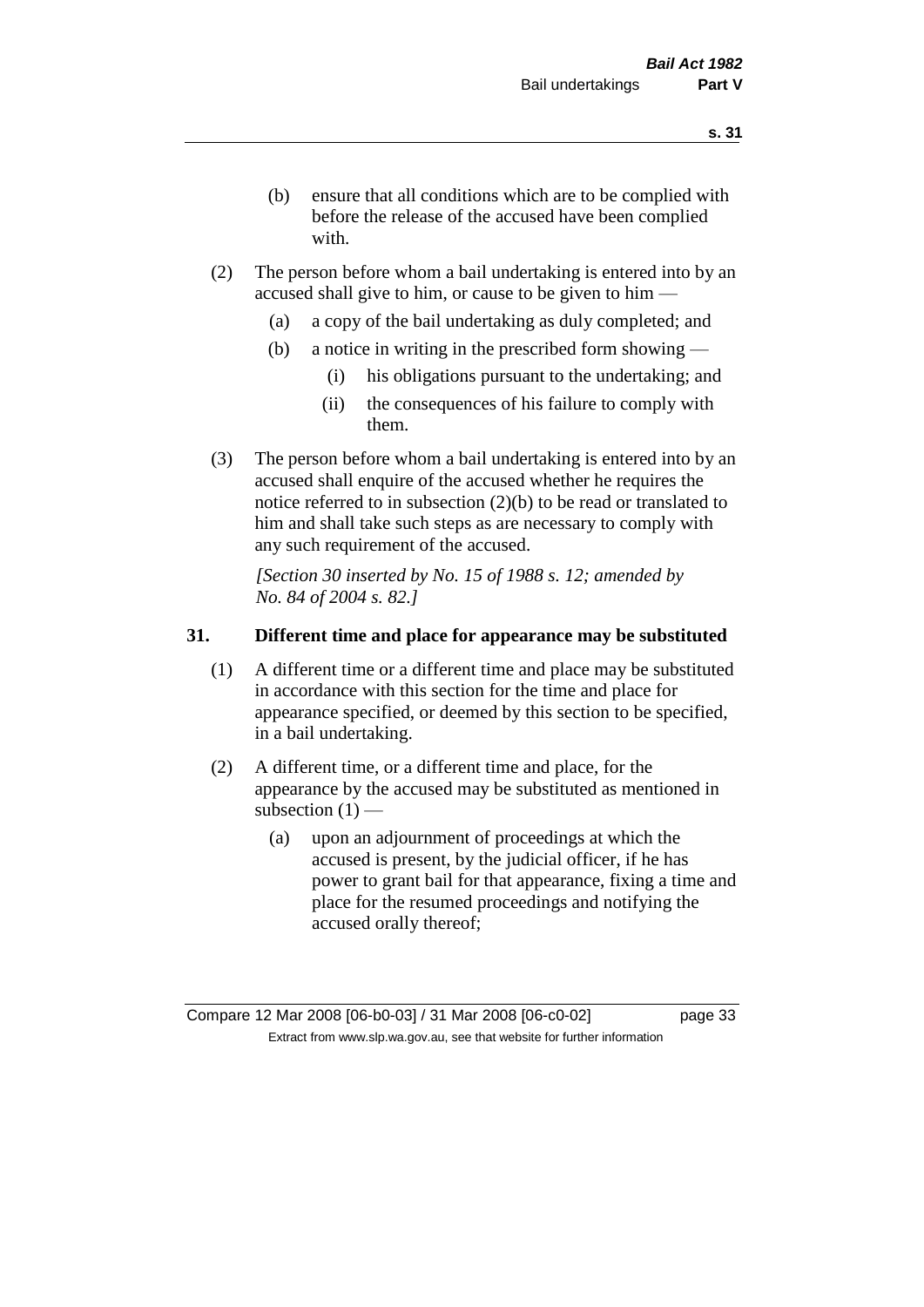(b) ensure that all conditions which are to be complied with before the release of the accused have been complied with.

(2) The person before whom a bail undertaking is entered into by an accused shall give to him, or cause to be given to him —

(a) a copy of the bail undertaking as duly completed; and

(b) a notice in writing in the prescribed form showing —

(i) his obligations pursuant to the undertaking; and

(ii) the consequences of his failure to comply with them.

(3) The person before whom a bail undertaking is entered into by an accused shall enquire of the accused whether he requires the notice referred to in subsection (2)(b) to be read or translated to him and shall take such steps as are necessary to comply with any such requirement of the accused.

*[Section 30 inserted by No. 15 of 1988 s. 12; amended by No. 84 of 2004 s. 82.]*

## 31. Different time and place for appearance may be substituted

(1) A different time or a different time and place may be substituted in accordance with this section for the time and place for appearance specified, or deemed by this section to be specified, in a bail undertaking.

(2) A different time, or a different time and place, for the appearance by the accused may be substituted as mentioned in subsection (1) —

(a) upon an adjournment of proceedings at which the accused is present, by the judicial officer, if he has power to grant bail for that appearance, fixing a time and place for the resumed proceedings and notifying the accused orally thereof;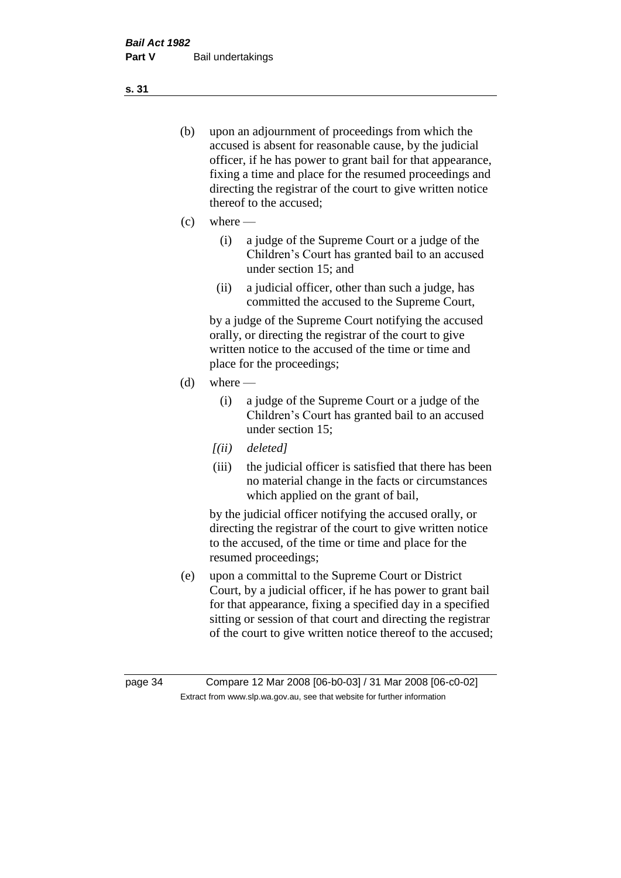(b) upon an adjournment of proceedings from which the accused is absent for reasonable cause, by the judicial officer, if he has power to grant bail for that appearance, fixing a time and place for the resumed proceedings and directing the registrar of the court to give written notice thereof to the accused;

(c) where —

  (i) a judge of the Supreme Court or a judge of the Children's Court has granted bail to an accused under section 15; and

  (ii) a judicial officer, other than such a judge, has committed the accused to the Supreme Court,

  by a judge of the Supreme Court notifying the accused orally, or directing the registrar of the court to give written notice to the accused of the time or time and place for the proceedings;

(d) where —

  (i) a judge of the Supreme Court or a judge of the Children's Court has granted bail to an accused under section 15;

  *[(ii) deleted]*

  (iii) the judicial officer is satisfied that there has been no material change in the facts or circumstances which applied on the grant of bail,

  by the judicial officer notifying the accused orally, or directing the registrar of the court to give written notice to the accused, of the time or time and place for the resumed proceedings;

(e) upon a committal to the Supreme Court or District Court, by a judicial officer, if he has power to grant bail for that appearance, fixing a specified day in a specified sitting or session of that court and directing the registrar of the court to give written notice thereof to the accused;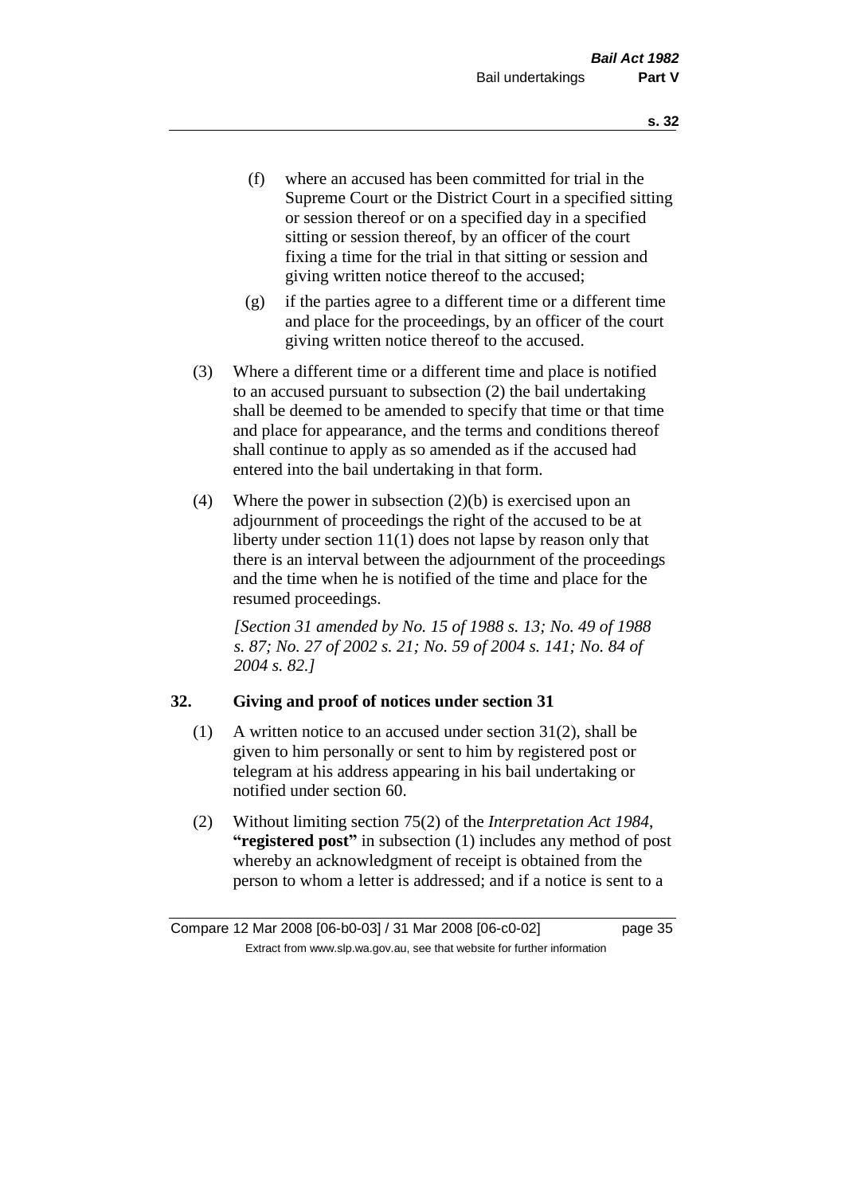(f) where an accused has been committed for trial in the Supreme Court or the District Court in a specified sitting or session thereof or on a specified day in a specified sitting or session thereof, by an officer of the court fixing a time for the trial in that sitting or session and giving written notice thereof to the accused;

(g) if the parties agree to a different time or a different time and place for the proceedings, by an officer of the court giving written notice thereof to the accused.

(3) Where a different time or a different time and place is notified to an accused pursuant to subsection (2) the bail undertaking shall be deemed to be amended to specify that time or that time and place for appearance, and the terms and conditions thereof shall continue to apply as so amended as if the accused had entered into the bail undertaking in that form.

(4) Where the power in subsection (2)(b) is exercised upon an adjournment of proceedings the right of the accused to be at liberty under section 11(1) does not lapse by reason only that there is an interval between the adjournment of the proceedings and the time when he is notified of the time and place for the resumed proceedings.

*[Section 31 amended by No. 15 of 1988 s. 13; No. 49 of 1988 s. 87; No. 27 of 2002 s. 21; No. 59 of 2004 s. 141; No. 84 of 2004 s. 82.]*

## 32. Giving and proof of notices under section 31

(1) A written notice to an accused under section 31(2), shall be given to him personally or sent to him by registered post or telegram at his address appearing in his bail undertaking or notified under section 60.

(2) Without limiting section 75(2) of the *Interpretation Act 1984*, **"registered post"** in subsection (1) includes any method of post whereby an acknowledgment of receipt is obtained from the person to whom a letter is addressed; and if a notice is sent to a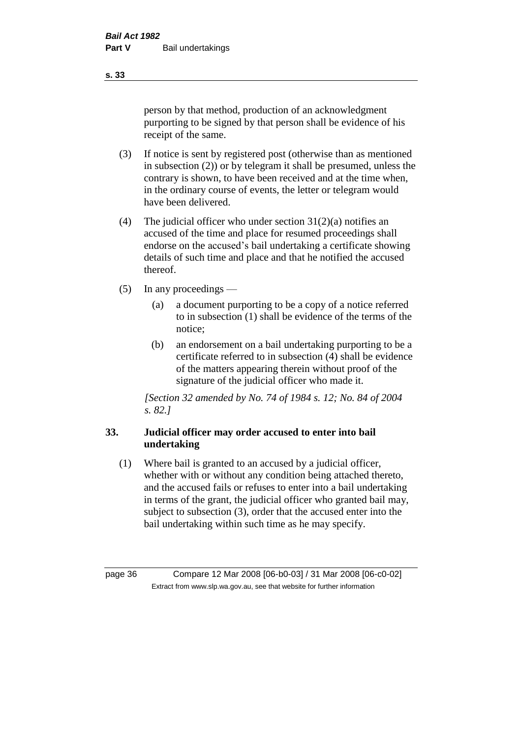person by that method, production of an acknowledgment purporting to be signed by that person shall be evidence of his receipt of the same.

(3) If notice is sent by registered post (otherwise than as mentioned in subsection (2)) or by telegram it shall be presumed, unless the contrary is shown, to have been received and at the time when, in the ordinary course of events, the letter or telegram would have been delivered.

(4) The judicial officer who under section 31(2)(a) notifies an accused of the time and place for resumed proceedings shall endorse on the accused's bail undertaking a certificate showing details of such time and place and that he notified the accused thereof.

(5) In any proceedings —

   (a) a document purporting to be a copy of a notice referred to in subsection (1) shall be evidence of the terms of the notice;

   (b) an endorsement on a bail undertaking purporting to be a certificate referred to in subsection (4) shall be evidence of the matters appearing therein without proof of the signature of the judicial officer who made it.

*[Section 32 amended by No. 74 of 1984 s. 12; No. 84 of 2004 s. 82.]*

### 33. Judicial officer may order accused to enter into bail undertaking

(1) Where bail is granted to an accused by a judicial officer, whether with or without any condition being attached thereto, and the accused fails or refuses to enter into a bail undertaking in terms of the grant, the judicial officer who granted bail may, subject to subsection (3), order that the accused enter into the bail undertaking within such time as he may specify.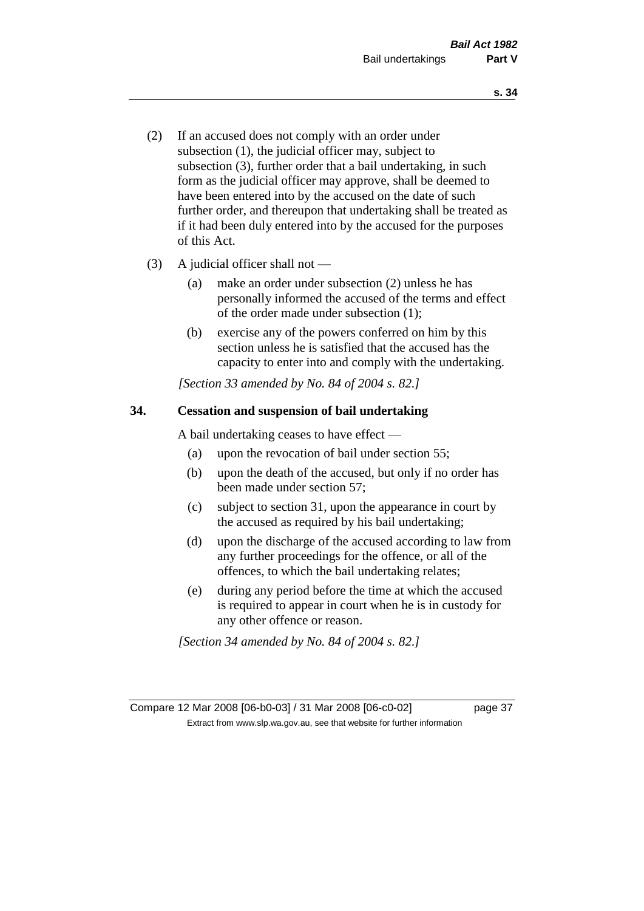(2) If an accused does not comply with an order under subsection (1), the judicial officer may, subject to subsection (3), further order that a bail undertaking, in such form as the judicial officer may approve, shall be deemed to have been entered into by the accused on the date of such further order, and thereupon that undertaking shall be treated as if it had been duly entered into by the accused for the purposes of this Act.

(3) A judicial officer shall not —

(a) make an order under subsection (2) unless he has personally informed the accused of the terms and effect of the order made under subsection (1);

(b) exercise any of the powers conferred on him by this section unless he is satisfied that the accused has the capacity to enter into and comply with the undertaking.

*[Section 33 amended by No. 84 of 2004 s. 82.]*

## 34. Cessation and suspension of bail undertaking

A bail undertaking ceases to have effect —

(a) upon the revocation of bail under section 55;

(b) upon the death of the accused, but only if no order has been made under section 57;

(c) subject to section 31, upon the appearance in court by the accused as required by his bail undertaking;

(d) upon the discharge of the accused according to law from any further proceedings for the offence, or all of the offences, to which the bail undertaking relates;

(e) during any period before the time at which the accused is required to appear in court when he is in custody for any other offence or reason.

*[Section 34 amended by No. 84 of 2004 s. 82.]*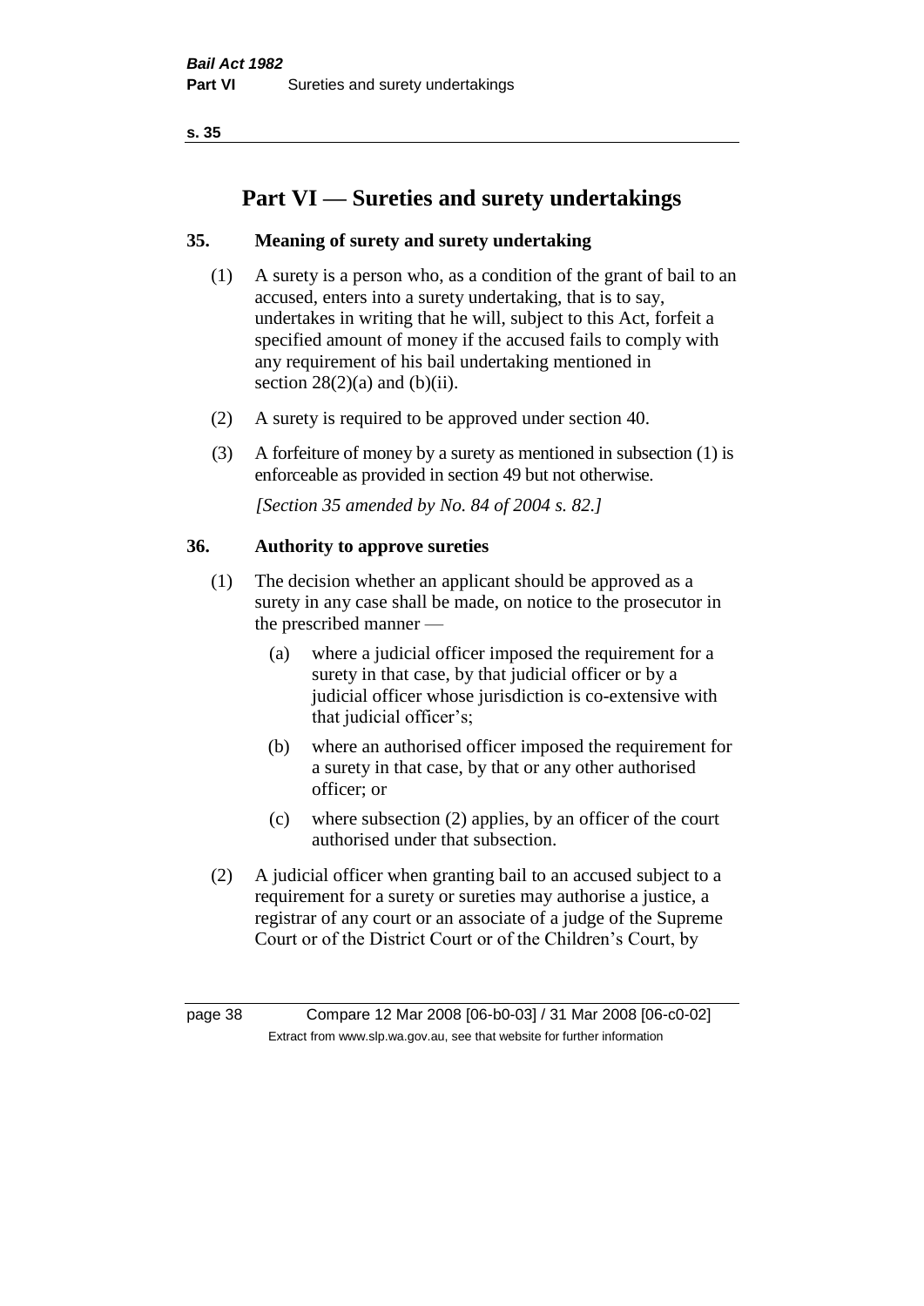# Part VI — Sureties and surety undertakings

## 35. Meaning of surety and surety undertaking

(1) A surety is a person who, as a condition of the grant of bail to an accused, enters into a surety undertaking, that is to say, undertakes in writing that he will, subject to this Act, forfeit a specified amount of money if the accused fails to comply with any requirement of his bail undertaking mentioned in section 28(2)(a) and (b)(ii).

(2) A surety is required to be approved under section 40.

(3) A forfeiture of money by a surety as mentioned in subsection (1) is enforceable as provided in section 49 but not otherwise.

*[Section 35 amended by No. 84 of 2004 s. 82.]*

## 36. Authority to approve sureties

(1) The decision whether an applicant should be approved as a surety in any case shall be made, on notice to the prosecutor in the prescribed manner —

- (a) where a judicial officer imposed the requirement for a surety in that case, by that judicial officer or by a judicial officer whose jurisdiction is co-extensive with that judicial officer's;
- (b) where an authorised officer imposed the requirement for a surety in that case, by that or any other authorised officer; or
- (c) where subsection (2) applies, by an officer of the court authorised under that subsection.

(2) A judicial officer when granting bail to an accused subject to a requirement for a surety or sureties may authorise a justice, a registrar of any court or an associate of a judge of the Supreme Court or of the District Court or of the Children's Court, by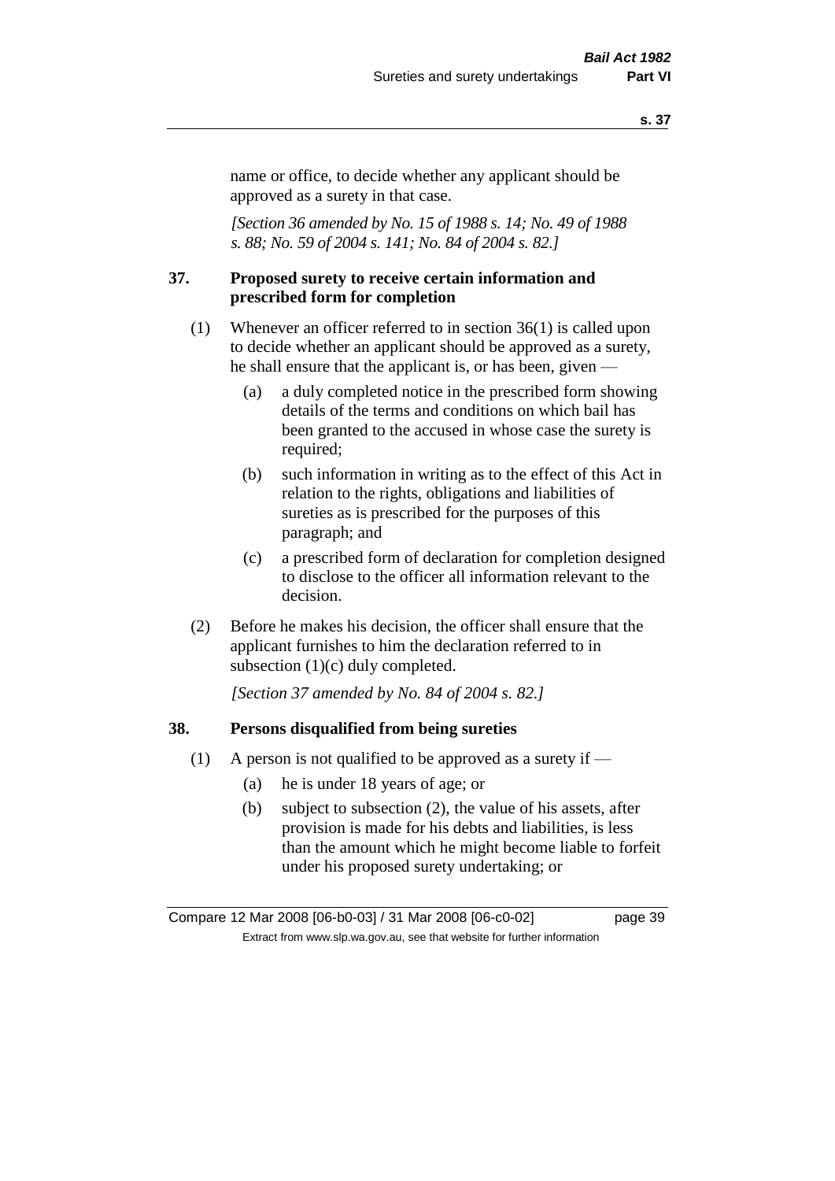name or office, to decide whether any applicant should be approved as a surety in that case.

*[Section 36 amended by No. 15 of 1988 s. 14; No. 49 of 1988 s. 88; No. 59 of 2004 s. 141; No. 84 of 2004 s. 82.]*

## 37. Proposed surety to receive certain information and prescribed form for completion

(1) Whenever an officer referred to in section 36(1) is called upon to decide whether an applicant should be approved as a surety, he shall ensure that the applicant is, or has been, given —

(a) a duly completed notice in the prescribed form showing details of the terms and conditions on which bail has been granted to the accused in whose case the surety is required;

(b) such information in writing as to the effect of this Act in relation to the rights, obligations and liabilities of sureties as is prescribed for the purposes of this paragraph; and

(c) a prescribed form of declaration for completion designed to disclose to the officer all information relevant to the decision.

(2) Before he makes his decision, the officer shall ensure that the applicant furnishes to him the declaration referred to in subsection (1)(c) duly completed.

*[Section 37 amended by No. 84 of 2004 s. 82.]*

## 38. Persons disqualified from being sureties

(1) A person is not qualified to be approved as a surety if —

(a) he is under 18 years of age; or

(b) subject to subsection (2), the value of his assets, after provision is made for his debts and liabilities, is less than the amount which he might become liable to forfeit under his proposed surety undertaking; or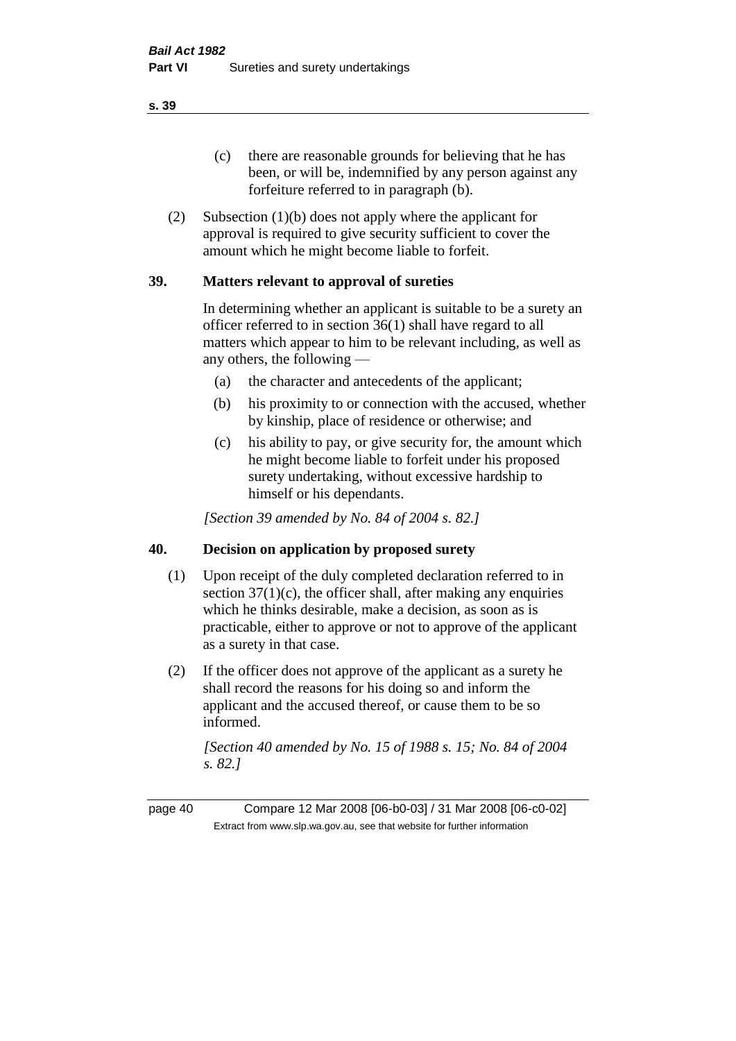(c) there are reasonable grounds for believing that he has been, or will be, indemnified by any person against any forfeiture referred to in paragraph (b).

(2) Subsection (1)(b) does not apply where the applicant for approval is required to give security sufficient to cover the amount which he might become liable to forfeit.

## 39. Matters relevant to approval of sureties

In determining whether an applicant is suitable to be a surety an officer referred to in section 36(1) shall have regard to all matters which appear to him to be relevant including, as well as any others, the following —

(a) the character and antecedents of the applicant;

(b) his proximity to or connection with the accused, whether by kinship, place of residence or otherwise; and

(c) his ability to pay, or give security for, the amount which he might become liable to forfeit under his proposed surety undertaking, without excessive hardship to himself or his dependants.

*[Section 39 amended by No. 84 of 2004 s. 82.]*

## 40. Decision on application by proposed surety

(1) Upon receipt of the duly completed declaration referred to in section 37(1)(c), the officer shall, after making any enquiries which he thinks desirable, make a decision, as soon as is practicable, either to approve or not to approve of the applicant as a surety in that case.

(2) If the officer does not approve of the applicant as a surety he shall record the reasons for his doing so and inform the applicant and the accused thereof, or cause them to be so informed.

*[Section 40 amended by No. 15 of 1988 s. 15; No. 84 of 2004 s. 82.]*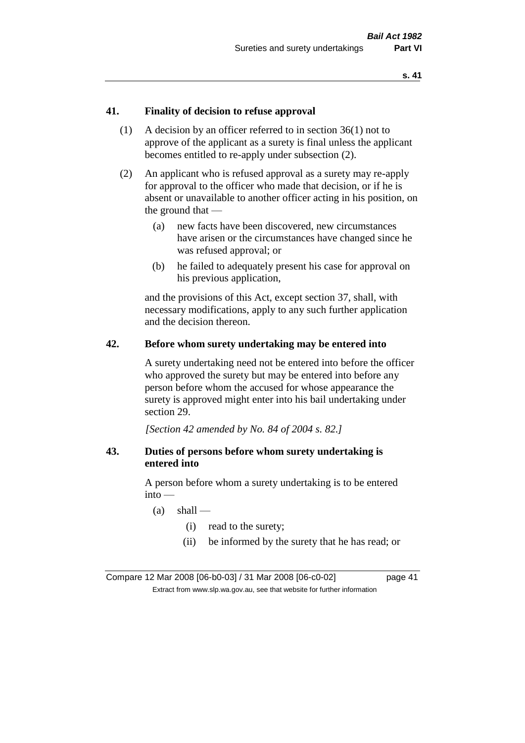### 41. Finality of decision to refuse approval

(1) A decision by an officer referred to in section 36(1) not to approve of the applicant as a surety is final unless the applicant becomes entitled to re-apply under subsection (2).

(2) An applicant who is refused approval as a surety may re-apply for approval to the officer who made that decision, or if he is absent or unavailable to another officer acting in his position, on the ground that —

(a) new facts have been discovered, new circumstances have arisen or the circumstances have changed since he was refused approval; or

(b) he failed to adequately present his case for approval on his previous application,

and the provisions of this Act, except section 37, shall, with necessary modifications, apply to any such further application and the decision thereon.

### 42. Before whom surety undertaking may be entered into

A surety undertaking need not be entered into before the officer who approved the surety but may be entered into before any person before whom the accused for whose appearance the surety is approved might enter into his bail undertaking under section 29.

*[Section 42 amended by No. 84 of 2004 s. 82.]*

### 43. Duties of persons before whom surety undertaking is entered into

A person before whom a surety undertaking is to be entered into —

(a) shall —

(i) read to the surety;

(ii) be informed by the surety that he has read; or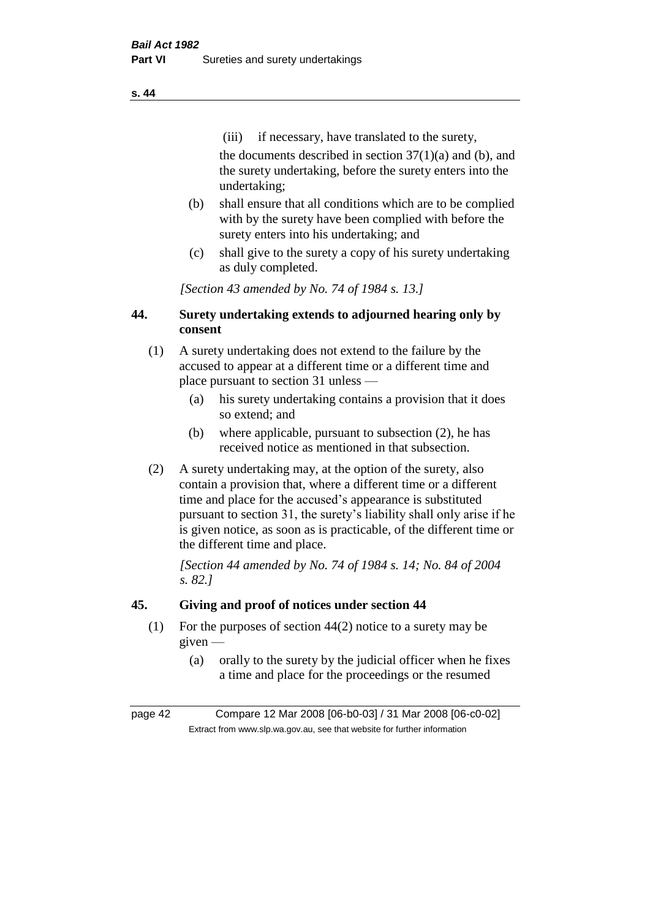(iii) if necessary, have translated to the surety,

the documents described in section 37(1)(a) and (b), and the surety undertaking, before the surety enters into the undertaking;

(b) shall ensure that all conditions which are to be complied with by the surety have been complied with before the surety enters into his undertaking; and

(c) shall give to the surety a copy of his surety undertaking as duly completed.

*[Section 43 amended by No. 74 of 1984 s. 13.]*

## 44. Surety undertaking extends to adjourned hearing only by consent

(1) A surety undertaking does not extend to the failure by the accused to appear at a different time or a different time and place pursuant to section 31 unless —

(a) his surety undertaking contains a provision that it does so extend; and

(b) where applicable, pursuant to subsection (2), he has received notice as mentioned in that subsection.

(2) A surety undertaking may, at the option of the surety, also contain a provision that, where a different time or a different time and place for the accused's appearance is substituted pursuant to section 31, the surety's liability shall only arise if he is given notice, as soon as is practicable, of the different time or the different time and place.

*[Section 44 amended by No. 74 of 1984 s. 14; No. 84 of 2004 s. 82.]*

## 45. Giving and proof of notices under section 44

(1) For the purposes of section 44(2) notice to a surety may be given —

(a) orally to the surety by the judicial officer when he fixes a time and place for the proceedings or the resumed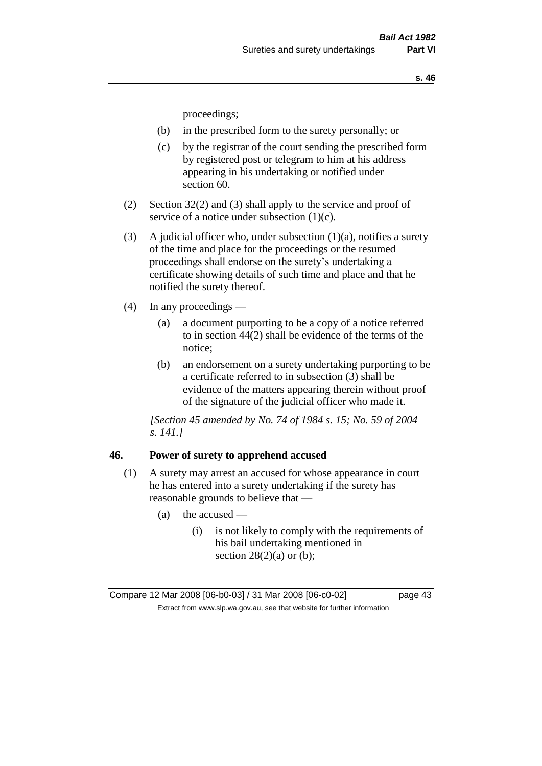proceedings;

- (b) in the prescribed form to the surety personally; or
- (c) by the registrar of the court sending the prescribed form by registered post or telegram to him at his address appearing in his undertaking or notified under section 60.

(2) Section 32(2) and (3) shall apply to the service and proof of service of a notice under subsection (1)(c).

(3) A judicial officer who, under subsection (1)(a), notifies a surety of the time and place for the proceedings or the resumed proceedings shall endorse on the surety's undertaking a certificate showing details of such time and place and that he notified the surety thereof.

(4) In any proceedings —

- (a) a document purporting to be a copy of a notice referred to in section 44(2) shall be evidence of the terms of the notice;
- (b) an endorsement on a surety undertaking purporting to be a certificate referred to in subsection (3) shall be evidence of the matters appearing therein without proof of the signature of the judicial officer who made it.

*[Section 45 amended by No. 74 of 1984 s. 15; No. 59 of 2004 s. 141.]*

## 46. Power of surety to apprehend accused

(1) A surety may arrest an accused for whose appearance in court he has entered into a surety undertaking if the surety has reasonable grounds to believe that —

- (a) the accused —
  - (i) is not likely to comply with the requirements of his bail undertaking mentioned in section 28(2)(a) or (b);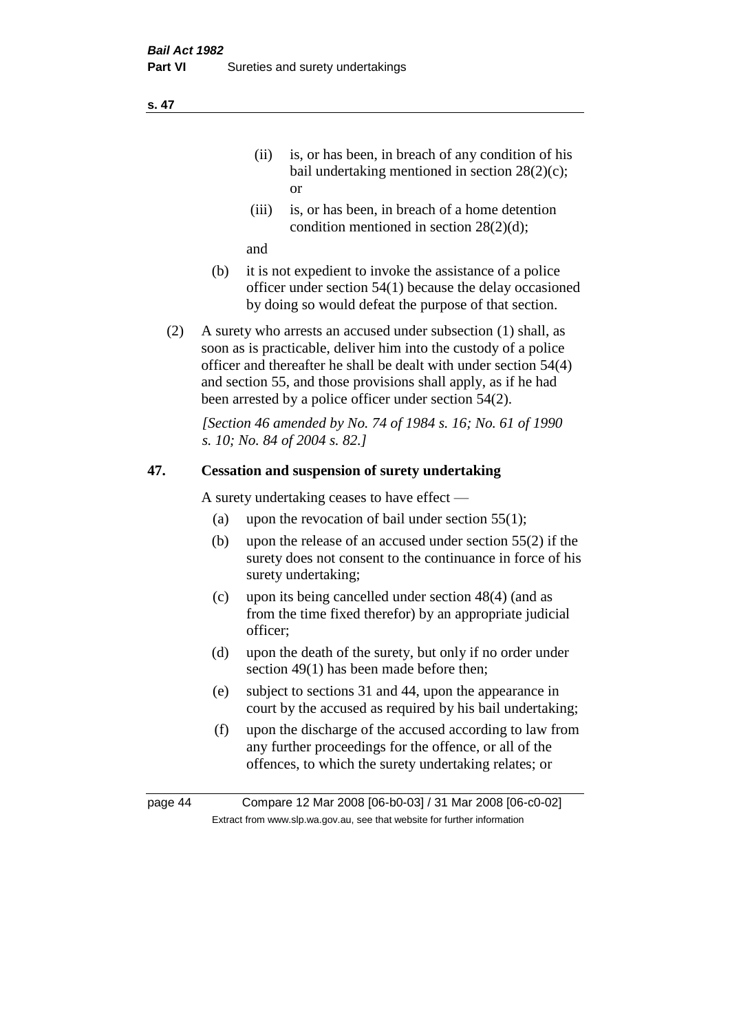(ii) is, or has been, in breach of any condition of his bail undertaking mentioned in section 28(2)(c); or

(iii) is, or has been, in breach of a home detention condition mentioned in section 28(2)(d);

and

(b) it is not expedient to invoke the assistance of a police officer under section 54(1) because the delay occasioned by doing so would defeat the purpose of that section.

(2) A surety who arrests an accused under subsection (1) shall, as soon as is practicable, deliver him into the custody of a police officer and thereafter he shall be dealt with under section 54(4) and section 55, and those provisions shall apply, as if he had been arrested by a police officer under section 54(2).

*[Section 46 amended by No. 74 of 1984 s. 16; No. 61 of 1990 s. 10; No. 84 of 2004 s. 82.]*

## 47. Cessation and suspension of surety undertaking

A surety undertaking ceases to have effect —

(a) upon the revocation of bail under section 55(1);

(b) upon the release of an accused under section 55(2) if the surety does not consent to the continuance in force of his surety undertaking;

(c) upon its being cancelled under section 48(4) (and as from the time fixed therefor) by an appropriate judicial officer;

(d) upon the death of the surety, but only if no order under section 49(1) has been made before then;

(e) subject to sections 31 and 44, upon the appearance in court by the accused as required by his bail undertaking;

(f) upon the discharge of the accused according to law from any further proceedings for the offence, or all of the offences, to which the surety undertaking relates; or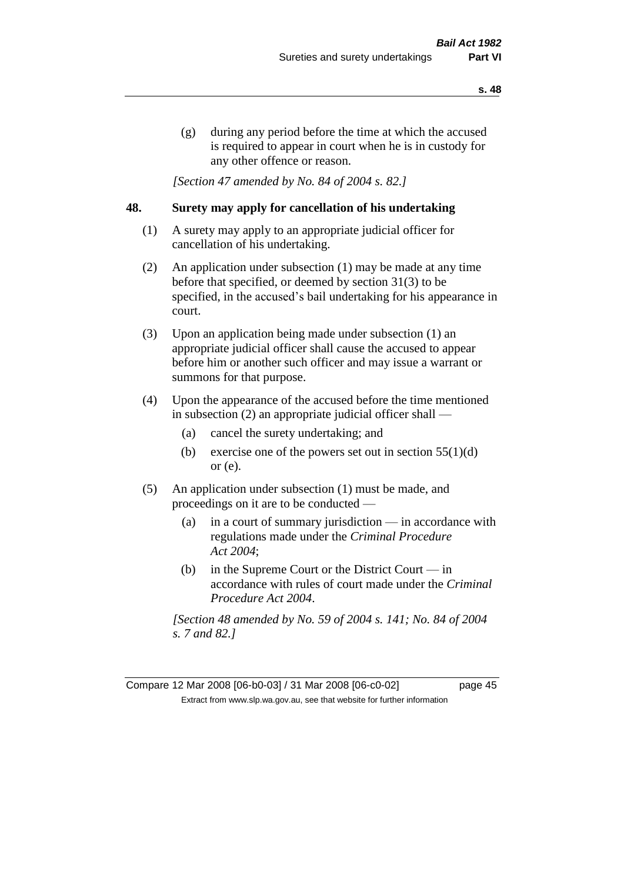(g) during any period before the time at which the accused is required to appear in court when he is in custody for any other offence or reason.

*[Section 47 amended by No. 84 of 2004 s. 82.]*

## 48. Surety may apply for cancellation of his undertaking

(1) A surety may apply to an appropriate judicial officer for cancellation of his undertaking.

(2) An application under subsection (1) may be made at any time before that specified, or deemed by section 31(3) to be specified, in the accused's bail undertaking for his appearance in court.

(3) Upon an application being made under subsection (1) an appropriate judicial officer shall cause the accused to appear before him or another such officer and may issue a warrant or summons for that purpose.

(4) Upon the appearance of the accused before the time mentioned in subsection (2) an appropriate judicial officer shall —

(a) cancel the surety undertaking; and

(b) exercise one of the powers set out in section 55(1)(d) or (e).

(5) An application under subsection (1) must be made, and proceedings on it are to be conducted —

(a) in a court of summary jurisdiction — in accordance with regulations made under the *Criminal Procedure Act 2004*;

(b) in the Supreme Court or the District Court — in accordance with rules of court made under the *Criminal Procedure Act 2004*.

*[Section 48 amended by No. 59 of 2004 s. 141; No. 84 of 2004 s. 7 and 82.]*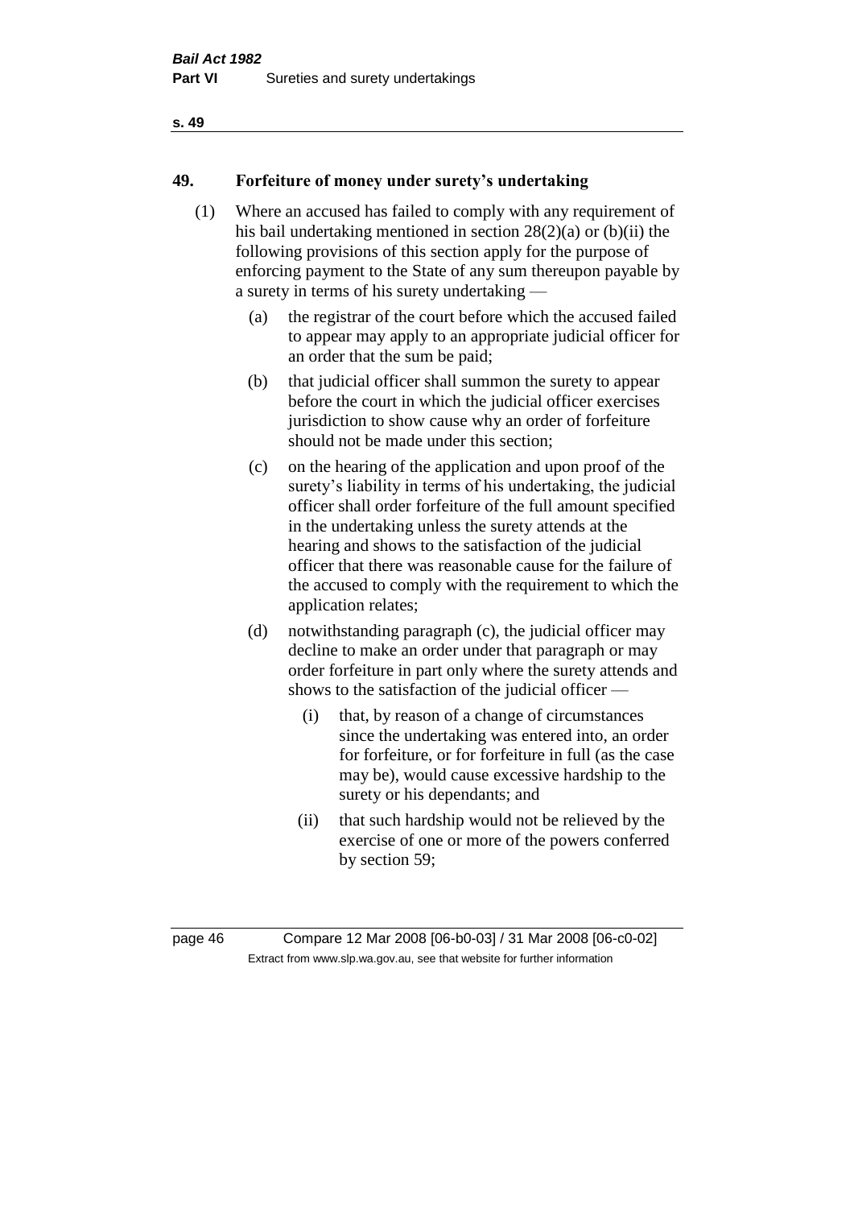## 49. Forfeiture of money under surety's undertaking

(1) Where an accused has failed to comply with any requirement of his bail undertaking mentioned in section 28(2)(a) or (b)(ii) the following provisions of this section apply for the purpose of enforcing payment to the State of any sum thereupon payable by a surety in terms of his surety undertaking —

- (a) the registrar of the court before which the accused failed to appear may apply to an appropriate judicial officer for an order that the sum be paid;
- (b) that judicial officer shall summon the surety to appear before the court in which the judicial officer exercises jurisdiction to show cause why an order of forfeiture should not be made under this section;
- (c) on the hearing of the application and upon proof of the surety's liability in terms of his undertaking, the judicial officer shall order forfeiture of the full amount specified in the undertaking unless the surety attends at the hearing and shows to the satisfaction of the judicial officer that there was reasonable cause for the failure of the accused to comply with the requirement to which the application relates;
- (d) notwithstanding paragraph (c), the judicial officer may decline to make an order under that paragraph or may order forfeiture in part only where the surety attends and shows to the satisfaction of the judicial officer —
  - (i) that, by reason of a change of circumstances since the undertaking was entered into, an order for forfeiture, or for forfeiture in full (as the case may be), would cause excessive hardship to the surety or his dependants; and
  - (ii) that such hardship would not be relieved by the exercise of one or more of the powers conferred by section 59;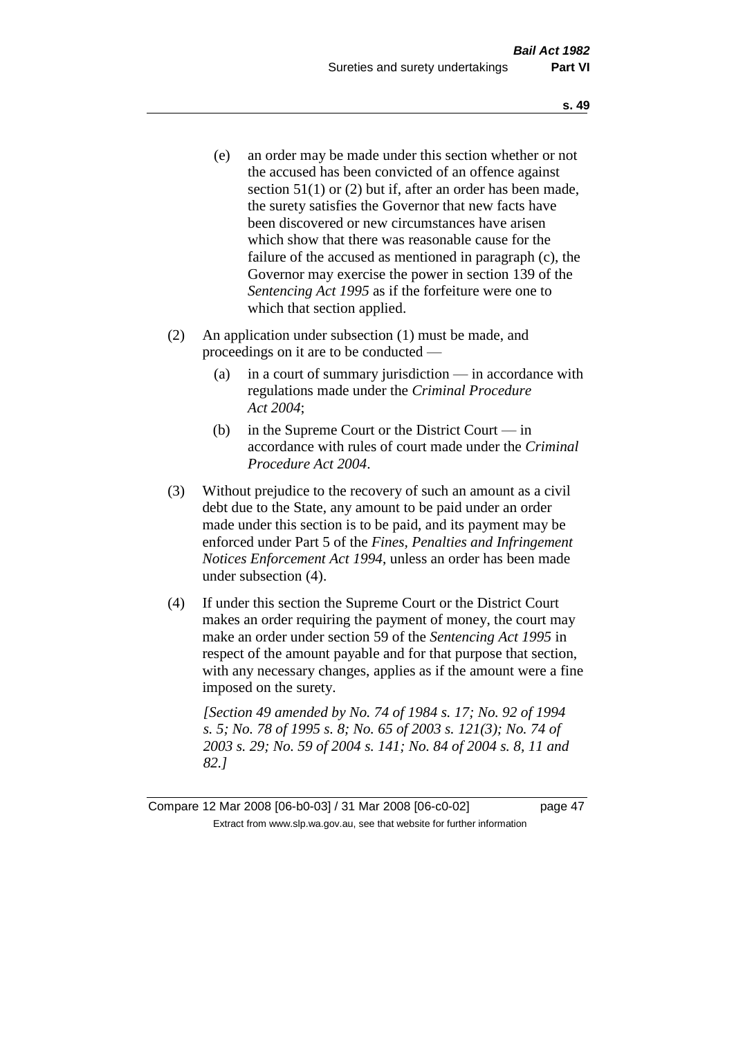(e) an order may be made under this section whether or not the accused has been convicted of an offence against section 51(1) or (2) but if, after an order has been made, the surety satisfies the Governor that new facts have been discovered or new circumstances have arisen which show that there was reasonable cause for the failure of the accused as mentioned in paragraph (c), the Governor may exercise the power in section 139 of the *Sentencing Act 1995* as if the forfeiture were one to which that section applied.

(2) An application under subsection (1) must be made, and proceedings on it are to be conducted —

(a) in a court of summary jurisdiction — in accordance with regulations made under the *Criminal Procedure Act 2004*;

(b) in the Supreme Court or the District Court — in accordance with rules of court made under the *Criminal Procedure Act 2004*.

(3) Without prejudice to the recovery of such an amount as a civil debt due to the State, any amount to be paid under an order made under this section is to be paid, and its payment may be enforced under Part 5 of the *Fines, Penalties and Infringement Notices Enforcement Act 1994*, unless an order has been made under subsection (4).

(4) If under this section the Supreme Court or the District Court makes an order requiring the payment of money, the court may make an order under section 59 of the *Sentencing Act 1995* in respect of the amount payable and for that purpose that section, with any necessary changes, applies as if the amount were a fine imposed on the surety.

*[Section 49 amended by No. 74 of 1984 s. 17; No. 92 of 1994 s. 5; No. 78 of 1995 s. 8; No. 65 of 2003 s. 121(3); No. 74 of 2003 s. 29; No. 59 of 2004 s. 141; No. 84 of 2004 s. 8, 11 and 82.]*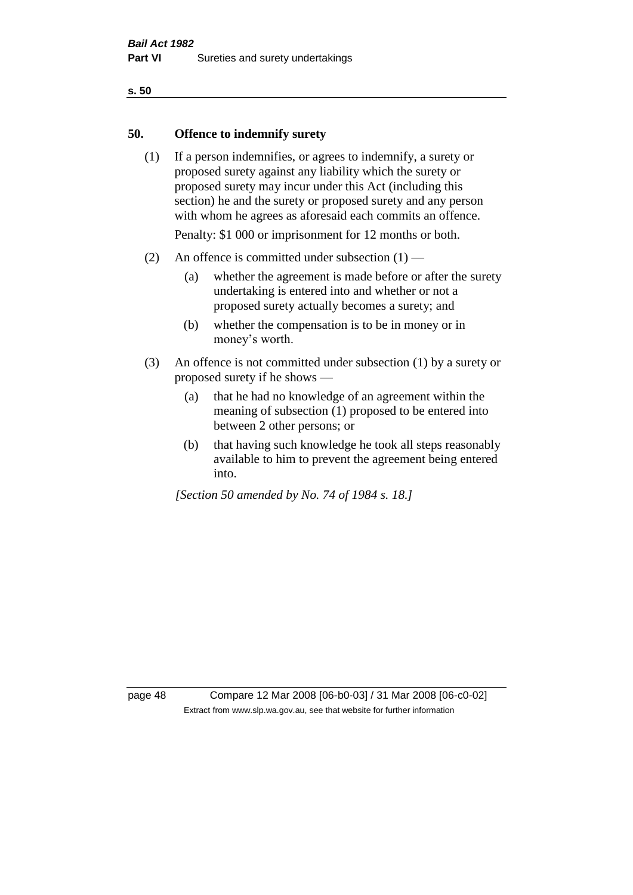## 50. Offence to indemnify surety

(1) If a person indemnifies, or agrees to indemnify, a surety or proposed surety against any liability which the surety or proposed surety may incur under this Act (including this section) he and the surety or proposed surety and any person with whom he agrees as aforesaid each commits an offence.

Penalty: $1 000 or imprisonment for 12 months or both.

(2) An offence is committed under subsection (1) —

  (a) whether the agreement is made before or after the surety undertaking is entered into and whether or not a proposed surety actually becomes a surety; and

  (b) whether the compensation is to be in money or in money's worth.

(3) An offence is not committed under subsection (1) by a surety or proposed surety if he shows —

  (a) that he had no knowledge of an agreement within the meaning of subsection (1) proposed to be entered into between 2 other persons; or

  (b) that having such knowledge he took all steps reasonably available to him to prevent the agreement being entered into.

*[Section 50 amended by No. 74 of 1984 s. 18.]*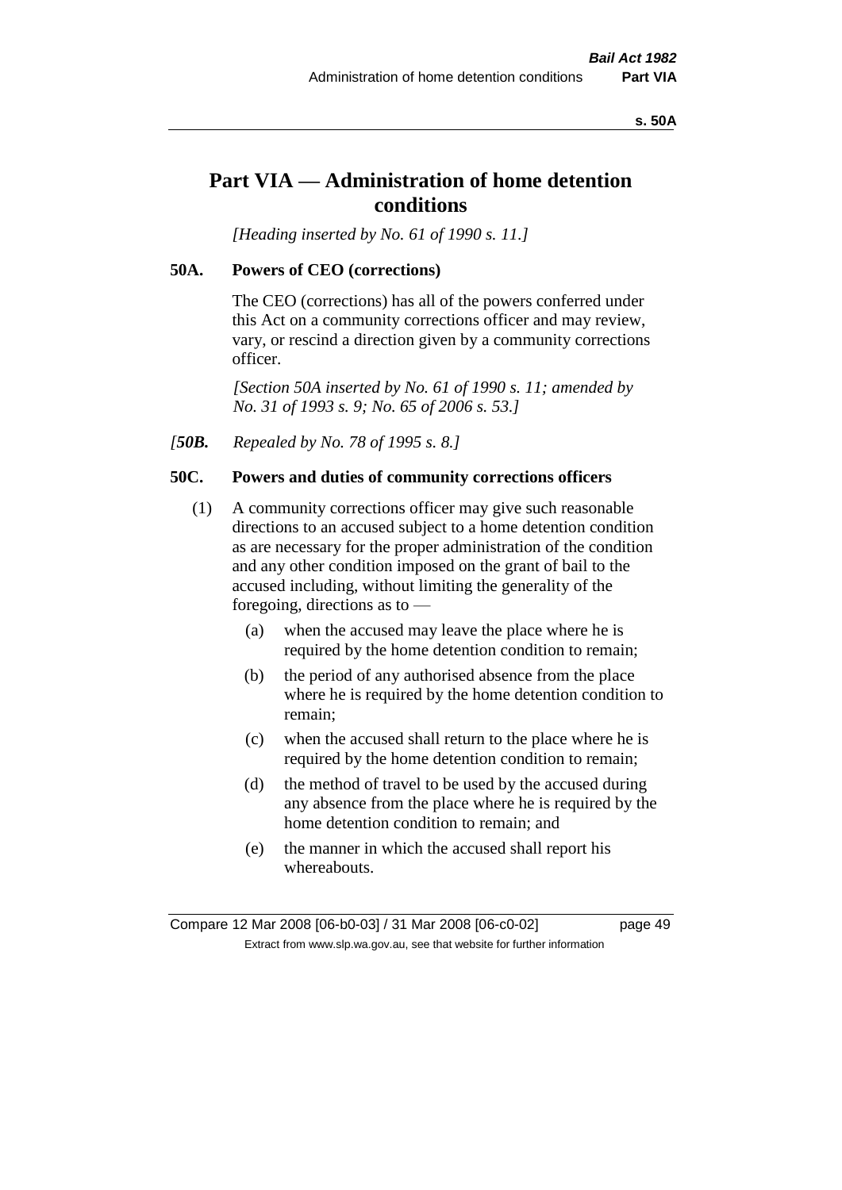# Part VIA — Administration of home detention conditions

*[Heading inserted by No. 61 of 1990 s. 11.]*

## 50A. Powers of CEO (corrections)

The CEO (corrections) has all of the powers conferred under this Act on a community corrections officer and may review, vary, or rescind a direction given by a community corrections officer.

*[Section 50A inserted by No. 61 of 1990 s. 11; amended by No. 31 of 1993 s. 9; No. 65 of 2006 s. 53.]*

*[**50B.** Repealed by No. 78 of 1995 s. 8.]*

## 50C. Powers and duties of community corrections officers

(1) A community corrections officer may give such reasonable directions to an accused subject to a home detention condition as are necessary for the proper administration of the condition and any other condition imposed on the grant of bail to the accused including, without limiting the generality of the foregoing, directions as to —

- (a) when the accused may leave the place where he is required by the home detention condition to remain;
- (b) the period of any authorised absence from the place where he is required by the home detention condition to remain;
- (c) when the accused shall return to the place where he is required by the home detention condition to remain;
- (d) the method of travel to be used by the accused during any absence from the place where he is required by the home detention condition to remain; and
- (e) the manner in which the accused shall report his whereabouts.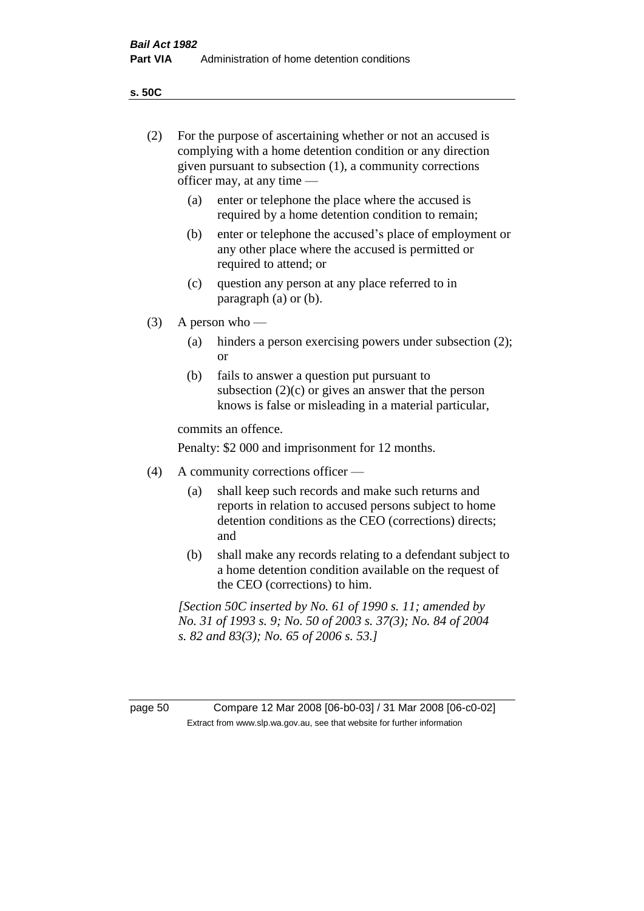**s. 50C**

(2) For the purpose of ascertaining whether or not an accused is complying with a home detention condition or any direction given pursuant to subsection (1), a community corrections officer may, at any time —

(a) enter or telephone the place where the accused is required by a home detention condition to remain;

(b) enter or telephone the accused's place of employment or any other place where the accused is permitted or required to attend; or

(c) question any person at any place referred to in paragraph (a) or (b).

(3) A person who —

(a) hinders a person exercising powers under subsection (2); or

(b) fails to answer a question put pursuant to subsection (2)(c) or gives an answer that the person knows is false or misleading in a material particular,

commits an offence.

Penalty: $2 000 and imprisonment for 12 months.

(4) A community corrections officer —

(a) shall keep such records and make such returns and reports in relation to accused persons subject to home detention conditions as the CEO (corrections) directs; and

(b) shall make any records relating to a defendant subject to a home detention condition available on the request of the CEO (corrections) to him.

*[Section 50C inserted by No. 61 of 1990 s. 11; amended by No. 31 of 1993 s. 9; No. 50 of 2003 s. 37(3); No. 84 of 2004 s. 82 and 83(3); No. 65 of 2006 s. 53.]*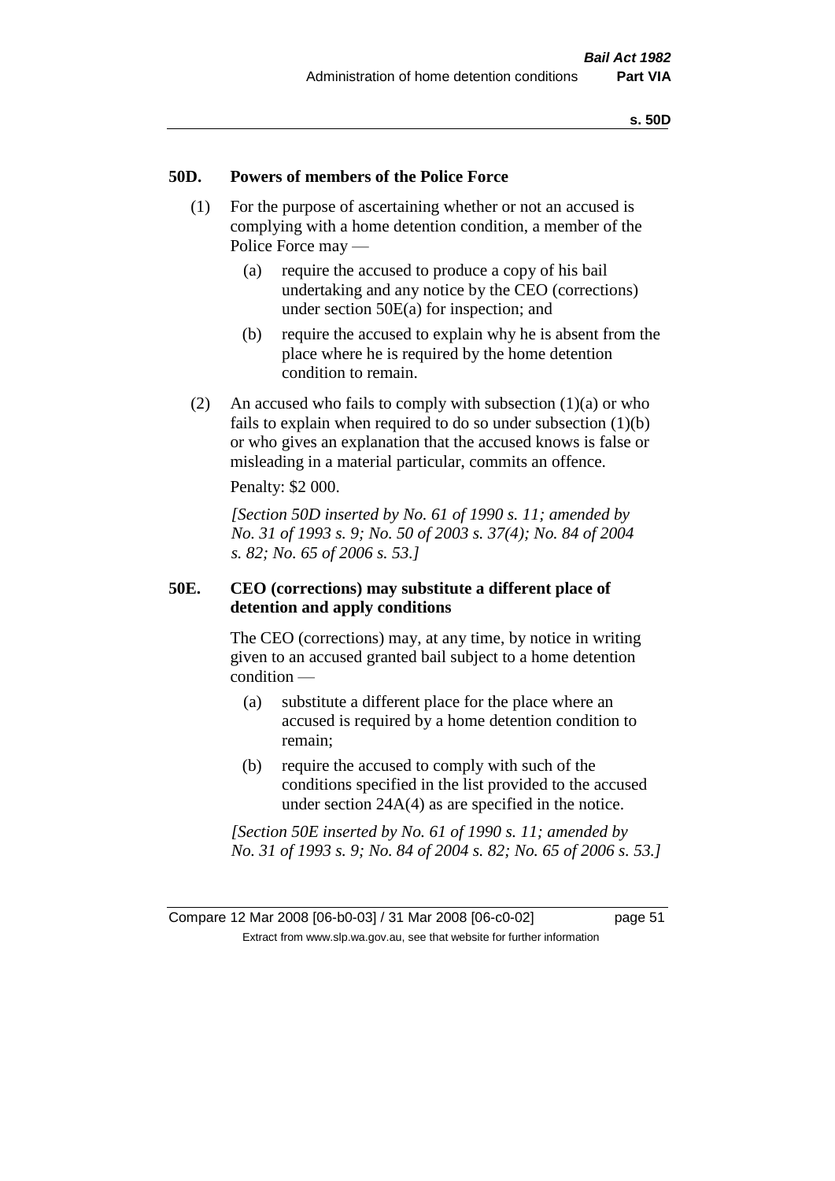### 50D. Powers of members of the Police Force

(1) For the purpose of ascertaining whether or not an accused is complying with a home detention condition, a member of the Police Force may —

- (a) require the accused to produce a copy of his bail undertaking and any notice by the CEO (corrections) under section 50E(a) for inspection; and
- (b) require the accused to explain why he is absent from the place where he is required by the home detention condition to remain.

(2) An accused who fails to comply with subsection (1)(a) or who fails to explain when required to do so under subsection (1)(b) or who gives an explanation that the accused knows is false or misleading in a material particular, commits an offence.

Penalty: $2 000.

*[Section 50D inserted by No. 61 of 1990 s. 11; amended by No. 31 of 1993 s. 9; No. 50 of 2003 s. 37(4); No. 84 of 2004 s. 82; No. 65 of 2006 s. 53.]*

### 50E. CEO (corrections) may substitute a different place of detention and apply conditions

The CEO (corrections) may, at any time, by notice in writing given to an accused granted bail subject to a home detention condition —

- (a) substitute a different place for the place where an accused is required by a home detention condition to remain;
- (b) require the accused to comply with such of the conditions specified in the list provided to the accused under section 24A(4) as are specified in the notice.

*[Section 50E inserted by No. 61 of 1990 s. 11; amended by No. 31 of 1993 s. 9; No. 84 of 2004 s. 82; No. 65 of 2006 s. 53.]*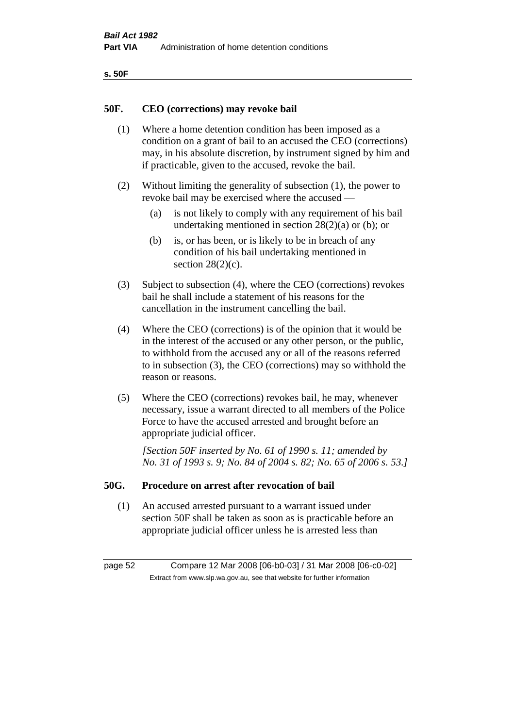## 50F. CEO (corrections) may revoke bail

(1) Where a home detention condition has been imposed as a condition on a grant of bail to an accused the CEO (corrections) may, in his absolute discretion, by instrument signed by him and if practicable, given to the accused, revoke the bail.

(2) Without limiting the generality of subsection (1), the power to revoke bail may be exercised where the accused —

- (a) is not likely to comply with any requirement of his bail undertaking mentioned in section 28(2)(a) or (b); or
- (b) is, or has been, or is likely to be in breach of any condition of his bail undertaking mentioned in section 28(2)(c).

(3) Subject to subsection (4), where the CEO (corrections) revokes bail he shall include a statement of his reasons for the cancellation in the instrument cancelling the bail.

(4) Where the CEO (corrections) is of the opinion that it would be in the interest of the accused or any other person, or the public, to withhold from the accused any or all of the reasons referred to in subsection (3), the CEO (corrections) may so withhold the reason or reasons.

(5) Where the CEO (corrections) revokes bail, he may, whenever necessary, issue a warrant directed to all members of the Police Force to have the accused arrested and brought before an appropriate judicial officer.

*[Section 50F inserted by No. 61 of 1990 s. 11; amended by No. 31 of 1993 s. 9; No. 84 of 2004 s. 82; No. 65 of 2006 s. 53.]*

## 50G. Procedure on arrest after revocation of bail

(1) An accused arrested pursuant to a warrant issued under section 50F shall be taken as soon as is practicable before an appropriate judicial officer unless he is arrested less than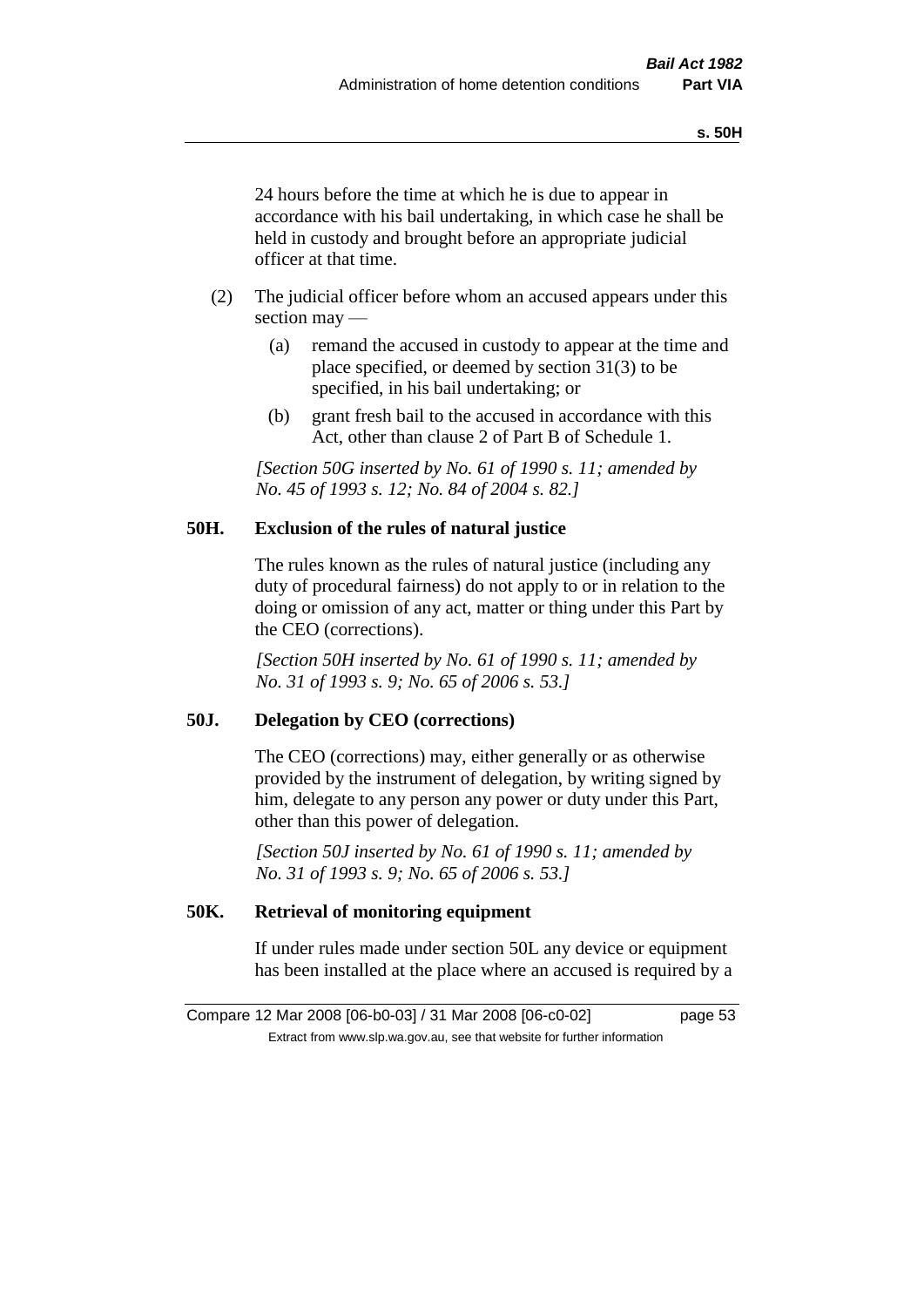24 hours before the time at which he is due to appear in accordance with his bail undertaking, in which case he shall be held in custody and brought before an appropriate judicial officer at that time.

(2) The judicial officer before whom an accused appears under this section may —

(a) remand the accused in custody to appear at the time and place specified, or deemed by section 31(3) to be specified, in his bail undertaking; or

(b) grant fresh bail to the accused in accordance with this Act, other than clause 2 of Part B of Schedule 1.

*[Section 50G inserted by No. 61 of 1990 s. 11; amended by No. 45 of 1993 s. 12; No. 84 of 2004 s. 82.]*

### 50H. Exclusion of the rules of natural justice

The rules known as the rules of natural justice (including any duty of procedural fairness) do not apply to or in relation to the doing or omission of any act, matter or thing under this Part by the CEO (corrections).

*[Section 50H inserted by No. 61 of 1990 s. 11; amended by No. 31 of 1993 s. 9; No. 65 of 2006 s. 53.]*

### 50J. Delegation by CEO (corrections)

The CEO (corrections) may, either generally or as otherwise provided by the instrument of delegation, by writing signed by him, delegate to any person any power or duty under this Part, other than this power of delegation.

*[Section 50J inserted by No. 61 of 1990 s. 11; amended by No. 31 of 1993 s. 9; No. 65 of 2006 s. 53.]*

### 50K. Retrieval of monitoring equipment

If under rules made under section 50L any device or equipment has been installed at the place where an accused is required by a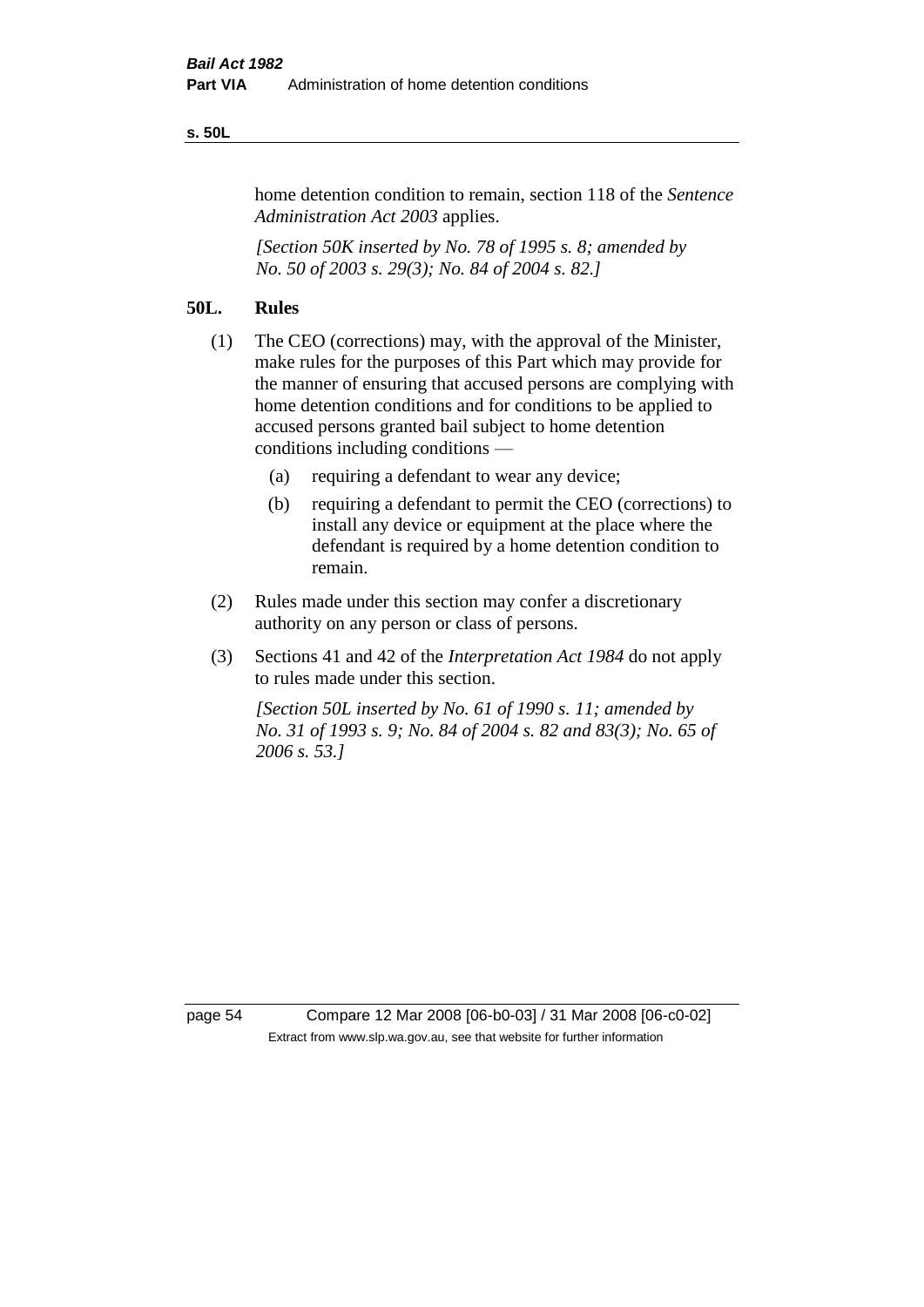home detention condition to remain, section 118 of the *Sentence Administration Act 2003* applies.

*[Section 50K inserted by No. 78 of 1995 s. 8; amended by No. 50 of 2003 s. 29(3); No. 84 of 2004 s. 82.]*

## 50L. Rules

(1) The CEO (corrections) may, with the approval of the Minister, make rules for the purposes of this Part which may provide for the manner of ensuring that accused persons are complying with home detention conditions and for conditions to be applied to accused persons granted bail subject to home detention conditions including conditions —

   (a) requiring a defendant to wear any device;

   (b) requiring a defendant to permit the CEO (corrections) to install any device or equipment at the place where the defendant is required by a home detention condition to remain.

(2) Rules made under this section may confer a discretionary authority on any person or class of persons.

(3) Sections 41 and 42 of the *Interpretation Act 1984* do not apply to rules made under this section.

*[Section 50L inserted by No. 61 of 1990 s. 11; amended by No. 31 of 1993 s. 9; No. 84 of 2004 s. 82 and 83(3); No. 65 of 2006 s. 53.]*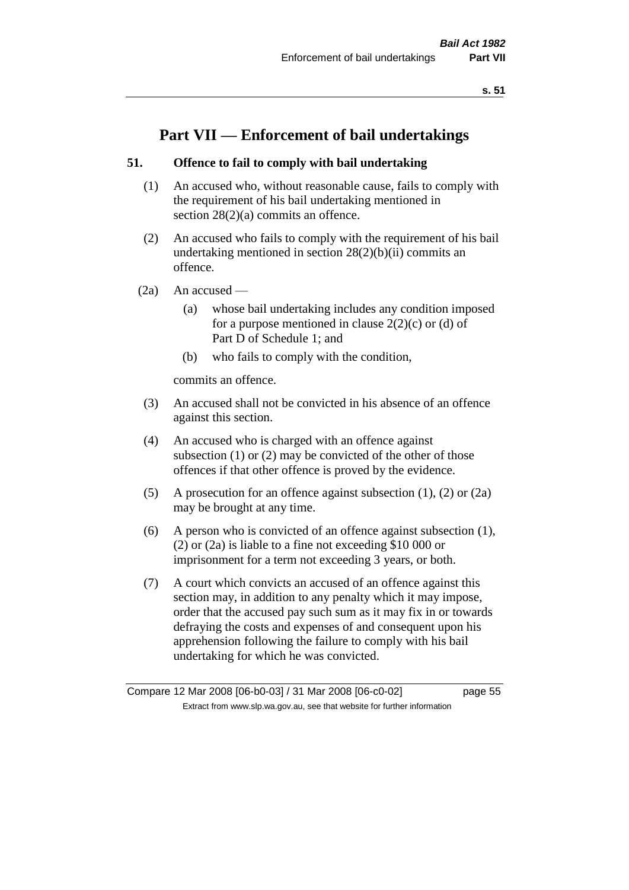# Part VII — Enforcement of bail undertakings

### 51. Offence to fail to comply with bail undertaking

(1) An accused who, without reasonable cause, fails to comply with the requirement of his bail undertaking mentioned in section 28(2)(a) commits an offence.

(2) An accused who fails to comply with the requirement of his bail undertaking mentioned in section 28(2)(b)(ii) commits an offence.

(2a) An accused —

(a) whose bail undertaking includes any condition imposed for a purpose mentioned in clause 2(2)(c) or (d) of Part D of Schedule 1; and

(b) who fails to comply with the condition,

commits an offence.

(3) An accused shall not be convicted in his absence of an offence against this section.

(4) An accused who is charged with an offence against subsection (1) or (2) may be convicted of the other of those offences if that other offence is proved by the evidence.

(5) A prosecution for an offence against subsection (1), (2) or (2a) may be brought at any time.

(6) A person who is convicted of an offence against subsection (1), (2) or (2a) is liable to a fine not exceeding $10 000 or imprisonment for a term not exceeding 3 years, or both.

(7) A court which convicts an accused of an offence against this section may, in addition to any penalty which it may impose, order that the accused pay such sum as it may fix in or towards defraying the costs and expenses of and consequent upon his apprehension following the failure to comply with his bail undertaking for which he was convicted.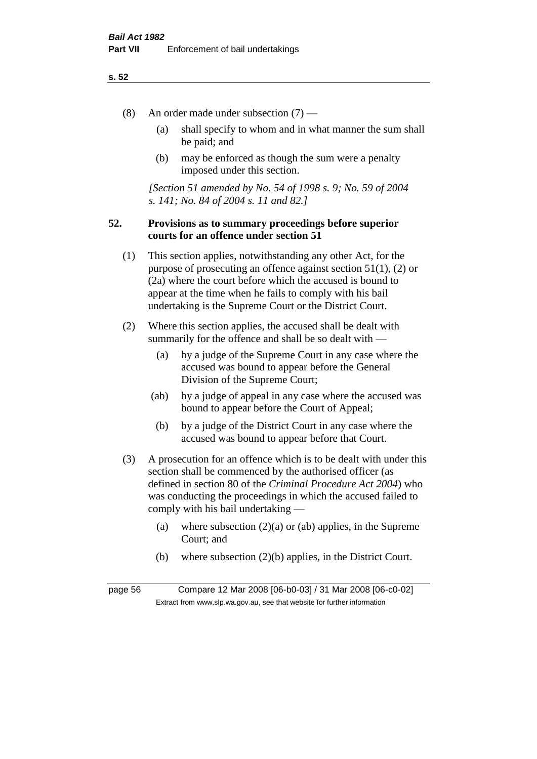(8) An order made under subsection (7) —

(a) shall specify to whom and in what manner the sum shall be paid; and

(b) may be enforced as though the sum were a penalty imposed under this section.

*[Section 51 amended by No. 54 of 1998 s. 9; No. 59 of 2004 s. 141; No. 84 of 2004 s. 11 and 82.]*

### 52. Provisions as to summary proceedings before superior courts for an offence under section 51

(1) This section applies, notwithstanding any other Act, for the purpose of prosecuting an offence against section 51(1), (2) or (2a) where the court before which the accused is bound to appear at the time when he fails to comply with his bail undertaking is the Supreme Court or the District Court.

(2) Where this section applies, the accused shall be dealt with summarily for the offence and shall be so dealt with —

(a) by a judge of the Supreme Court in any case where the accused was bound to appear before the General Division of the Supreme Court;

(ab) by a judge of appeal in any case where the accused was bound to appear before the Court of Appeal;

(b) by a judge of the District Court in any case where the accused was bound to appear before that Court.

(3) A prosecution for an offence which is to be dealt with under this section shall be commenced by the authorised officer (as defined in section 80 of the *Criminal Procedure Act 2004*) who was conducting the proceedings in which the accused failed to comply with his bail undertaking —

(a) where subsection (2)(a) or (ab) applies, in the Supreme Court; and

(b) where subsection (2)(b) applies, in the District Court.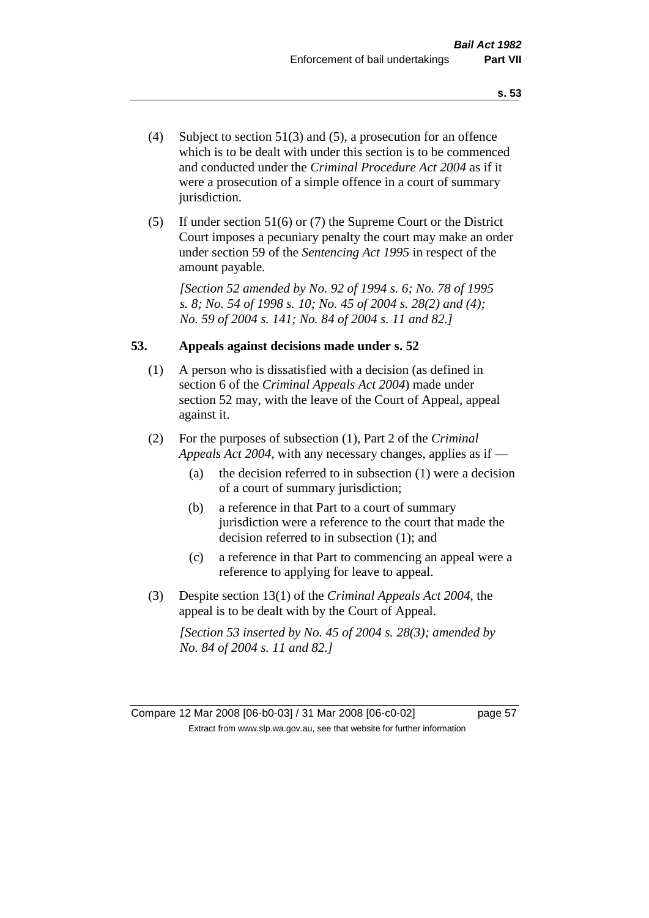(4) Subject to section 51(3) and (5), a prosecution for an offence which is to be dealt with under this section is to be commenced and conducted under the *Criminal Procedure Act 2004* as if it were a prosecution of a simple offence in a court of summary jurisdiction.

(5) If under section 51(6) or (7) the Supreme Court or the District Court imposes a pecuniary penalty the court may make an order under section 59 of the *Sentencing Act 1995* in respect of the amount payable.

*[Section 52 amended by No. 92 of 1994 s. 6; No. 78 of 1995 s. 8; No. 54 of 1998 s. 10; No. 45 of 2004 s. 28(2) and (4); No. 59 of 2004 s. 141; No. 84 of 2004 s. 11 and 82.]*

## 53. Appeals against decisions made under s. 52

(1) A person who is dissatisfied with a decision (as defined in section 6 of the *Criminal Appeals Act 2004*) made under section 52 may, with the leave of the Court of Appeal, appeal against it.

(2) For the purposes of subsection (1), Part 2 of the *Criminal Appeals Act 2004*, with any necessary changes, applies as if —

- (a) the decision referred to in subsection (1) were a decision of a court of summary jurisdiction;
- (b) a reference in that Part to a court of summary jurisdiction were a reference to the court that made the decision referred to in subsection (1); and
- (c) a reference in that Part to commencing an appeal were a reference to applying for leave to appeal.

(3) Despite section 13(1) of the *Criminal Appeals Act 2004*, the appeal is to be dealt with by the Court of Appeal.

*[Section 53 inserted by No. 45 of 2004 s. 28(3); amended by No. 84 of 2004 s. 11 and 82.]*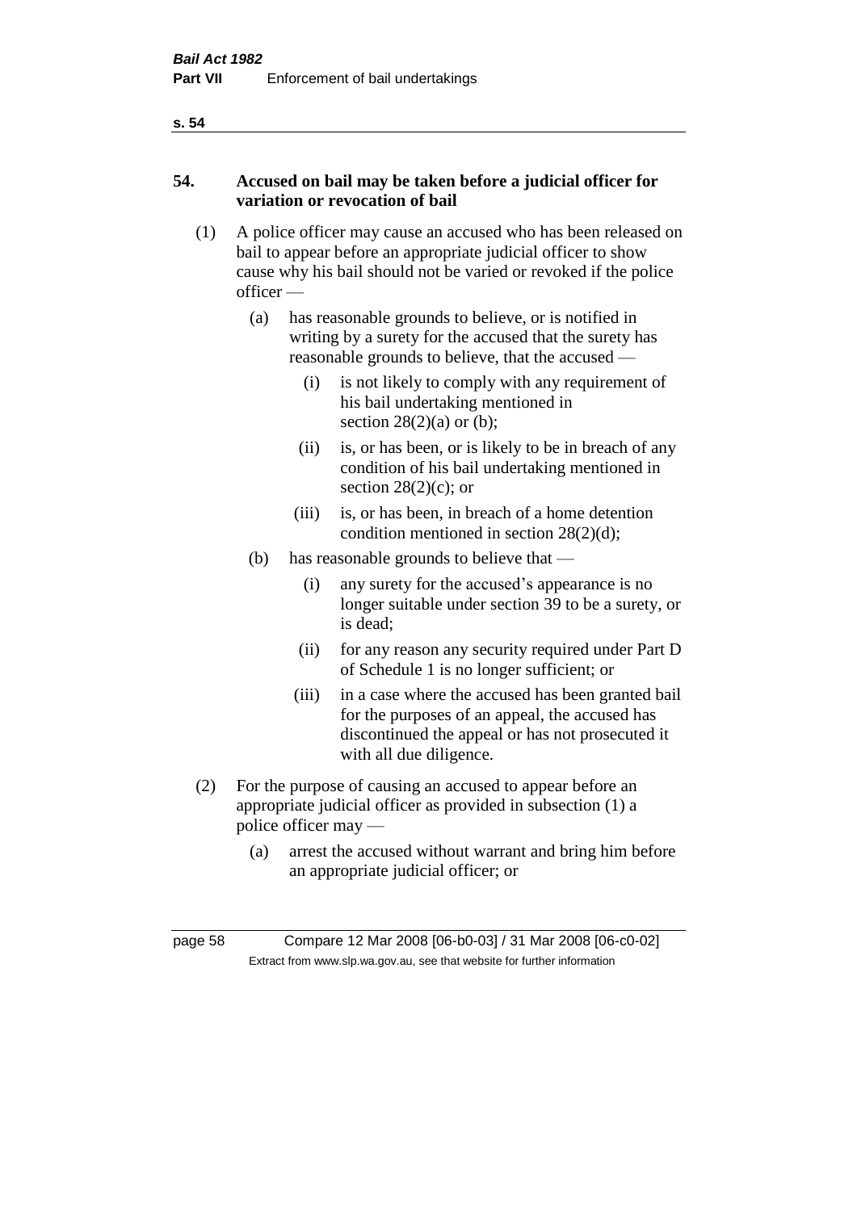**54. Accused on bail may be taken before a judicial officer for variation or revocation of bail**

(1) A police officer may cause an accused who has been released on bail to appear before an appropriate judicial officer to show cause why his bail should not be varied or revoked if the police officer —

- (a) has reasonable grounds to believe, or is notified in writing by a surety for the accused that the surety has reasonable grounds to believe, that the accused —
  - (i) is not likely to comply with any requirement of his bail undertaking mentioned in section 28(2)(a) or (b);
  - (ii) is, or has been, or is likely to be in breach of any condition of his bail undertaking mentioned in section 28(2)(c); or
  - (iii) is, or has been, in breach of a home detention condition mentioned in section 28(2)(d);
- (b) has reasonable grounds to believe that —
  - (i) any surety for the accused's appearance is no longer suitable under section 39 to be a surety, or is dead;
  - (ii) for any reason any security required under Part D of Schedule 1 is no longer sufficient; or
  - (iii) in a case where the accused has been granted bail for the purposes of an appeal, the accused has discontinued the appeal or has not prosecuted it with all due diligence.

(2) For the purpose of causing an accused to appear before an appropriate judicial officer as provided in subsection (1) a police officer may —

- (a) arrest the accused without warrant and bring him before an appropriate judicial officer; or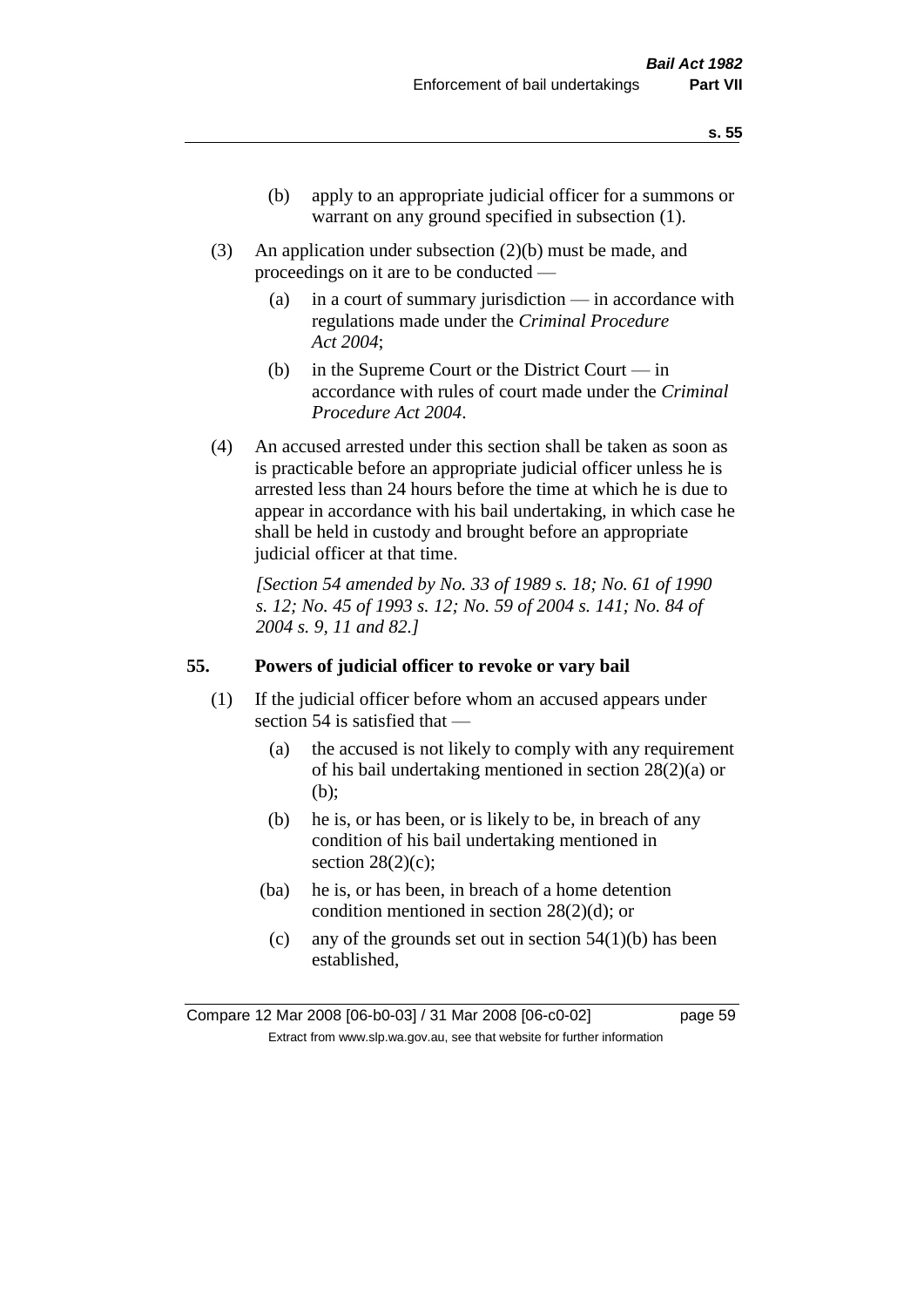(b) apply to an appropriate judicial officer for a summons or warrant on any ground specified in subsection (1).

(3) An application under subsection (2)(b) must be made, and proceedings on it are to be conducted —

(a) in a court of summary jurisdiction — in accordance with regulations made under the *Criminal Procedure Act 2004*;

(b) in the Supreme Court or the District Court — in accordance with rules of court made under the *Criminal Procedure Act 2004*.

(4) An accused arrested under this section shall be taken as soon as is practicable before an appropriate judicial officer unless he is arrested less than 24 hours before the time at which he is due to appear in accordance with his bail undertaking, in which case he shall be held in custody and brought before an appropriate judicial officer at that time.

*[Section 54 amended by No. 33 of 1989 s. 18; No. 61 of 1990 s. 12; No. 45 of 1993 s. 12; No. 59 of 2004 s. 141; No. 84 of 2004 s. 9, 11 and 82.]*

## 55. Powers of judicial officer to revoke or vary bail

(1) If the judicial officer before whom an accused appears under section 54 is satisfied that —

(a) the accused is not likely to comply with any requirement of his bail undertaking mentioned in section 28(2)(a) or (b);

(b) he is, or has been, or is likely to be, in breach of any condition of his bail undertaking mentioned in section 28(2)(c);

(ba) he is, or has been, in breach of a home detention condition mentioned in section 28(2)(d); or

(c) any of the grounds set out in section 54(1)(b) has been established,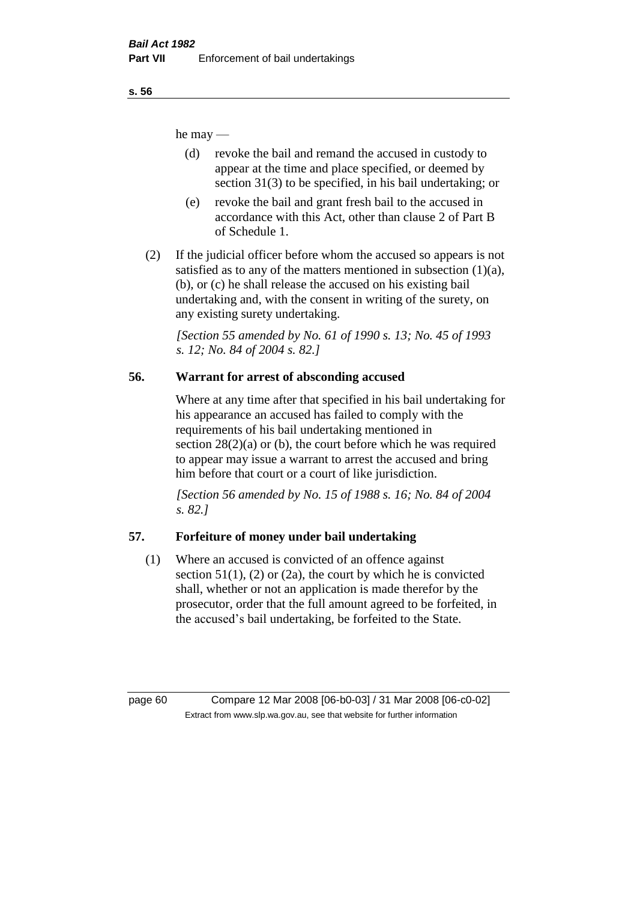he may —

(d) revoke the bail and remand the accused in custody to appear at the time and place specified, or deemed by section 31(3) to be specified, in his bail undertaking; or

(e) revoke the bail and grant fresh bail to the accused in accordance with this Act, other than clause 2 of Part B of Schedule 1.

(2) If the judicial officer before whom the accused so appears is not satisfied as to any of the matters mentioned in subsection (1)(a), (b), or (c) he shall release the accused on his existing bail undertaking and, with the consent in writing of the surety, on any existing surety undertaking.

*[Section 55 amended by No. 61 of 1990 s. 13; No. 45 of 1993 s. 12; No. 84 of 2004 s. 82.]*

## 56. Warrant for arrest of absconding accused

Where at any time after that specified in his bail undertaking for his appearance an accused has failed to comply with the requirements of his bail undertaking mentioned in section 28(2)(a) or (b), the court before which he was required to appear may issue a warrant to arrest the accused and bring him before that court or a court of like jurisdiction.

*[Section 56 amended by No. 15 of 1988 s. 16; No. 84 of 2004 s. 82.]*

## 57. Forfeiture of money under bail undertaking

(1) Where an accused is convicted of an offence against section 51(1), (2) or (2a), the court by which he is convicted shall, whether or not an application is made therefor by the prosecutor, order that the full amount agreed to be forfeited, in the accused's bail undertaking, be forfeited to the State.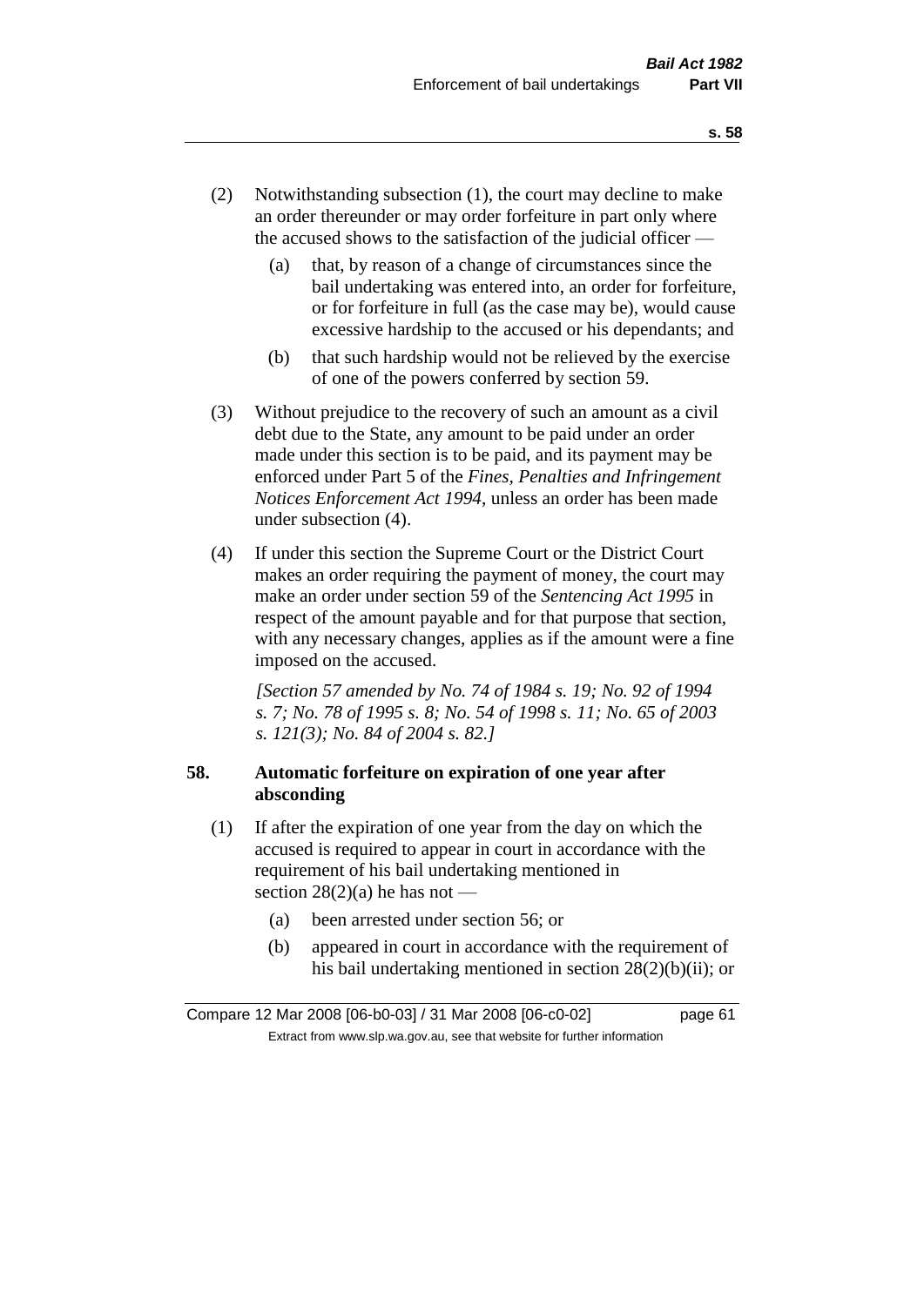(2) Notwithstanding subsection (1), the court may decline to make an order thereunder or may order forfeiture in part only where the accused shows to the satisfaction of the judicial officer —

(a) that, by reason of a change of circumstances since the bail undertaking was entered into, an order for forfeiture, or for forfeiture in full (as the case may be), would cause excessive hardship to the accused or his dependants; and

(b) that such hardship would not be relieved by the exercise of one of the powers conferred by section 59.

(3) Without prejudice to the recovery of such an amount as a civil debt due to the State, any amount to be paid under an order made under this section is to be paid, and its payment may be enforced under Part 5 of the *Fines, Penalties and Infringement Notices Enforcement Act 1994*, unless an order has been made under subsection (4).

(4) If under this section the Supreme Court or the District Court makes an order requiring the payment of money, the court may make an order under section 59 of the *Sentencing Act 1995* in respect of the amount payable and for that purpose that section, with any necessary changes, applies as if the amount were a fine imposed on the accused.

*[Section 57 amended by No. 74 of 1984 s. 19; No. 92 of 1994 s. 7; No. 78 of 1995 s. 8; No. 54 of 1998 s. 11; No. 65 of 2003 s. 121(3); No. 84 of 2004 s. 82.]*

## 58. Automatic forfeiture on expiration of one year after absconding

(1) If after the expiration of one year from the day on which the accused is required to appear in court in accordance with the requirement of his bail undertaking mentioned in section 28(2)(a) he has not —

(a) been arrested under section 56; or

(b) appeared in court in accordance with the requirement of his bail undertaking mentioned in section 28(2)(b)(ii); or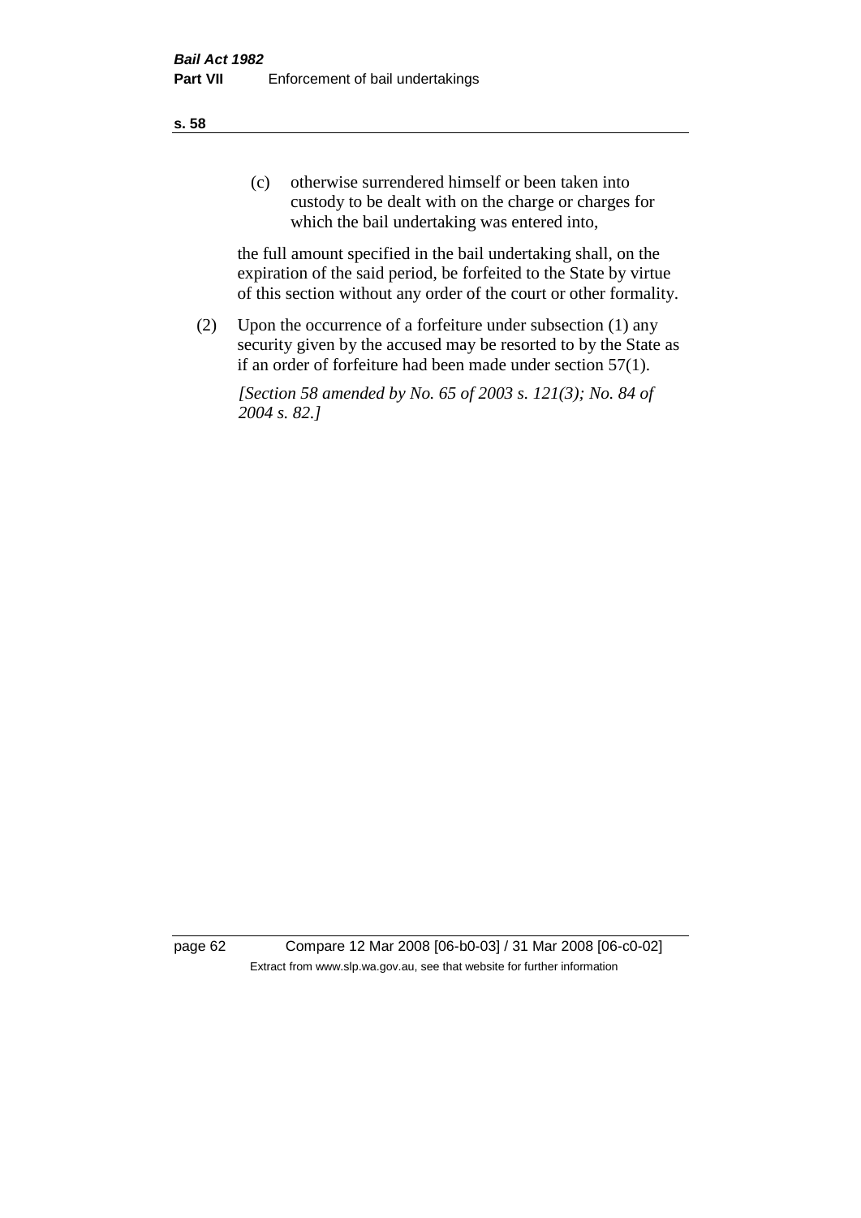(c) otherwise surrendered himself or been taken into custody to be dealt with on the charge or charges for which the bail undertaking was entered into,

the full amount specified in the bail undertaking shall, on the expiration of the said period, be forfeited to the State by virtue of this section without any order of the court or other formality.

(2) Upon the occurrence of a forfeiture under subsection (1) any security given by the accused may be resorted to by the State as if an order of forfeiture had been made under section 57(1).

*[Section 58 amended by No. 65 of 2003 s. 121(3); No. 84 of 2004 s. 82.]*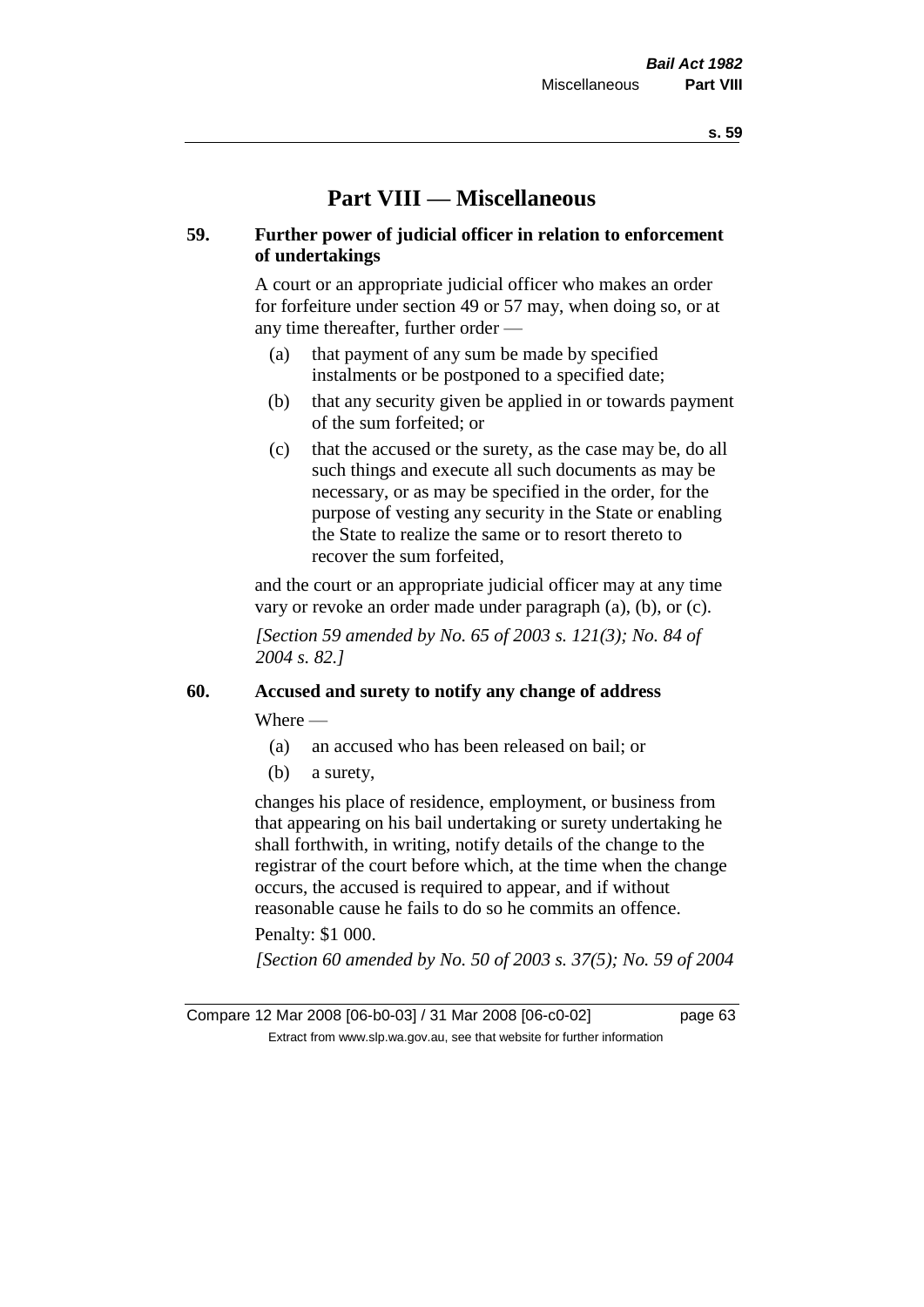# Part VIII — Miscellaneous

## 59. Further power of judicial officer in relation to enforcement of undertakings

A court or an appropriate judicial officer who makes an order for forfeiture under section 49 or 57 may, when doing so, or at any time thereafter, further order —

- (a) that payment of any sum be made by specified instalments or be postponed to a specified date;
- (b) that any security given be applied in or towards payment of the sum forfeited; or
- (c) that the accused or the surety, as the case may be, do all such things and execute all such documents as may be necessary, or as may be specified in the order, for the purpose of vesting any security in the State or enabling the State to realize the same or to resort thereto to recover the sum forfeited,

and the court or an appropriate judicial officer may at any time vary or revoke an order made under paragraph (a), (b), or (c).

*[Section 59 amended by No. 65 of 2003 s. 121(3); No. 84 of 2004 s. 82.]*

## 60. Accused and surety to notify any change of address

Where —

- (a) an accused who has been released on bail; or
- (b) a surety,

changes his place of residence, employment, or business from that appearing on his bail undertaking or surety undertaking he shall forthwith, in writing, notify details of the change to the registrar of the court before which, at the time when the change occurs, the accused is required to appear, and if without reasonable cause he fails to do so he commits an offence.

Penalty: $1 000.

*[Section 60 amended by No. 50 of 2003 s. 37(5); No. 59 of 2004*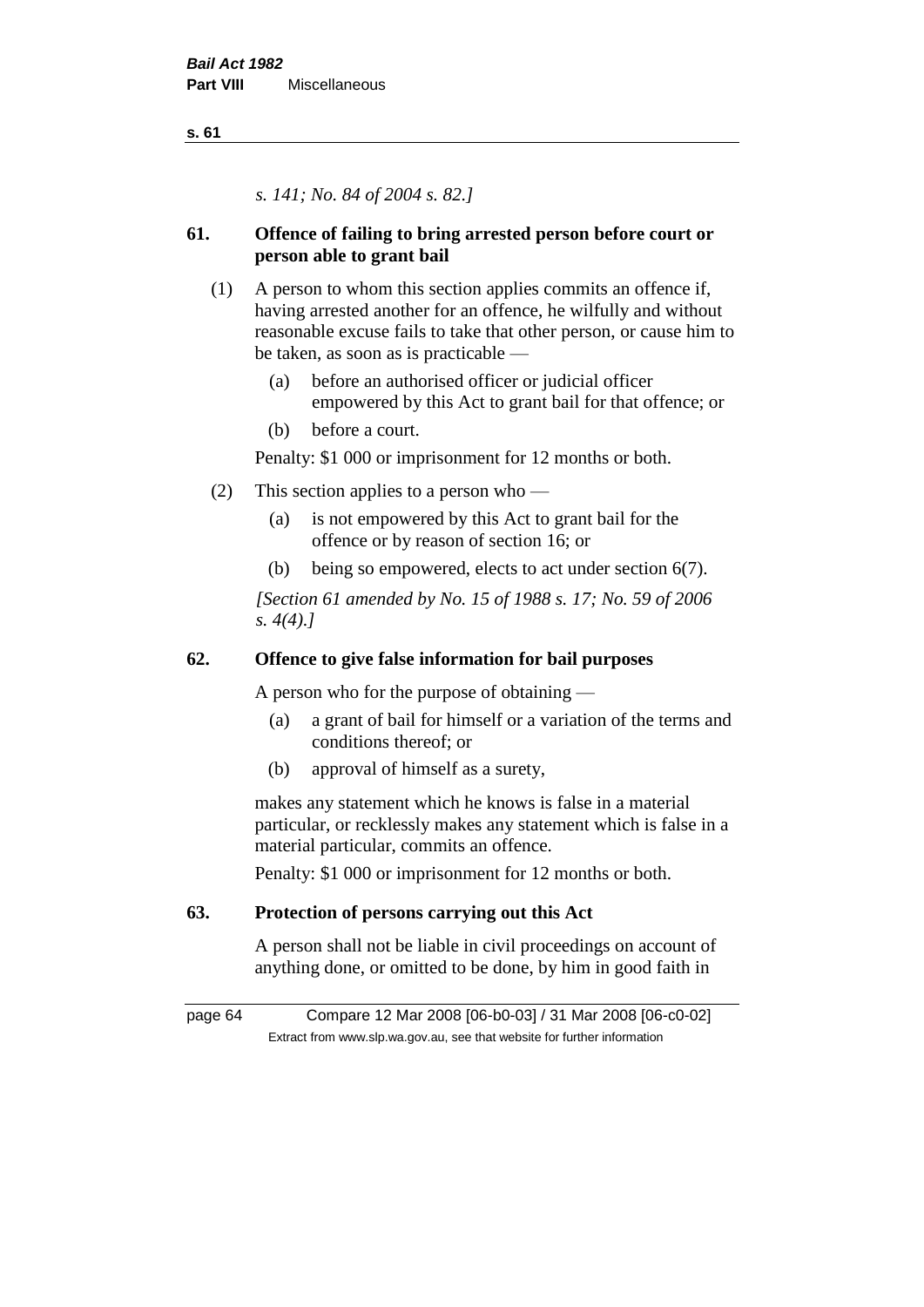*s. 141; No. 84 of 2004 s. 82.]*

## 61. Offence of failing to bring arrested person before court or person able to grant bail

(1) A person to whom this section applies commits an offence if, having arrested another for an offence, he wilfully and without reasonable excuse fails to take that other person, or cause him to be taken, as soon as is practicable —

- (a) before an authorised officer or judicial officer empowered by this Act to grant bail for that offence; or
- (b) before a court.

Penalty: $1 000 or imprisonment for 12 months or both.

(2) This section applies to a person who —

- (a) is not empowered by this Act to grant bail for the offence or by reason of section 16; or
- (b) being so empowered, elects to act under section 6(7).

*[Section 61 amended by No. 15 of 1988 s. 17; No. 59 of 2006 s. 4(4).]*

## 62. Offence to give false information for bail purposes

A person who for the purpose of obtaining —

- (a) a grant of bail for himself or a variation of the terms and conditions thereof; or
- (b) approval of himself as a surety,

makes any statement which he knows is false in a material particular, or recklessly makes any statement which is false in a material particular, commits an offence.

Penalty: $1 000 or imprisonment for 12 months or both.

## 63. Protection of persons carrying out this Act

A person shall not be liable in civil proceedings on account of anything done, or omitted to be done, by him in good faith in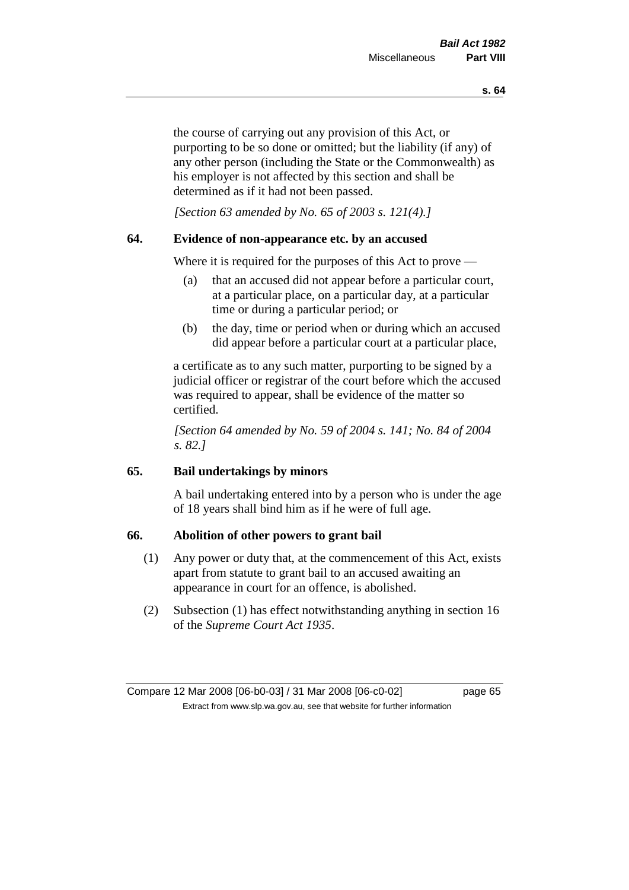the course of carrying out any provision of this Act, or purporting to be so done or omitted; but the liability (if any) of any other person (including the State or the Commonwealth) as his employer is not affected by this section and shall be determined as if it had not been passed.

*[Section 63 amended by No. 65 of 2003 s. 121(4).]*

### 64. Evidence of non-appearance etc. by an accused

Where it is required for the purposes of this Act to prove —

(a) that an accused did not appear before a particular court, at a particular place, on a particular day, at a particular time or during a particular period; or

(b) the day, time or period when or during which an accused did appear before a particular court at a particular place,

a certificate as to any such matter, purporting to be signed by a judicial officer or registrar of the court before which the accused was required to appear, shall be evidence of the matter so certified.

*[Section 64 amended by No. 59 of 2004 s. 141; No. 84 of 2004 s. 82.]*

### 65. Bail undertakings by minors

A bail undertaking entered into by a person who is under the age of 18 years shall bind him as if he were of full age.

### 66. Abolition of other powers to grant bail

(1) Any power or duty that, at the commencement of this Act, exists apart from statute to grant bail to an accused awaiting an appearance in court for an offence, is abolished.

(2) Subsection (1) has effect notwithstanding anything in section 16 of the *Supreme Court Act 1935*.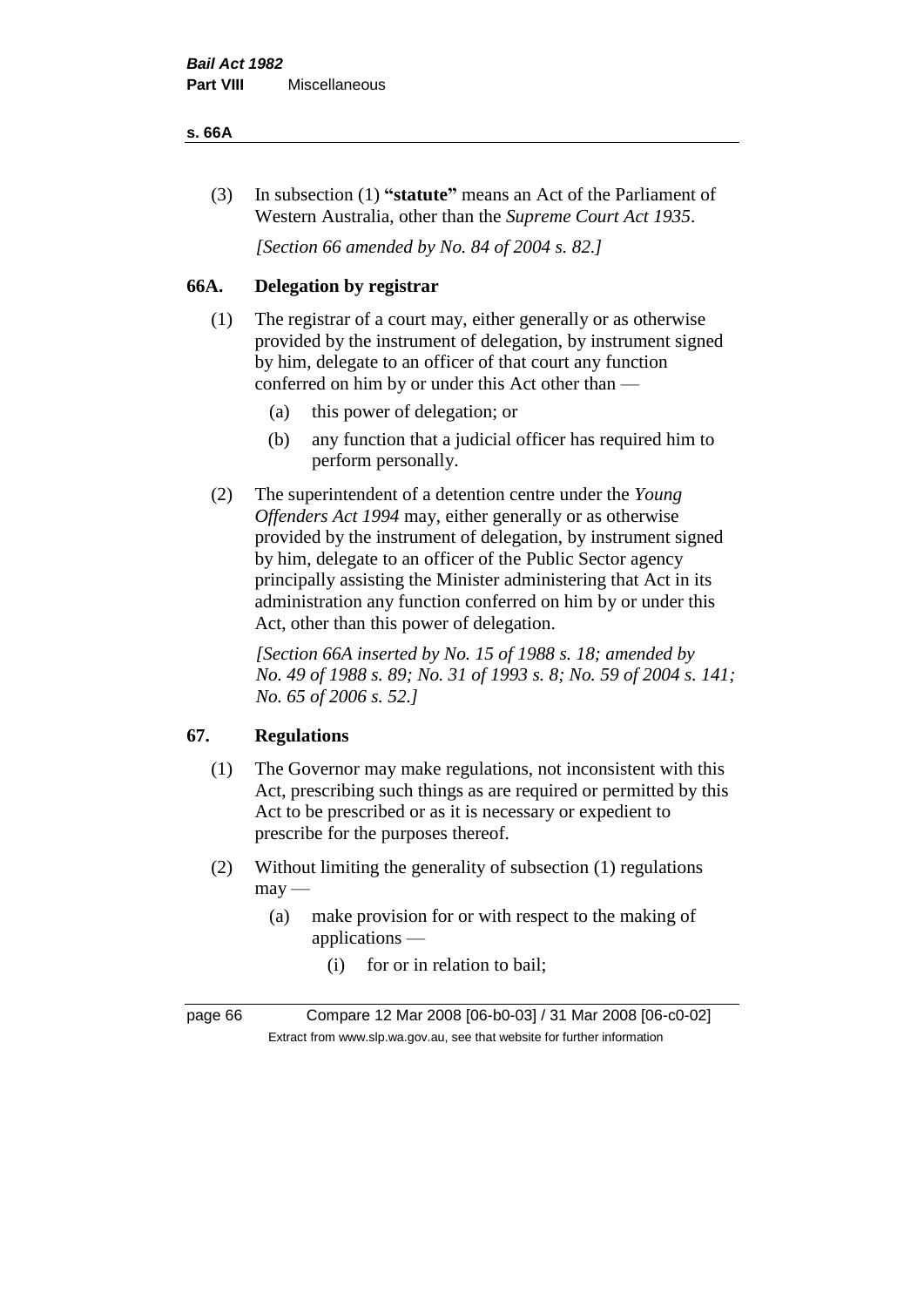(3) In subsection (1) **"statute"** means an Act of the Parliament of Western Australia, other than the *Supreme Court Act 1935*.

*[Section 66 amended by No. 84 of 2004 s. 82.]*

### 66A. Delegation by registrar

(1) The registrar of a court may, either generally or as otherwise provided by the instrument of delegation, by instrument signed by him, delegate to an officer of that court any function conferred on him by or under this Act other than —

  (a) this power of delegation; or

  (b) any function that a judicial officer has required him to perform personally.

(2) The superintendent of a detention centre under the *Young Offenders Act 1994* may, either generally or as otherwise provided by the instrument of delegation, by instrument signed by him, delegate to an officer of the Public Sector agency principally assisting the Minister administering that Act in its administration any function conferred on him by or under this Act, other than this power of delegation.

*[Section 66A inserted by No. 15 of 1988 s. 18; amended by No. 49 of 1988 s. 89; No. 31 of 1993 s. 8; No. 59 of 2004 s. 141; No. 65 of 2006 s. 52.]*

### 67. Regulations

(1) The Governor may make regulations, not inconsistent with this Act, prescribing such things as are required or permitted by this Act to be prescribed or as it is necessary or expedient to prescribe for the purposes thereof.

(2) Without limiting the generality of subsection (1) regulations may —

  (a) make provision for or with respect to the making of applications —

    (i) for or in relation to bail;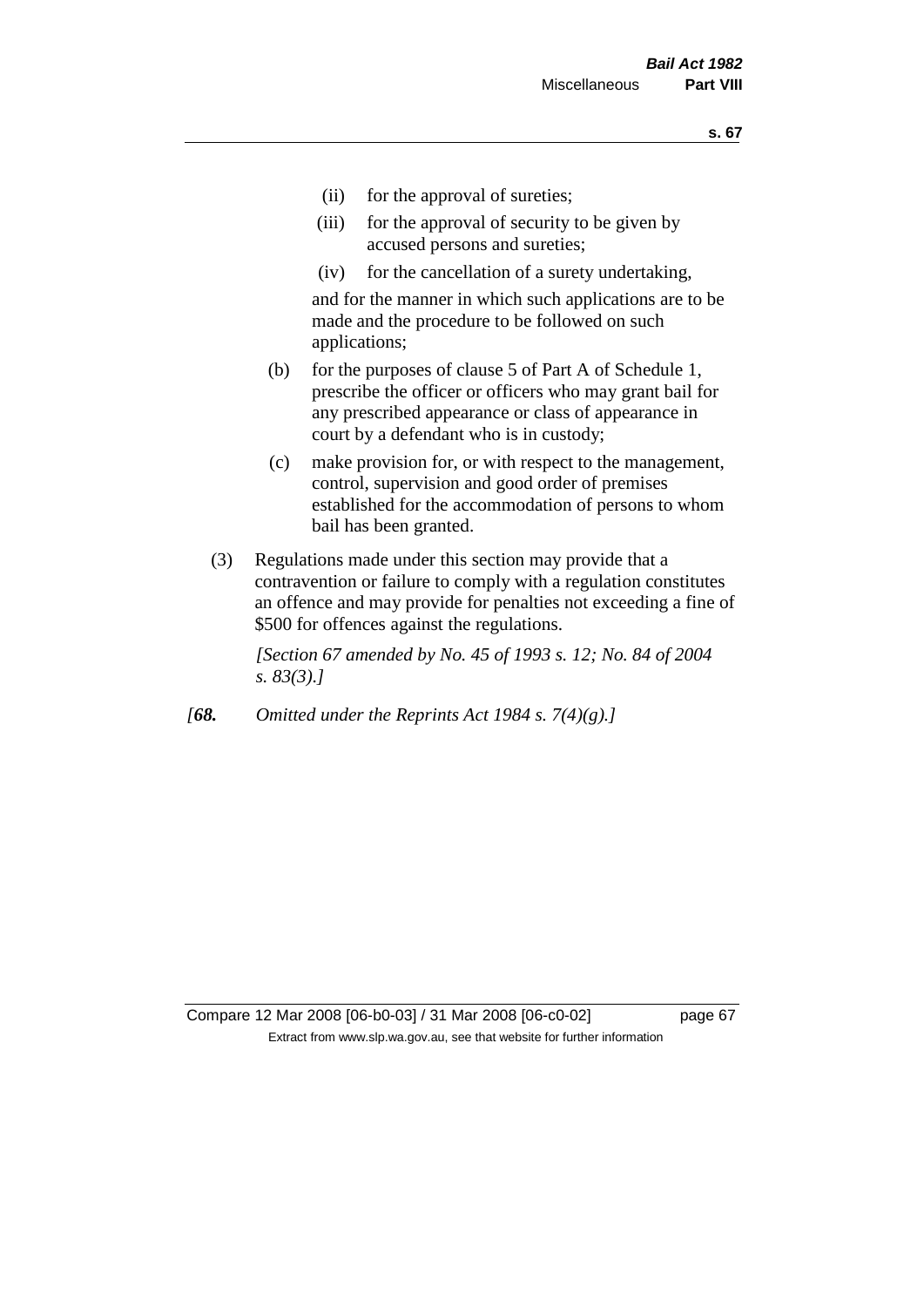(ii) for the approval of sureties;

(iii) for the approval of security to be given by accused persons and sureties;

(iv) for the cancellation of a surety undertaking,

and for the manner in which such applications are to be made and the procedure to be followed on such applications;

(b) for the purposes of clause 5 of Part A of Schedule 1, prescribe the officer or officers who may grant bail for any prescribed appearance or class of appearance in court by a defendant who is in custody;

(c) make provision for, or with respect to the management, control, supervision and good order of premises established for the accommodation of persons to whom bail has been granted.

(3) Regulations made under this section may provide that a contravention or failure to comply with a regulation constitutes an offence and may provide for penalties not exceeding a fine of $500 for offences against the regulations.

*[Section 67 amended by No. 45 of 1993 s. 12; No. 84 of 2004 s. 83(3).]*

*[**68.** Omitted under the Reprints Act 1984 s. 7(4)(g).]*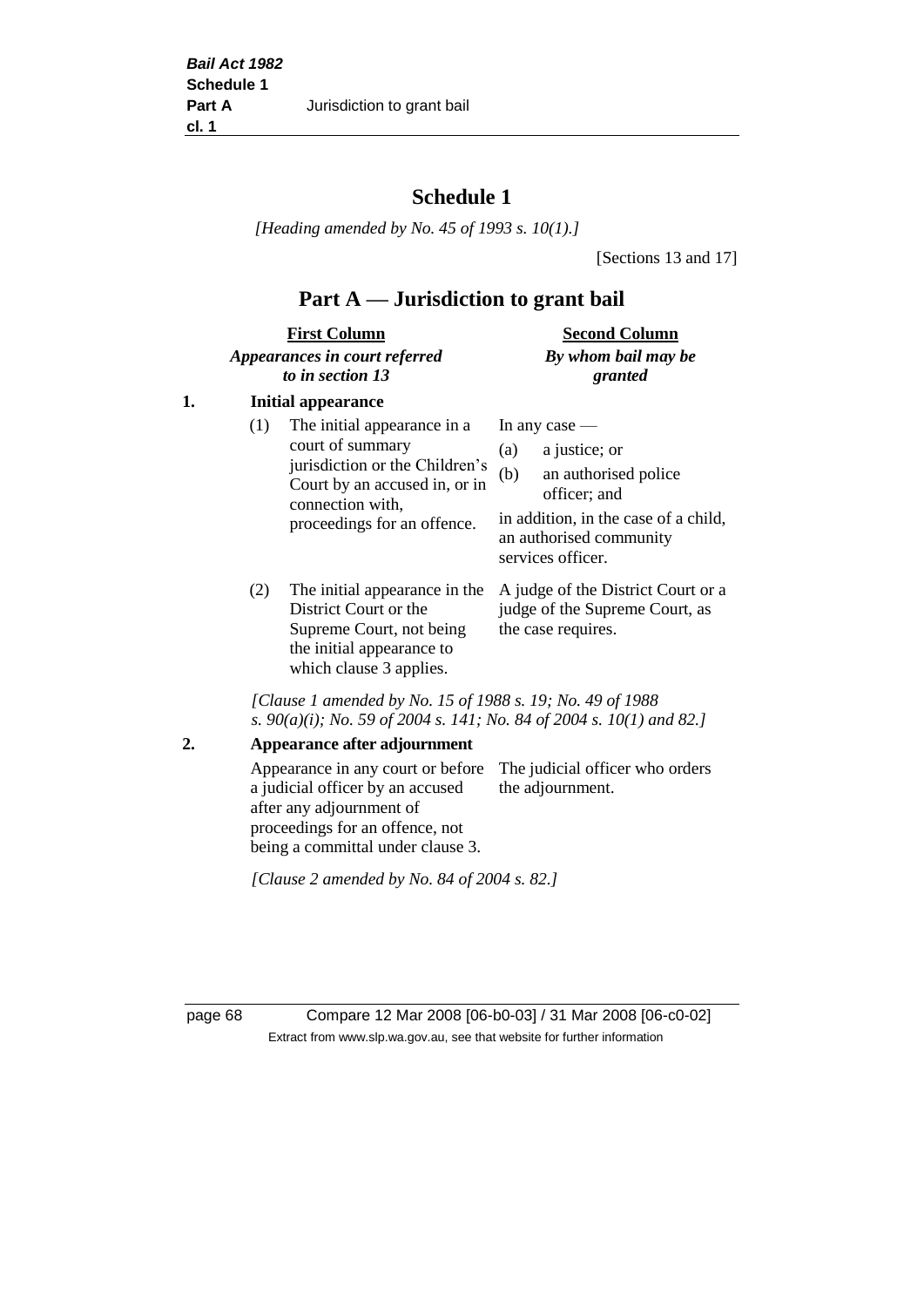# Schedule 1

*[Heading amended by No. 45 of 1993 s. 10(1).]*

[Sections 13 and 17]

## Part A — Jurisdiction to grant bail

| First Column<br>*Appearances in court referred to in section 13* | Second Column<br>*By whom bail may be granted* |
|---|---|

**1. Initial appearance**

| | |
|---|---|
| (1) The initial appearance in a court of summary jurisdiction or the Children's Court by an accused in, or in connection with, proceedings for an offence. | In any case —<br>(a) a justice; or<br>(b) an authorised police officer; and<br>in addition, in the case of a child, an authorised community services officer. |
| (2) The initial appearance in the District Court or the Supreme Court, not being the initial appearance to which clause 3 applies. | A judge of the District Court or a judge of the Supreme Court, as the case requires. |

*[Clause 1 amended by No. 15 of 1988 s. 19; No. 49 of 1988 s. 90(a)(i); No. 59 of 2004 s. 141; No. 84 of 2004 s. 10(1) and 82.]*

**2. Appearance after adjournment**

| | |
|---|---|
| Appearance in any court or before a judicial officer by an accused after any adjournment of proceedings for an offence, not being a committal under clause 3. | The judicial officer who orders the adjournment. |

*[Clause 2 amended by No. 84 of 2004 s. 82.]*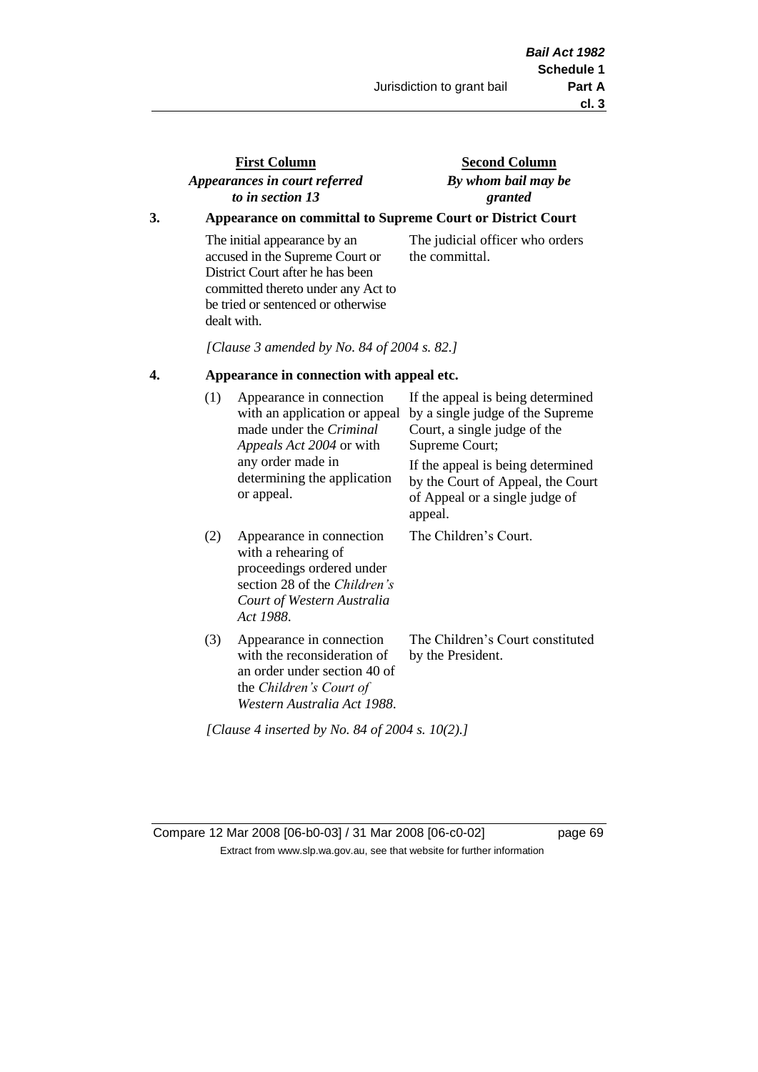| First Column *Appearances in court referred to in section 13* | Second Column *By whom bail may be granted* |
| --- | --- |

**3. Appearance on committal to Supreme Court or District Court**

| | |
| --- | --- |
| The initial appearance by an accused in the Supreme Court or District Court after he has been committed thereto under any Act to be tried or sentenced or otherwise dealt with. | The judicial officer who orders the committal. |

*[Clause 3 amended by No. 84 of 2004 s. 82.]*

**4. Appearance in connection with appeal etc.**

| | | |
| --- | --- | --- |
| (1) | Appearance in connection with an application or appeal made under the *Criminal Appeals Act 2004* or with any order made in determining the application or appeal. | If the appeal is being determined by a single judge of the Supreme Court, a single judge of the Supreme Court; If the appeal is being determined by the Court of Appeal, the Court of Appeal or a single judge of appeal. |
| (2) | Appearance in connection with a rehearing of proceedings ordered under section 28 of the *Children's Court of Western Australia Act 1988*. | The Children's Court. |
| (3) | Appearance in connection with the reconsideration of an order under section 40 of the *Children's Court of Western Australia Act 1988*. | The Children's Court constituted by the President. |

*[Clause 4 inserted by No. 84 of 2004 s. 10(2).]*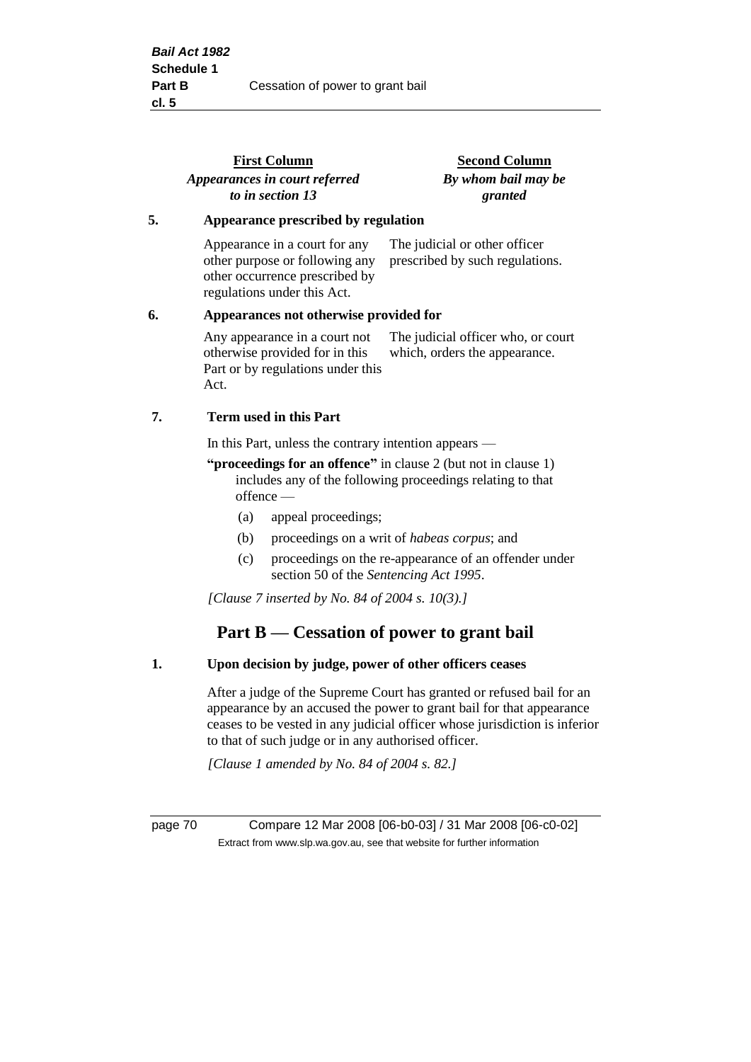| First Column *Appearances in court referred to in section 13* | Second Column *By whom bail may be granted* |
|---|---|

**5. Appearance prescribed by regulation**

| | |
|---|---|
| Appearance in a court for any other purpose or following any other occurrence prescribed by regulations under this Act. | The judicial or other officer prescribed by such regulations. |

**6. Appearances not otherwise provided for**

| | |
|---|---|
| Any appearance in a court not otherwise provided for in this Part or by regulations under this Act. | The judicial officer who, or court which, orders the appearance. |

**7. Term used in this Part**

In this Part, unless the contrary intention appears —

**"proceedings for an offence"** in clause 2 (but not in clause 1) includes any of the following proceedings relating to that offence —

(a) appeal proceedings;

(b) proceedings on a writ of *habeas corpus*; and

(c) proceedings on the re-appearance of an offender under section 50 of the *Sentencing Act 1995*.

*[Clause 7 inserted by No. 84 of 2004 s. 10(3).]*

## Part B — Cessation of power to grant bail

**1. Upon decision by judge, power of other officers ceases**

After a judge of the Supreme Court has granted or refused bail for an appearance by an accused the power to grant bail for that appearance ceases to be vested in any judicial officer whose jurisdiction is inferior to that of such judge or in any authorised officer.

*[Clause 1 amended by No. 84 of 2004 s. 82.]*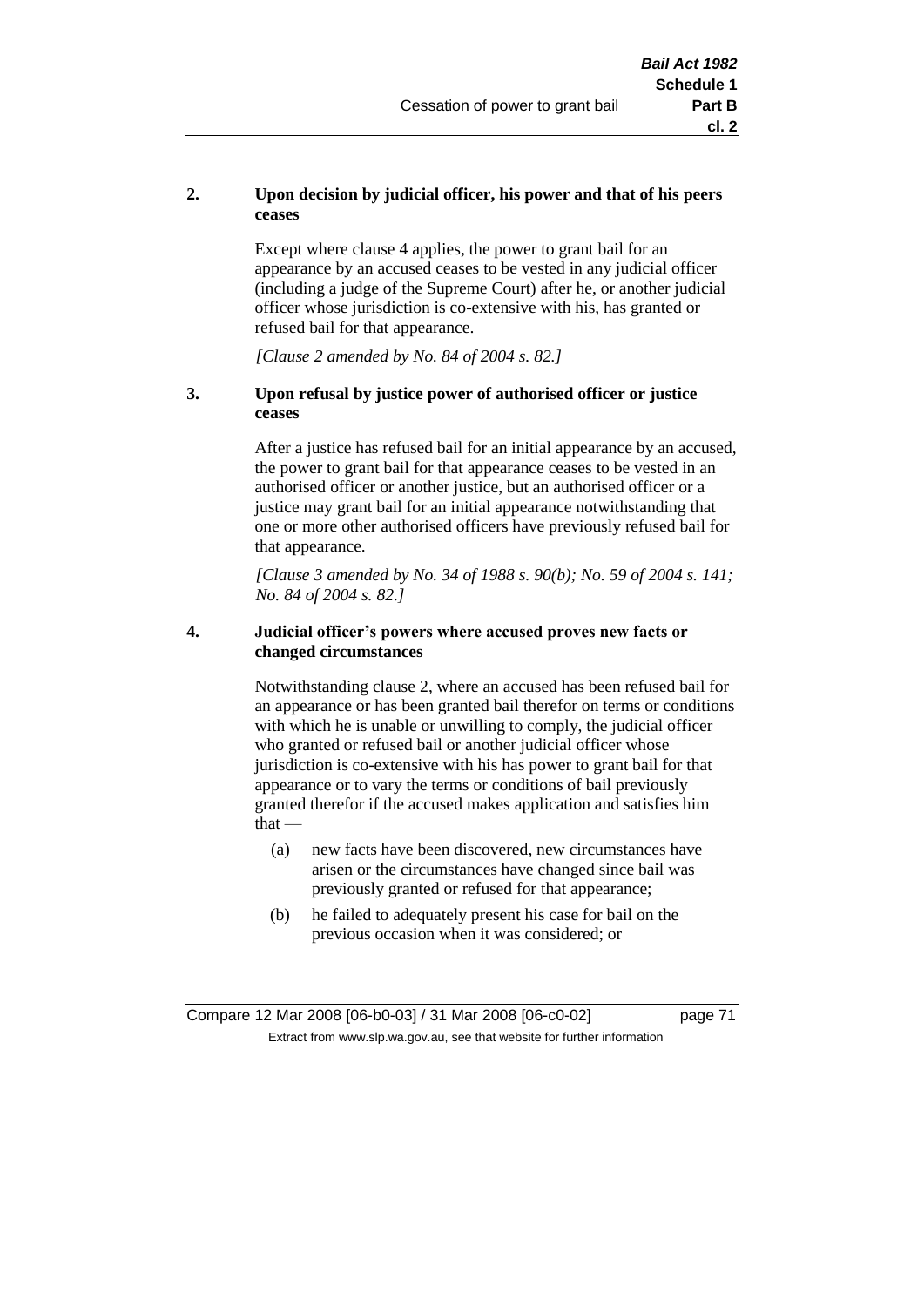**2. Upon decision by judicial officer, his power and that of his peers ceases**

Except where clause 4 applies, the power to grant bail for an appearance by an accused ceases to be vested in any judicial officer (including a judge of the Supreme Court) after he, or another judicial officer whose jurisdiction is co-extensive with his, has granted or refused bail for that appearance.

*[Clause 2 amended by No. 84 of 2004 s. 82.]*

**3. Upon refusal by justice power of authorised officer or justice ceases**

After a justice has refused bail for an initial appearance by an accused, the power to grant bail for that appearance ceases to be vested in an authorised officer or another justice, but an authorised officer or a justice may grant bail for an initial appearance notwithstanding that one or more other authorised officers have previously refused bail for that appearance.

*[Clause 3 amended by No. 34 of 1988 s. 90(b); No. 59 of 2004 s. 141; No. 84 of 2004 s. 82.]*

**4. Judicial officer's powers where accused proves new facts or changed circumstances**

Notwithstanding clause 2, where an accused has been refused bail for an appearance or has been granted bail therefor on terms or conditions with which he is unable or unwilling to comply, the judicial officer who granted or refused bail or another judicial officer whose jurisdiction is co-extensive with his has power to grant bail for that appearance or to vary the terms or conditions of bail previously granted therefor if the accused makes application and satisfies him that —

(a) new facts have been discovered, new circumstances have arisen or the circumstances have changed since bail was previously granted or refused for that appearance;

(b) he failed to adequately present his case for bail on the previous occasion when it was considered; or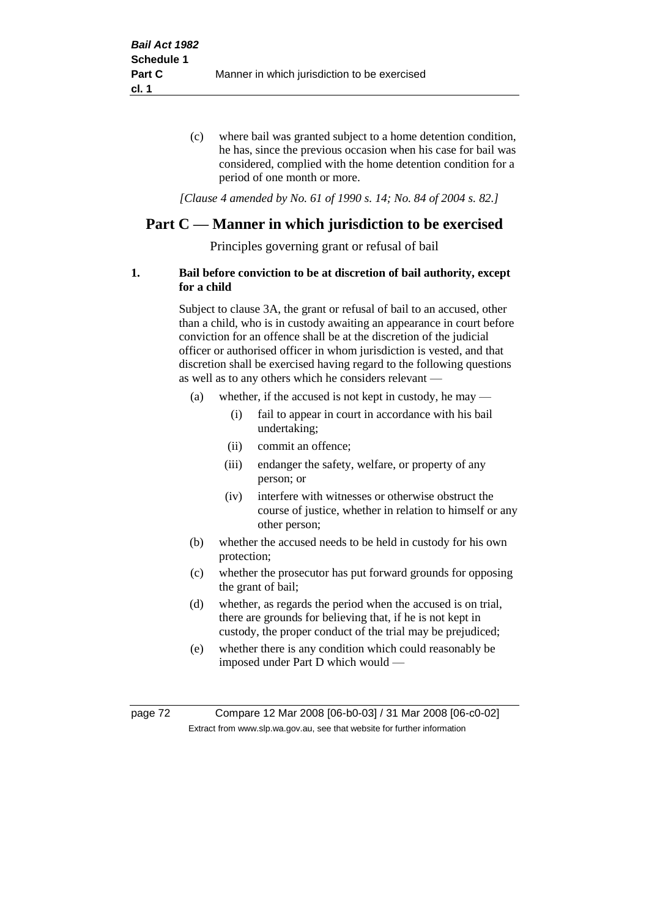(c) where bail was granted subject to a home detention condition, he has, since the previous occasion when his case for bail was considered, complied with the home detention condition for a period of one month or more.

*[Clause 4 amended by No. 61 of 1990 s. 14; No. 84 of 2004 s. 82.]*

## Part C — Manner in which jurisdiction to be exercised

Principles governing grant or refusal of bail

**1. Bail before conviction to be at discretion of bail authority, except for a child**

Subject to clause 3A, the grant or refusal of bail to an accused, other than a child, who is in custody awaiting an appearance in court before conviction for an offence shall be at the discretion of the judicial officer or authorised officer in whom jurisdiction is vested, and that discretion shall be exercised having regard to the following questions as well as to any others which he considers relevant —

- (a) whether, if the accused is not kept in custody, he may —
  - (i) fail to appear in court in accordance with his bail undertaking;
  - (ii) commit an offence;
  - (iii) endanger the safety, welfare, or property of any person; or
  - (iv) interfere with witnesses or otherwise obstruct the course of justice, whether in relation to himself or any other person;
- (b) whether the accused needs to be held in custody for his own protection;
- (c) whether the prosecutor has put forward grounds for opposing the grant of bail;
- (d) whether, as regards the period when the accused is on trial, there are grounds for believing that, if he is not kept in custody, the proper conduct of the trial may be prejudiced;
- (e) whether there is any condition which could reasonably be imposed under Part D which would —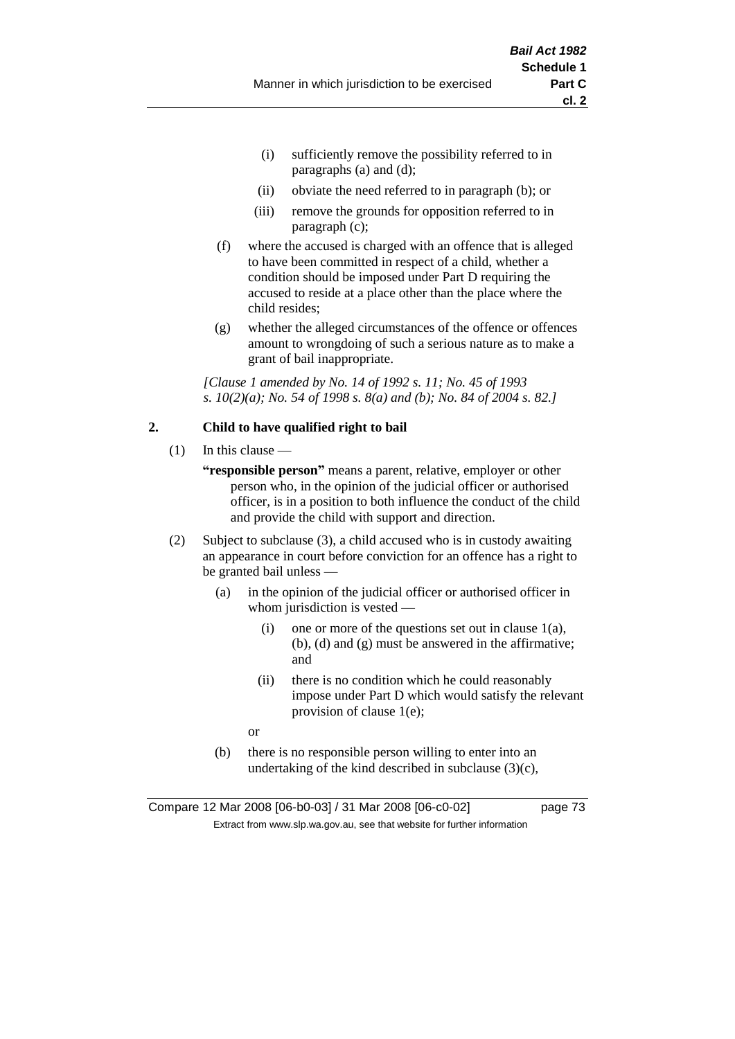(i) sufficiently remove the possibility referred to in paragraphs (a) and (d);

(ii) obviate the need referred to in paragraph (b); or

(iii) remove the grounds for opposition referred to in paragraph (c);

(f) where the accused is charged with an offence that is alleged to have been committed in respect of a child, whether a condition should be imposed under Part D requiring the accused to reside at a place other than the place where the child resides;

(g) whether the alleged circumstances of the offence or offences amount to wrongdoing of such a serious nature as to make a grant of bail inappropriate.

*[Clause 1 amended by No. 14 of 1992 s. 11; No. 45 of 1993 s. 10(2)(a); No. 54 of 1998 s. 8(a) and (b); No. 84 of 2004 s. 82.]*

**2. Child to have qualified right to bail**

(1) In this clause —

**"responsible person"** means a parent, relative, employer or other person who, in the opinion of the judicial officer or authorised officer, is in a position to both influence the conduct of the child and provide the child with support and direction.

(2) Subject to subclause (3), a child accused who is in custody awaiting an appearance in court before conviction for an offence has a right to be granted bail unless —

(a) in the opinion of the judicial officer or authorised officer in whom jurisdiction is vested —

(i) one or more of the questions set out in clause 1(a), (b), (d) and (g) must be answered in the affirmative; and

(ii) there is no condition which he could reasonably impose under Part D which would satisfy the relevant provision of clause 1(e);

or

(b) there is no responsible person willing to enter into an undertaking of the kind described in subclause (3)(c),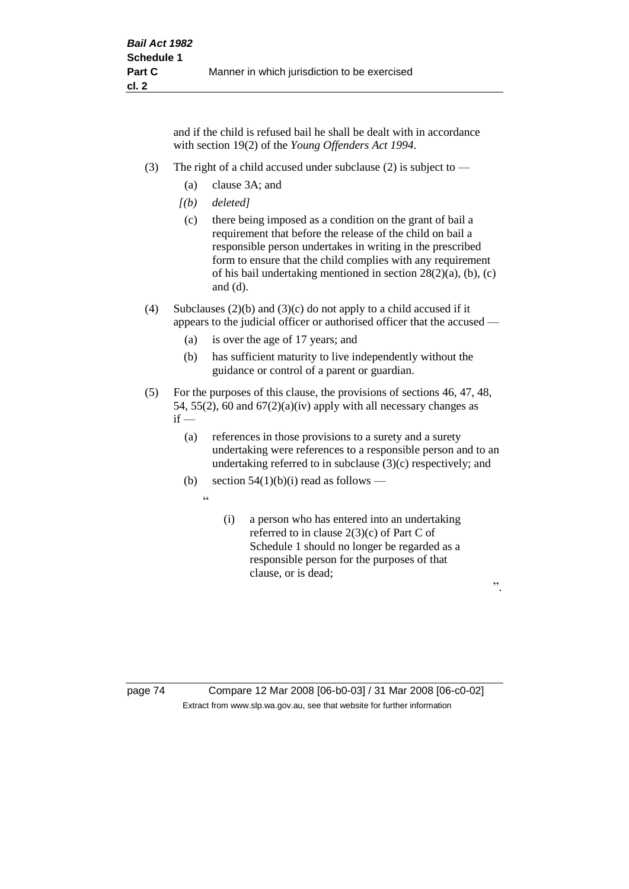and if the child is refused bail he shall be dealt with in accordance with section 19(2) of the *Young Offenders Act 1994*.

(3) The right of a child accused under subclause (2) is subject to —

(a) clause 3A; and

*[(b) deleted]*

(c) there being imposed as a condition on the grant of bail a requirement that before the release of the child on bail a responsible person undertakes in writing in the prescribed form to ensure that the child complies with any requirement of his bail undertaking mentioned in section 28(2)(a), (b), (c) and (d).

(4) Subclauses (2)(b) and (3)(c) do not apply to a child accused if it appears to the judicial officer or authorised officer that the accused —

(a) is over the age of 17 years; and

(b) has sufficient maturity to live independently without the guidance or control of a parent or guardian.

(5) For the purposes of this clause, the provisions of sections 46, 47, 48, 54, 55(2), 60 and 67(2)(a)(iv) apply with all necessary changes as if —

(a) references in those provisions to a surety and a surety undertaking were references to a responsible person and to an undertaking referred to in subclause (3)(c) respectively; and

(b) section 54(1)(b)(i) read as follows —

"

(i) a person who has entered into an undertaking referred to in clause 2(3)(c) of Part C of Schedule 1 should no longer be regarded as a responsible person for the purposes of that clause, or is dead;

".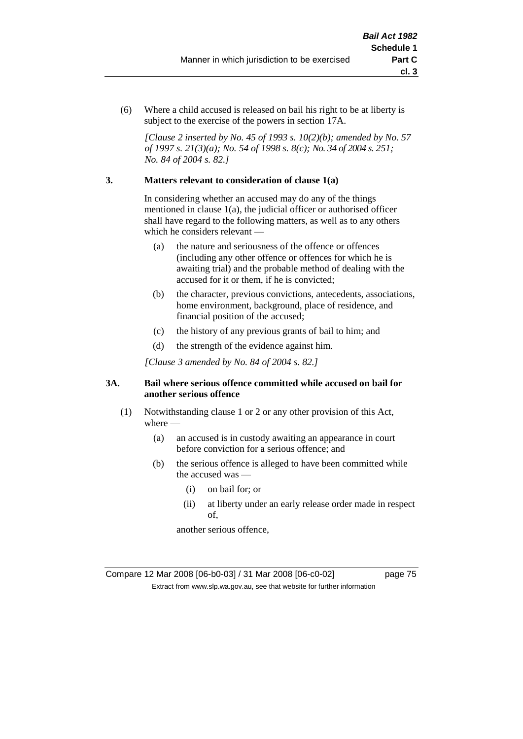(6) Where a child accused is released on bail his right to be at liberty is subject to the exercise of the powers in section 17A.

*[Clause 2 inserted by No. 45 of 1993 s. 10(2)(b); amended by No. 57 of 1997 s. 21(3)(a); No. 54 of 1998 s. 8(c); No. 34 of 2004 s. 251; No. 84 of 2004 s. 82.]*

### 3. Matters relevant to consideration of clause 1(a)

In considering whether an accused may do any of the things mentioned in clause 1(a), the judicial officer or authorised officer shall have regard to the following matters, as well as to any others which he considers relevant —

- (a) the nature and seriousness of the offence or offences (including any other offence or offences for which he is awaiting trial) and the probable method of dealing with the accused for it or them, if he is convicted;
- (b) the character, previous convictions, antecedents, associations, home environment, background, place of residence, and financial position of the accused;
- (c) the history of any previous grants of bail to him; and
- (d) the strength of the evidence against him.

*[Clause 3 amended by No. 84 of 2004 s. 82.]*

### 3A. Bail where serious offence committed while accused on bail for another serious offence

(1) Notwithstanding clause 1 or 2 or any other provision of this Act, where —

- (a) an accused is in custody awaiting an appearance in court before conviction for a serious offence; and
- (b) the serious offence is alleged to have been committed while the accused was —
  - (i) on bail for; or
  - (ii) at liberty under an early release order made in respect of,

  another serious offence,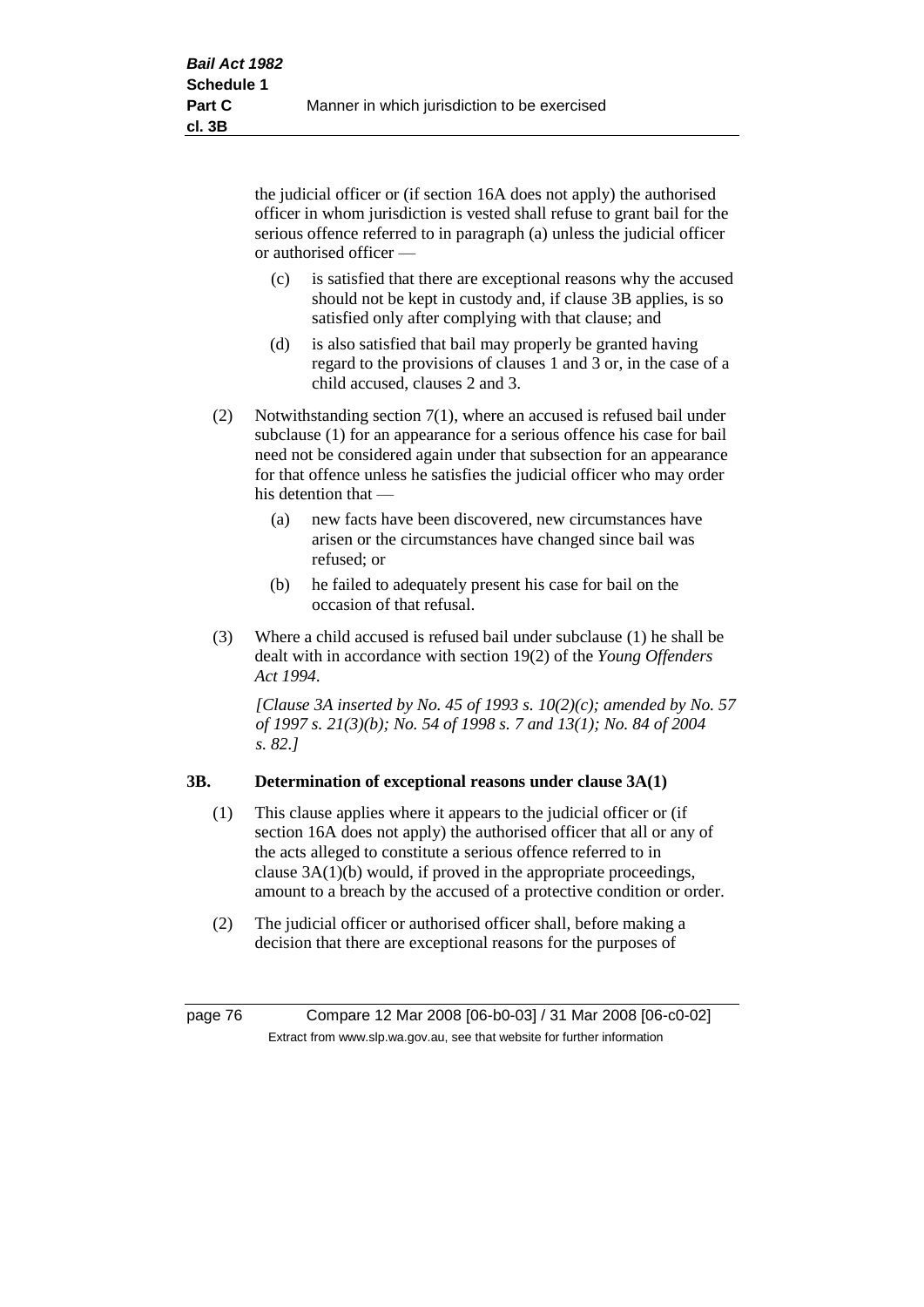the judicial officer or (if section 16A does not apply) the authorised officer in whom jurisdiction is vested shall refuse to grant bail for the serious offence referred to in paragraph (a) unless the judicial officer or authorised officer —

(c) is satisfied that there are exceptional reasons why the accused should not be kept in custody and, if clause 3B applies, is so satisfied only after complying with that clause; and

(d) is also satisfied that bail may properly be granted having regard to the provisions of clauses 1 and 3 or, in the case of a child accused, clauses 2 and 3.

(2) Notwithstanding section 7(1), where an accused is refused bail under subclause (1) for an appearance for a serious offence his case for bail need not be considered again under that subsection for an appearance for that offence unless he satisfies the judicial officer who may order his detention that —

(a) new facts have been discovered, new circumstances have arisen or the circumstances have changed since bail was refused; or

(b) he failed to adequately present his case for bail on the occasion of that refusal.

(3) Where a child accused is refused bail under subclause (1) he shall be dealt with in accordance with section 19(2) of the *Young Offenders Act 1994*.

*[Clause 3A inserted by No. 45 of 1993 s. 10(2)(c); amended by No. 57 of 1997 s. 21(3)(b); No. 54 of 1998 s. 7 and 13(1); No. 84 of 2004 s. 82.]*

**3B. Determination of exceptional reasons under clause 3A(1)**

(1) This clause applies where it appears to the judicial officer or (if section 16A does not apply) the authorised officer that all or any of the acts alleged to constitute a serious offence referred to in clause 3A(1)(b) would, if proved in the appropriate proceedings, amount to a breach by the accused of a protective condition or order.

(2) The judicial officer or authorised officer shall, before making a decision that there are exceptional reasons for the purposes of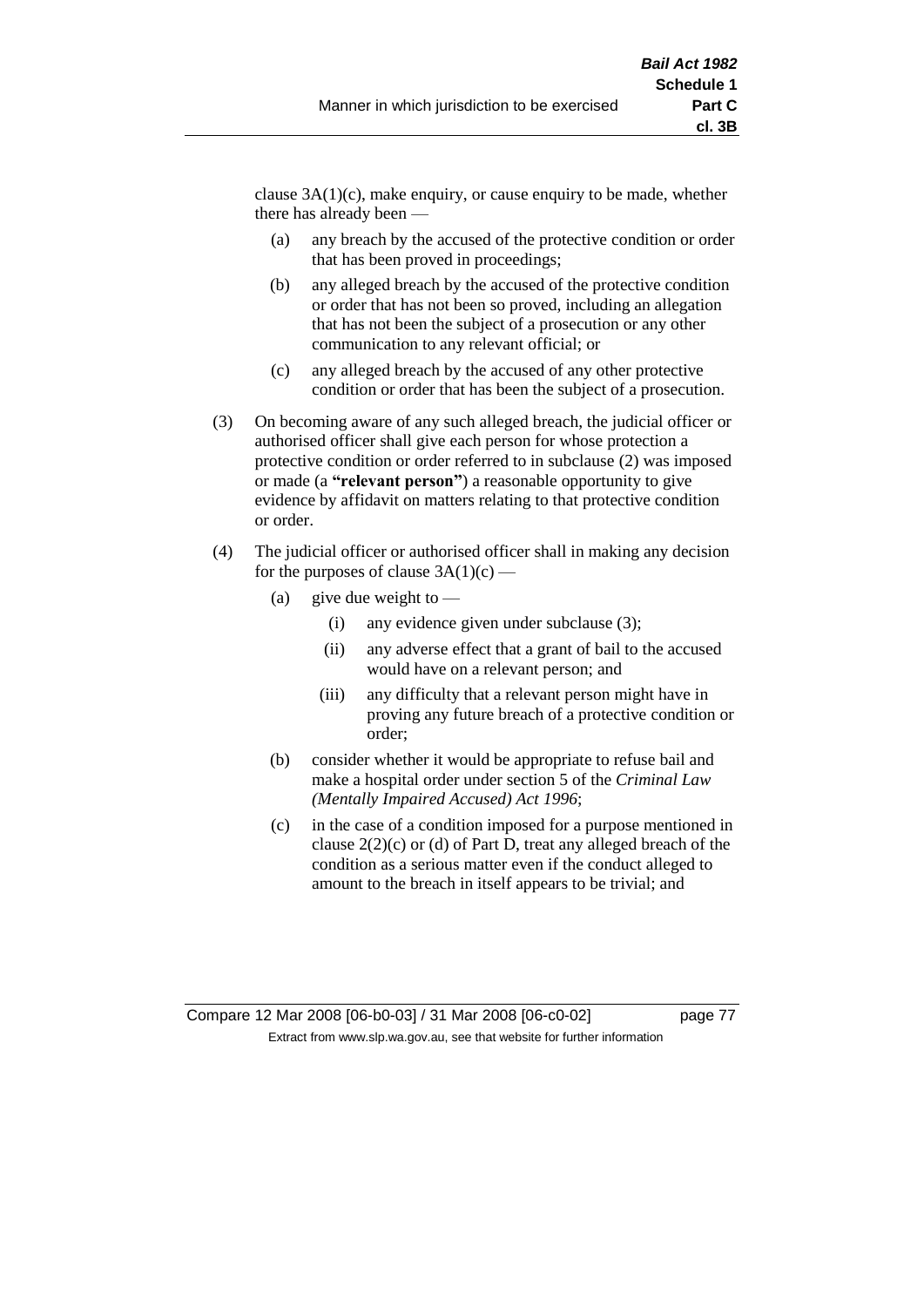clause 3A(1)(c), make enquiry, or cause enquiry to be made, whether there has already been —

(a) any breach by the accused of the protective condition or order that has been proved in proceedings;

(b) any alleged breach by the accused of the protective condition or order that has not been so proved, including an allegation that has not been the subject of a prosecution or any other communication to any relevant official; or

(c) any alleged breach by the accused of any other protective condition or order that has been the subject of a prosecution.

(3) On becoming aware of any such alleged breach, the judicial officer or authorised officer shall give each person for whose protection a protective condition or order referred to in subclause (2) was imposed or made (a **"relevant person"**) a reasonable opportunity to give evidence by affidavit on matters relating to that protective condition or order.

(4) The judicial officer or authorised officer shall in making any decision for the purposes of clause 3A(1)(c) —

(a) give due weight to —

(i) any evidence given under subclause (3);

(ii) any adverse effect that a grant of bail to the accused would have on a relevant person; and

(iii) any difficulty that a relevant person might have in proving any future breach of a protective condition or order;

(b) consider whether it would be appropriate to refuse bail and make a hospital order under section 5 of the *Criminal Law (Mentally Impaired Accused) Act 1996*;

(c) in the case of a condition imposed for a purpose mentioned in clause 2(2)(c) or (d) of Part D, treat any alleged breach of the condition as a serious matter even if the conduct alleged to amount to the breach in itself appears to be trivial; and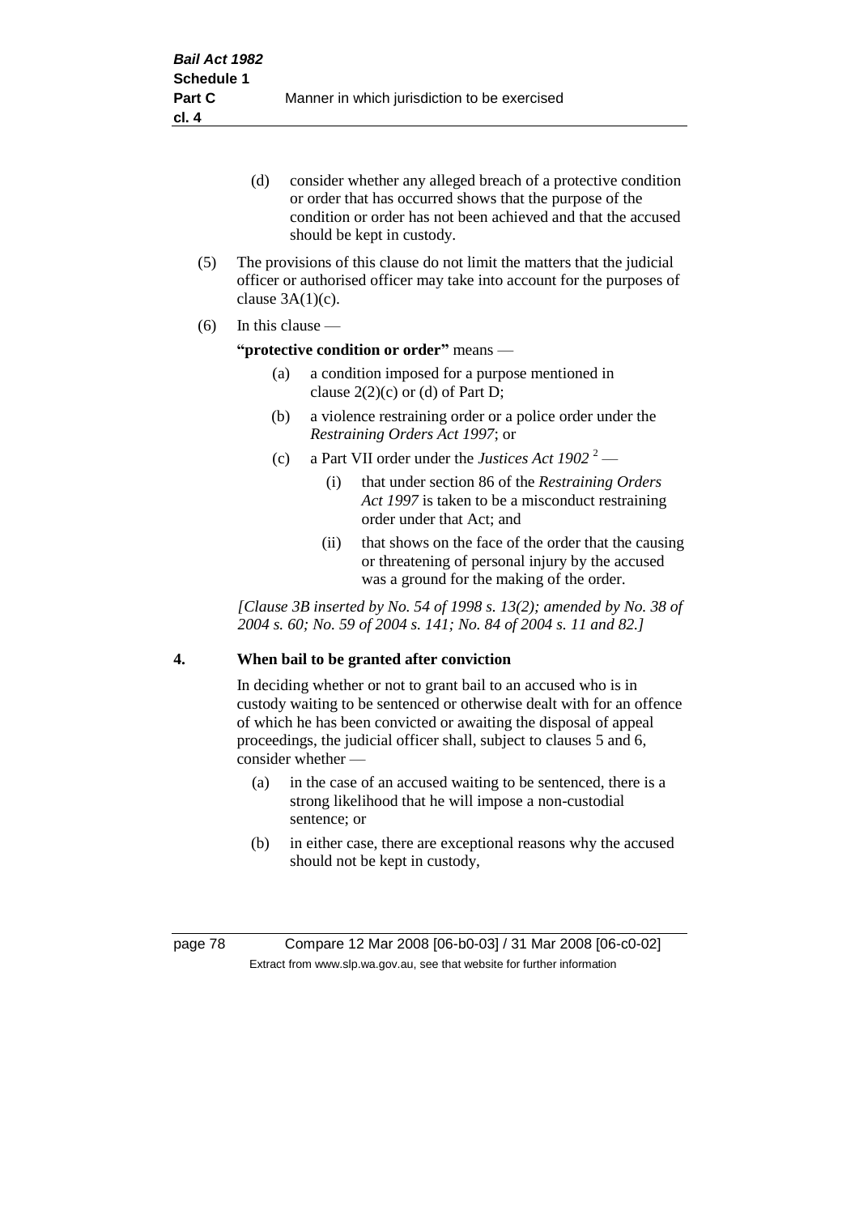(d) consider whether any alleged breach of a protective condition or order that has occurred shows that the purpose of the condition or order has not been achieved and that the accused should be kept in custody.

(5) The provisions of this clause do not limit the matters that the judicial officer or authorised officer may take into account for the purposes of clause 3A(1)(c).

(6) In this clause —

**"protective condition or order"** means —

(a) a condition imposed for a purpose mentioned in clause 2(2)(c) or (d) of Part D;

(b) a violence restraining order or a police order under the *Restraining Orders Act 1997*; or

(c) a Part VII order under the *Justices Act 1902* [2] —

(i) that under section 86 of the *Restraining Orders Act 1997* is taken to be a misconduct restraining order under that Act; and

(ii) that shows on the face of the order that the causing or threatening of personal injury by the accused was a ground for the making of the order.

*[Clause 3B inserted by No. 54 of 1998 s. 13(2); amended by No. 38 of 2004 s. 60; No. 59 of 2004 s. 141; No. 84 of 2004 s. 11 and 82.]*

## 4. When bail to be granted after conviction

In deciding whether or not to grant bail to an accused who is in custody waiting to be sentenced or otherwise dealt with for an offence of which he has been convicted or awaiting the disposal of appeal proceedings, the judicial officer shall, subject to clauses 5 and 6, consider whether —

(a) in the case of an accused waiting to be sentenced, there is a strong likelihood that he will impose a non-custodial sentence; or

(b) in either case, there are exceptional reasons why the accused should not be kept in custody,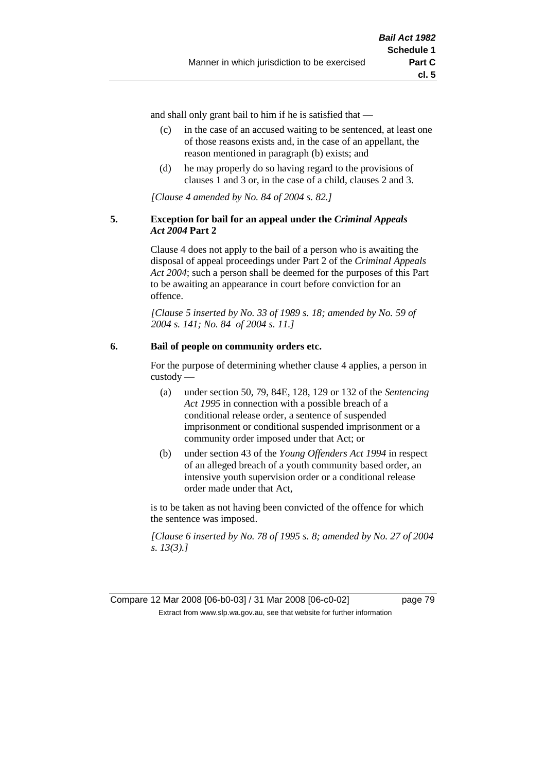and shall only grant bail to him if he is satisfied that —

- (c) in the case of an accused waiting to be sentenced, at least one of those reasons exists and, in the case of an appellant, the reason mentioned in paragraph (b) exists; and
- (d) he may properly do so having regard to the provisions of clauses 1 and 3 or, in the case of a child, clauses 2 and 3.

*[Clause 4 amended by No. 84 of 2004 s. 82.]*

### 5. Exception for bail for an appeal under the *Criminal Appeals Act 2004* Part 2

Clause 4 does not apply to the bail of a person who is awaiting the disposal of appeal proceedings under Part 2 of the *Criminal Appeals Act 2004*; such a person shall be deemed for the purposes of this Part to be awaiting an appearance in court before conviction for an offence.

*[Clause 5 inserted by No. 33 of 1989 s. 18; amended by No. 59 of 2004 s. 141; No. 84 of 2004 s. 11.]*

### 6. Bail of people on community orders etc.

For the purpose of determining whether clause 4 applies, a person in custody —

- (a) under section 50, 79, 84E, 128, 129 or 132 of the *Sentencing Act 1995* in connection with a possible breach of a conditional release order, a sentence of suspended imprisonment or conditional suspended imprisonment or a community order imposed under that Act; or
- (b) under section 43 of the *Young Offenders Act 1994* in respect of an alleged breach of a youth community based order, an intensive youth supervision order or a conditional release order made under that Act,

is to be taken as not having been convicted of the offence for which the sentence was imposed.

*[Clause 6 inserted by No. 78 of 1995 s. 8; amended by No. 27 of 2004 s. 13(3).]*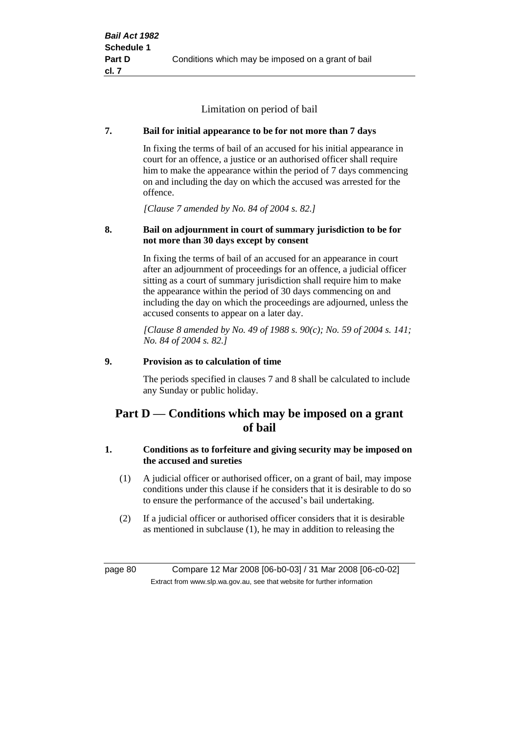Limitation on period of bail

**7. Bail for initial appearance to be for not more than 7 days**

In fixing the terms of bail of an accused for his initial appearance in court for an offence, a justice or an authorised officer shall require him to make the appearance within the period of 7 days commencing on and including the day on which the accused was arrested for the offence.

*[Clause 7 amended by No. 84 of 2004 s. 82.]*

**8. Bail on adjournment in court of summary jurisdiction to be for not more than 30 days except by consent**

In fixing the terms of bail of an accused for an appearance in court after an adjournment of proceedings for an offence, a judicial officer sitting as a court of summary jurisdiction shall require him to make the appearance within the period of 30 days commencing on and including the day on which the proceedings are adjourned, unless the accused consents to appear on a later day.

*[Clause 8 amended by No. 49 of 1988 s. 90(c); No. 59 of 2004 s. 141; No. 84 of 2004 s. 82.]*

**9. Provision as to calculation of time**

The periods specified in clauses 7 and 8 shall be calculated to include any Sunday or public holiday.

## Part D — Conditions which may be imposed on a grant of bail

**1. Conditions as to forfeiture and giving security may be imposed on the accused and sureties**

(1) A judicial officer or authorised officer, on a grant of bail, may impose conditions under this clause if he considers that it is desirable to do so to ensure the performance of the accused's bail undertaking.

(2) If a judicial officer or authorised officer considers that it is desirable as mentioned in subclause (1), he may in addition to releasing the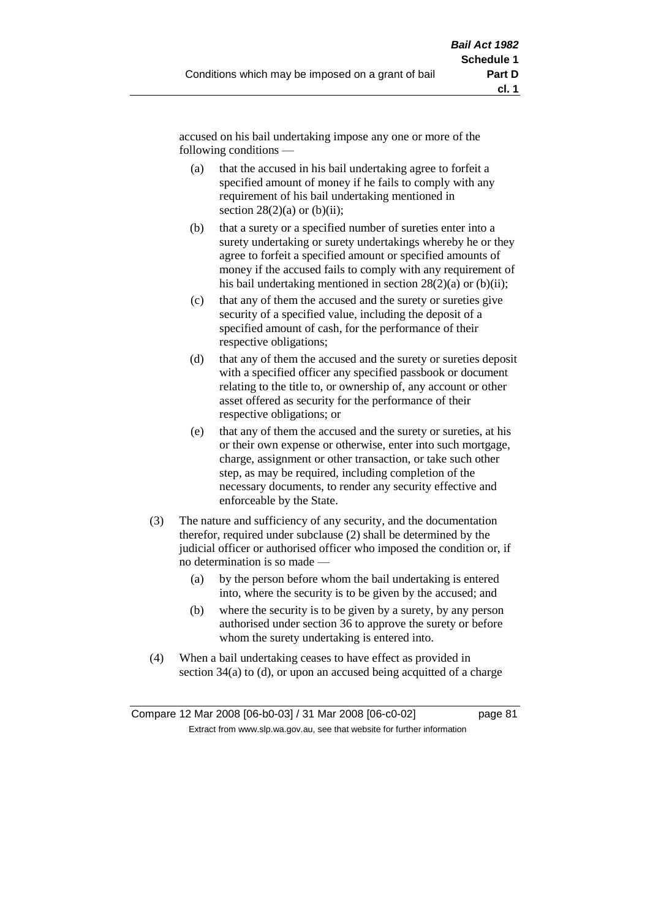accused on his bail undertaking impose any one or more of the following conditions —

(a) that the accused in his bail undertaking agree to forfeit a specified amount of money if he fails to comply with any requirement of his bail undertaking mentioned in section 28(2)(a) or (b)(ii);

(b) that a surety or a specified number of sureties enter into a surety undertaking or surety undertakings whereby he or they agree to forfeit a specified amount or specified amounts of money if the accused fails to comply with any requirement of his bail undertaking mentioned in section 28(2)(a) or (b)(ii);

(c) that any of them the accused and the surety or sureties give security of a specified value, including the deposit of a specified amount of cash, for the performance of their respective obligations;

(d) that any of them the accused and the surety or sureties deposit with a specified officer any specified passbook or document relating to the title to, or ownership of, any account or other asset offered as security for the performance of their respective obligations; or

(e) that any of them the accused and the surety or sureties, at his or their own expense or otherwise, enter into such mortgage, charge, assignment or other transaction, or take such other step, as may be required, including completion of the necessary documents, to render any security effective and enforceable by the State.

(3) The nature and sufficiency of any security, and the documentation therefor, required under subclause (2) shall be determined by the judicial officer or authorised officer who imposed the condition or, if no determination is so made —

(a) by the person before whom the bail undertaking is entered into, where the security is to be given by the accused; and

(b) where the security is to be given by a surety, by any person authorised under section 36 to approve the surety or before whom the surety undertaking is entered into.

(4) When a bail undertaking ceases to have effect as provided in section 34(a) to (d), or upon an accused being acquitted of a charge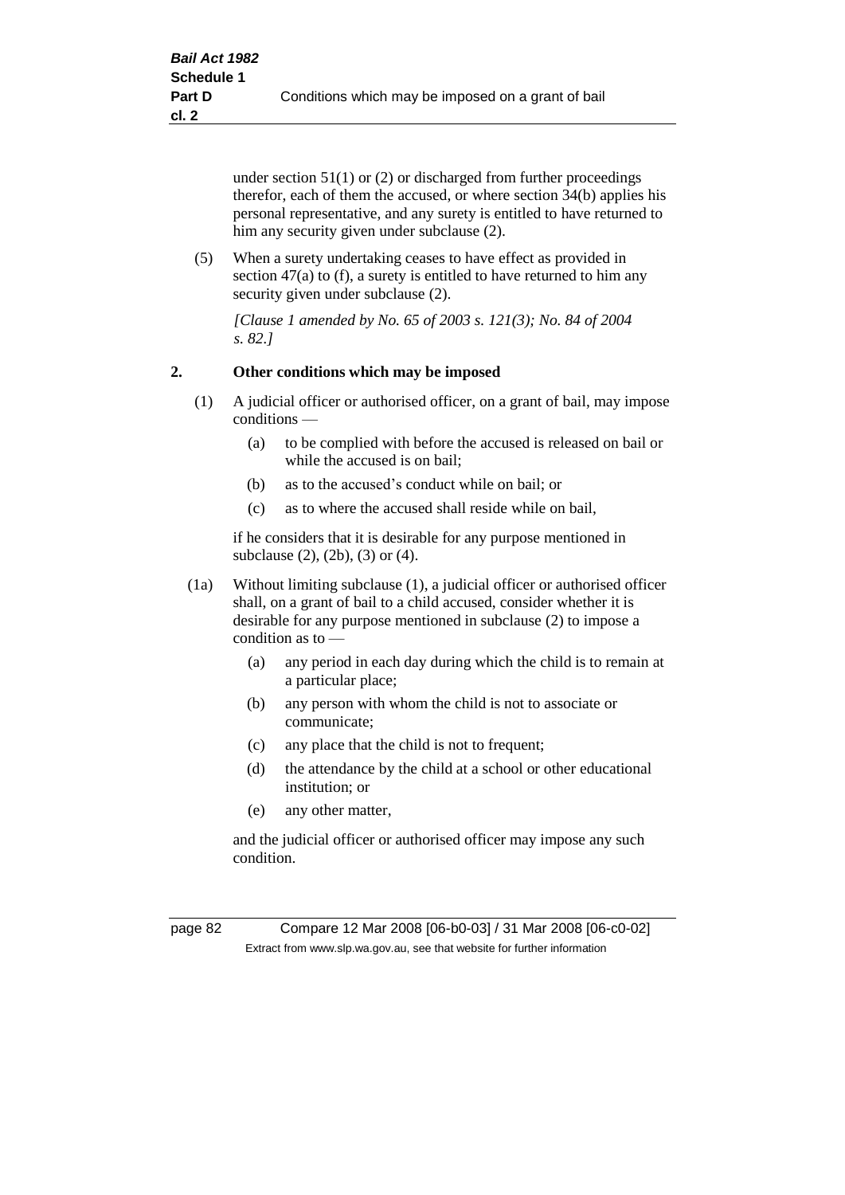under section 51(1) or (2) or discharged from further proceedings therefor, each of them the accused, or where section 34(b) applies his personal representative, and any surety is entitled to have returned to him any security given under subclause (2).

(5) When a surety undertaking ceases to have effect as provided in section 47(a) to (f), a surety is entitled to have returned to him any security given under subclause (2).

*[Clause 1 amended by No. 65 of 2003 s. 121(3); No. 84 of 2004 s. 82.]*

## 2. Other conditions which may be imposed

(1) A judicial officer or authorised officer, on a grant of bail, may impose conditions —

- (a) to be complied with before the accused is released on bail or while the accused is on bail;
- (b) as to the accused's conduct while on bail; or
- (c) as to where the accused shall reside while on bail,

if he considers that it is desirable for any purpose mentioned in subclause (2), (2b), (3) or (4).

(1a) Without limiting subclause (1), a judicial officer or authorised officer shall, on a grant of bail to a child accused, consider whether it is desirable for any purpose mentioned in subclause (2) to impose a condition as to —

- (a) any period in each day during which the child is to remain at a particular place;
- (b) any person with whom the child is not to associate or communicate;
- (c) any place that the child is not to frequent;
- (d) the attendance by the child at a school or other educational institution; or
- (e) any other matter,

and the judicial officer or authorised officer may impose any such condition.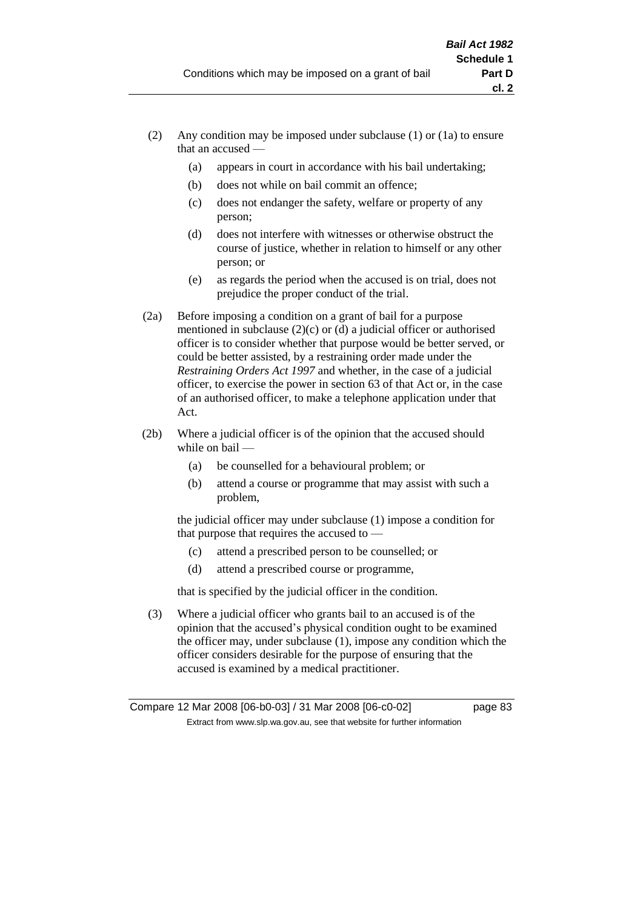(2) Any condition may be imposed under subclause (1) or (1a) to ensure that an accused —

(a) appears in court in accordance with his bail undertaking;

(b) does not while on bail commit an offence;

(c) does not endanger the safety, welfare or property of any person;

(d) does not interfere with witnesses or otherwise obstruct the course of justice, whether in relation to himself or any other person; or

(e) as regards the period when the accused is on trial, does not prejudice the proper conduct of the trial.

(2a) Before imposing a condition on a grant of bail for a purpose mentioned in subclause (2)(c) or (d) a judicial officer or authorised officer is to consider whether that purpose would be better served, or could be better assisted, by a restraining order made under the *Restraining Orders Act 1997* and whether, in the case of a judicial officer, to exercise the power in section 63 of that Act or, in the case of an authorised officer, to make a telephone application under that Act.

(2b) Where a judicial officer is of the opinion that the accused should while on bail —

(a) be counselled for a behavioural problem; or

(b) attend a course or programme that may assist with such a problem,

the judicial officer may under subclause (1) impose a condition for that purpose that requires the accused to —

(c) attend a prescribed person to be counselled; or

(d) attend a prescribed course or programme,

that is specified by the judicial officer in the condition.

(3) Where a judicial officer who grants bail to an accused is of the opinion that the accused's physical condition ought to be examined the officer may, under subclause (1), impose any condition which the officer considers desirable for the purpose of ensuring that the accused is examined by a medical practitioner.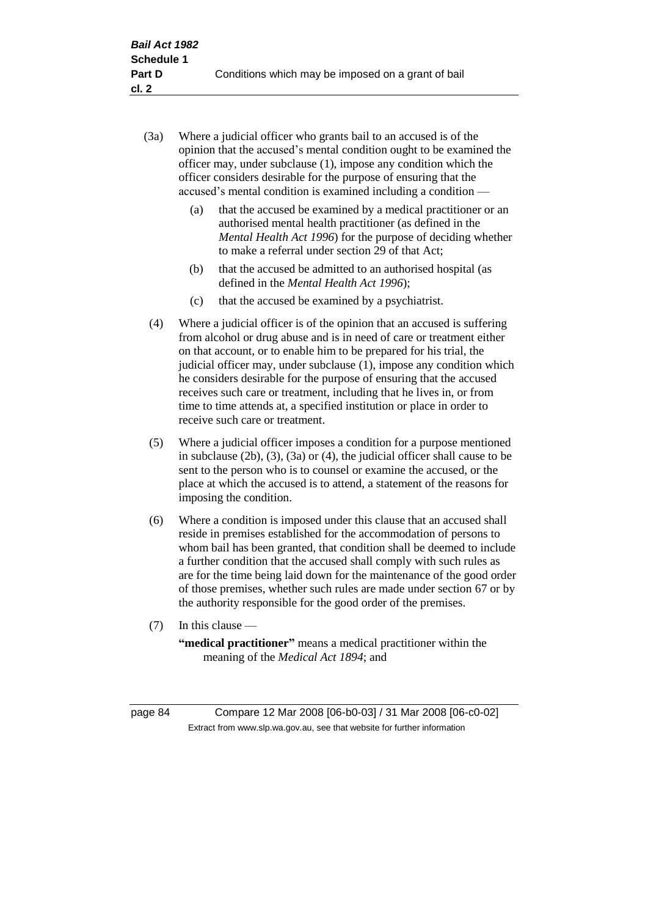(3a) Where a judicial officer who grants bail to an accused is of the opinion that the accused's mental condition ought to be examined the officer may, under subclause (1), impose any condition which the officer considers desirable for the purpose of ensuring that the accused's mental condition is examined including a condition —

(a) that the accused be examined by a medical practitioner or an authorised mental health practitioner (as defined in the *Mental Health Act 1996*) for the purpose of deciding whether to make a referral under section 29 of that Act;

(b) that the accused be admitted to an authorised hospital (as defined in the *Mental Health Act 1996*);

(c) that the accused be examined by a psychiatrist.

(4) Where a judicial officer is of the opinion that an accused is suffering from alcohol or drug abuse and is in need of care or treatment either on that account, or to enable him to be prepared for his trial, the judicial officer may, under subclause (1), impose any condition which he considers desirable for the purpose of ensuring that the accused receives such care or treatment, including that he lives in, or from time to time attends at, a specified institution or place in order to receive such care or treatment.

(5) Where a judicial officer imposes a condition for a purpose mentioned in subclause (2b), (3), (3a) or (4), the judicial officer shall cause to be sent to the person who is to counsel or examine the accused, or the place at which the accused is to attend, a statement of the reasons for imposing the condition.

(6) Where a condition is imposed under this clause that an accused shall reside in premises established for the accommodation of persons to whom bail has been granted, that condition shall be deemed to include a further condition that the accused shall comply with such rules as are for the time being laid down for the maintenance of the good order of those premises, whether such rules are made under section 67 or by the authority responsible for the good order of the premises.

(7) In this clause —

**"medical practitioner"** means a medical practitioner within the meaning of the *Medical Act 1894*; and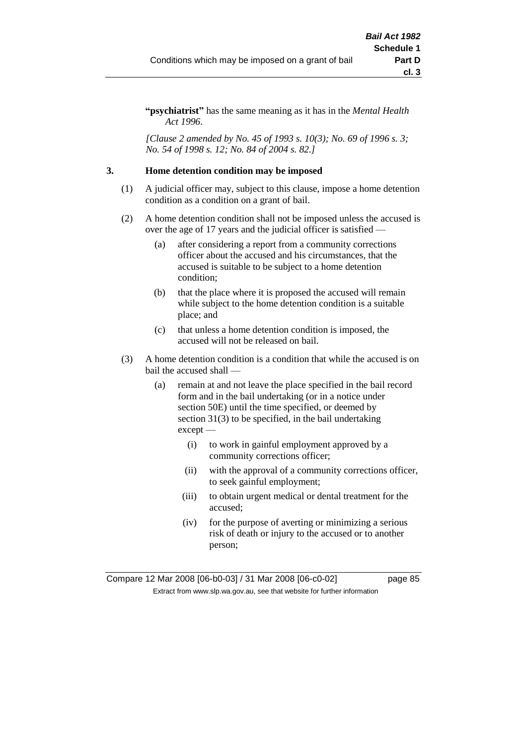**"psychiatrist"** has the same meaning as it has in the *Mental Health Act 1996*.

*[Clause 2 amended by No. 45 of 1993 s. 10(3); No. 69 of 1996 s. 3; No. 54 of 1998 s. 12; No. 84 of 2004 s. 82.]*

**3. Home detention condition may be imposed**

(1) A judicial officer may, subject to this clause, impose a home detention condition as a condition on a grant of bail.

(2) A home detention condition shall not be imposed unless the accused is over the age of 17 years and the judicial officer is satisfied —

(a) after considering a report from a community corrections officer about the accused and his circumstances, that the accused is suitable to be subject to a home detention condition;

(b) that the place where it is proposed the accused will remain while subject to the home detention condition is a suitable place; and

(c) that unless a home detention condition is imposed, the accused will not be released on bail.

(3) A home detention condition is a condition that while the accused is on bail the accused shall —

(a) remain at and not leave the place specified in the bail record form and in the bail undertaking (or in a notice under section 50E) until the time specified, or deemed by section 31(3) to be specified, in the bail undertaking except —

(i) to work in gainful employment approved by a community corrections officer;

(ii) with the approval of a community corrections officer, to seek gainful employment;

(iii) to obtain urgent medical or dental treatment for the accused;

(iv) for the purpose of averting or minimizing a serious risk of death or injury to the accused or to another person;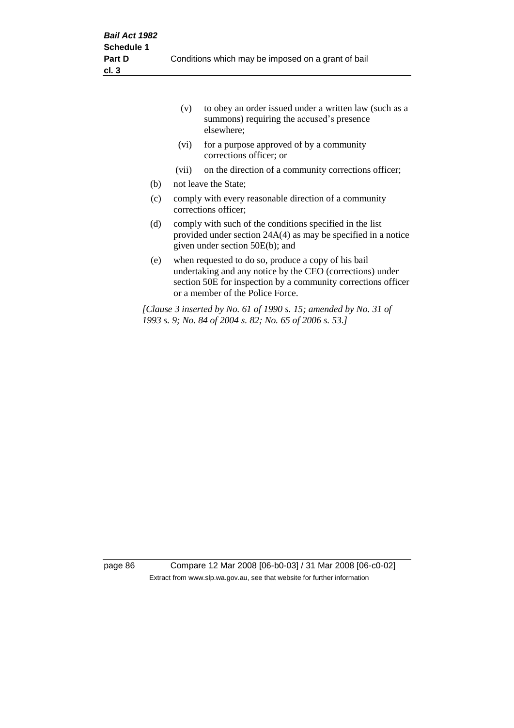(v) to obey an order issued under a written law (such as a summons) requiring the accused's presence elsewhere;

(vi) for a purpose approved of by a community corrections officer; or

(vii) on the direction of a community corrections officer;

(b) not leave the State;

(c) comply with every reasonable direction of a community corrections officer;

(d) comply with such of the conditions specified in the list provided under section 24A(4) as may be specified in a notice given under section 50E(b); and

(e) when requested to do so, produce a copy of his bail undertaking and any notice by the CEO (corrections) under section 50E for inspection by a community corrections officer or a member of the Police Force.

*[Clause 3 inserted by No. 61 of 1990 s. 15; amended by No. 31 of 1993 s. 9; No. 84 of 2004 s. 82; No. 65 of 2006 s. 53.]*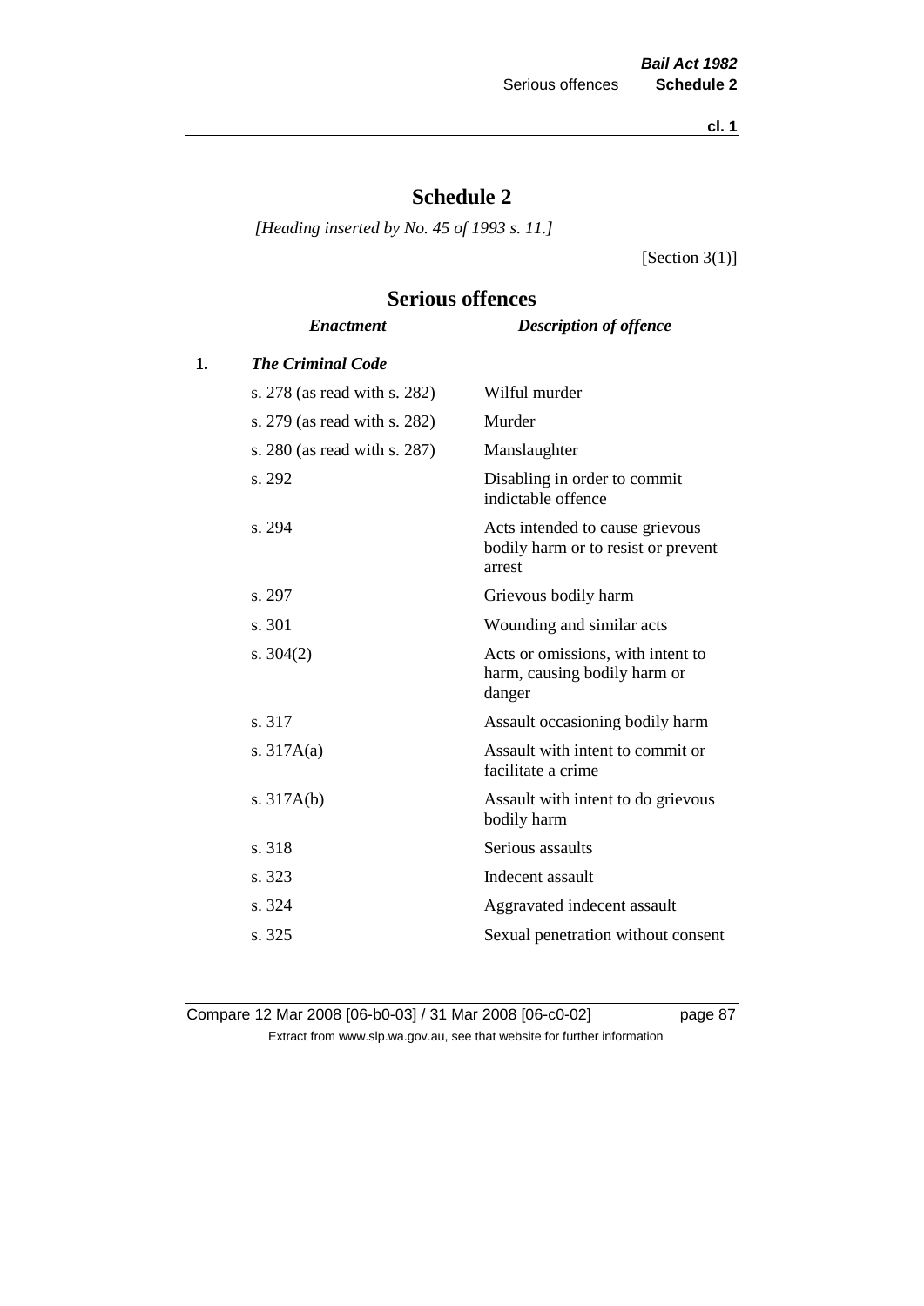# Schedule 2

*[Heading inserted by No. 45 of 1993 s. 11.]*

[Section 3(1)]

## Serious offences

| | *Enactment* | *Description of offence* |
|---|---|---|
| **1.** | ***The Criminal Code*** | |
| | s. 278 (as read with s. 282) | Wilful murder |
| | s. 279 (as read with s. 282) | Murder |
| | s. 280 (as read with s. 287) | Manslaughter |
| | s. 292 | Disabling in order to commit indictable offence |
| | s. 294 | Acts intended to cause grievous bodily harm or to resist or prevent arrest |
| | s. 297 | Grievous bodily harm |
| | s. 301 | Wounding and similar acts |
| | s. 304(2) | Acts or omissions, with intent to harm, causing bodily harm or danger |
| | s. 317 | Assault occasioning bodily harm |
| | s. 317A(a) | Assault with intent to commit or facilitate a crime |
| | s. 317A(b) | Assault with intent to do grievous bodily harm |
| | s. 318 | Serious assaults |
| | s. 323 | Indecent assault |
| | s. 324 | Aggravated indecent assault |
| | s. 325 | Sexual penetration without consent |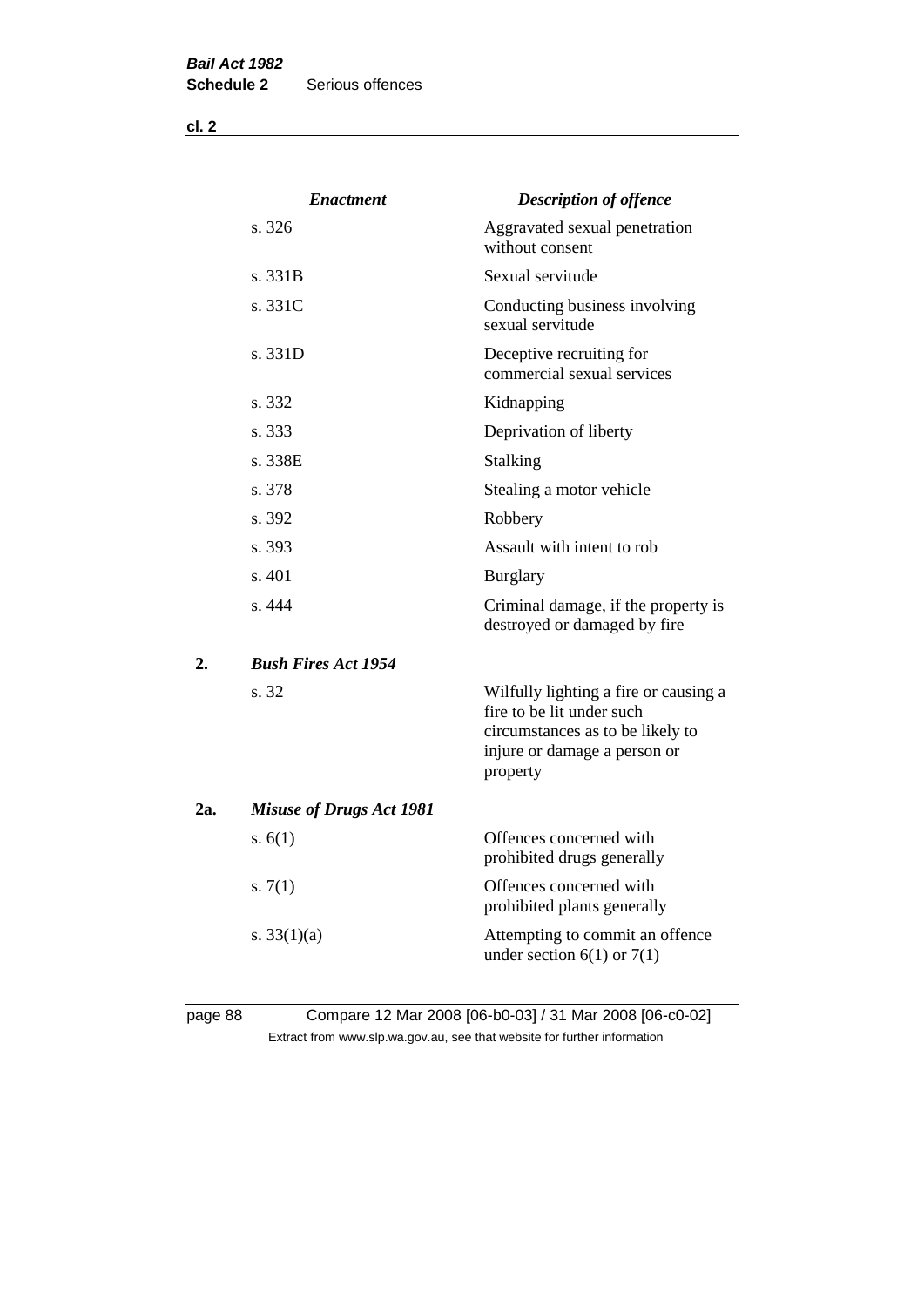| | *Enactment* | *Description of offence* |
|---|---|---|
| | s. 326 | Aggravated sexual penetration without consent |
| | s. 331B | Sexual servitude |
| | s. 331C | Conducting business involving sexual servitude |
| | s. 331D | Deceptive recruiting for commercial sexual services |
| | s. 332 | Kidnapping |
| | s. 333 | Deprivation of liberty |
| | s. 338E | Stalking |
| | s. 378 | Stealing a motor vehicle |
| | s. 392 | Robbery |
| | s. 393 | Assault with intent to rob |
| | s. 401 | Burglary |
| | s. 444 | Criminal damage, if the property is destroyed or damaged by fire |
| **2.** | ***Bush Fires Act 1954*** | |
| | s. 32 | Wilfully lighting a fire or causing a fire to be lit under such circumstances as to be likely to injure or damage a person or property |
| **2a.** | ***Misuse of Drugs Act 1981*** | |
| | s. 6(1) | Offences concerned with prohibited drugs generally |
| | s. 7(1) | Offences concerned with prohibited plants generally |
| | s. 33(1)(a) | Attempting to commit an offence under section 6(1) or 7(1) |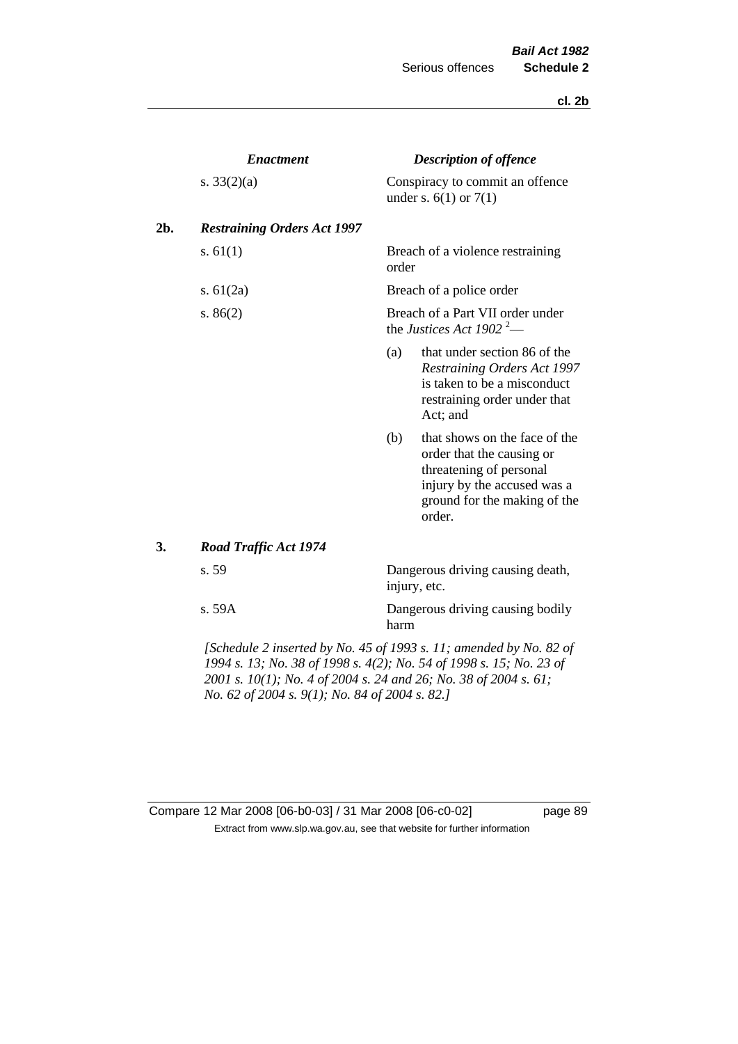| | *Enactment* | *Description of offence* |
|---|---|---|
| | s. 33(2)(a) | Conspiracy to commit an offence under s. 6(1) or 7(1) |
| **2b.** | ***Restraining Orders Act 1997*** | |
| | s. 61(1) | Breach of a violence restraining order |
| | s. 61(2a) | Breach of a police order |
| | s. 86(2) | Breach of a Part VII order under the *Justices Act 1902* [2]—<br>(a) that under section 86 of the *Restraining Orders Act 1997* is taken to be a misconduct restraining order under that Act; and<br>(b) that shows on the face of the order that the causing or threatening of personal injury by the accused was a ground for the making of the order. |
| **3.** | ***Road Traffic Act 1974*** | |
| | s. 59 | Dangerous driving causing death, injury, etc. |
| | s. 59A | Dangerous driving causing bodily harm |

*[Schedule 2 inserted by No. 45 of 1993 s. 11; amended by No. 82 of 1994 s. 13; No. 38 of 1998 s. 4(2); No. 54 of 1998 s. 15; No. 23 of 2001 s. 10(1); No. 4 of 2004 s. 24 and 26; No. 38 of 2004 s. 61; No. 62 of 2004 s. 9(1); No. 84 of 2004 s. 82.]*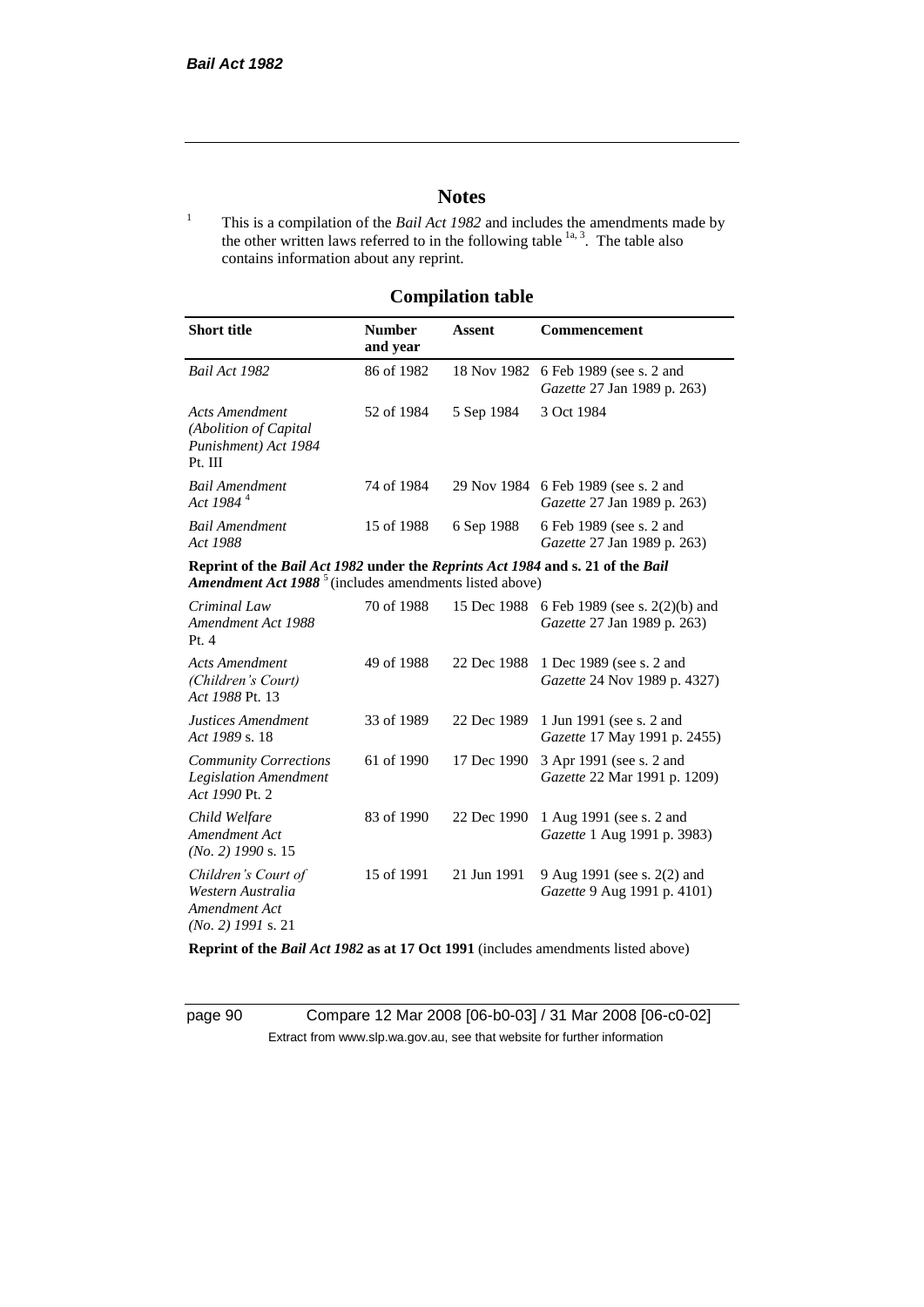# Notes

[1] This is a compilation of the *Bail Act 1982* and includes the amendments made by the other written laws referred to in the following table [1a, 3]. The table also contains information about any reprint.

## Compilation table

| Short title | Number and year | Assent | Commencement |
|---|---|---|---|
| *Bail Act 1982* | 86 of 1982 | 18 Nov 1982 | 6 Feb 1989 (see s. 2 and *Gazette* 27 Jan 1989 p. 263) |
| *Acts Amendment (Abolition of Capital Punishment) Act 1984* Pt. III | 52 of 1984 | 5 Sep 1984 | 3 Oct 1984 |
| *Bail Amendment Act 1984* [4] | 74 of 1984 | 29 Nov 1984 | 6 Feb 1989 (see s. 2 and *Gazette* 27 Jan 1989 p. 263) |
| *Bail Amendment Act 1988* | 15 of 1988 | 6 Sep 1988 | 6 Feb 1989 (see s. 2 and *Gazette* 27 Jan 1989 p. 263) |
| **Reprint of the *Bail Act 1982* under the *Reprints Act 1984* and s. 21 of the *Bail Amendment Act 1988*** [5] (includes amendments listed above) | | | |
| *Criminal Law Amendment Act 1988* Pt. 4 | 70 of 1988 | 15 Dec 1988 | 6 Feb 1989 (see s. 2(2)(b) and *Gazette* 27 Jan 1989 p. 263) |
| *Acts Amendment (Children's Court) Act 1988* Pt. 13 | 49 of 1988 | 22 Dec 1988 | 1 Dec 1989 (see s. 2 and *Gazette* 24 Nov 1989 p. 4327) |
| *Justices Amendment Act 1989* s. 18 | 33 of 1989 | 22 Dec 1989 | 1 Jun 1991 (see s. 2 and *Gazette* 17 May 1991 p. 2455) |
| *Community Corrections Legislation Amendment Act 1990* Pt. 2 | 61 of 1990 | 17 Dec 1990 | 3 Apr 1991 (see s. 2 and *Gazette* 22 Mar 1991 p. 1209) |
| *Child Welfare Amendment Act (No. 2) 1990* s. 15 | 83 of 1990 | 22 Dec 1990 | 1 Aug 1991 (see s. 2 and *Gazette* 1 Aug 1991 p. 3983) |
| *Children's Court of Western Australia Amendment Act (No. 2) 1991* s. 21 | 15 of 1991 | 21 Jun 1991 | 9 Aug 1991 (see s. 2(2) and *Gazette* 9 Aug 1991 p. 4101) |
| **Reprint of the *Bail Act 1982* as at 17 Oct 1991** (includes amendments listed above) | | | |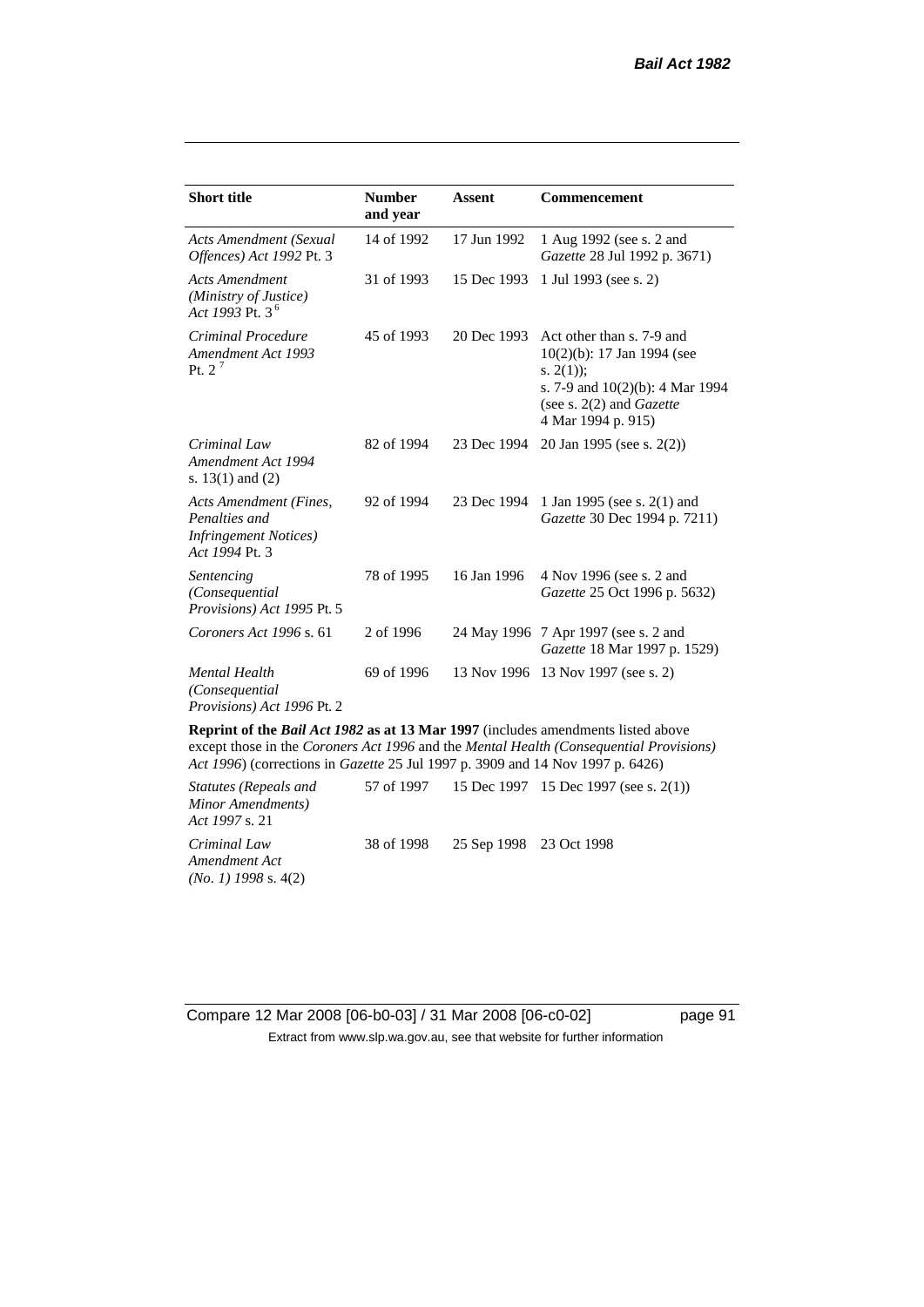| Short title | Number and year | Assent | Commencement |
|---|---|---|---|
| *Acts Amendment (Sexual Offences) Act 1992* Pt. 3 | 14 of 1992 | 17 Jun 1992 | 1 Aug 1992 (see s. 2 and *Gazette* 28 Jul 1992 p. 3671) |
| *Acts Amendment (Ministry of Justice) Act 1993* Pt. 3 [6] | 31 of 1993 | 15 Dec 1993 | 1 Jul 1993 (see s. 2) |
| *Criminal Procedure Amendment Act 1993* Pt. 2 [7] | 45 of 1993 | 20 Dec 1993 | Act other than s. 7-9 and 10(2)(b): 17 Jan 1994 (see s. 2(1)); s. 7-9 and 10(2)(b): 4 Mar 1994 (see s. 2(2) and *Gazette* 4 Mar 1994 p. 915) |
| *Criminal Law Amendment Act 1994* s. 13(1) and (2) | 82 of 1994 | 23 Dec 1994 | 20 Jan 1995 (see s. 2(2)) |
| *Acts Amendment (Fines, Penalties and Infringement Notices) Act 1994* Pt. 3 | 92 of 1994 | 23 Dec 1994 | 1 Jan 1995 (see s. 2(1) and *Gazette* 30 Dec 1994 p. 7211) |
| *Sentencing (Consequential Provisions) Act 1995* Pt. 5 | 78 of 1995 | 16 Jan 1996 | 4 Nov 1996 (see s. 2 and *Gazette* 25 Oct 1996 p. 5632) |
| *Coroners Act 1996* s. 61 | 2 of 1996 | 24 May 1996 | 7 Apr 1997 (see s. 2 and *Gazette* 18 Mar 1997 p. 1529) |
| *Mental Health (Consequential Provisions) Act 1996* Pt. 2 | 69 of 1996 | 13 Nov 1996 | 13 Nov 1997 (see s. 2) |
| **Reprint of the *Bail Act 1982* as at 13 Mar 1997** (includes amendments listed above except those in the *Coroners Act 1996* and the *Mental Health (Consequential Provisions) Act 1996*) (corrections in *Gazette* 25 Jul 1997 p. 3909 and 14 Nov 1997 p. 6426) | | | |
| *Statutes (Repeals and Minor Amendments) Act 1997* s. 21 | 57 of 1997 | 15 Dec 1997 | 15 Dec 1997 (see s. 2(1)) |
| *Criminal Law Amendment Act (No. 1) 1998* s. 4(2) | 38 of 1998 | 25 Sep 1998 | 23 Oct 1998 |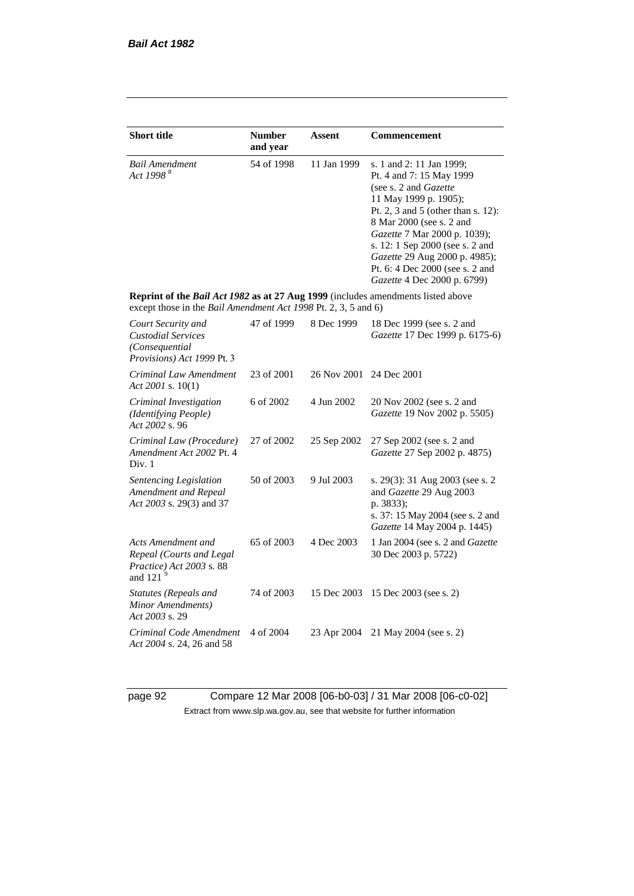| Short title | Number and year | Assent | Commencement |
|---|---|---|---|
| *Bail Amendment Act 1998* [8] | 54 of 1998 | 11 Jan 1999 | s. 1 and 2: 11 Jan 1999; Pt. 4 and 7: 15 May 1999 (see s. 2 and *Gazette* 11 May 1999 p. 1905); Pt. 2, 3 and 5 (other than s. 12): 8 Mar 2000 (see s. 2 and *Gazette* 7 Mar 2000 p. 1039); s. 12: 1 Sep 2000 (see s. 2 and *Gazette* 29 Aug 2000 p. 4985); Pt. 6: 4 Dec 2000 (see s. 2 and *Gazette* 4 Dec 2000 p. 6799) |
| **Reprint of the *Bail Act 1982* as at 27 Aug 1999** (includes amendments listed above except those in the *Bail Amendment Act 1998* Pt. 2, 3, 5 and 6) | | | |
| *Court Security and Custodial Services (Consequential Provisions) Act 1999* Pt. 3 | 47 of 1999 | 8 Dec 1999 | 18 Dec 1999 (see s. 2 and *Gazette* 17 Dec 1999 p. 6175-6) |
| *Criminal Law Amendment Act 2001* s. 10(1) | 23 of 2001 | 26 Nov 2001 | 24 Dec 2001 |
| *Criminal Investigation (Identifying People) Act 2002* s. 96 | 6 of 2002 | 4 Jun 2002 | 20 Nov 2002 (see s. 2 and *Gazette* 19 Nov 2002 p. 5505) |
| *Criminal Law (Procedure) Amendment Act 2002* Pt. 4 Div. 1 | 27 of 2002 | 25 Sep 2002 | 27 Sep 2002 (see s. 2 and *Gazette* 27 Sep 2002 p. 4875) |
| *Sentencing Legislation Amendment and Repeal Act 2003* s. 29(3) and 37 | 50 of 2003 | 9 Jul 2003 | s. 29(3): 31 Aug 2003 (see s. 2 and *Gazette* 29 Aug 2003 p. 3833); s. 37: 15 May 2004 (see s. 2 and *Gazette* 14 May 2004 p. 1445) |
| *Acts Amendment and Repeal (Courts and Legal Practice) Act 2003* s. 88 and 121 [9] | 65 of 2003 | 4 Dec 2003 | 1 Jan 2004 (see s. 2 and *Gazette* 30 Dec 2003 p. 5722) |
| *Statutes (Repeals and Minor Amendments) Act 2003* s. 29 | 74 of 2003 | 15 Dec 2003 | 15 Dec 2003 (see s. 2) |
| *Criminal Code Amendment Act 2004* s. 24, 26 and 58 | 4 of 2004 | 23 Apr 2004 | 21 May 2004 (see s. 2) |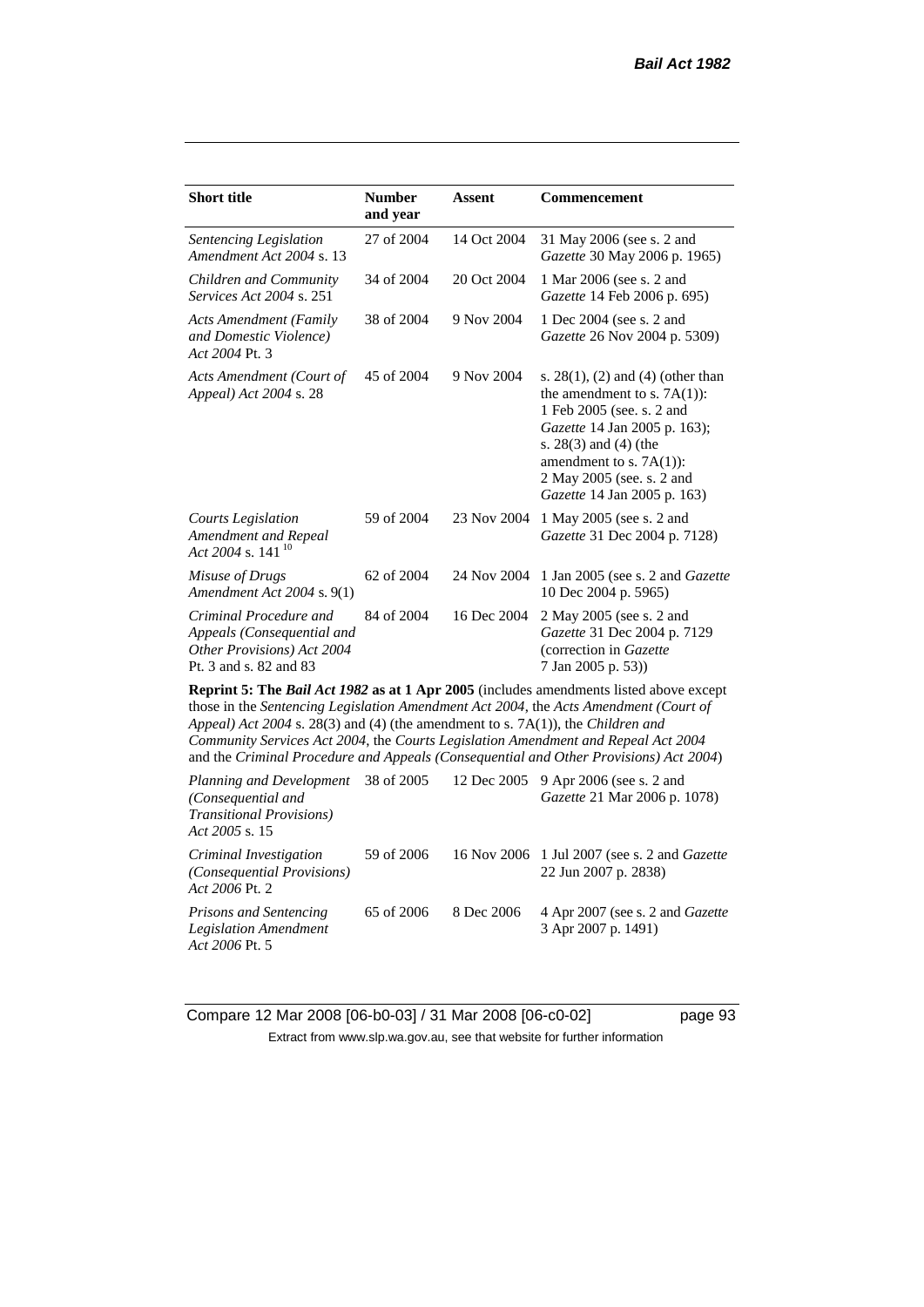| Short title | Number and year | Assent | Commencement |
|---|---|---|---|
| *Sentencing Legislation Amendment Act 2004* s. 13 | 27 of 2004 | 14 Oct 2004 | 31 May 2006 (see s. 2 and *Gazette* 30 May 2006 p. 1965) |
| *Children and Community Services Act 2004* s. 251 | 34 of 2004 | 20 Oct 2004 | 1 Mar 2006 (see s. 2 and *Gazette* 14 Feb 2006 p. 695) |
| *Acts Amendment (Family and Domestic Violence) Act 2004* Pt. 3 | 38 of 2004 | 9 Nov 2004 | 1 Dec 2004 (see s. 2 and *Gazette* 26 Nov 2004 p. 5309) |
| *Acts Amendment (Court of Appeal) Act 2004* s. 28 | 45 of 2004 | 9 Nov 2004 | s. 28(1), (2) and (4) (other than the amendment to s. 7A(1)): 1 Feb 2005 (see. s. 2 and *Gazette* 14 Jan 2005 p. 163); s. 28(3) and (4) (the amendment to s. 7A(1)): 2 May 2005 (see. s. 2 and *Gazette* 14 Jan 2005 p. 163) |
| *Courts Legislation Amendment and Repeal Act 2004* s. 141 [10] | 59 of 2004 | 23 Nov 2004 | 1 May 2005 (see s. 2 and *Gazette* 31 Dec 2004 p. 7128) |
| *Misuse of Drugs Amendment Act 2004* s. 9(1) | 62 of 2004 | 24 Nov 2004 | 1 Jan 2005 (see s. 2 and *Gazette* 10 Dec 2004 p. 5965) |
| *Criminal Procedure and Appeals (Consequential and Other Provisions) Act 2004* Pt. 3 and s. 82 and 83 | 84 of 2004 | 16 Dec 2004 | 2 May 2005 (see s. 2 and *Gazette* 31 Dec 2004 p. 7129 (correction in *Gazette* 7 Jan 2005 p. 53)) |
| **Reprint 5: The *Bail Act 1982* as at 1 Apr 2005** (includes amendments listed above except those in the *Sentencing Legislation Amendment Act 2004*, the *Acts Amendment (Court of Appeal) Act 2004* s. 28(3) and (4) (the amendment to s. 7A(1)), the *Children and Community Services Act 2004*, the *Courts Legislation Amendment and Repeal Act 2004* and the *Criminal Procedure and Appeals (Consequential and Other Provisions) Act 2004*) | | | |
| *Planning and Development (Consequential and Transitional Provisions) Act 2005* s. 15 | 38 of 2005 | 12 Dec 2005 | 9 Apr 2006 (see s. 2 and *Gazette* 21 Mar 2006 p. 1078) |
| *Criminal Investigation (Consequential Provisions) Act 2006* Pt. 2 | 59 of 2006 | 16 Nov 2006 | 1 Jul 2007 (see s. 2 and *Gazette* 22 Jun 2007 p. 2838) |
| *Prisons and Sentencing Legislation Amendment Act 2006* Pt. 5 | 65 of 2006 | 8 Dec 2006 | 4 Apr 2007 (see s. 2 and *Gazette* 3 Apr 2007 p. 1491) |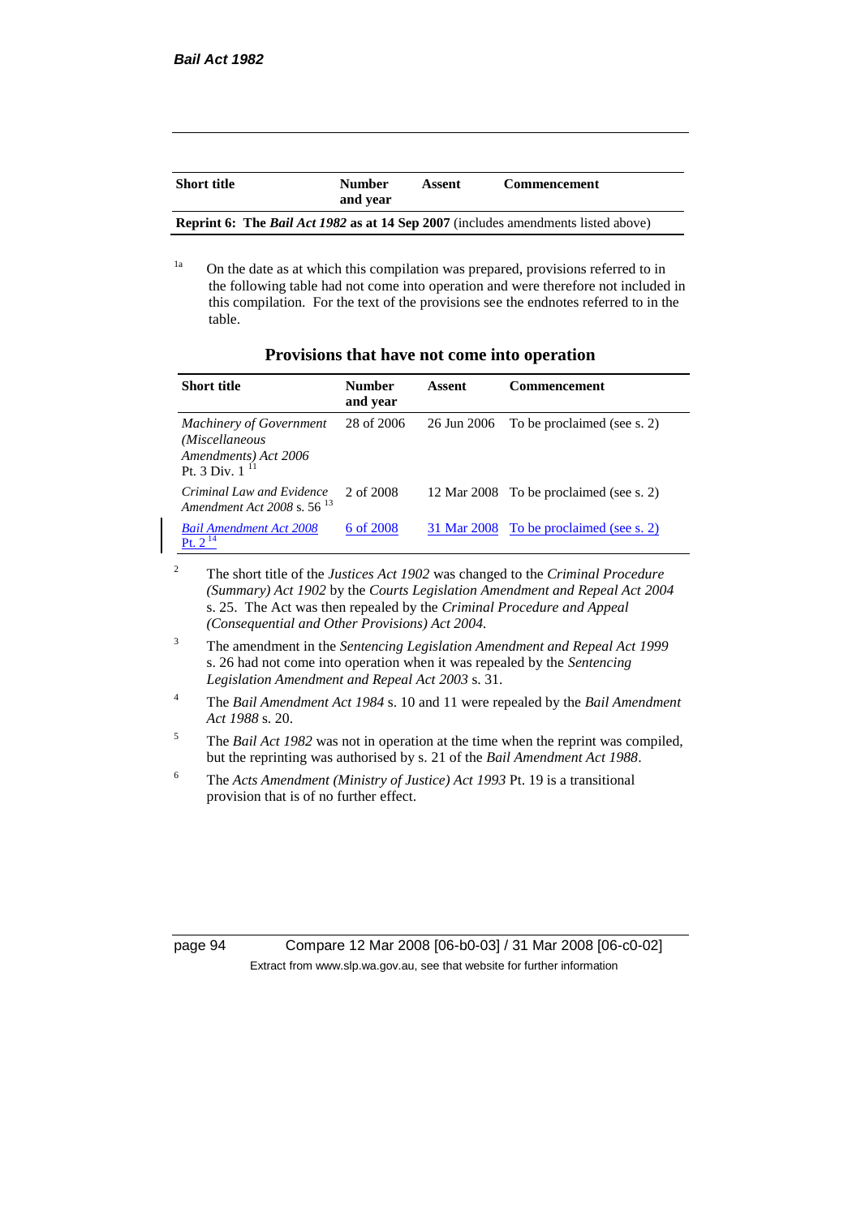| Short title | Number and year | Assent | Commencement |
|---|---|---|---|
| **Reprint 6: The *Bail Act 1982* as at 14 Sep 2007** (includes amendments listed above) | | | |

[1a] On the date as at which this compilation was prepared, provisions referred to in the following table had not come into operation and were therefore not included in this compilation. For the text of the provisions see the endnotes referred to in the table.

## Provisions that have not come into operation

| Short title | Number and year | Assent | Commencement |
|---|---|---|---|
| *Machinery of Government (Miscellaneous Amendments) Act 2006* Pt. 3 Div. 1 [11] | 28 of 2006 | 26 Jun 2006 | To be proclaimed (see s. 2) |
| *Criminal Law and Evidence Amendment Act 2008* s. 56 [13] | 2 of 2008 | 12 Mar 2008 | To be proclaimed (see s. 2) |
| *Bail Amendment Act 2008* Pt. 2 [14] | 6 of 2008 | 31 Mar 2008 | To be proclaimed (see s. 2) |

[2] The short title of the *Justices Act 1902* was changed to the *Criminal Procedure (Summary) Act 1902* by the *Courts Legislation Amendment and Repeal Act 2004* s. 25. The Act was then repealed by the *Criminal Procedure and Appeal (Consequential and Other Provisions) Act 2004.*

[3] The amendment in the *Sentencing Legislation Amendment and Repeal Act 1999* s. 26 had not come into operation when it was repealed by the *Sentencing Legislation Amendment and Repeal Act 2003* s. 31.

[4] The *Bail Amendment Act 1984* s. 10 and 11 were repealed by the *Bail Amendment Act 1988* s. 20.

[5] The *Bail Act 1982* was not in operation at the time when the reprint was compiled, but the reprinting was authorised by s. 21 of the *Bail Amendment Act 1988*.

[6] The *Acts Amendment (Ministry of Justice) Act 1993* Pt. 19 is a transitional provision that is of no further effect.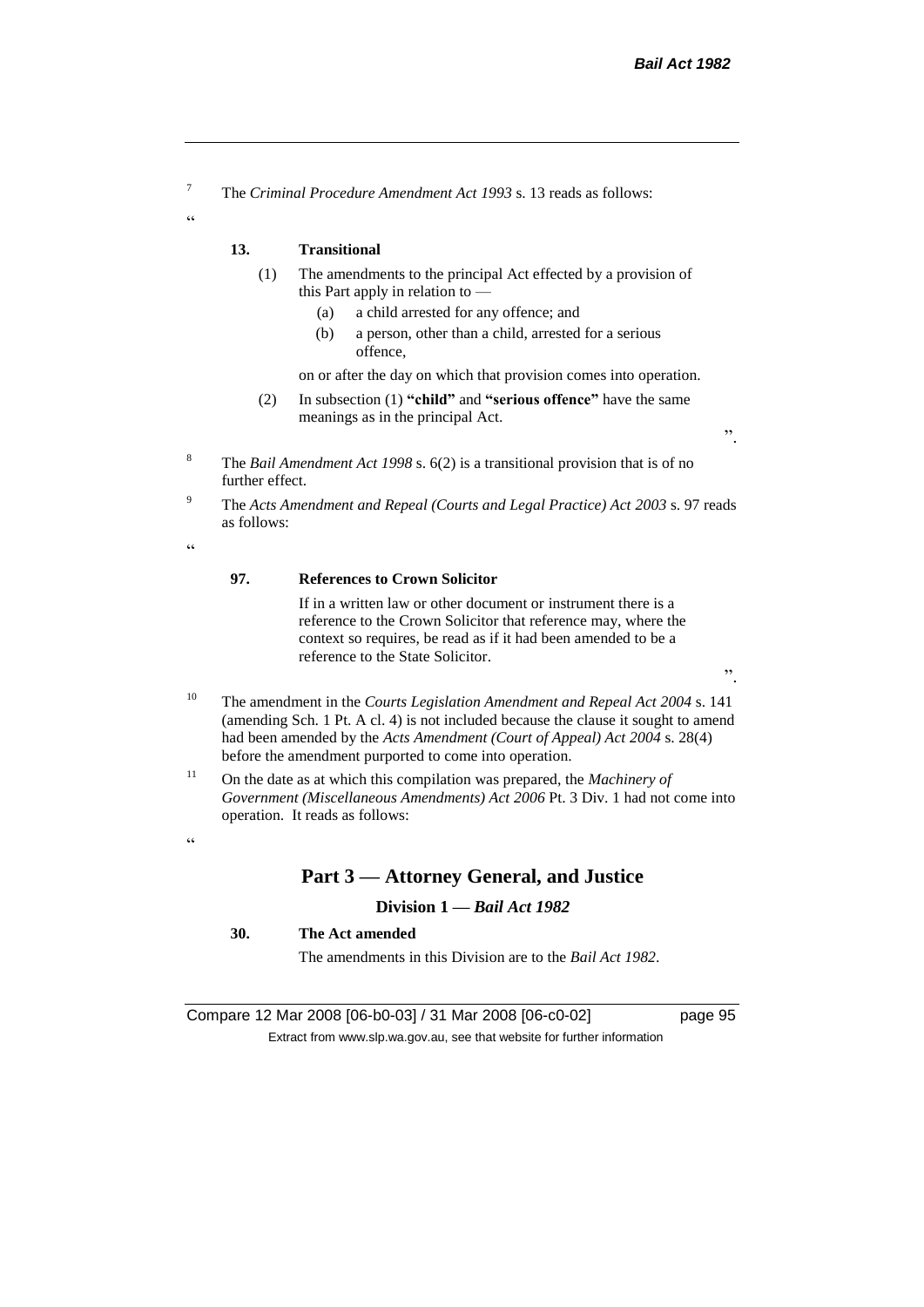[7] The *Criminal Procedure Amendment Act 1993* s. 13 reads as follows:

"

**13. Transitional**

(1) The amendments to the principal Act effected by a provision of this Part apply in relation to —

(a) a child arrested for any offence; and

(b) a person, other than a child, arrested for a serious offence,

on or after the day on which that provision comes into operation.

(2) In subsection (1) **"child"** and **"serious offence"** have the same meanings as in the principal Act.

".

[8] The *Bail Amendment Act 1998* s. 6(2) is a transitional provision that is of no further effect.

[9] The *Acts Amendment and Repeal (Courts and Legal Practice) Act 2003* s. 97 reads as follows:

"

**97. References to Crown Solicitor**

If in a written law or other document or instrument there is a reference to the Crown Solicitor that reference may, where the context so requires, be read as if it had been amended to be a reference to the State Solicitor.

".

[10] The amendment in the *Courts Legislation Amendment and Repeal Act 2004* s. 141 (amending Sch. 1 Pt. A cl. 4) is not included because the clause it sought to amend had been amended by the *Acts Amendment (Court of Appeal) Act 2004* s. 28(4) before the amendment purported to come into operation.

[11] On the date as at which this compilation was prepared, the *Machinery of Government (Miscellaneous Amendments) Act 2006* Pt. 3 Div. 1 had not come into operation. It reads as follows:

"

## Part 3 — Attorney General, and Justice

### Division 1 — *Bail Act 1982*

**30. The Act amended**

The amendments in this Division are to the *Bail Act 1982*.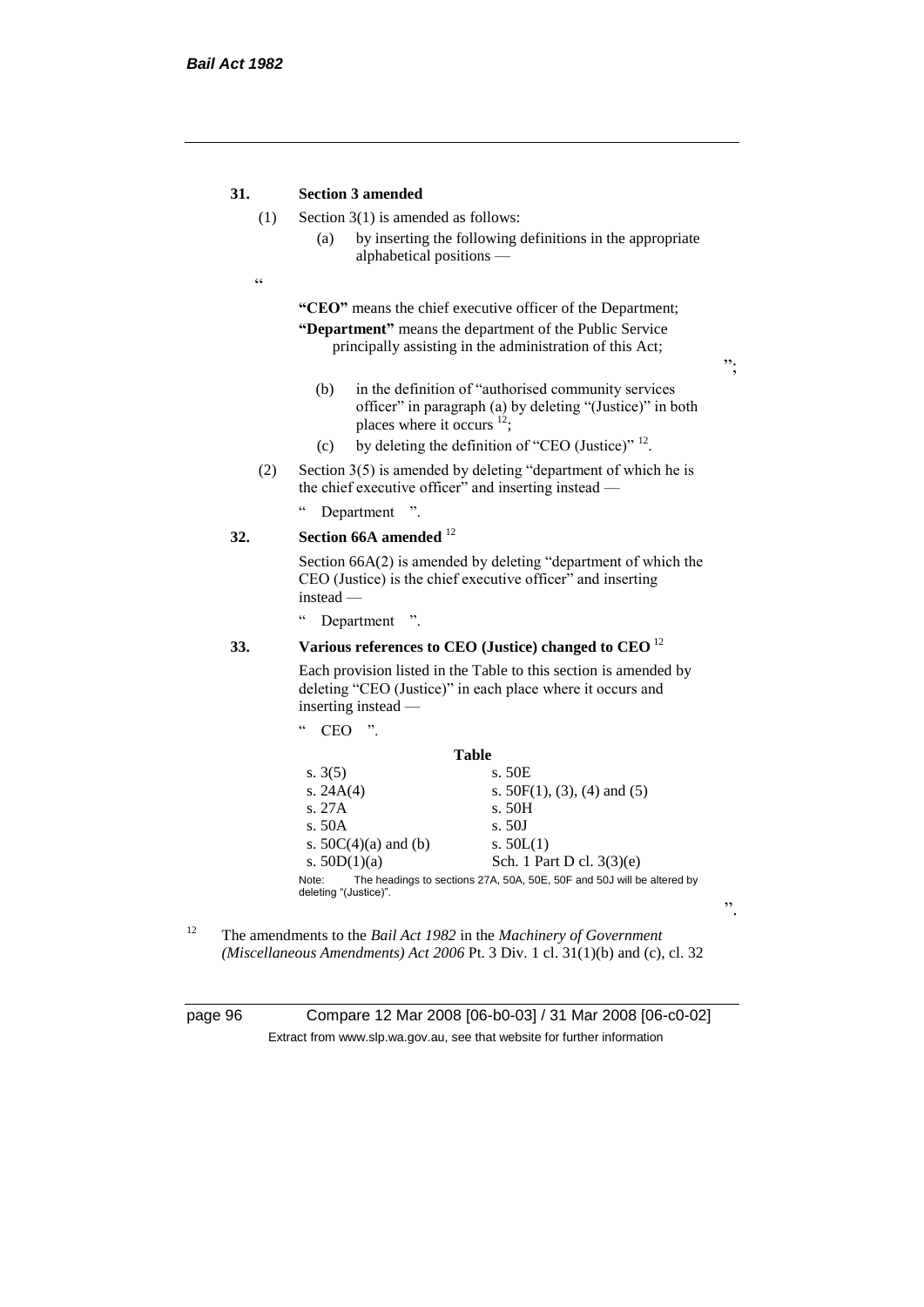**31. Section 3 amended**

(1) Section 3(1) is amended as follows:

(a) by inserting the following definitions in the appropriate alphabetical positions —

"

**"CEO"** means the chief executive officer of the Department;

**"Department"** means the department of the Public Service principally assisting in the administration of this Act;

";

(b) in the definition of "authorised community services officer" in paragraph (a) by deleting "(Justice)" in both places where it occurs [12];

(c) by deleting the definition of "CEO (Justice)" [12].

(2) Section 3(5) is amended by deleting "department of which he is the chief executive officer" and inserting instead —

" Department ".

**32. Section 66A amended** [12]

Section 66A(2) is amended by deleting "department of which the CEO (Justice) is the chief executive officer" and inserting instead —

" Department ".

**33. Various references to CEO (Justice) changed to CEO** [12]

Each provision listed in the Table to this section is amended by deleting "CEO (Justice)" in each place where it occurs and inserting instead —

" CEO ".

**Table**

| | |
|---|---|
| s. 3(5) | s. 50E |
| s. 24A(4) | s. 50F(1), (3), (4) and (5) |
| s. 27A | s. 50H |
| s. 50A | s. 50J |
| s. 50C(4)(a) and (b) | s. 50L(1) |
| s. 50D(1)(a) | Sch. 1 Part D cl. 3(3)(e) |

Note: The headings to sections 27A, 50A, 50E, 50F and 50J will be altered by deleting "(Justice)".

".

[12] The amendments to the *Bail Act 1982* in the *Machinery of Government (Miscellaneous Amendments) Act 2006* Pt. 3 Div. 1 cl. 31(1)(b) and (c), cl. 32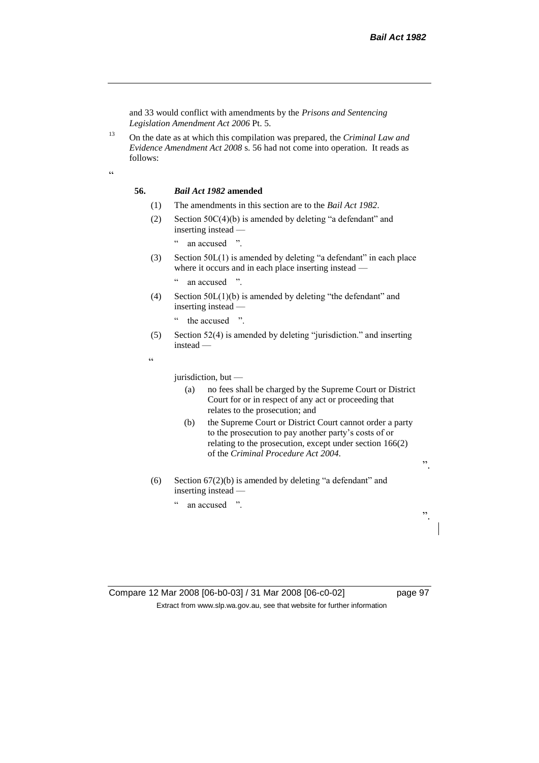and 33 would conflict with amendments by the *Prisons and Sentencing Legislation Amendment Act 2006* Pt. 5.

[13] On the date as at which this compilation was prepared, the *Criminal Law and Evidence Amendment Act 2008* s. 56 had not come into operation. It reads as follows:

"

**56. *Bail Act 1982* amended**

(1) The amendments in this section are to the *Bail Act 1982*.

(2) Section 50C(4)(b) is amended by deleting "a defendant" and inserting instead —

" an accused ".

(3) Section 50L(1) is amended by deleting "a defendant" in each place where it occurs and in each place inserting instead —

" an accused ".

(4) Section 50L(1)(b) is amended by deleting "the defendant" and inserting instead —

" the accused ".

(5) Section 52(4) is amended by deleting "jurisdiction." and inserting instead —

"

jurisdiction, but —

(a) no fees shall be charged by the Supreme Court or District Court for or in respect of any act or proceeding that relates to the prosecution; and

(b) the Supreme Court or District Court cannot order a party to the prosecution to pay another party's costs of or relating to the prosecution, except under section 166(2) of the *Criminal Procedure Act 2004*.

".

(6) Section 67(2)(b) is amended by deleting "a defendant" and inserting instead —

" an accused ".

".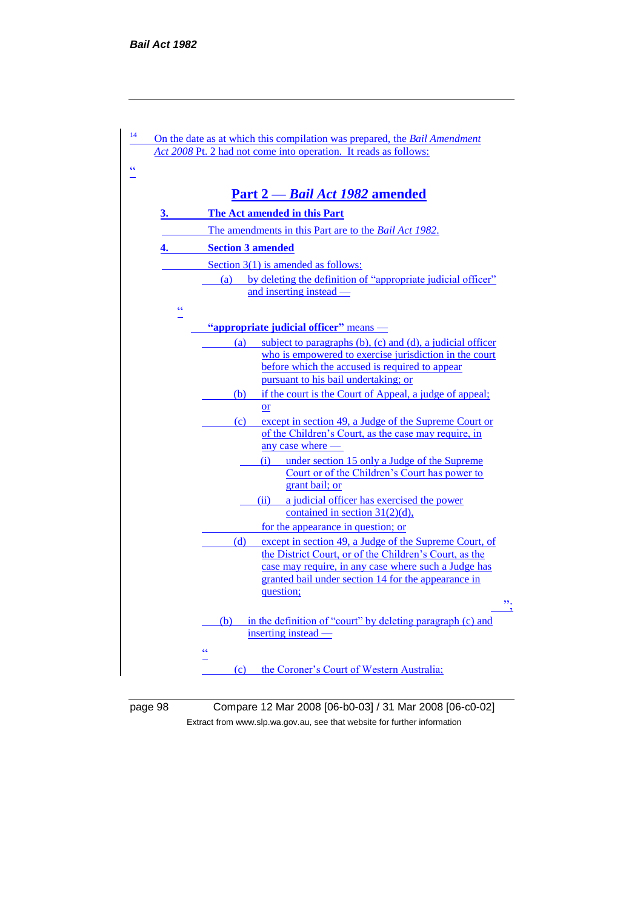[14] On the date as at which this compilation was prepared, the *Bail Amendment Act 2008* Pt. 2 had not come into operation. It reads as follows:

"

## Part 2 — *Bail Act 1982* amended

**3. The Act amended in this Part**

The amendments in this Part are to the *Bail Act 1982*.

**4. Section 3 amended**

Section 3(1) is amended as follows:

(a) by deleting the definition of "appropriate judicial officer" and inserting instead —

"

**"appropriate judicial officer"** means —

(a) subject to paragraphs (b), (c) and (d), a judicial officer who is empowered to exercise jurisdiction in the court before which the accused is required to appear pursuant to his bail undertaking; or

(b) if the court is the Court of Appeal, a judge of appeal; or

(c) except in section 49, a Judge of the Supreme Court or of the Children's Court, as the case may require, in any case where —

(i) under section 15 only a Judge of the Supreme Court or of the Children's Court has power to grant bail; or

(ii) a judicial officer has exercised the power contained in section 31(2)(d),

for the appearance in question; or

(d) except in section 49, a Judge of the Supreme Court, of the District Court, or of the Children's Court, as the case may require, in any case where such a Judge has granted bail under section 14 for the appearance in question;

";

(b) in the definition of "court" by deleting paragraph (c) and inserting instead —

"

(c) the Coroner's Court of Western Australia;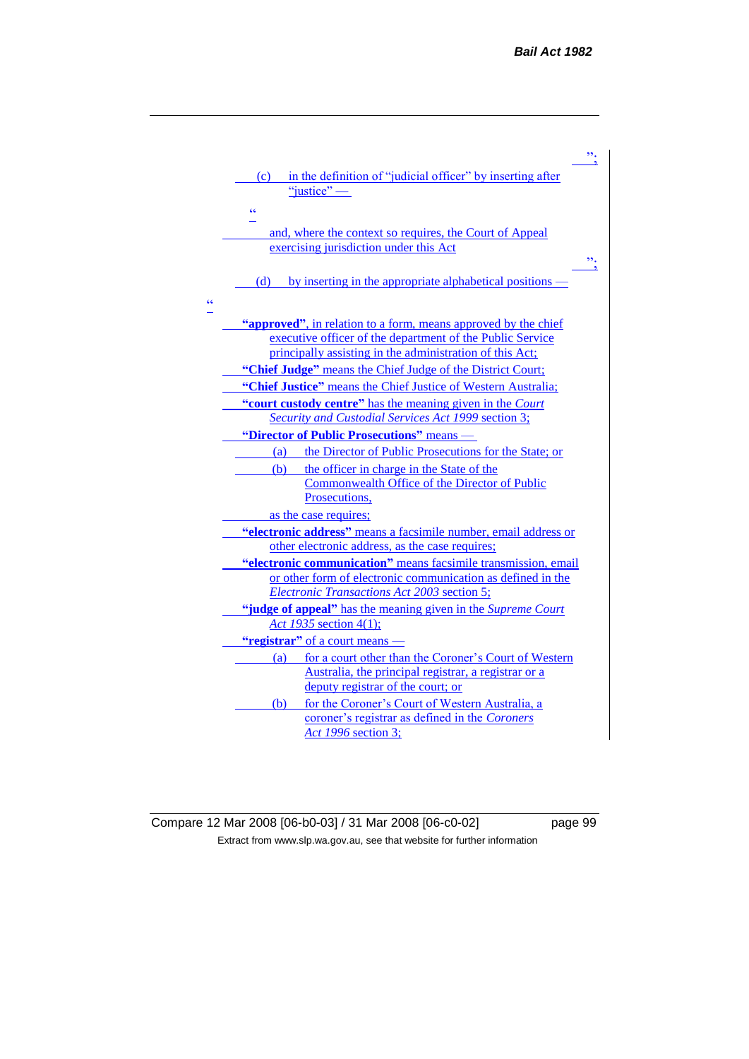";

(c) in the definition of "judicial officer" by inserting after "justice" —

"

and, where the context so requires, the Court of Appeal exercising jurisdiction under this Act

";

(d) by inserting in the appropriate alphabetical positions —

"

**"approved"**, in relation to a form, means approved by the chief executive officer of the department of the Public Service principally assisting in the administration of this Act;

**"Chief Judge"** means the Chief Judge of the District Court;

**"Chief Justice"** means the Chief Justice of Western Australia;

**"court custody centre"** has the meaning given in the *Court Security and Custodial Services Act 1999* section 3;

**"Director of Public Prosecutions"** means —

(a) the Director of Public Prosecutions for the State; or

(b) the officer in charge in the State of the Commonwealth Office of the Director of Public Prosecutions,

as the case requires;

**"electronic address"** means a facsimile number, email address or other electronic address, as the case requires;

**"electronic communication"** means facsimile transmission, email or other form of electronic communication as defined in the *Electronic Transactions Act 2003* section 5;

**"judge of appeal"** has the meaning given in the *Supreme Court Act 1935* section 4(1);

**"registrar"** of a court means —

(a) for a court other than the Coroner's Court of Western Australia, the principal registrar, a registrar or a deputy registrar of the court; or

(b) for the Coroner's Court of Western Australia, a coroner's registrar as defined in the *Coroners Act 1996* section 3;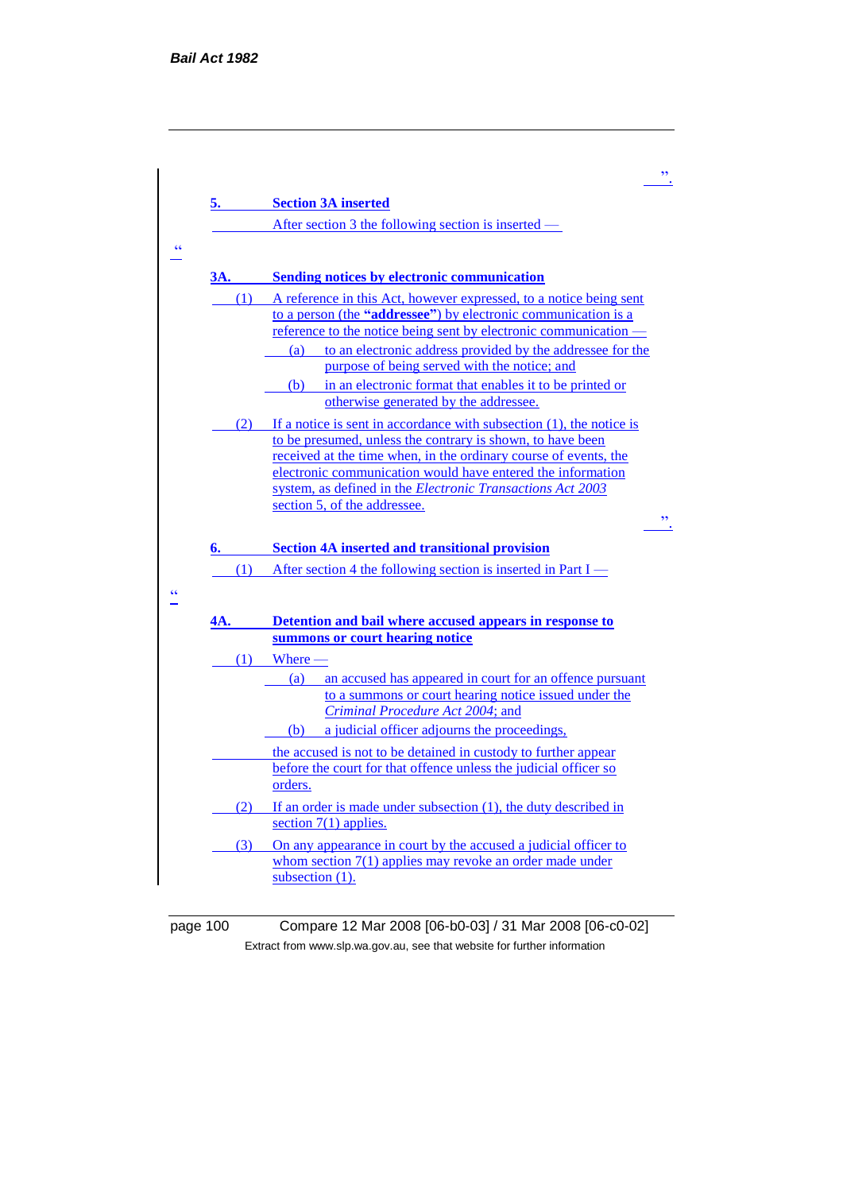".

**5. Section 3A inserted**

After section 3 the following section is inserted —

"

**3A. Sending notices by electronic communication**

(1) A reference in this Act, however expressed, to a notice being sent to a person (the **"addressee"**) by electronic communication is a reference to the notice being sent by electronic communication —

(a) to an electronic address provided by the addressee for the purpose of being served with the notice; and

(b) in an electronic format that enables it to be printed or otherwise generated by the addressee.

(2) If a notice is sent in accordance with subsection (1), the notice is to be presumed, unless the contrary is shown, to have been received at the time when, in the ordinary course of events, the electronic communication would have entered the information system, as defined in the *Electronic Transactions Act 2003* section 5, of the addressee.

".

**6. Section 4A inserted and transitional provision**

(1) After section 4 the following section is inserted in Part I —

"

**4A. Detention and bail where accused appears in response to summons or court hearing notice**

(1) Where —

(a) an accused has appeared in court for an offence pursuant to a summons or court hearing notice issued under the *Criminal Procedure Act 2004*; and

(b) a judicial officer adjourns the proceedings,

the accused is not to be detained in custody to further appear before the court for that offence unless the judicial officer so orders.

(2) If an order is made under subsection (1), the duty described in section 7(1) applies.

(3) On any appearance in court by the accused a judicial officer to whom section 7(1) applies may revoke an order made under subsection (1).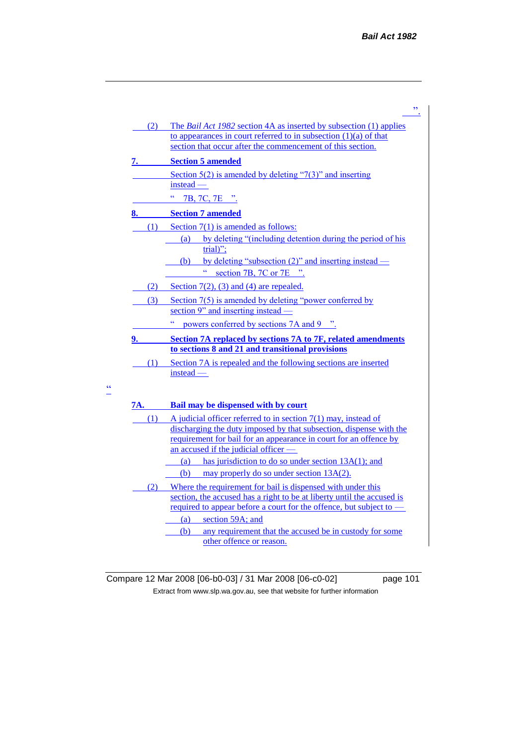".

(2) The *Bail Act 1982* section 4A as inserted by subsection (1) applies to appearances in court referred to in subsection (1)(a) of that section that occur after the commencement of this section.

**7. Section 5 amended**

Section 5(2) is amended by deleting "7(3)" and inserting instead —

" 7B, 7C, 7E ".

**8. Section 7 amended**

(1) Section 7(1) is amended as follows:

(a) by deleting "(including detention during the period of his trial)";

(b) by deleting "subsection (2)" and inserting instead —

" section 7B, 7C or 7E ".

(2) Section 7(2), (3) and (4) are repealed.

(3) Section 7(5) is amended by deleting "power conferred by section 9" and inserting instead —

" powers conferred by sections 7A and 9 ".

**9. Section 7A replaced by sections 7A to 7F, related amendments to sections 8 and 21 and transitional provisions**

(1) Section 7A is repealed and the following sections are inserted instead —

"

**7A. Bail may be dispensed with by court**

(1) A judicial officer referred to in section 7(1) may, instead of discharging the duty imposed by that subsection, dispense with the requirement for bail for an appearance in court for an offence by an accused if the judicial officer —

(a) has jurisdiction to do so under section 13A(1); and

(b) may properly do so under section 13A(2).

(2) Where the requirement for bail is dispensed with under this section, the accused has a right to be at liberty until the accused is required to appear before a court for the offence, but subject to —

(a) section 59A; and

(b) any requirement that the accused be in custody for some other offence or reason.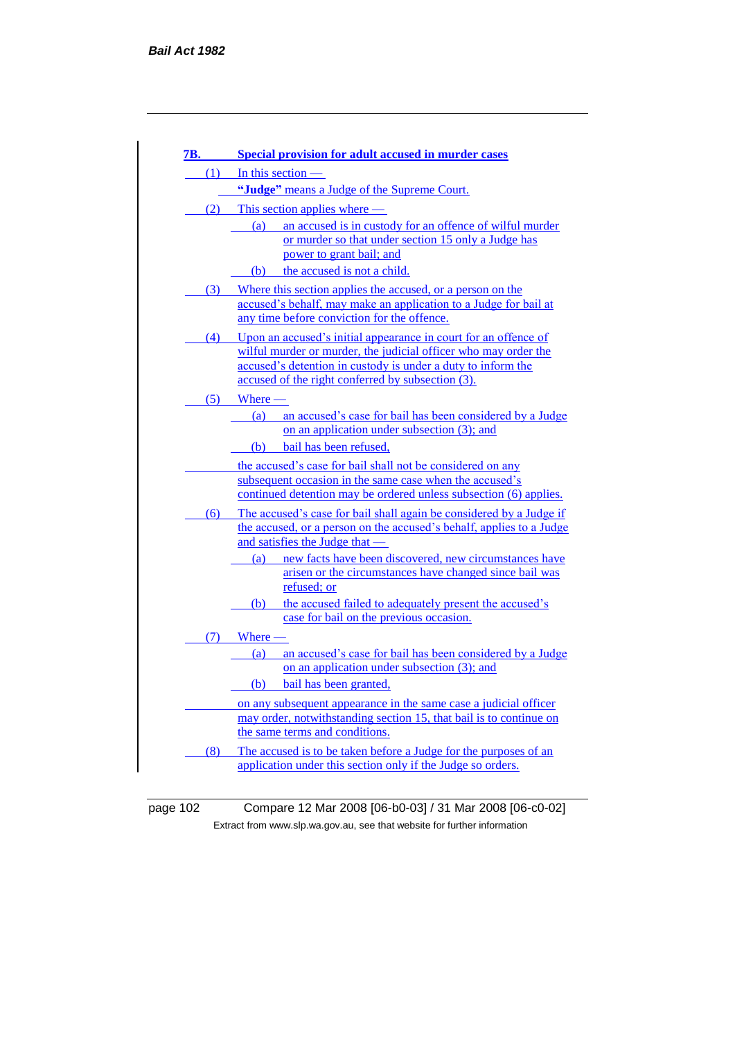## 7B. Special provision for adult accused in murder cases

(1) In this section —

**"Judge"** means a Judge of the Supreme Court.

(2) This section applies where —

(a) an accused is in custody for an offence of wilful murder or murder so that under section 15 only a Judge has power to grant bail; and

(b) the accused is not a child.

(3) Where this section applies the accused, or a person on the accused's behalf, may make an application to a Judge for bail at any time before conviction for the offence.

(4) Upon an accused's initial appearance in court for an offence of wilful murder or murder, the judicial officer who may order the accused's detention in custody is under a duty to inform the accused of the right conferred by subsection (3).

(5) Where —

(a) an accused's case for bail has been considered by a Judge on an application under subsection (3); and

(b) bail has been refused,

the accused's case for bail shall not be considered on any subsequent occasion in the same case when the accused's continued detention may be ordered unless subsection (6) applies.

(6) The accused's case for bail shall again be considered by a Judge if the accused, or a person on the accused's behalf, applies to a Judge and satisfies the Judge that —

(a) new facts have been discovered, new circumstances have arisen or the circumstances have changed since bail was refused; or

(b) the accused failed to adequately present the accused's case for bail on the previous occasion.

(7) Where —

(a) an accused's case for bail has been considered by a Judge on an application under subsection (3); and

(b) bail has been granted,

on any subsequent appearance in the same case a judicial officer may order, notwithstanding section 15, that bail is to continue on the same terms and conditions.

(8) The accused is to be taken before a Judge for the purposes of an application under this section only if the Judge so orders.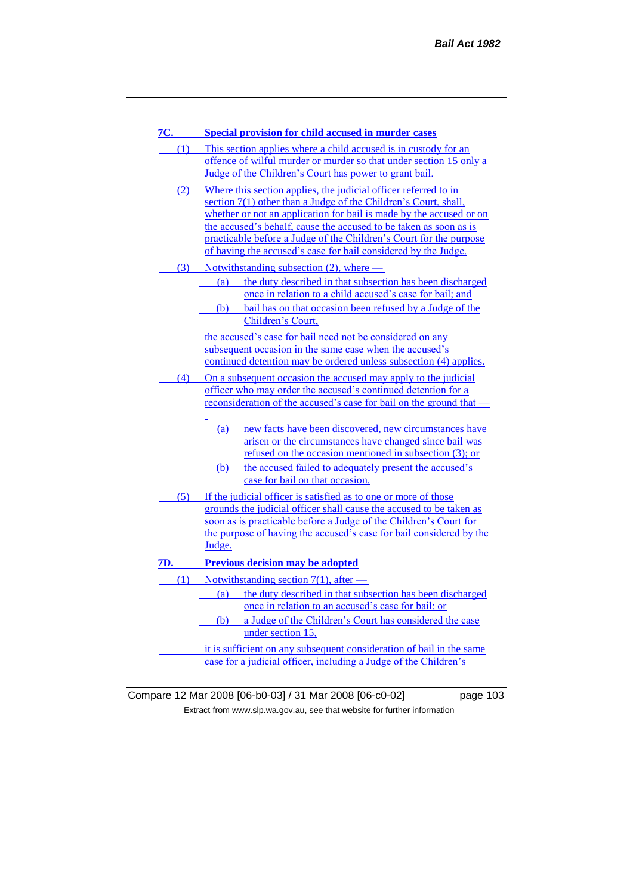**7C. Special provision for child accused in murder cases**

(1) This section applies where a child accused is in custody for an offence of wilful murder or murder so that under section 15 only a Judge of the Children's Court has power to grant bail.

(2) Where this section applies, the judicial officer referred to in section 7(1) other than a Judge of the Children's Court, shall, whether or not an application for bail is made by the accused or on the accused's behalf, cause the accused to be taken as soon as is practicable before a Judge of the Children's Court for the purpose of having the accused's case for bail considered by the Judge.

(3) Notwithstanding subsection (2), where —

(a) the duty described in that subsection has been discharged once in relation to a child accused's case for bail; and

(b) bail has on that occasion been refused by a Judge of the Children's Court,

the accused's case for bail need not be considered on any subsequent occasion in the same case when the accused's continued detention may be ordered unless subsection (4) applies.

(4) On a subsequent occasion the accused may apply to the judicial officer who may order the accused's continued detention for a reconsideration of the accused's case for bail on the ground that —

(a) new facts have been discovered, new circumstances have arisen or the circumstances have changed since bail was refused on the occasion mentioned in subsection (3); or

(b) the accused failed to adequately present the accused's case for bail on that occasion.

(5) If the judicial officer is satisfied as to one or more of those grounds the judicial officer shall cause the accused to be taken as soon as is practicable before a Judge of the Children's Court for the purpose of having the accused's case for bail considered by the Judge.

**7D. Previous decision may be adopted**

(1) Notwithstanding section 7(1), after —

(a) the duty described in that subsection has been discharged once in relation to an accused's case for bail; or

(b) a Judge of the Children's Court has considered the case under section 15,

it is sufficient on any subsequent consideration of bail in the same case for a judicial officer, including a Judge of the Children's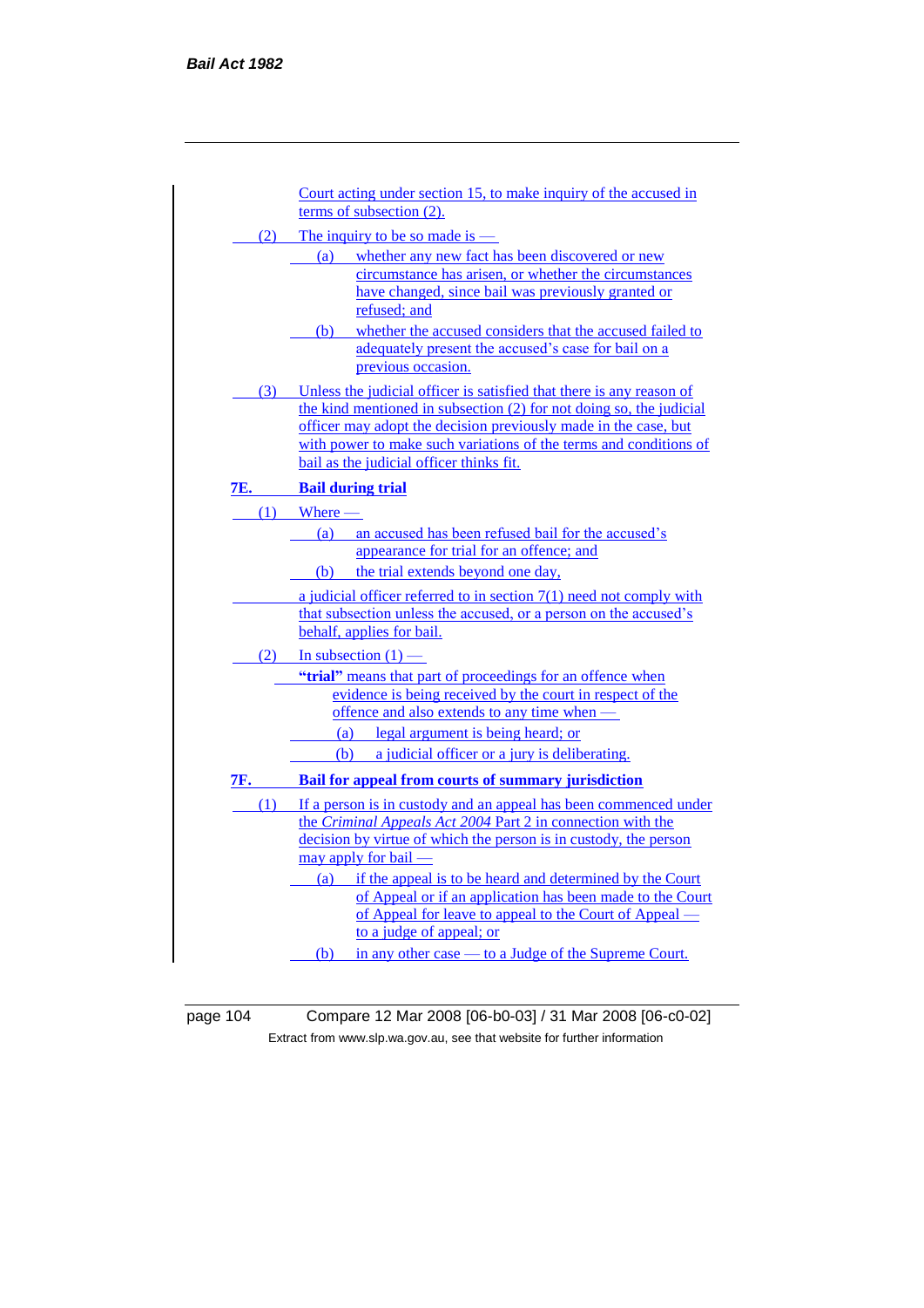Court acting under section 15, to make inquiry of the accused in terms of subsection (2).

(2) The inquiry to be so made is —

(a) whether any new fact has been discovered or new circumstance has arisen, or whether the circumstances have changed, since bail was previously granted or refused; and

(b) whether the accused considers that the accused failed to adequately present the accused's case for bail on a previous occasion.

(3) Unless the judicial officer is satisfied that there is any reason of the kind mentioned in subsection (2) for not doing so, the judicial officer may adopt the decision previously made in the case, but with power to make such variations of the terms and conditions of bail as the judicial officer thinks fit.

## 7E. Bail during trial

(1) Where —

(a) an accused has been refused bail for the accused's appearance for trial for an offence; and

(b) the trial extends beyond one day,

a judicial officer referred to in section 7(1) need not comply with that subsection unless the accused, or a person on the accused's behalf, applies for bail.

(2) In subsection (1) —

**"trial"** means that part of proceedings for an offence when evidence is being received by the court in respect of the offence and also extends to any time when —

(a) legal argument is being heard; or

(b) a judicial officer or a jury is deliberating.

## 7F. Bail for appeal from courts of summary jurisdiction

(1) If a person is in custody and an appeal has been commenced under the *Criminal Appeals Act 2004* Part 2 in connection with the decision by virtue of which the person is in custody, the person may apply for bail —

(a) if the appeal is to be heard and determined by the Court of Appeal or if an application has been made to the Court of Appeal for leave to appeal to the Court of Appeal — to a judge of appeal; or

(b) in any other case — to a Judge of the Supreme Court.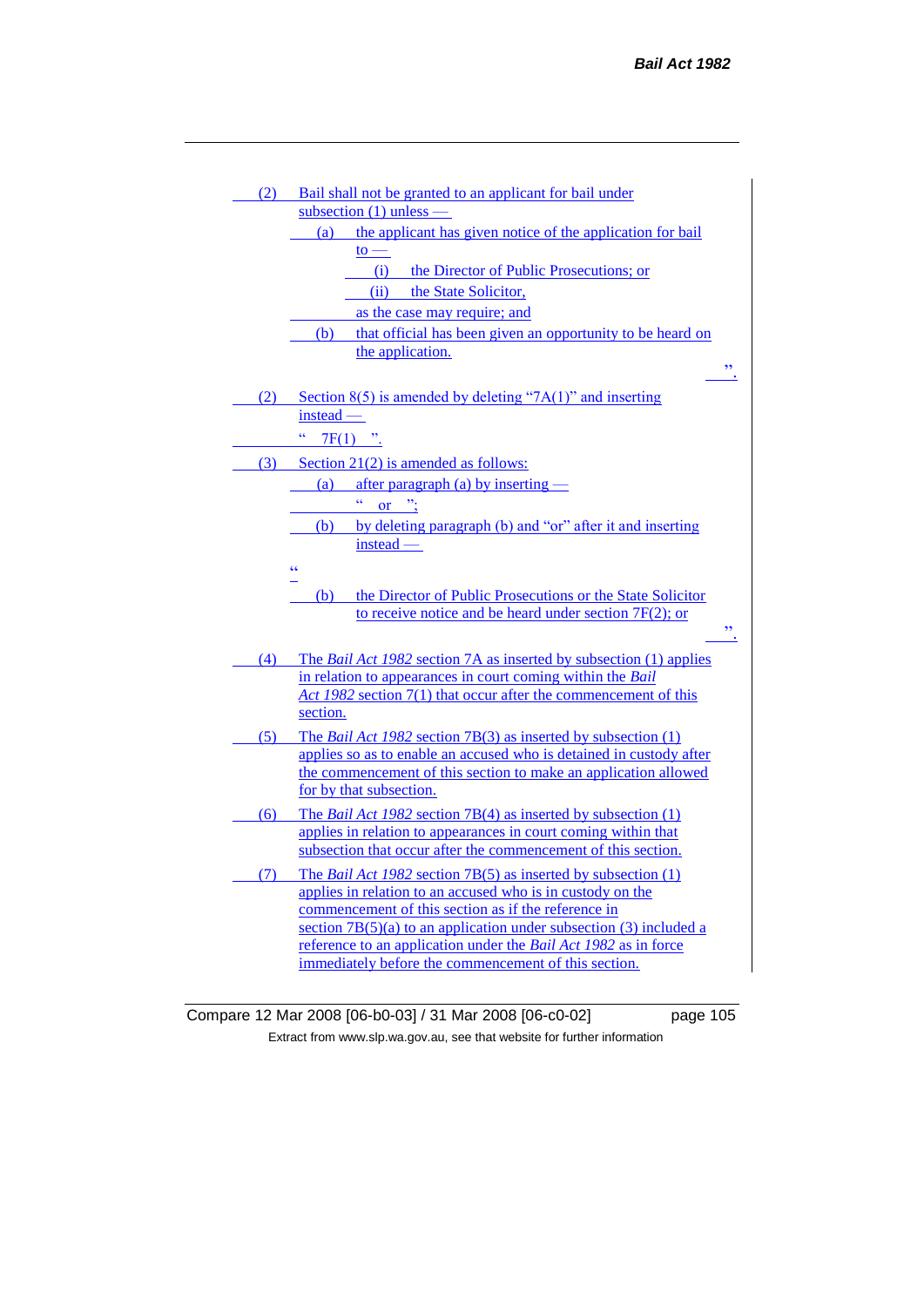(2) Bail shall not be granted to an applicant for bail under subsection (1) unless —

(a) the applicant has given notice of the application for bail to —

(i) the Director of Public Prosecutions; or

(ii) the State Solicitor,

as the case may require; and

(b) that official has been given an opportunity to be heard on the application.

".

(2) Section 8(5) is amended by deleting "7A(1)" and inserting instead —

" 7F(1) ".

(3) Section 21(2) is amended as follows:

(a) after paragraph (a) by inserting —

" or ";

(b) by deleting paragraph (b) and "or" after it and inserting instead —

"

(b) the Director of Public Prosecutions or the State Solicitor to receive notice and be heard under section 7F(2); or

".

(4) The *Bail Act 1982* section 7A as inserted by subsection (1) applies in relation to appearances in court coming within the *Bail Act 1982* section 7(1) that occur after the commencement of this section.

(5) The *Bail Act 1982* section 7B(3) as inserted by subsection (1) applies so as to enable an accused who is detained in custody after the commencement of this section to make an application allowed for by that subsection.

(6) The *Bail Act 1982* section 7B(4) as inserted by subsection (1) applies in relation to appearances in court coming within that subsection that occur after the commencement of this section.

(7) The *Bail Act 1982* section 7B(5) as inserted by subsection (1) applies in relation to an accused who is in custody on the commencement of this section as if the reference in section 7B(5)(a) to an application under subsection (3) included a reference to an application under the *Bail Act 1982* as in force immediately before the commencement of this section.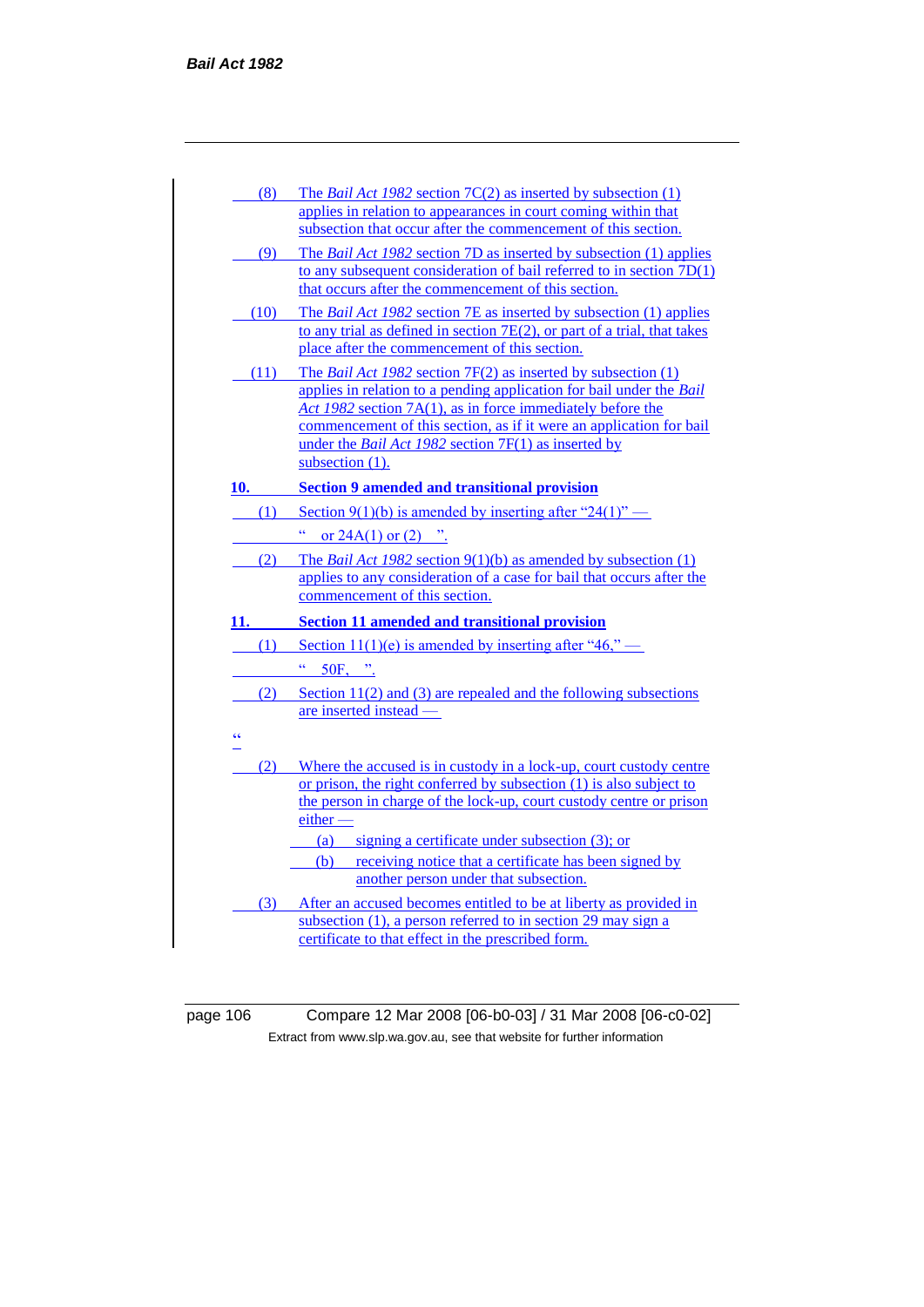(8) The *Bail Act 1982* section 7C(2) as inserted by subsection (1) applies in relation to appearances in court coming within that subsection that occur after the commencement of this section.

(9) The *Bail Act 1982* section 7D as inserted by subsection (1) applies to any subsequent consideration of bail referred to in section 7D(1) that occurs after the commencement of this section.

(10) The *Bail Act 1982* section 7E as inserted by subsection (1) applies to any trial as defined in section 7E(2), or part of a trial, that takes place after the commencement of this section.

(11) The *Bail Act 1982* section 7F(2) as inserted by subsection (1) applies in relation to a pending application for bail under the *Bail Act 1982* section 7A(1), as in force immediately before the commencement of this section, as if it were an application for bail under the *Bail Act 1982* section 7F(1) as inserted by subsection (1).

**10. Section 9 amended and transitional provision**

(1) Section 9(1)(b) is amended by inserting after "24(1)" —

" or 24A(1) or (2) ".

(2) The *Bail Act 1982* section 9(1)(b) as amended by subsection (1) applies to any consideration of a case for bail that occurs after the commencement of this section.

**11. Section 11 amended and transitional provision**

(1) Section 11(1)(e) is amended by inserting after "46," —

" 50F, ".

(2) Section 11(2) and (3) are repealed and the following subsections are inserted instead —

"

(2) Where the accused is in custody in a lock-up, court custody centre or prison, the right conferred by subsection (1) is also subject to the person in charge of the lock-up, court custody centre or prison either —

(a) signing a certificate under subsection (3); or

(b) receiving notice that a certificate has been signed by another person under that subsection.

(3) After an accused becomes entitled to be at liberty as provided in subsection (1), a person referred to in section 29 may sign a certificate to that effect in the prescribed form.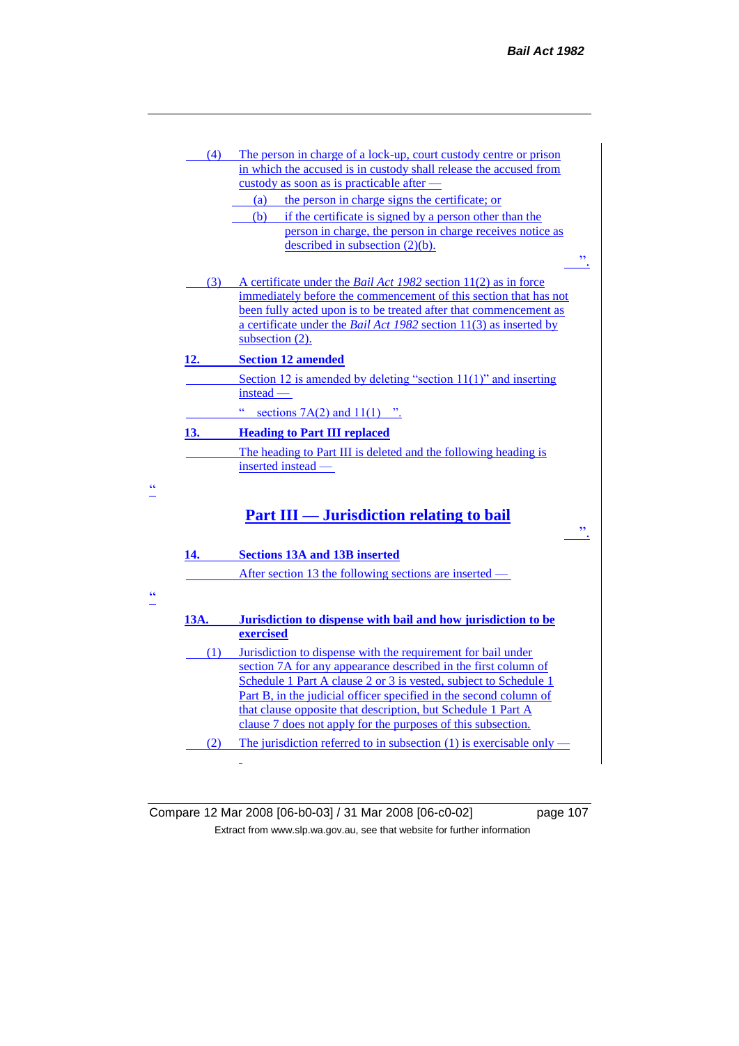(4) The person in charge of a lock-up, court custody centre or prison in which the accused is in custody shall release the accused from custody as soon as is practicable after —

(a) the person in charge signs the certificate; or

(b) if the certificate is signed by a person other than the person in charge, the person in charge receives notice as described in subsection (2)(b).

".

(3) A certificate under the *Bail Act 1982* section 11(2) as in force immediately before the commencement of this section that has not been fully acted upon is to be treated after that commencement as a certificate under the *Bail Act 1982* section 11(3) as inserted by subsection (2).

**12. Section 12 amended**

Section 12 is amended by deleting "section 11(1)" and inserting instead —

" sections 7A(2) and 11(1) ".

**13. Heading to Part III replaced**

The heading to Part III is deleted and the following heading is inserted instead —

"

## Part III — Jurisdiction relating to bail

".

**14. Sections 13A and 13B inserted**

After section 13 the following sections are inserted —

"

**13A. Jurisdiction to dispense with bail and how jurisdiction to be exercised**

(1) Jurisdiction to dispense with the requirement for bail under section 7A for any appearance described in the first column of Schedule 1 Part A clause 2 or 3 is vested, subject to Schedule 1 Part B, in the judicial officer specified in the second column of that clause opposite that description, but Schedule 1 Part A clause 7 does not apply for the purposes of this subsection.

(2) The jurisdiction referred to in subsection (1) is exercisable only —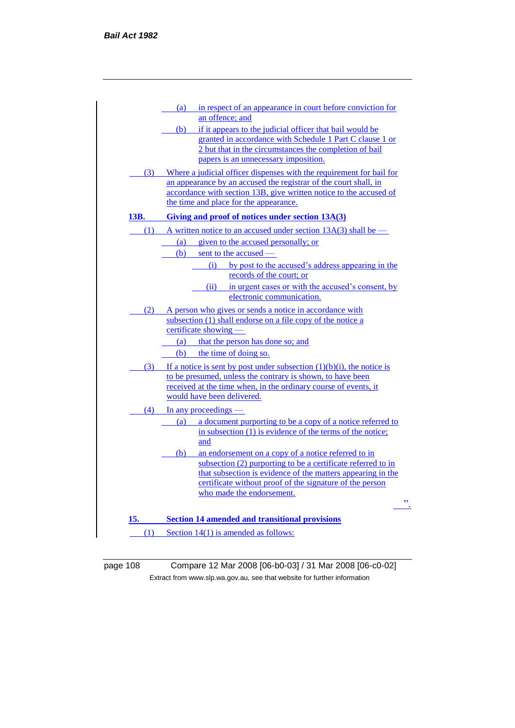(a) in respect of an appearance in court before conviction for an offence; and

(b) if it appears to the judicial officer that bail would be granted in accordance with Schedule 1 Part C clause 1 or 2 but that in the circumstances the completion of bail papers is an unnecessary imposition.

(3) Where a judicial officer dispenses with the requirement for bail for an appearance by an accused the registrar of the court shall, in accordance with section 13B, give written notice to the accused of the time and place for the appearance.

**13B. Giving and proof of notices under section 13A(3)**

(1) A written notice to an accused under section 13A(3) shall be —

(a) given to the accused personally; or

(b) sent to the accused —

(i) by post to the accused's address appearing in the records of the court; or

(ii) in urgent cases or with the accused's consent, by electronic communication.

(2) A person who gives or sends a notice in accordance with subsection (1) shall endorse on a file copy of the notice a certificate showing —

(a) that the person has done so; and

(b) the time of doing so.

(3) If a notice is sent by post under subsection (1)(b)(i), the notice is to be presumed, unless the contrary is shown, to have been received at the time when, in the ordinary course of events, it would have been delivered.

(4) In any proceedings —

(a) a document purporting to be a copy of a notice referred to in subsection (1) is evidence of the terms of the notice; and

(b) an endorsement on a copy of a notice referred to in subsection (2) purporting to be a certificate referred to in that subsection is evidence of the matters appearing in the certificate without proof of the signature of the person who made the endorsement.

".

**15. Section 14 amended and transitional provisions**

(1) Section 14(1) is amended as follows: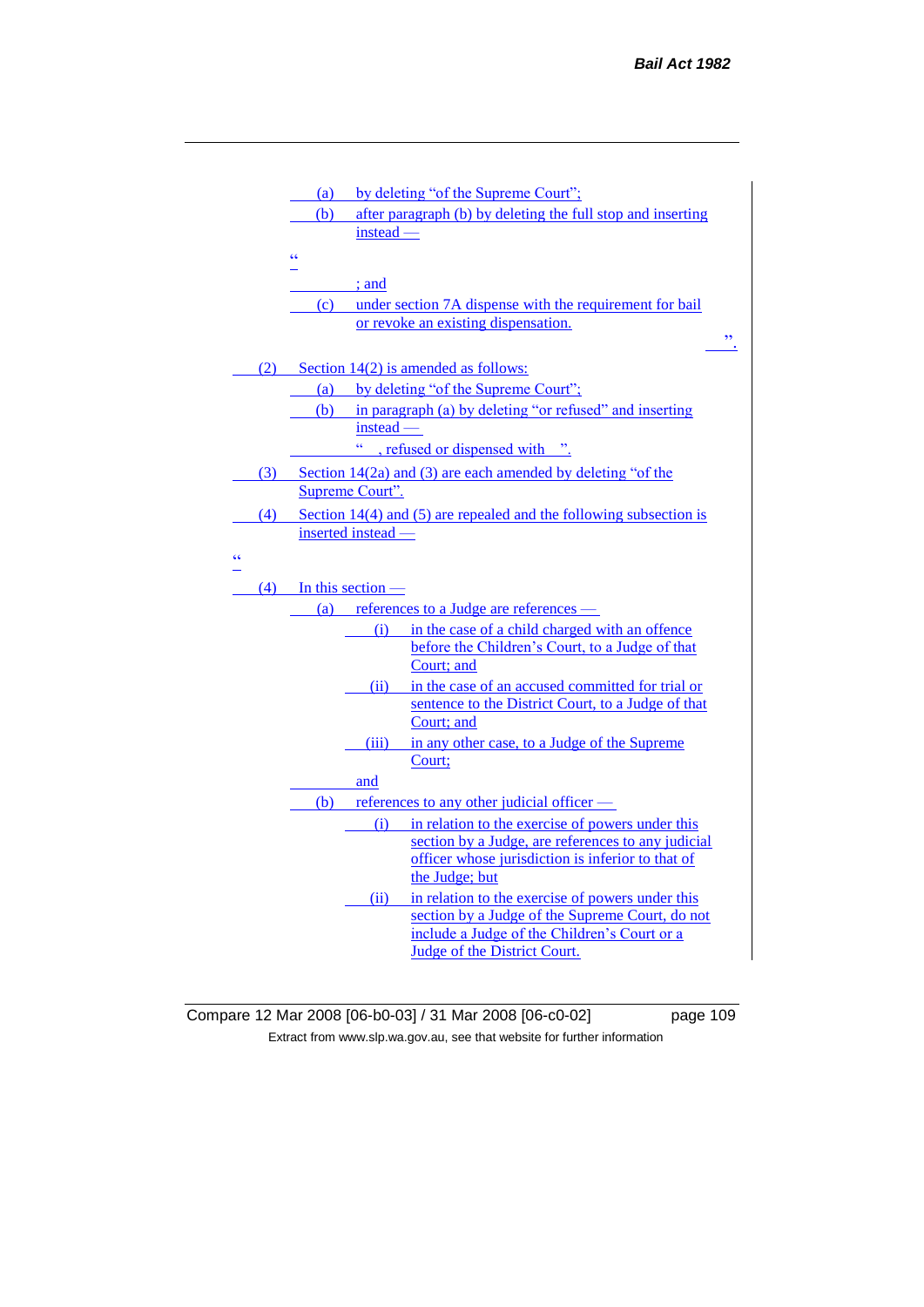(a) by deleting "of the Supreme Court";

(b) after paragraph (b) by deleting the full stop and inserting instead —

"

; and

(c) under section 7A dispense with the requirement for bail or revoke an existing dispensation.

".

(2) Section 14(2) is amended as follows:

(a) by deleting "of the Supreme Court";

(b) in paragraph (a) by deleting "or refused" and inserting instead —

" , refused or dispensed with ".

(3) Section 14(2a) and (3) are each amended by deleting "of the Supreme Court".

(4) Section 14(4) and (5) are repealed and the following subsection is inserted instead —

"

(4) In this section —

(a) references to a Judge are references —

(i) in the case of a child charged with an offence before the Children's Court, to a Judge of that Court; and

(ii) in the case of an accused committed for trial or sentence to the District Court, to a Judge of that Court; and

(iii) in any other case, to a Judge of the Supreme Court;

and

(b) references to any other judicial officer —

(i) in relation to the exercise of powers under this section by a Judge, are references to any judicial officer whose jurisdiction is inferior to that of the Judge; but

(ii) in relation to the exercise of powers under this section by a Judge of the Supreme Court, do not include a Judge of the Children's Court or a Judge of the District Court.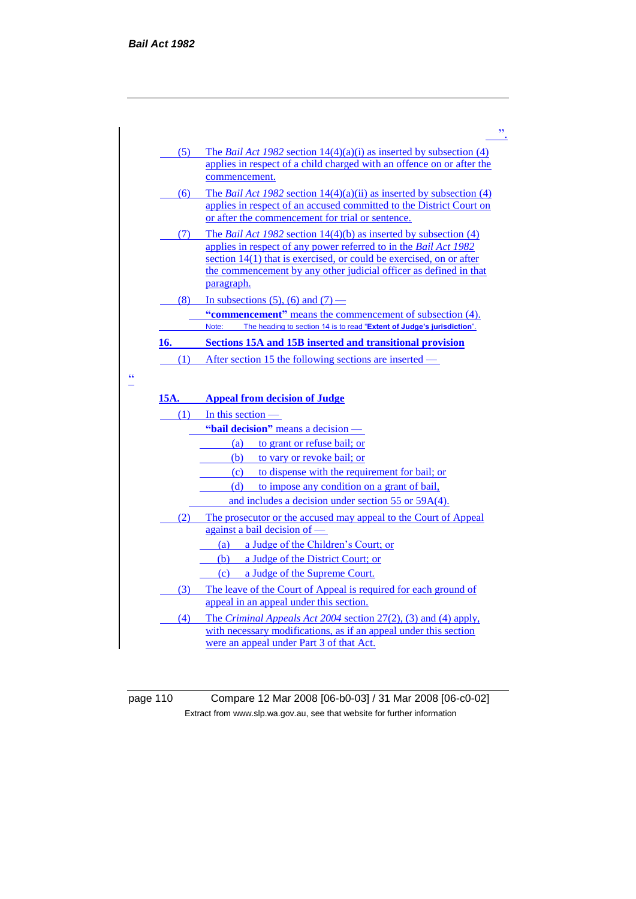”.

(5) The *Bail Act 1982* section 14(4)(a)(i) as inserted by subsection (4) applies in respect of a child charged with an offence on or after the commencement.

(6) The *Bail Act 1982* section 14(4)(a)(ii) as inserted by subsection (4) applies in respect of an accused committed to the District Court on or after the commencement for trial or sentence.

(7) The *Bail Act 1982* section 14(4)(b) as inserted by subsection (4) applies in respect of any power referred to in the *Bail Act 1982* section 14(1) that is exercised, or could be exercised, on or after the commencement by any other judicial officer as defined in that paragraph.

(8) In subsections (5), (6) and (7) —

**"commencement"** means the commencement of subsection (4).

Note: The heading to section 14 is to read "**Extent of Judge's jurisdiction**".

**16. Sections 15A and 15B inserted and transitional provision**

(1) After section 15 the following sections are inserted —

"

**15A. Appeal from decision of Judge**

(1) In this section —

**"bail decision"** means a decision —

(a) to grant or refuse bail; or

(b) to vary or revoke bail; or

(c) to dispense with the requirement for bail; or

(d) to impose any condition on a grant of bail,

and includes a decision under section 55 or 59A(4).

(2) The prosecutor or the accused may appeal to the Court of Appeal against a bail decision of —

(a) a Judge of the Children's Court; or

(b) a Judge of the District Court; or

(c) a Judge of the Supreme Court.

(3) The leave of the Court of Appeal is required for each ground of appeal in an appeal under this section.

(4) The *Criminal Appeals Act 2004* section 27(2), (3) and (4) apply, with necessary modifications, as if an appeal under this section were an appeal under Part 3 of that Act.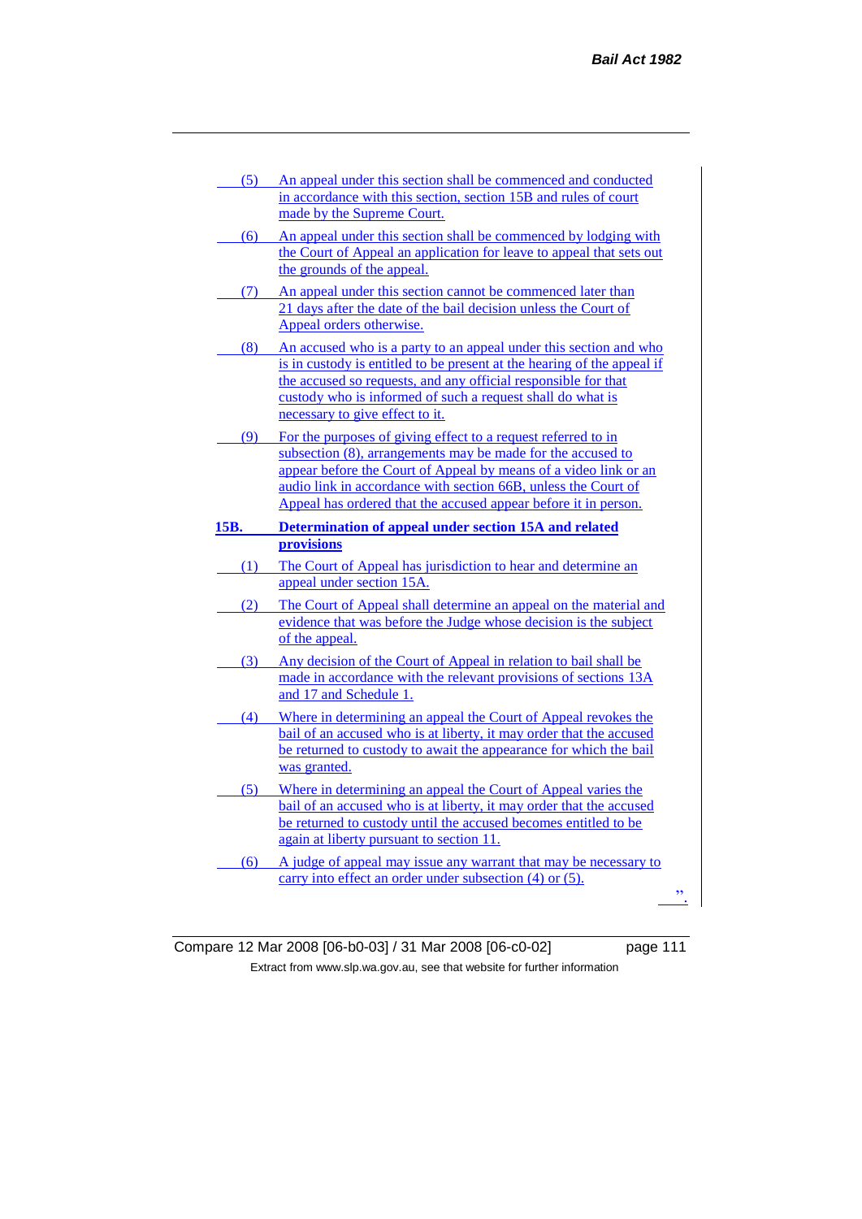(5) An appeal under this section shall be commenced and conducted in accordance with this section, section 15B and rules of court made by the Supreme Court.

(6) An appeal under this section shall be commenced by lodging with the Court of Appeal an application for leave to appeal that sets out the grounds of the appeal.

(7) An appeal under this section cannot be commenced later than 21 days after the date of the bail decision unless the Court of Appeal orders otherwise.

(8) An accused who is a party to an appeal under this section and who is in custody is entitled to be present at the hearing of the appeal if the accused so requests, and any official responsible for that custody who is informed of such a request shall do what is necessary to give effect to it.

(9) For the purposes of giving effect to a request referred to in subsection (8), arrangements may be made for the accused to appear before the Court of Appeal by means of a video link or an audio link in accordance with section 66B, unless the Court of Appeal has ordered that the accused appear before it in person.

**15B. Determination of appeal under section 15A and related provisions**

(1) The Court of Appeal has jurisdiction to hear and determine an appeal under section 15A.

(2) The Court of Appeal shall determine an appeal on the material and evidence that was before the Judge whose decision is the subject of the appeal.

(3) Any decision of the Court of Appeal in relation to bail shall be made in accordance with the relevant provisions of sections 13A and 17 and Schedule 1.

(4) Where in determining an appeal the Court of Appeal revokes the bail of an accused who is at liberty, it may order that the accused be returned to custody to await the appearance for which the bail was granted.

(5) Where in determining an appeal the Court of Appeal varies the bail of an accused who is at liberty, it may order that the accused be returned to custody until the accused becomes entitled to be again at liberty pursuant to section 11.

(6) A judge of appeal may issue any warrant that may be necessary to carry into effect an order under subsection (4) or (5).

".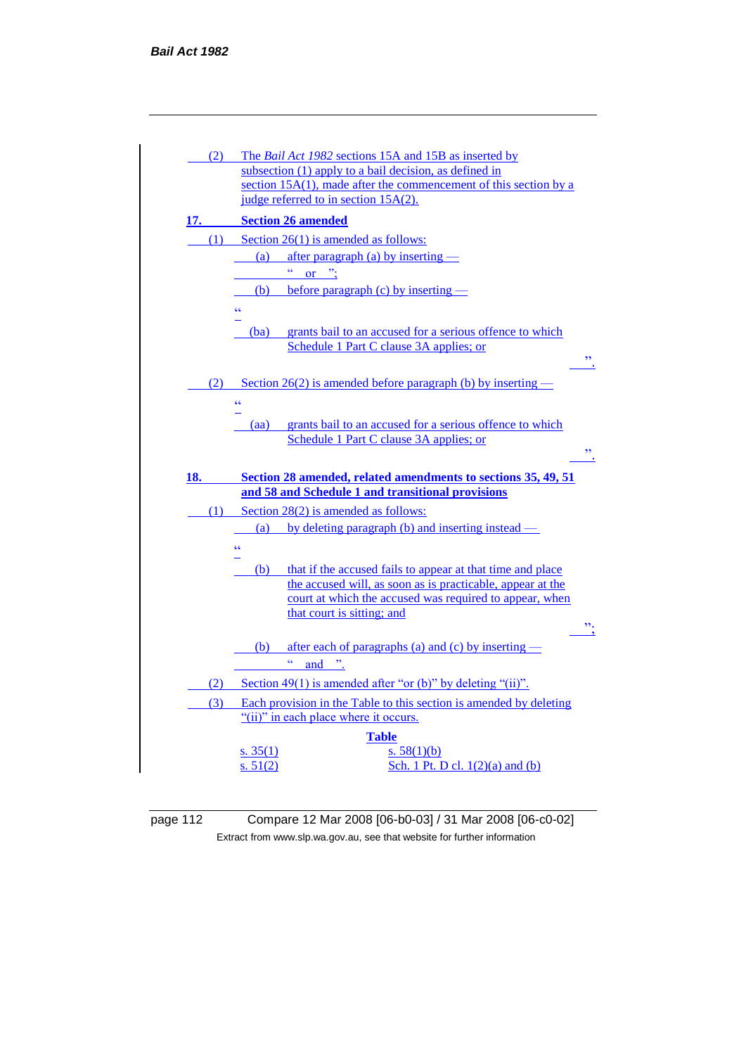(2) The *Bail Act 1982* sections 15A and 15B as inserted by subsection (1) apply to a bail decision, as defined in section 15A(1), made after the commencement of this section by a judge referred to in section 15A(2).

**17. Section 26 amended**

(1) Section 26(1) is amended as follows:

(a) after paragraph (a) by inserting —

" or ";

(b) before paragraph (c) by inserting —

"

(ba) grants bail to an accused for a serious offence to which Schedule 1 Part C clause 3A applies; or

".

(2) Section 26(2) is amended before paragraph (b) by inserting —

"

(aa) grants bail to an accused for a serious offence to which Schedule 1 Part C clause 3A applies; or

".

**18. Section 28 amended, related amendments to sections 35, 49, 51 and 58 and Schedule 1 and transitional provisions**

(1) Section 28(2) is amended as follows:

(a) by deleting paragraph (b) and inserting instead —

"

(b) that if the accused fails to appear at that time and place the accused will, as soon as is practicable, appear at the court at which the accused was required to appear, when that court is sitting; and

";

(b) after each of paragraphs (a) and (c) by inserting —

" and ".

(2) Section 49(1) is amended after "or (b)" by deleting "(ii)".

(3) Each provision in the Table to this section is amended by deleting "(ii)" in each place where it occurs.

**Table**

| | |
|---|---|
| s. 35(1) | s. 58(1)(b) |
| s. 51(2) | Sch. 1 Pt. D cl. 1(2)(a) and (b) |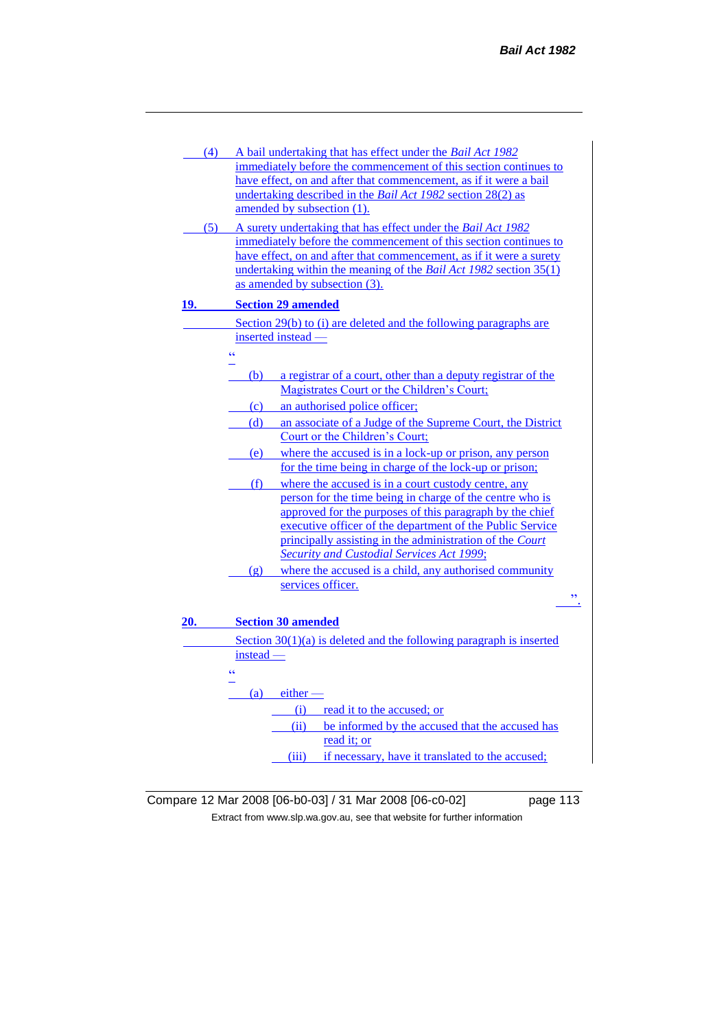(4) A bail undertaking that has effect under the *Bail Act 1982* immediately before the commencement of this section continues to have effect, on and after that commencement, as if it were a bail undertaking described in the *Bail Act 1982* section 28(2) as amended by subsection (1).

(5) A surety undertaking that has effect under the *Bail Act 1982* immediately before the commencement of this section continues to have effect, on and after that commencement, as if it were a surety undertaking within the meaning of the *Bail Act 1982* section 35(1) as amended by subsection (3).

**19. Section 29 amended**

Section 29(b) to (i) are deleted and the following paragraphs are inserted instead —

"

(b) a registrar of a court, other than a deputy registrar of the Magistrates Court or the Children's Court;

(c) an authorised police officer;

(d) an associate of a Judge of the Supreme Court, the District Court or the Children's Court;

(e) where the accused is in a lock-up or prison, any person for the time being in charge of the lock-up or prison;

(f) where the accused is in a court custody centre, any person for the time being in charge of the centre who is approved for the purposes of this paragraph by the chief executive officer of the department of the Public Service principally assisting in the administration of the *Court Security and Custodial Services Act 1999*;

(g) where the accused is a child, any authorised community services officer.

".

**20. Section 30 amended**

Section 30(1)(a) is deleted and the following paragraph is inserted instead —

"

(a) either —

(i) read it to the accused; or

(ii) be informed by the accused that the accused has read it; or

(iii) if necessary, have it translated to the accused;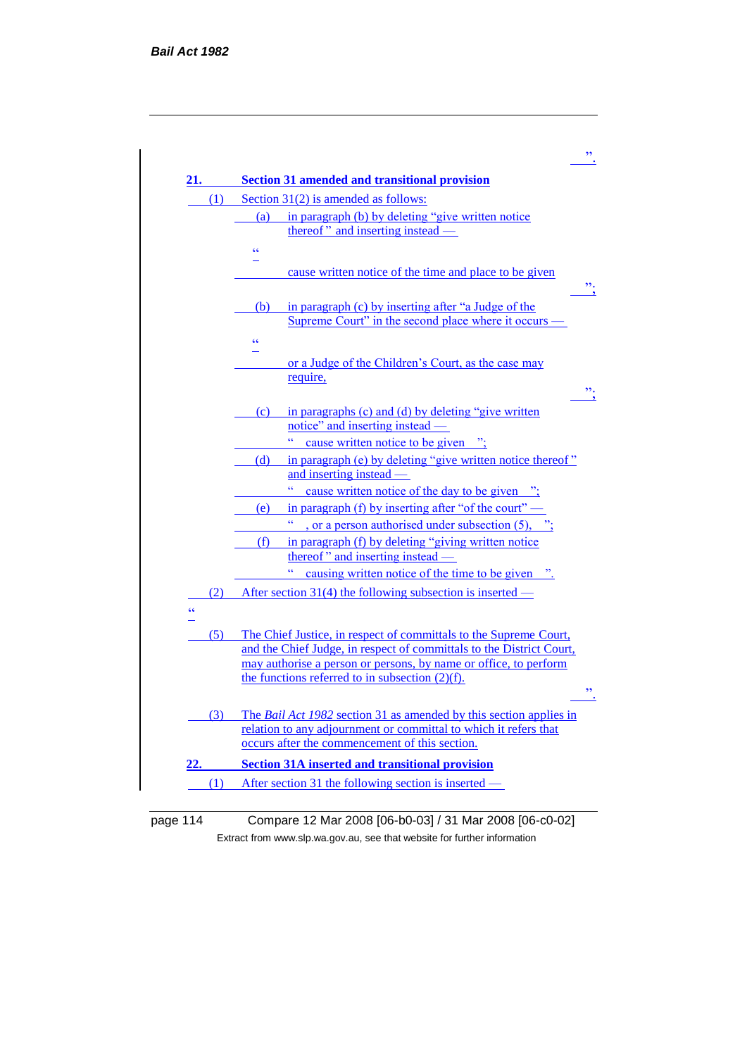".

**21. Section 31 amended and transitional provision**

(1) Section 31(2) is amended as follows:

(a) in paragraph (b) by deleting "give written notice thereof " and inserting instead —

"

cause written notice of the time and place to be given

";

(b) in paragraph (c) by inserting after "a Judge of the Supreme Court" in the second place where it occurs —

"

or a Judge of the Children's Court, as the case may require,

";

(c) in paragraphs (c) and (d) by deleting "give written notice" and inserting instead —

" cause written notice to be given ";

(d) in paragraph (e) by deleting "give written notice thereof " and inserting instead —

" cause written notice of the day to be given ";

(e) in paragraph (f) by inserting after "of the court" —

" , or a person authorised under subsection (5), ";

(f) in paragraph (f) by deleting "giving written notice thereof " and inserting instead —

" causing written notice of the time to be given ".

(2) After section 31(4) the following subsection is inserted —

"

(5) The Chief Justice, in respect of committals to the Supreme Court, and the Chief Judge, in respect of committals to the District Court, may authorise a person or persons, by name or office, to perform the functions referred to in subsection (2)(f).

".

(3) The *Bail Act 1982* section 31 as amended by this section applies in relation to any adjournment or committal to which it refers that occurs after the commencement of this section.

**22. Section 31A inserted and transitional provision**

(1) After section 31 the following section is inserted —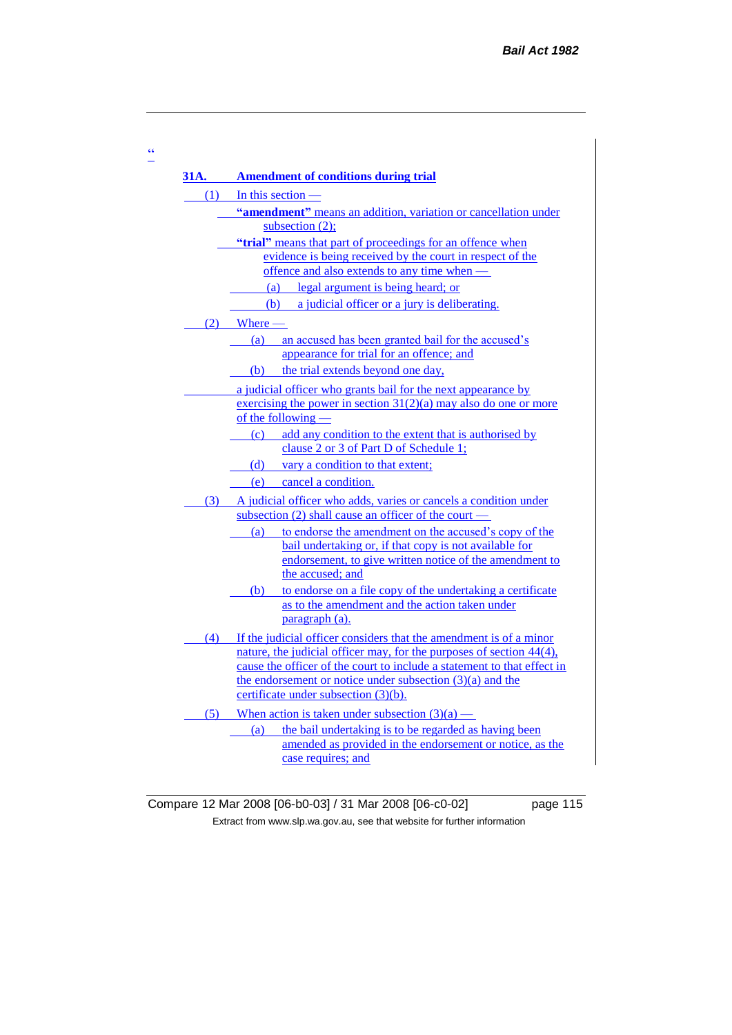"

**31A. Amendment of conditions during trial**

(1) In this section —

**"amendment"** means an addition, variation or cancellation under subsection (2);

**"trial"** means that part of proceedings for an offence when evidence is being received by the court in respect of the offence and also extends to any time when —

(a) legal argument is being heard; or

(b) a judicial officer or a jury is deliberating.

(2) Where —

(a) an accused has been granted bail for the accused's appearance for trial for an offence; and

(b) the trial extends beyond one day,

a judicial officer who grants bail for the next appearance by exercising the power in section 31(2)(a) may also do one or more of the following —

(c) add any condition to the extent that is authorised by clause 2 or 3 of Part D of Schedule 1;

(d) vary a condition to that extent;

(e) cancel a condition.

(3) A judicial officer who adds, varies or cancels a condition under subsection (2) shall cause an officer of the court —

(a) to endorse the amendment on the accused's copy of the bail undertaking or, if that copy is not available for endorsement, to give written notice of the amendment to the accused; and

(b) to endorse on a file copy of the undertaking a certificate as to the amendment and the action taken under paragraph (a).

(4) If the judicial officer considers that the amendment is of a minor nature, the judicial officer may, for the purposes of section 44(4), cause the officer of the court to include a statement to that effect in the endorsement or notice under subsection (3)(a) and the certificate under subsection (3)(b).

(5) When action is taken under subsection (3)(a) —

(a) the bail undertaking is to be regarded as having been amended as provided in the endorsement or notice, as the case requires; and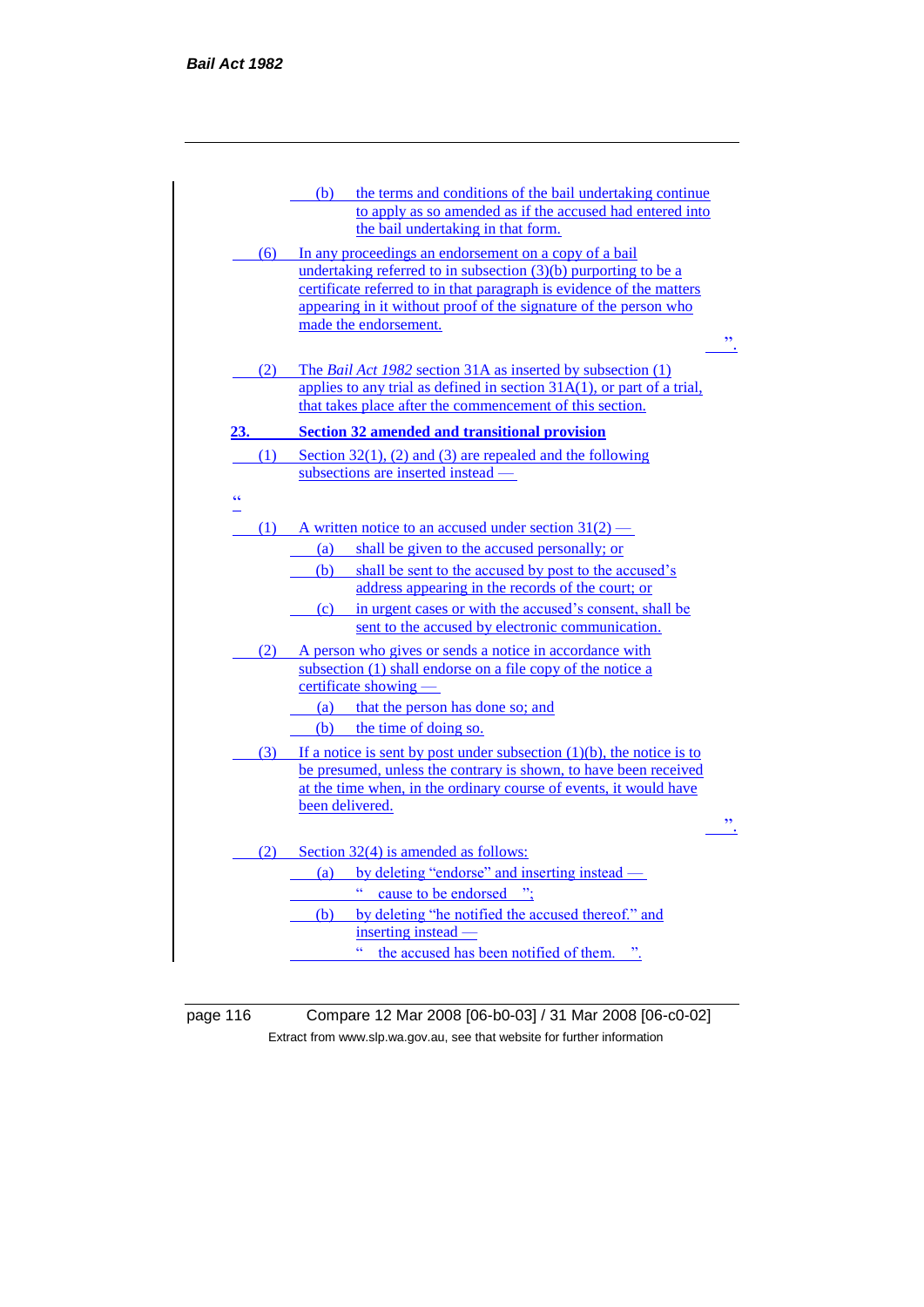(b) the terms and conditions of the bail undertaking continue to apply as so amended as if the accused had entered into the bail undertaking in that form.

(6) In any proceedings an endorsement on a copy of a bail undertaking referred to in subsection (3)(b) purporting to be a certificate referred to in that paragraph is evidence of the matters appearing in it without proof of the signature of the person who made the endorsement.

".

(2) The *Bail Act 1982* section 31A as inserted by subsection (1) applies to any trial as defined in section 31A(1), or part of a trial, that takes place after the commencement of this section.

**23. Section 32 amended and transitional provision**

(1) Section 32(1), (2) and (3) are repealed and the following subsections are inserted instead —

"

(1) A written notice to an accused under section 31(2) —

(a) shall be given to the accused personally; or

(b) shall be sent to the accused by post to the accused's address appearing in the records of the court; or

(c) in urgent cases or with the accused's consent, shall be sent to the accused by electronic communication.

(2) A person who gives or sends a notice in accordance with subsection (1) shall endorse on a file copy of the notice a certificate showing —

(a) that the person has done so; and

(b) the time of doing so.

(3) If a notice is sent by post under subsection (1)(b), the notice is to be presumed, unless the contrary is shown, to have been received at the time when, in the ordinary course of events, it would have been delivered.

".

(2) Section 32(4) is amended as follows:

(a) by deleting "endorse" and inserting instead —

" cause to be endorsed ";

(b) by deleting "he notified the accused thereof." and inserting instead —

" the accused has been notified of them. ".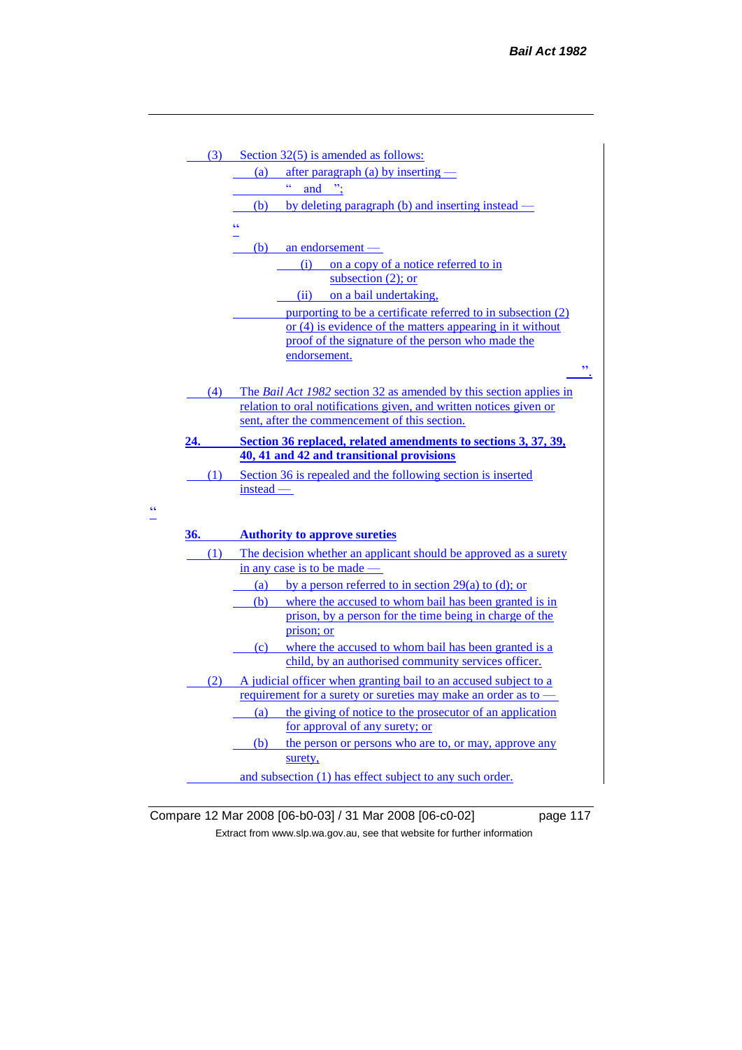(3) Section 32(5) is amended as follows:

(a) after paragraph (a) by inserting —

" and ";

(b) by deleting paragraph (b) and inserting instead —

"

(b) an endorsement —

(i) on a copy of a notice referred to in subsection (2); or

(ii) on a bail undertaking,

purporting to be a certificate referred to in subsection (2) or (4) is evidence of the matters appearing in it without proof of the signature of the person who made the endorsement.

".

(4) The *Bail Act 1982* section 32 as amended by this section applies in relation to oral notifications given, and written notices given or sent, after the commencement of this section.

**24. Section 36 replaced, related amendments to sections 3, 37, 39, 40, 41 and 42 and transitional provisions**

(1) Section 36 is repealed and the following section is inserted instead —

"

**36. Authority to approve sureties**

(1) The decision whether an applicant should be approved as a surety in any case is to be made —

(a) by a person referred to in section 29(a) to (d); or

(b) where the accused to whom bail has been granted is in prison, by a person for the time being in charge of the prison; or

(c) where the accused to whom bail has been granted is a child, by an authorised community services officer.

(2) A judicial officer when granting bail to an accused subject to a requirement for a surety or sureties may make an order as to —

(a) the giving of notice to the prosecutor of an application for approval of any surety; or

(b) the person or persons who are to, or may, approve any surety,

and subsection (1) has effect subject to any such order.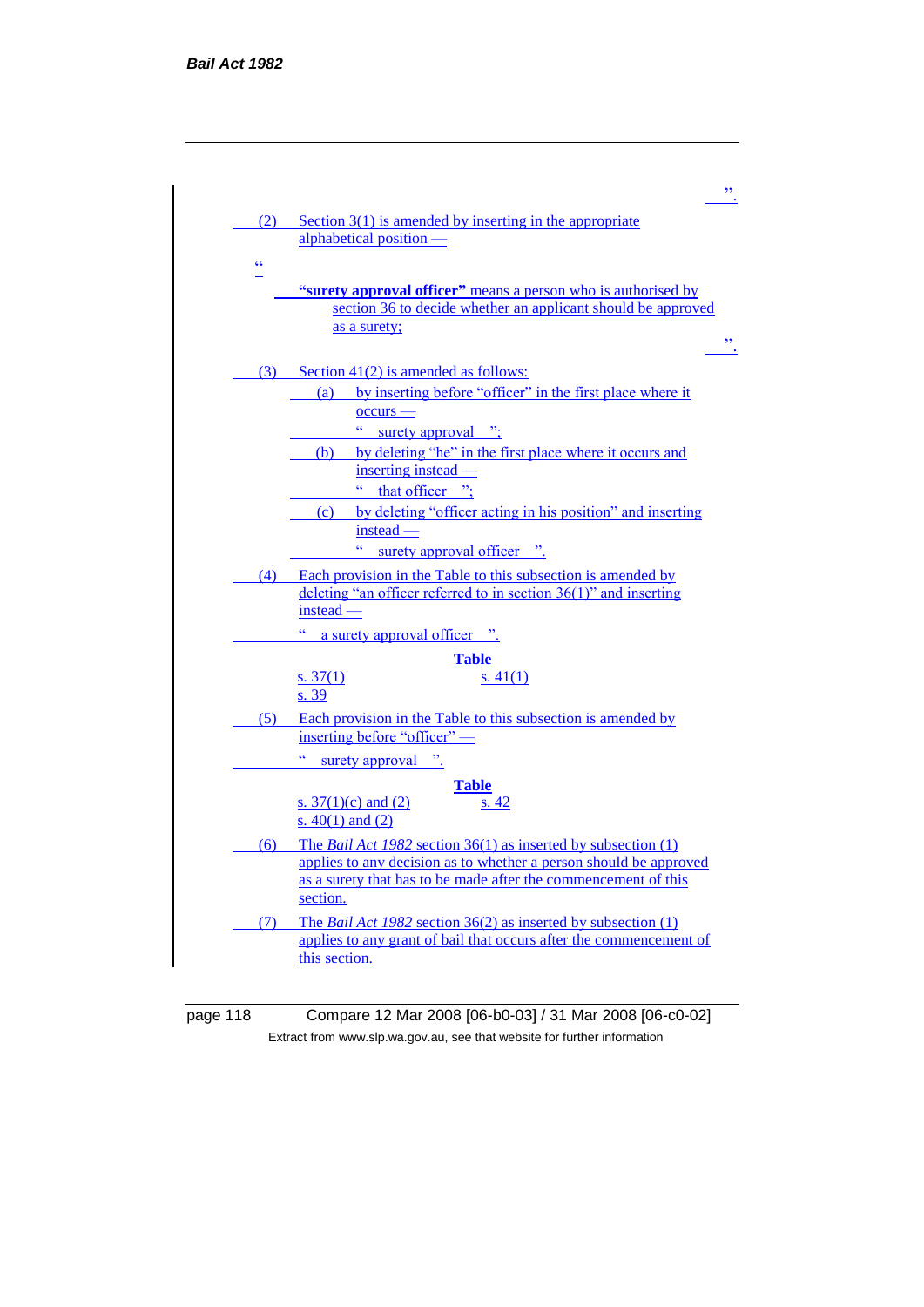”.

(2) Section 3(1) is amended by inserting in the appropriate alphabetical position —

“

**“surety approval officer”** means a person who is authorised by section 36 to decide whether an applicant should be approved as a surety;

”.

(3) Section 41(2) is amended as follows:

(a) by inserting before “officer” in the first place where it occurs —

“ surety approval ”;

(b) by deleting “he” in the first place where it occurs and inserting instead —

“ that officer ”;

(c) by deleting “officer acting in his position” and inserting instead —

“ surety approval officer ”.

(4) Each provision in the Table to this subsection is amended by deleting “an officer referred to in section 36(1)” and inserting instead —

“ a surety approval officer ”.

**Table**

| | |
|---|---|
| s. 37(1) | s. 41(1) |
| s. 39 | |

(5) Each provision in the Table to this subsection is amended by inserting before “officer” —

“ surety approval ”.

**Table**

| | |
|---|---|
| s. 37(1)(c) and (2) | s. 42 |
| s. 40(1) and (2) | |

(6) The *Bail Act 1982* section 36(1) as inserted by subsection (1) applies to any decision as to whether a person should be approved as a surety that has to be made after the commencement of this section.

(7) The *Bail Act 1982* section 36(2) as inserted by subsection (1) applies to any grant of bail that occurs after the commencement of this section.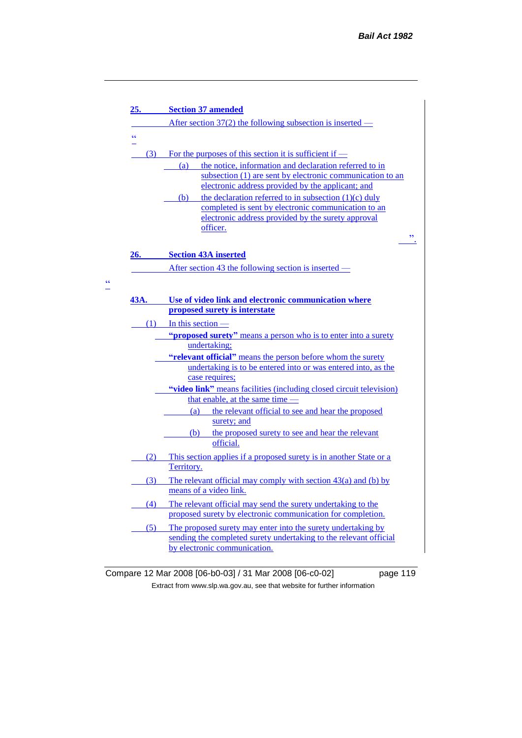## 25. Section 37 amended

After section 37(2) the following subsection is inserted —

"

(3) For the purposes of this section it is sufficient if —

(a) the notice, information and declaration referred to in subsection (1) are sent by electronic communication to an electronic address provided by the applicant; and

(b) the declaration referred to in subsection (1)(c) duly completed is sent by electronic communication to an electronic address provided by the surety approval officer.

".

## 26. Section 43A inserted

After section 43 the following section is inserted —

"

### 43A. Use of video link and electronic communication where proposed surety is interstate

(1) In this section —

**"proposed surety"** means a person who is to enter into a surety undertaking;

**"relevant official"** means the person before whom the surety undertaking is to be entered into or was entered into, as the case requires;

**"video link"** means facilities (including closed circuit television) that enable, at the same time —

(a) the relevant official to see and hear the proposed surety; and

(b) the proposed surety to see and hear the relevant official.

(2) This section applies if a proposed surety is in another State or a Territory.

(3) The relevant official may comply with section 43(a) and (b) by means of a video link.

(4) The relevant official may send the surety undertaking to the proposed surety by electronic communication for completion.

(5) The proposed surety may enter into the surety undertaking by sending the completed surety undertaking to the relevant official by electronic communication.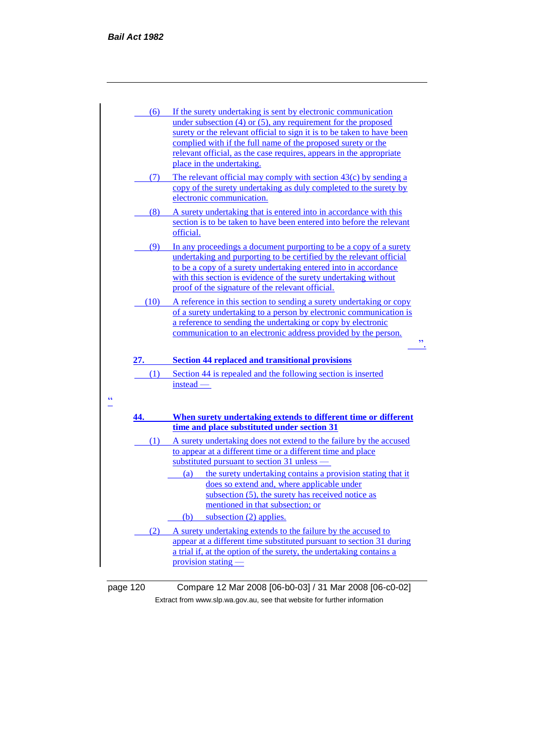(6) If the surety undertaking is sent by electronic communication under subsection (4) or (5), any requirement for the proposed surety or the relevant official to sign it is to be taken to have been complied with if the full name of the proposed surety or the relevant official, as the case requires, appears in the appropriate place in the undertaking.

(7) The relevant official may comply with section 43(c) by sending a copy of the surety undertaking as duly completed to the surety by electronic communication.

(8) A surety undertaking that is entered into in accordance with this section is to be taken to have been entered into before the relevant official.

(9) In any proceedings a document purporting to be a copy of a surety undertaking and purporting to be certified by the relevant official to be a copy of a surety undertaking entered into in accordance with this section is evidence of the surety undertaking without proof of the signature of the relevant official.

(10) A reference in this section to sending a surety undertaking or copy of a surety undertaking to a person by electronic communication is a reference to sending the undertaking or copy by electronic communication to an electronic address provided by the person.

".

**27. Section 44 replaced and transitional provisions**

(1) Section 44 is repealed and the following section is inserted instead —

"

**44. When surety undertaking extends to different time or different time and place substituted under section 31**

(1) A surety undertaking does not extend to the failure by the accused to appear at a different time or a different time and place substituted pursuant to section 31 unless —

(a) the surety undertaking contains a provision stating that it does so extend and, where applicable under subsection (5), the surety has received notice as mentioned in that subsection; or

(b) subsection (2) applies.

(2) A surety undertaking extends to the failure by the accused to appear at a different time substituted pursuant to section 31 during a trial if, at the option of the surety, the undertaking contains a provision stating —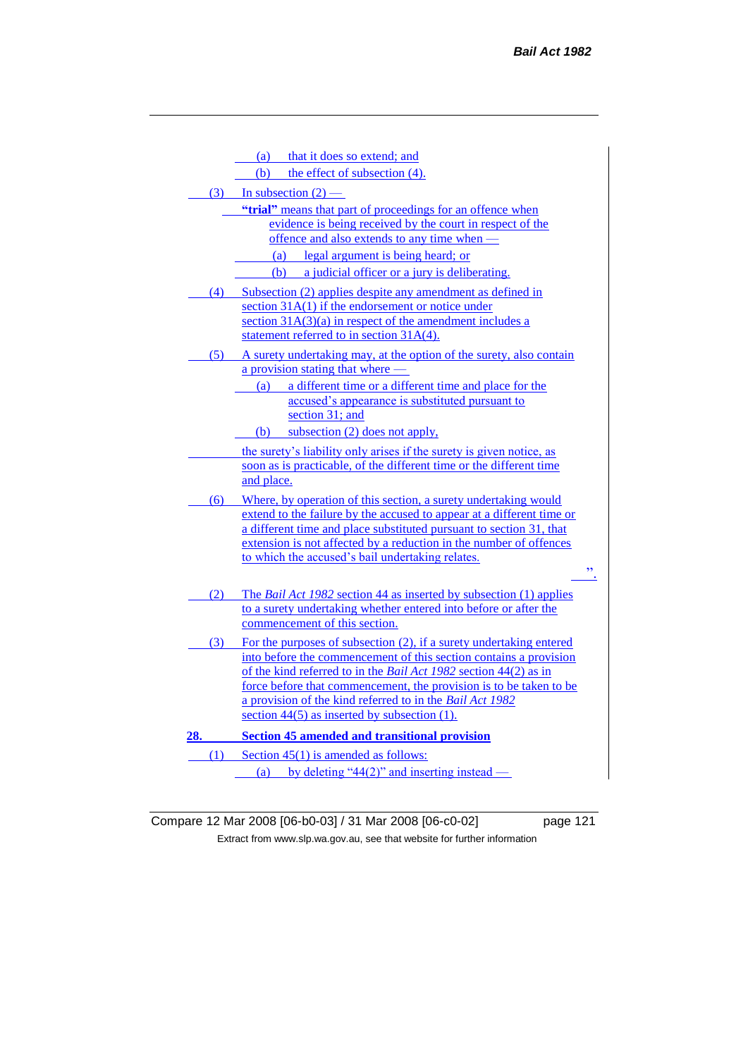(a) that it does so extend; and

(b) the effect of subsection (4).

(3) In subsection (2) —

**“trial”** means that part of proceedings for an offence when evidence is being received by the court in respect of the offence and also extends to any time when —

(a) legal argument is being heard; or

(b) a judicial officer or a jury is deliberating.

(4) Subsection (2) applies despite any amendment as defined in section 31A(1) if the endorsement or notice under section 31A(3)(a) in respect of the amendment includes a statement referred to in section 31A(4).

(5) A surety undertaking may, at the option of the surety, also contain a provision stating that where —

(a) a different time or a different time and place for the accused’s appearance is substituted pursuant to section 31; and

(b) subsection (2) does not apply,

the surety’s liability only arises if the surety is given notice, as soon as is practicable, of the different time or the different time and place.

(6) Where, by operation of this section, a surety undertaking would extend to the failure by the accused to appear at a different time or a different time and place substituted pursuant to section 31, that extension is not affected by a reduction in the number of offences to which the accused’s bail undertaking relates.

”.

(2) The *Bail Act 1982* section 44 as inserted by subsection (1) applies to a surety undertaking whether entered into before or after the commencement of this section.

(3) For the purposes of subsection (2), if a surety undertaking entered into before the commencement of this section contains a provision of the kind referred to in the *Bail Act 1982* section 44(2) as in force before that commencement, the provision is to be taken to be a provision of the kind referred to in the *Bail Act 1982* section 44(5) as inserted by subsection (1).

**28. Section 45 amended and transitional provision**

(1) Section 45(1) is amended as follows:

(a) by deleting “44(2)” and inserting instead —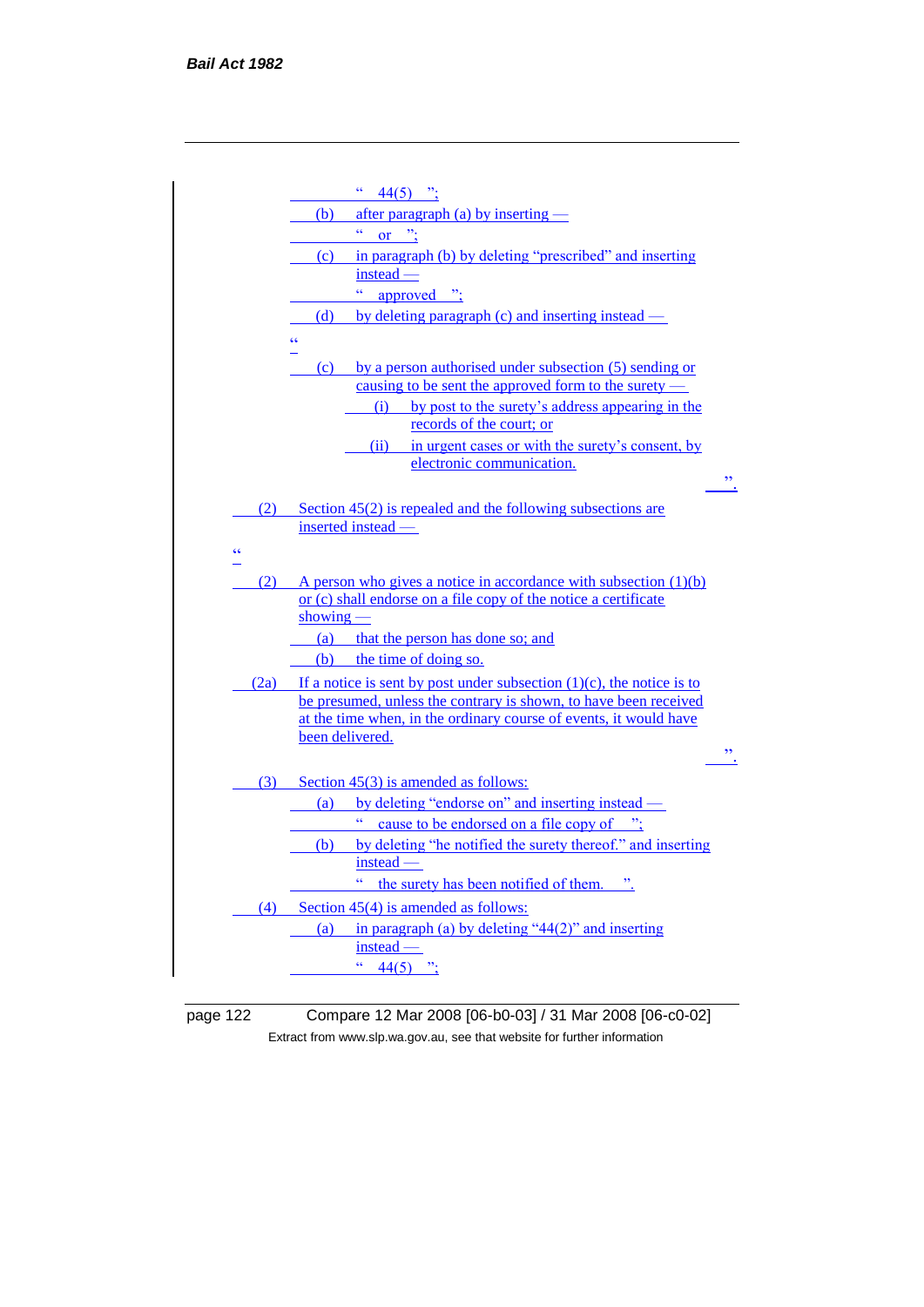" 44(5) ";

(b) after paragraph (a) by inserting —

" or ";

(c) in paragraph (b) by deleting "prescribed" and inserting instead —

" approved ";

(d) by deleting paragraph (c) and inserting instead —

"

(c) by a person authorised under subsection (5) sending or causing to be sent the approved form to the surety —

(i) by post to the surety's address appearing in the records of the court; or

(ii) in urgent cases or with the surety's consent, by electronic communication.

".

(2) Section 45(2) is repealed and the following subsections are inserted instead —

"

(2) A person who gives a notice in accordance with subsection (1)(b) or (c) shall endorse on a file copy of the notice a certificate showing —

(a) that the person has done so; and

(b) the time of doing so.

(2a) If a notice is sent by post under subsection (1)(c), the notice is to be presumed, unless the contrary is shown, to have been received at the time when, in the ordinary course of events, it would have been delivered.

".

(3) Section 45(3) is amended as follows:

(a) by deleting "endorse on" and inserting instead —

" cause to be endorsed on a file copy of ";

(b) by deleting "he notified the surety thereof." and inserting instead —

" the surety has been notified of them. ".

(4) Section 45(4) is amended as follows:

(a) in paragraph (a) by deleting "44(2)" and inserting instead —

" 44(5) ";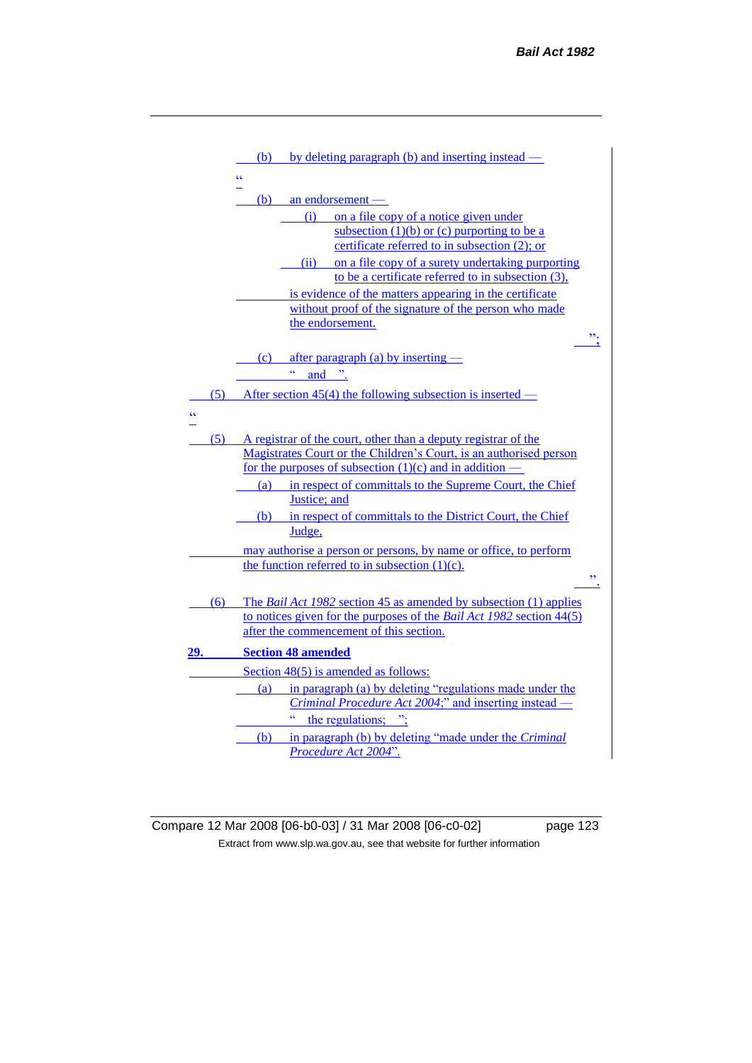(b) by deleting paragraph (b) and inserting instead —

"

(b) an endorsement —

(i) on a file copy of a notice given under subsection (1)(b) or (c) purporting to be a certificate referred to in subsection (2); or

(ii) on a file copy of a surety undertaking purporting to be a certificate referred to in subsection (3),

is evidence of the matters appearing in the certificate without proof of the signature of the person who made the endorsement.

";

(c) after paragraph (a) by inserting —

" and ".

(5) After section 45(4) the following subsection is inserted —

"

(5) A registrar of the court, other than a deputy registrar of the Magistrates Court or the Children's Court, is an authorised person for the purposes of subsection (1)(c) and in addition —

(a) in respect of committals to the Supreme Court, the Chief Justice; and

(b) in respect of committals to the District Court, the Chief Judge,

may authorise a person or persons, by name or office, to perform the function referred to in subsection (1)(c).

".

(6) The *Bail Act 1982* section 45 as amended by subsection (1) applies to notices given for the purposes of the *Bail Act 1982* section 44(5) after the commencement of this section.

**29. Section 48 amended**

Section 48(5) is amended as follows:

(a) in paragraph (a) by deleting "regulations made under the *Criminal Procedure Act 2004*;" and inserting instead —

" the regulations; ";

(b) in paragraph (b) by deleting "made under the *Criminal Procedure Act 2004*".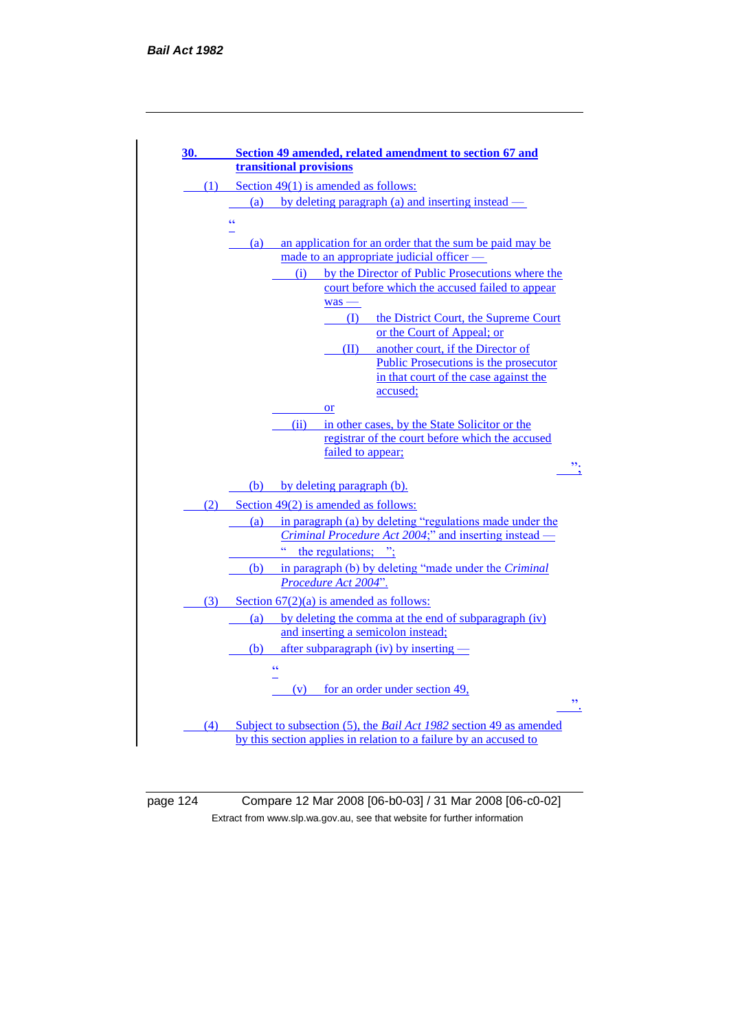**30. Section 49 amended, related amendment to section 67 and transitional provisions**

(1) Section 49(1) is amended as follows:

(a) by deleting paragraph (a) and inserting instead —

"

(a) an application for an order that the sum be paid may be made to an appropriate judicial officer —

(i) by the Director of Public Prosecutions where the court before which the accused failed to appear was —

(I) the District Court, the Supreme Court or the Court of Appeal; or

(II) another court, if the Director of Public Prosecutions is the prosecutor in that court of the case against the accused;

or

(ii) in other cases, by the State Solicitor or the registrar of the court before which the accused failed to appear;

";

(b) by deleting paragraph (b).

(2) Section 49(2) is amended as follows:

(a) in paragraph (a) by deleting "regulations made under the *Criminal Procedure Act 2004*;" and inserting instead —

" the regulations; ";

(b) in paragraph (b) by deleting "made under the *Criminal Procedure Act 2004*".

(3) Section 67(2)(a) is amended as follows:

(a) by deleting the comma at the end of subparagraph (iv) and inserting a semicolon instead;

(b) after subparagraph (iv) by inserting —

"

(v) for an order under section 49,

".

(4) Subject to subsection (5), the *Bail Act 1982* section 49 as amended by this section applies in relation to a failure by an accused to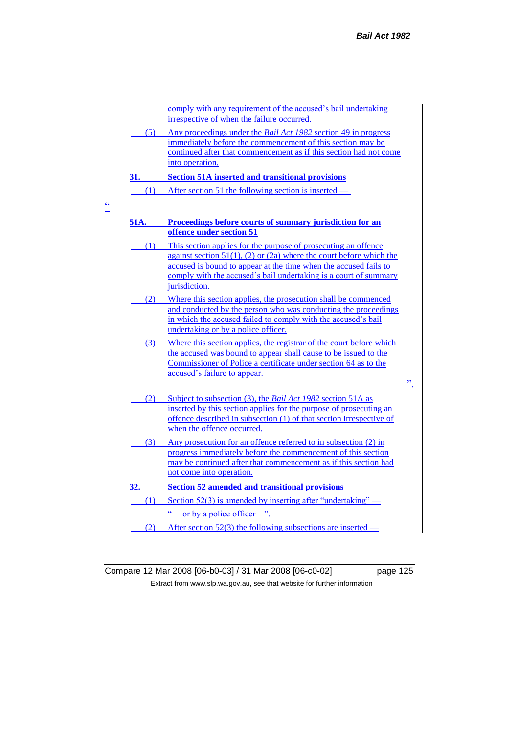comply with any requirement of the accused's bail undertaking irrespective of when the failure occurred.

(5) Any proceedings under the *Bail Act 1982* section 49 in progress immediately before the commencement of this section may be continued after that commencement as if this section had not come into operation.

**31. Section 51A inserted and transitional provisions**

(1) After section 51 the following section is inserted —

"

**51A. Proceedings before courts of summary jurisdiction for an offence under section 51**

(1) This section applies for the purpose of prosecuting an offence against section 51(1), (2) or (2a) where the court before which the accused is bound to appear at the time when the accused fails to comply with the accused's bail undertaking is a court of summary jurisdiction.

(2) Where this section applies, the prosecution shall be commenced and conducted by the person who was conducting the proceedings in which the accused failed to comply with the accused's bail undertaking or by a police officer.

(3) Where this section applies, the registrar of the court before which the accused was bound to appear shall cause to be issued to the Commissioner of Police a certificate under section 64 as to the accused's failure to appear.

".

(2) Subject to subsection (3), the *Bail Act 1982* section 51A as inserted by this section applies for the purpose of prosecuting an offence described in subsection (1) of that section irrespective of when the offence occurred.

(3) Any prosecution for an offence referred to in subsection (2) in progress immediately before the commencement of this section may be continued after that commencement as if this section had not come into operation.

**32. Section 52 amended and transitional provisions**

(1) Section 52(3) is amended by inserting after "undertaking" —

" or by a police officer ".

(2) After section 52(3) the following subsections are inserted —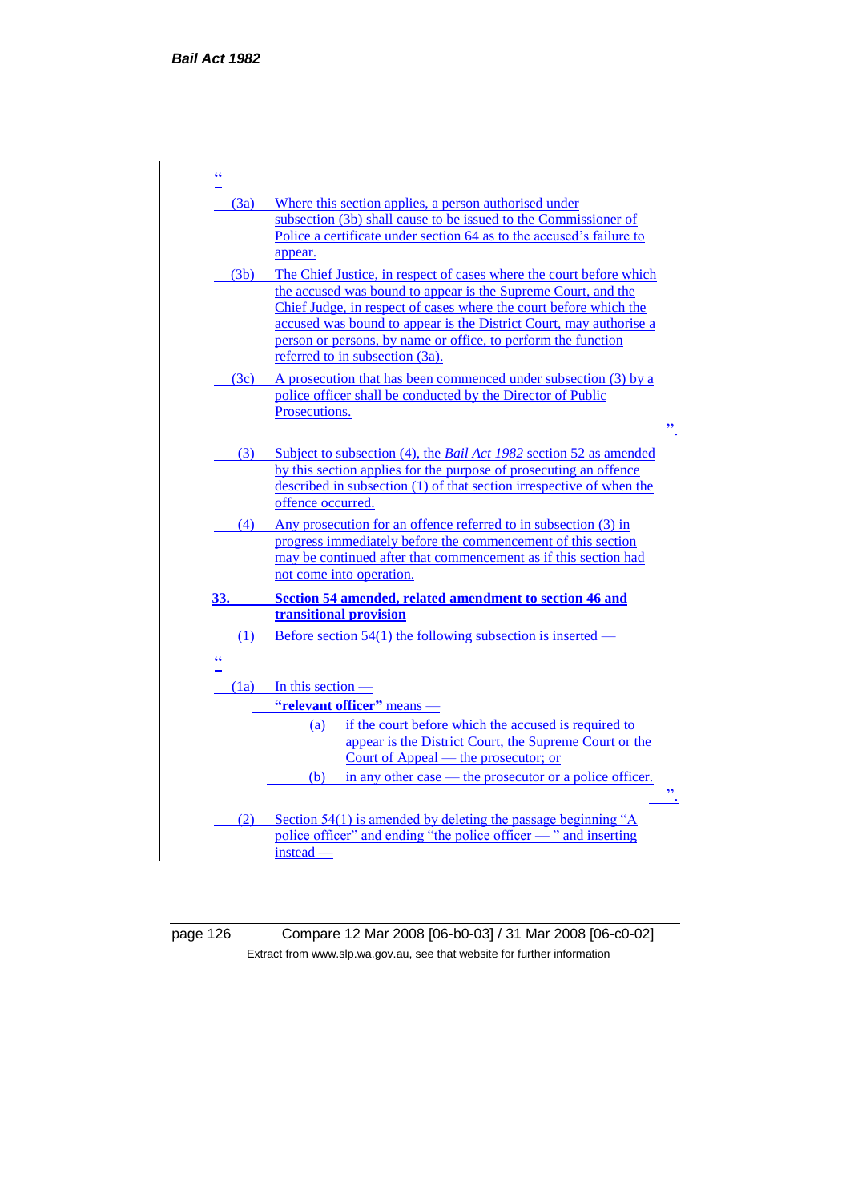“

(3a) Where this section applies, a person authorised under subsection (3b) shall cause to be issued to the Commissioner of Police a certificate under section 64 as to the accused’s failure to appear.

(3b) The Chief Justice, in respect of cases where the court before which the accused was bound to appear is the Supreme Court, and the Chief Judge, in respect of cases where the court before which the accused was bound to appear is the District Court, may authorise a person or persons, by name or office, to perform the function referred to in subsection (3a).

(3c) A prosecution that has been commenced under subsection (3) by a police officer shall be conducted by the Director of Public Prosecutions.

”.

(3) Subject to subsection (4), the *Bail Act 1982* section 52 as amended by this section applies for the purpose of prosecuting an offence described in subsection (1) of that section irrespective of when the offence occurred.

(4) Any prosecution for an offence referred to in subsection (3) in progress immediately before the commencement of this section may be continued after that commencement as if this section had not come into operation.

**33. Section 54 amended, related amendment to section 46 and transitional provision**

(1) Before section 54(1) the following subsection is inserted —

“

(1a) In this section —

**“relevant officer”** means —

(a) if the court before which the accused is required to appear is the District Court, the Supreme Court or the Court of Appeal — the prosecutor; or

(b) in any other case — the prosecutor or a police officer.

”.

(2) Section 54(1) is amended by deleting the passage beginning “A police officer” and ending “the police officer — ” and inserting instead —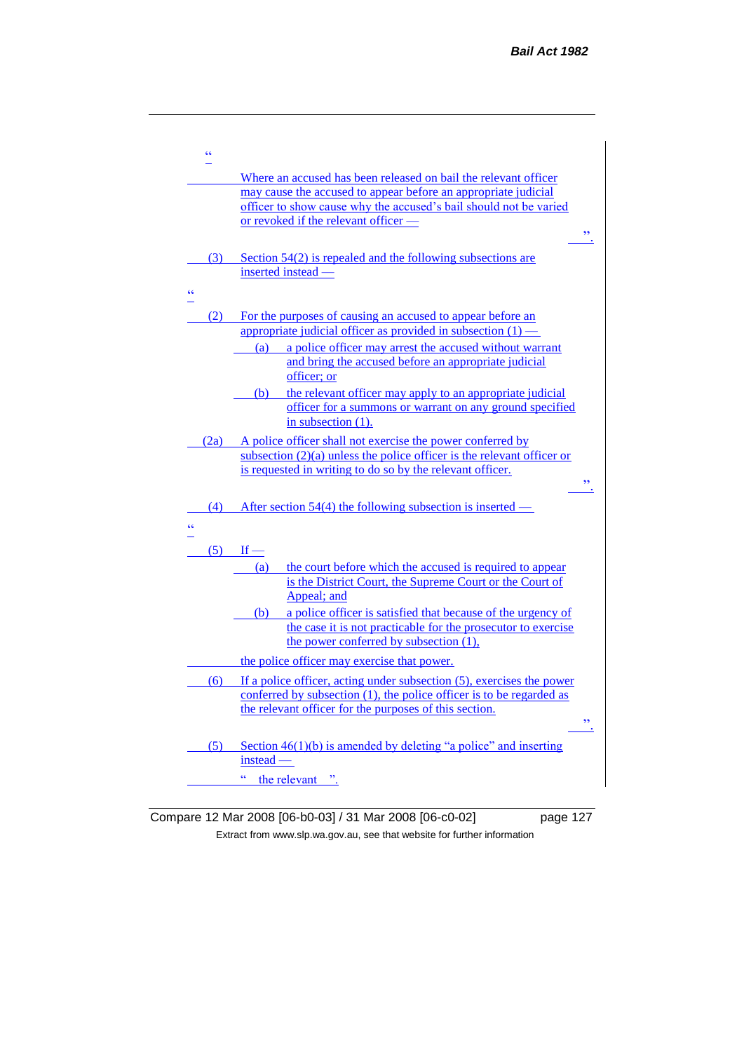"

Where an accused has been released on bail the relevant officer may cause the accused to appear before an appropriate judicial officer to show cause why the accused's bail should not be varied or revoked if the relevant officer —

".

(3) Section 54(2) is repealed and the following subsections are inserted instead —

"

(2) For the purposes of causing an accused to appear before an appropriate judicial officer as provided in subsection (1) —

(a) a police officer may arrest the accused without warrant and bring the accused before an appropriate judicial officer; or

(b) the relevant officer may apply to an appropriate judicial officer for a summons or warrant on any ground specified in subsection (1).

(2a) A police officer shall not exercise the power conferred by subsection (2)(a) unless the police officer is the relevant officer or is requested in writing to do so by the relevant officer.

".

(4) After section 54(4) the following subsection is inserted —

"

(5) If —

(a) the court before which the accused is required to appear is the District Court, the Supreme Court or the Court of Appeal; and

(b) a police officer is satisfied that because of the urgency of the case it is not practicable for the prosecutor to exercise the power conferred by subsection (1),

the police officer may exercise that power.

(6) If a police officer, acting under subsection (5), exercises the power conferred by subsection (1), the police officer is to be regarded as the relevant officer for the purposes of this section.

".

(5) Section 46(1)(b) is amended by deleting "a police" and inserting instead —

" the relevant ".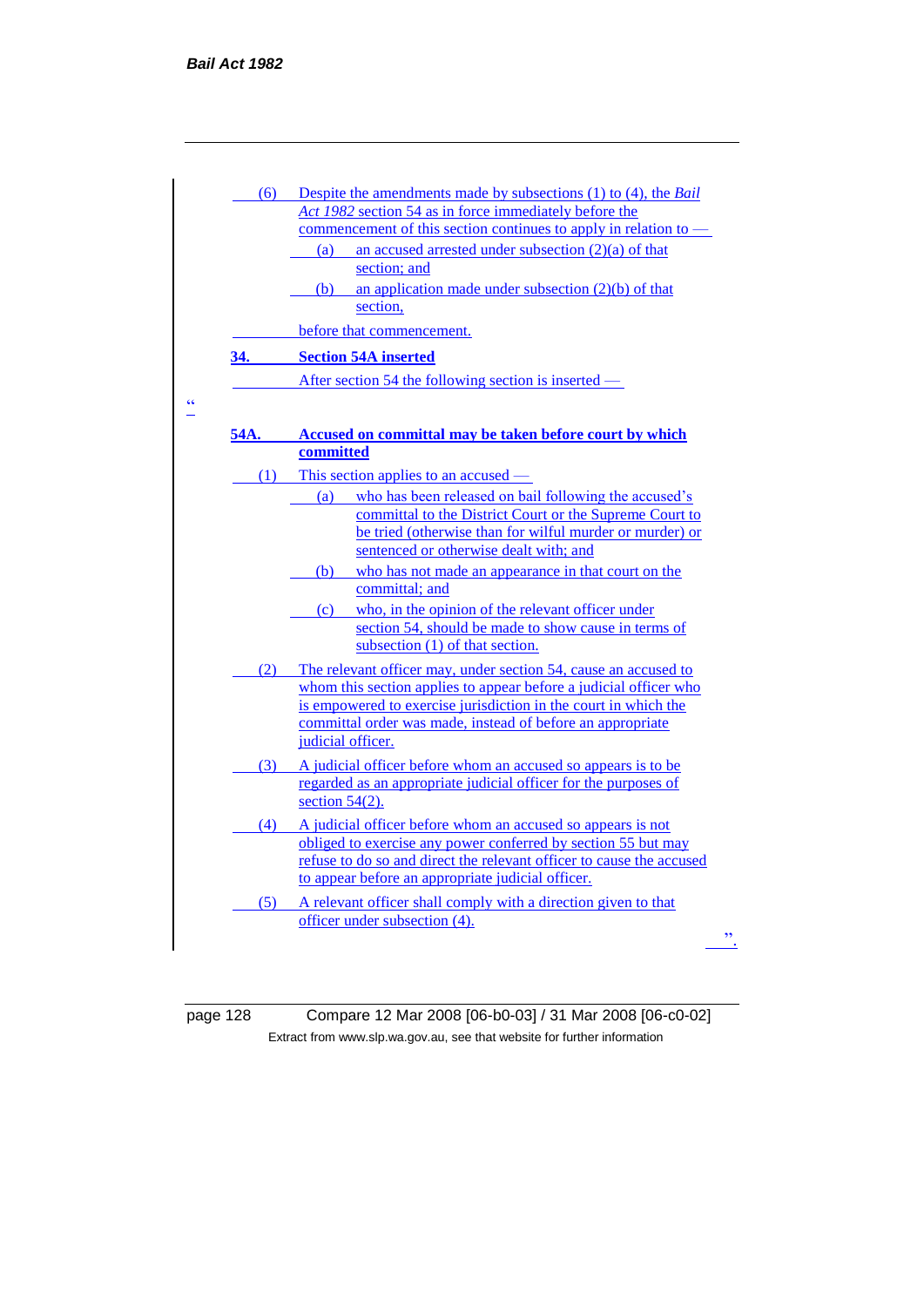(6) Despite the amendments made by subsections (1) to (4), the *Bail Act 1982* section 54 as in force immediately before the commencement of this section continues to apply in relation to —

(a) an accused arrested under subsection (2)(a) of that section; and

(b) an application made under subsection (2)(b) of that section,

before that commencement.

## 34. Section 54A inserted

After section 54 the following section is inserted —

"

### 54A. Accused on committal may be taken before court by which committed

(1) This section applies to an accused —

(a) who has been released on bail following the accused's committal to the District Court or the Supreme Court to be tried (otherwise than for wilful murder or murder) or sentenced or otherwise dealt with; and

(b) who has not made an appearance in that court on the committal; and

(c) who, in the opinion of the relevant officer under section 54, should be made to show cause in terms of subsection (1) of that section.

(2) The relevant officer may, under section 54, cause an accused to whom this section applies to appear before a judicial officer who is empowered to exercise jurisdiction in the court in which the committal order was made, instead of before an appropriate judicial officer.

(3) A judicial officer before whom an accused so appears is to be regarded as an appropriate judicial officer for the purposes of section 54(2).

(4) A judicial officer before whom an accused so appears is not obliged to exercise any power conferred by section 55 but may refuse to do so and direct the relevant officer to cause the accused to appear before an appropriate judicial officer.

(5) A relevant officer shall comply with a direction given to that officer under subsection (4).

".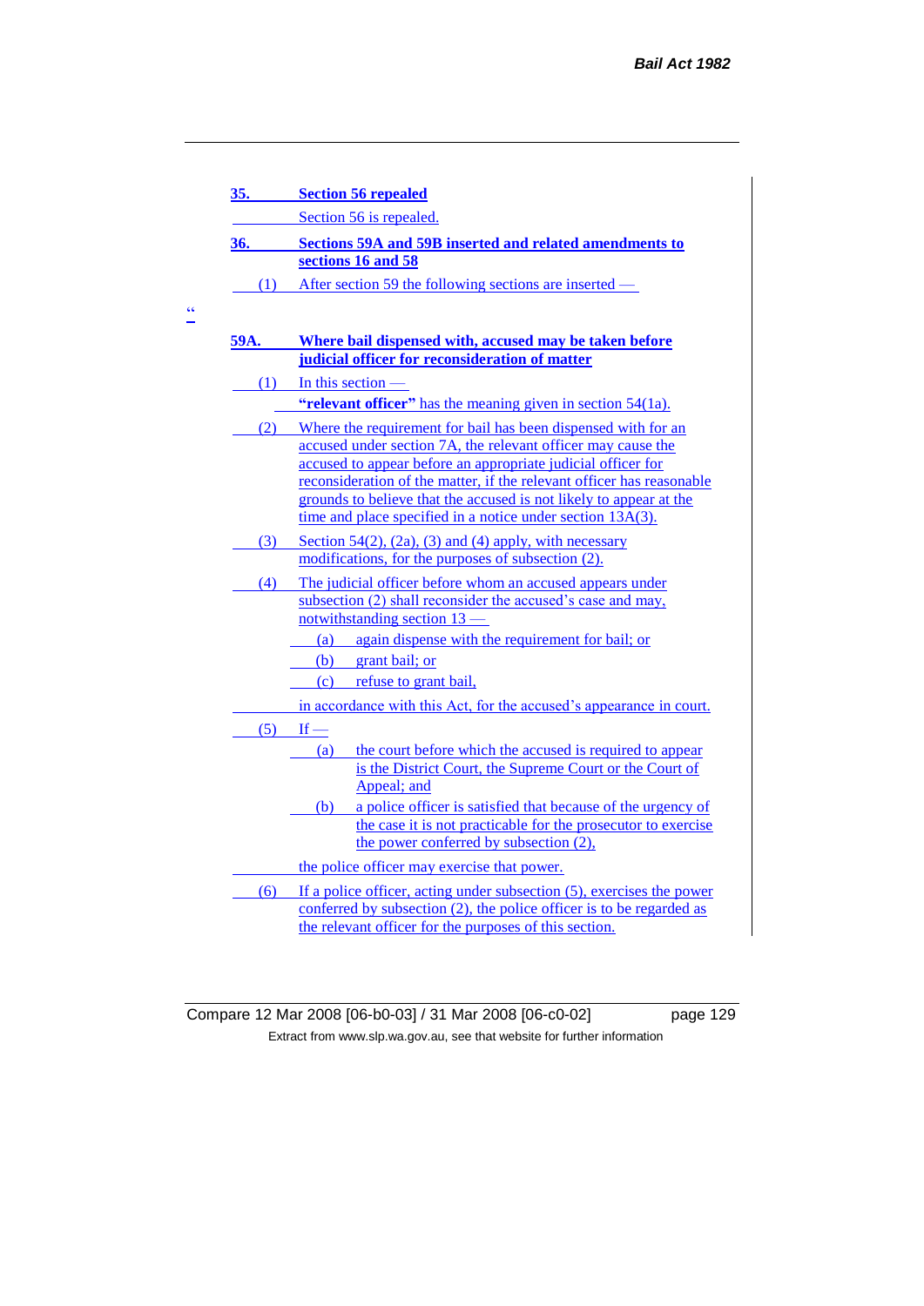**35. Section 56 repealed**

Section 56 is repealed.

**36. Sections 59A and 59B inserted and related amendments to sections 16 and 58**

(1) After section 59 the following sections are inserted —

"

**59A. Where bail dispensed with, accused may be taken before judicial officer for reconsideration of matter**

(1) In this section —

**"relevant officer"** has the meaning given in section 54(1a).

(2) Where the requirement for bail has been dispensed with for an accused under section 7A, the relevant officer may cause the accused to appear before an appropriate judicial officer for reconsideration of the matter, if the relevant officer has reasonable grounds to believe that the accused is not likely to appear at the time and place specified in a notice under section 13A(3).

(3) Section 54(2), (2a), (3) and (4) apply, with necessary modifications, for the purposes of subsection (2).

(4) The judicial officer before whom an accused appears under subsection (2) shall reconsider the accused's case and may, notwithstanding section 13 —

(a) again dispense with the requirement for bail; or

(b) grant bail; or

(c) refuse to grant bail,

in accordance with this Act, for the accused's appearance in court.

(5) If —

(a) the court before which the accused is required to appear is the District Court, the Supreme Court or the Court of Appeal; and

(b) a police officer is satisfied that because of the urgency of the case it is not practicable for the prosecutor to exercise the power conferred by subsection (2),

the police officer may exercise that power.

(6) If a police officer, acting under subsection (5), exercises the power conferred by subsection (2), the police officer is to be regarded as the relevant officer for the purposes of this section.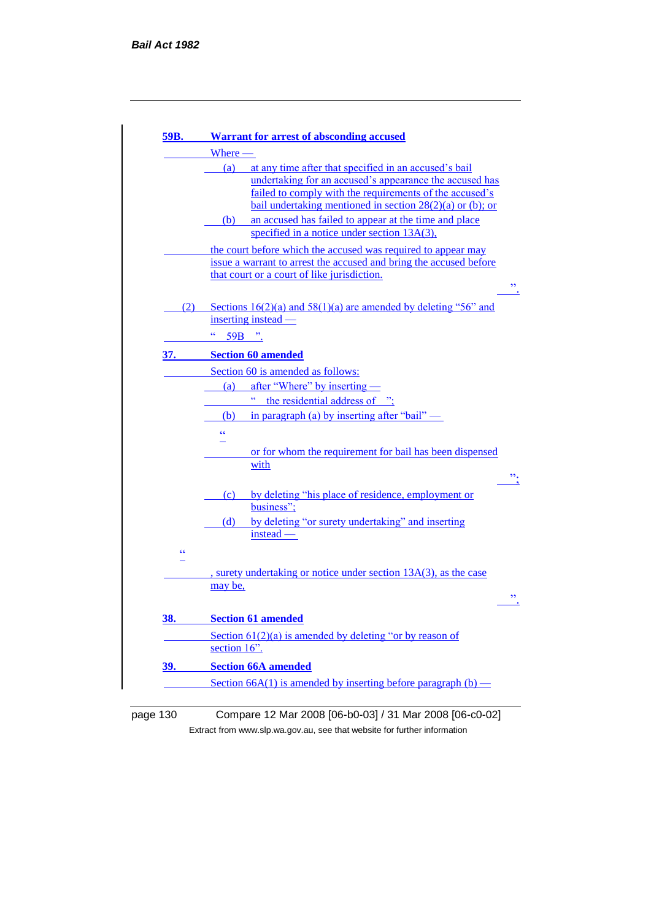**59B. Warrant for arrest of absconding accused**

Where —

(a) at any time after that specified in an accused's bail undertaking for an accused's appearance the accused has failed to comply with the requirements of the accused's bail undertaking mentioned in section 28(2)(a) or (b); or

(b) an accused has failed to appear at the time and place specified in a notice under section 13A(3),

the court before which the accused was required to appear may issue a warrant to arrest the accused and bring the accused before that court or a court of like jurisdiction.

".

(2) Sections 16(2)(a) and 58(1)(a) are amended by deleting "56" and inserting instead —

" 59B ".

**37. Section 60 amended**

Section 60 is amended as follows:

(a) after "Where" by inserting —

" the residential address of ";

(b) in paragraph (a) by inserting after "bail" —

"

or for whom the requirement for bail has been dispensed with

";

(c) by deleting "his place of residence, employment or business";

(d) by deleting "or surety undertaking" and inserting instead —

"

, surety undertaking or notice under section 13A(3), as the case may be,

".

**38. Section 61 amended**

Section 61(2)(a) is amended by deleting "or by reason of section 16".

**39. Section 66A amended**

Section 66A(1) is amended by inserting before paragraph (b) —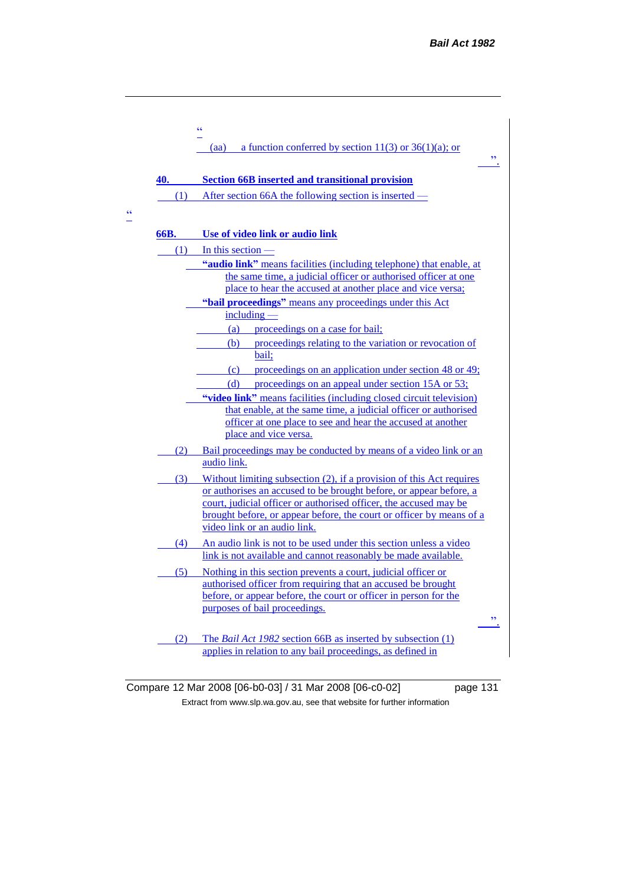"

(aa) a function conferred by section 11(3) or 36(1)(a); or

".

**40. Section 66B inserted and transitional provision**

(1) After section 66A the following section is inserted —

"

**66B. Use of video link or audio link**

(1) In this section —

**"audio link"** means facilities (including telephone) that enable, at the same time, a judicial officer or authorised officer at one place to hear the accused at another place and vice versa;

**"bail proceedings"** means any proceedings under this Act including —

(a) proceedings on a case for bail;

(b) proceedings relating to the variation or revocation of bail;

(c) proceedings on an application under section 48 or 49;

(d) proceedings on an appeal under section 15A or 53;

**"video link"** means facilities (including closed circuit television) that enable, at the same time, a judicial officer or authorised officer at one place to see and hear the accused at another place and vice versa.

(2) Bail proceedings may be conducted by means of a video link or an audio link.

(3) Without limiting subsection (2), if a provision of this Act requires or authorises an accused to be brought before, or appear before, a court, judicial officer or authorised officer, the accused may be brought before, or appear before, the court or officer by means of a video link or an audio link.

(4) An audio link is not to be used under this section unless a video link is not available and cannot reasonably be made available.

(5) Nothing in this section prevents a court, judicial officer or authorised officer from requiring that an accused be brought before, or appear before, the court or officer in person for the purposes of bail proceedings.

".

(2) The *Bail Act 1982* section 66B as inserted by subsection (1) applies in relation to any bail proceedings, as defined in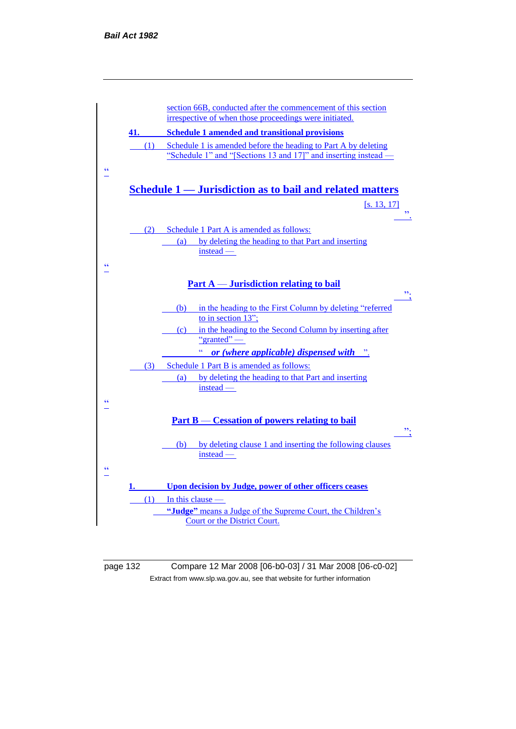section 66B, conducted after the commencement of this section irrespective of when those proceedings were initiated.

**41. Schedule 1 amended and transitional provisions**

(1) Schedule 1 is amended before the heading to Part A by deleting "Schedule 1" and "[Sections 13 and 17]" and inserting instead —

"

## Schedule 1 — Jurisdiction as to bail and related matters

[s. 13, 17]

".

(2) Schedule 1 Part A is amended as follows:

(a) by deleting the heading to that Part and inserting instead —

"

### Part A — Jurisdiction relating to bail

";

(b) in the heading to the First Column by deleting "referred to in section 13";

(c) in the heading to the Second Column by inserting after "granted" —

" ***or (where applicable) dispensed with*** ".

(3) Schedule 1 Part B is amended as follows:

(a) by deleting the heading to that Part and inserting instead —

"

### Part B — Cessation of powers relating to bail

";

(b) by deleting clause 1 and inserting the following clauses instead —

"

**1. Upon decision by Judge, power of other officers ceases**

(1) In this clause —

**"Judge"** means a Judge of the Supreme Court, the Children's Court or the District Court.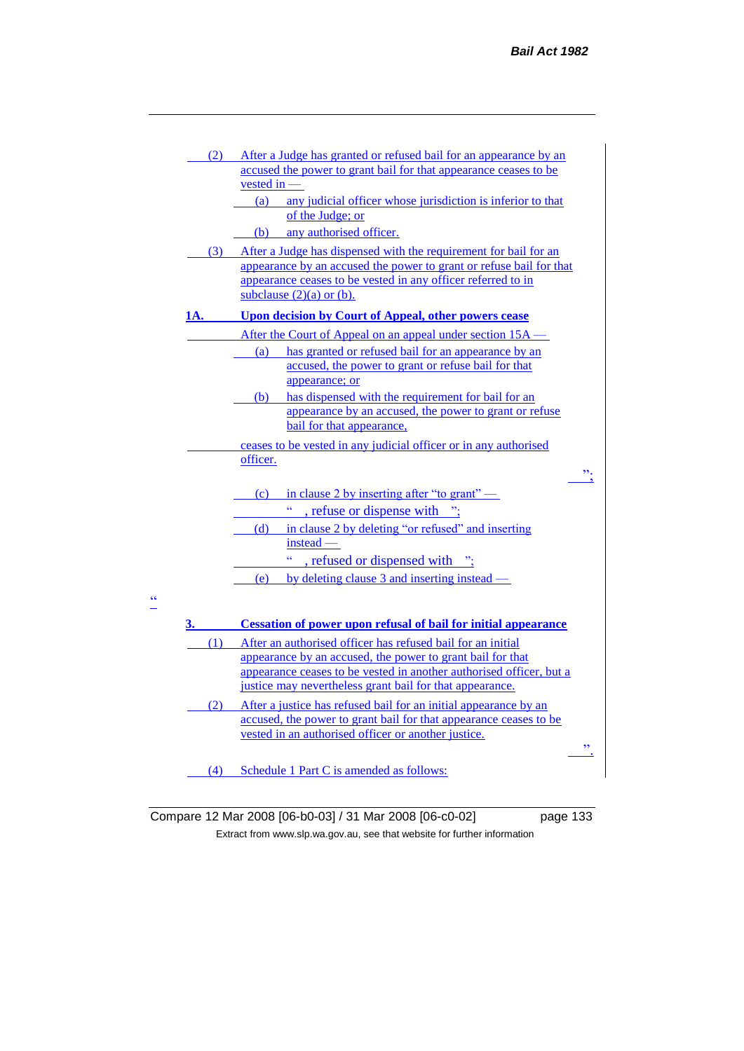(2) After a Judge has granted or refused bail for an appearance by an accused the power to grant bail for that appearance ceases to be vested in —

(a) any judicial officer whose jurisdiction is inferior to that of the Judge; or

(b) any authorised officer.

(3) After a Judge has dispensed with the requirement for bail for an appearance by an accused the power to grant or refuse bail for that appearance ceases to be vested in any officer referred to in subclause (2)(a) or (b).

**1A. Upon decision by Court of Appeal, other powers cease**

After the Court of Appeal on an appeal under section 15A —

(a) has granted or refused bail for an appearance by an accused, the power to grant or refuse bail for that appearance; or

(b) has dispensed with the requirement for bail for an appearance by an accused, the power to grant or refuse bail for that appearance,

ceases to be vested in any judicial officer or in any authorised officer.

";

(c) in clause 2 by inserting after "to grant" —

" , refuse or dispense with ";

(d) in clause 2 by deleting "or refused" and inserting instead —

" , refused or dispensed with ";

(e) by deleting clause 3 and inserting instead —

"

**3. Cessation of power upon refusal of bail for initial appearance**

(1) After an authorised officer has refused bail for an initial appearance by an accused, the power to grant bail for that appearance ceases to be vested in another authorised officer, but a justice may nevertheless grant bail for that appearance.

(2) After a justice has refused bail for an initial appearance by an accused, the power to grant bail for that appearance ceases to be vested in an authorised officer or another justice.

".

(4) Schedule 1 Part C is amended as follows: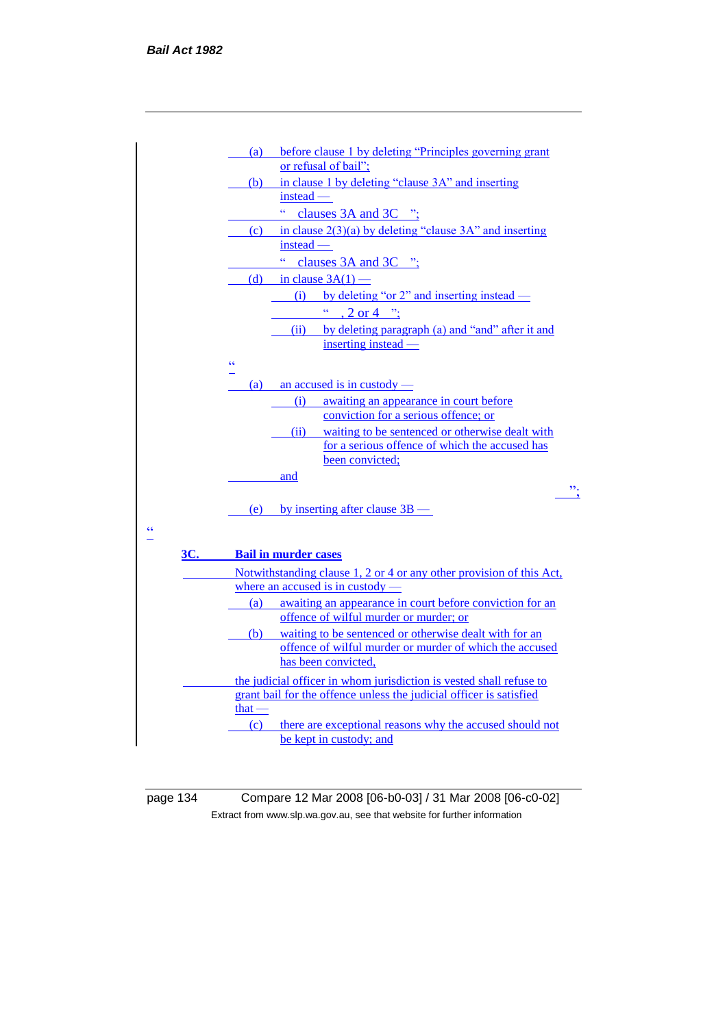(a) before clause 1 by deleting “Principles governing grant or refusal of bail”;

(b) in clause 1 by deleting “clause 3A” and inserting instead —

“ clauses 3A and 3C ”;

(c) in clause 2(3)(a) by deleting “clause 3A” and inserting instead —

“ clauses 3A and 3C ”;

(d) in clause 3A(1) —

(i) by deleting “or 2” and inserting instead —

“ , 2 or 4 ”;

(ii) by deleting paragraph (a) and “and” after it and inserting instead —

“

(a) an accused is in custody —

(i) awaiting an appearance in court before conviction for a serious offence; or

(ii) waiting to be sentenced or otherwise dealt with for a serious offence of which the accused has been convicted;

and

”;

(e) by inserting after clause 3B —

“

**3C. Bail in murder cases**

Notwithstanding clause 1, 2 or 4 or any other provision of this Act, where an accused is in custody —

(a) awaiting an appearance in court before conviction for an offence of wilful murder or murder; or

(b) waiting to be sentenced or otherwise dealt with for an offence of wilful murder or murder of which the accused has been convicted,

the judicial officer in whom jurisdiction is vested shall refuse to grant bail for the offence unless the judicial officer is satisfied that —

(c) there are exceptional reasons why the accused should not be kept in custody; and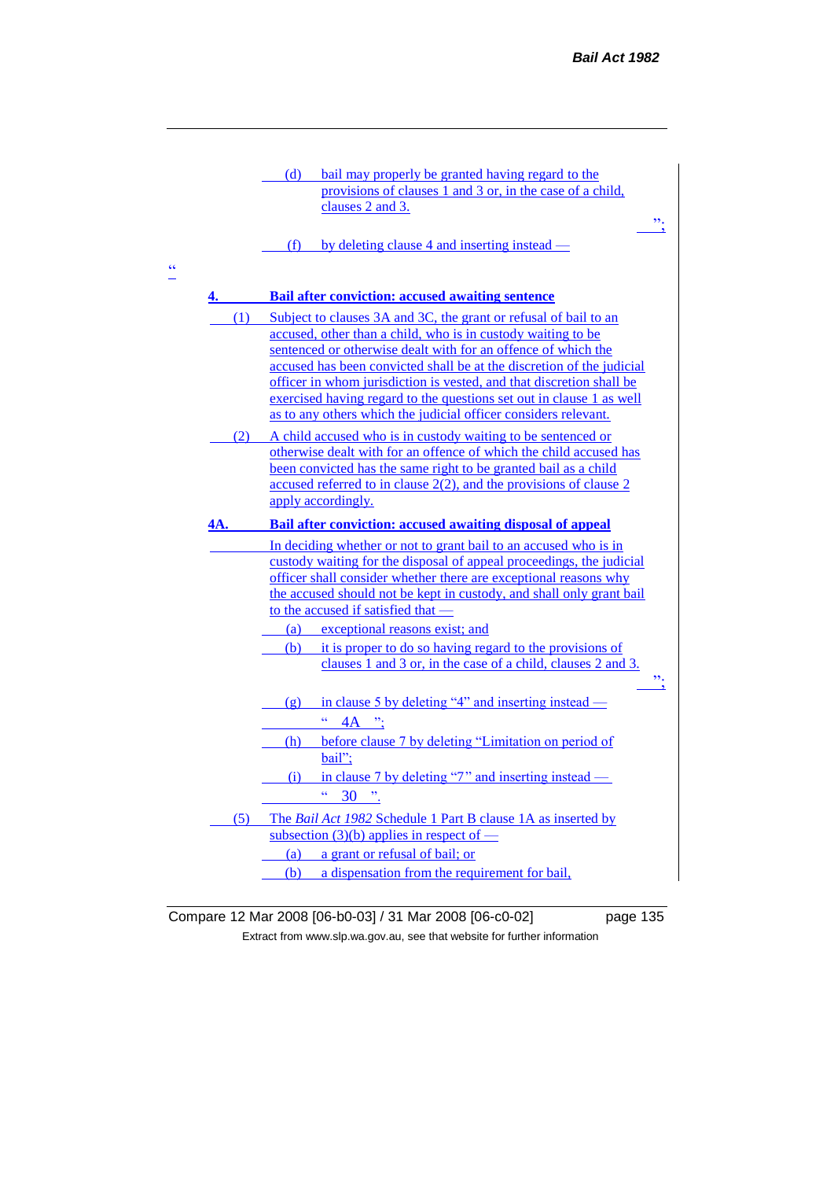(d) bail may properly be granted having regard to the provisions of clauses 1 and 3 or, in the case of a child, clauses 2 and 3.

";

(f) by deleting clause 4 and inserting instead —

"

**4. Bail after conviction: accused awaiting sentence**

(1) Subject to clauses 3A and 3C, the grant or refusal of bail to an accused, other than a child, who is in custody waiting to be sentenced or otherwise dealt with for an offence of which the accused has been convicted shall be at the discretion of the judicial officer in whom jurisdiction is vested, and that discretion shall be exercised having regard to the questions set out in clause 1 as well as to any others which the judicial officer considers relevant.

(2) A child accused who is in custody waiting to be sentenced or otherwise dealt with for an offence of which the child accused has been convicted has the same right to be granted bail as a child accused referred to in clause 2(2), and the provisions of clause 2 apply accordingly.

**4A. Bail after conviction: accused awaiting disposal of appeal**

In deciding whether or not to grant bail to an accused who is in custody waiting for the disposal of appeal proceedings, the judicial officer shall consider whether there are exceptional reasons why the accused should not be kept in custody, and shall only grant bail to the accused if satisfied that —

(a) exceptional reasons exist; and

(b) it is proper to do so having regard to the provisions of clauses 1 and 3 or, in the case of a child, clauses 2 and 3.

";

(g) in clause 5 by deleting "4" and inserting instead —

" 4A ";

(h) before clause 7 by deleting "Limitation on period of bail";

(i) in clause 7 by deleting "7" and inserting instead —

" 30 ".

(5) The *Bail Act 1982* Schedule 1 Part B clause 1A as inserted by subsection (3)(b) applies in respect of —

(a) a grant or refusal of bail; or

(b) a dispensation from the requirement for bail,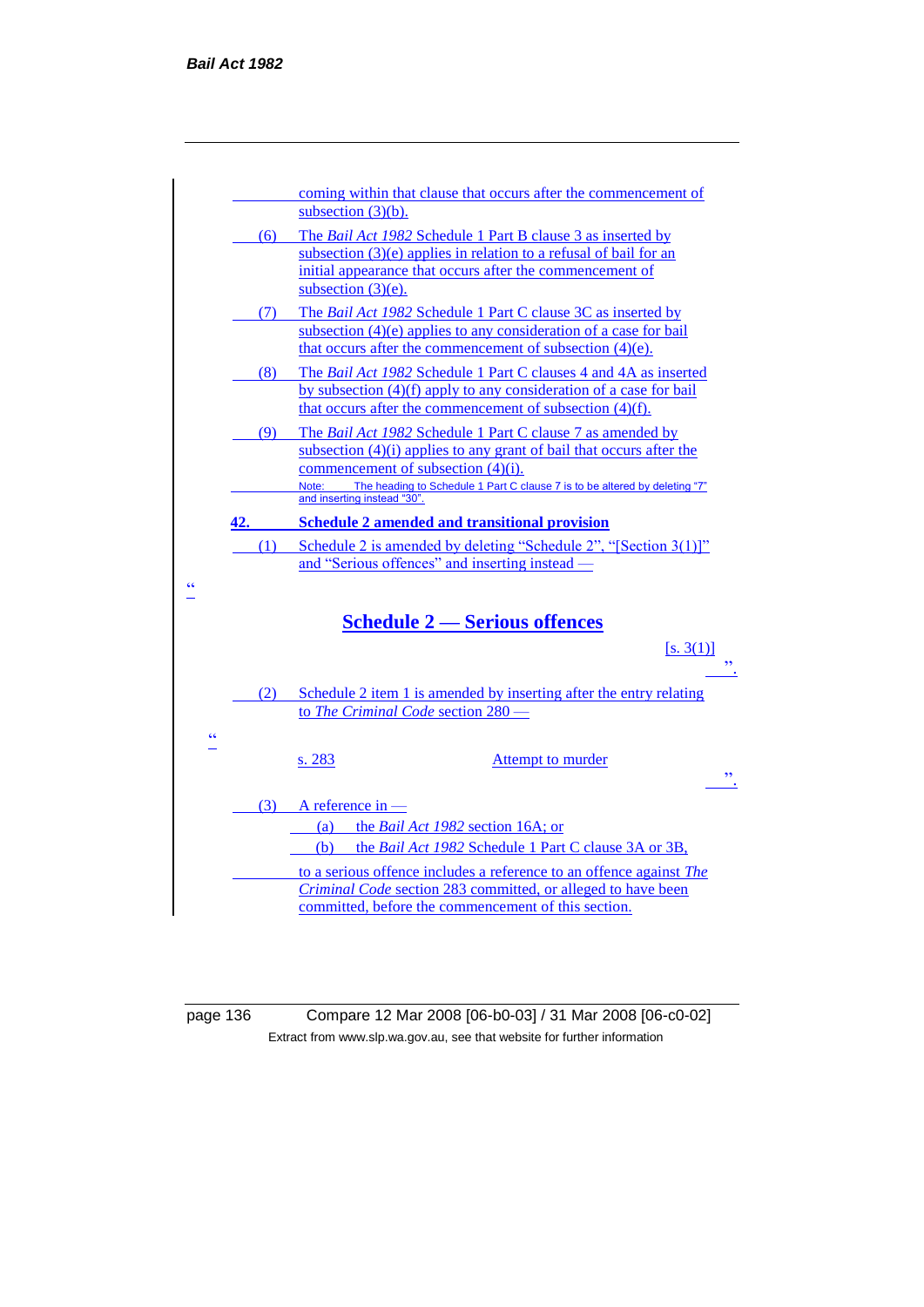coming within that clause that occurs after the commencement of subsection (3)(b).

(6) The *Bail Act 1982* Schedule 1 Part B clause 3 as inserted by subsection (3)(e) applies in relation to a refusal of bail for an initial appearance that occurs after the commencement of subsection (3)(e).

(7) The *Bail Act 1982* Schedule 1 Part C clause 3C as inserted by subsection (4)(e) applies to any consideration of a case for bail that occurs after the commencement of subsection (4)(e).

(8) The *Bail Act 1982* Schedule 1 Part C clauses 4 and 4A as inserted by subsection (4)(f) apply to any consideration of a case for bail that occurs after the commencement of subsection (4)(f).

(9) The *Bail Act 1982* Schedule 1 Part C clause 7 as amended by subsection (4)(i) applies to any grant of bail that occurs after the commencement of subsection (4)(i).

Note: The heading to Schedule 1 Part C clause 7 is to be altered by deleting "7" and inserting instead "30".

**42. Schedule 2 amended and transitional provision**

(1) Schedule 2 is amended by deleting "Schedule 2", "[Section 3(1)]" and "Serious offences" and inserting instead —

"

## Schedule 2 — Serious offences

[s. 3(1)]

".

(2) Schedule 2 item 1 is amended by inserting after the entry relating to *The Criminal Code* section 280 —

"

| | |
|---|---|
| s. 283 | Attempt to murder |

".

(3) A reference in —

(a) the *Bail Act 1982* section 16A; or

(b) the *Bail Act 1982* Schedule 1 Part C clause 3A or 3B,

to a serious offence includes a reference to an offence against *The Criminal Code* section 283 committed, or alleged to have been committed, before the commencement of this section.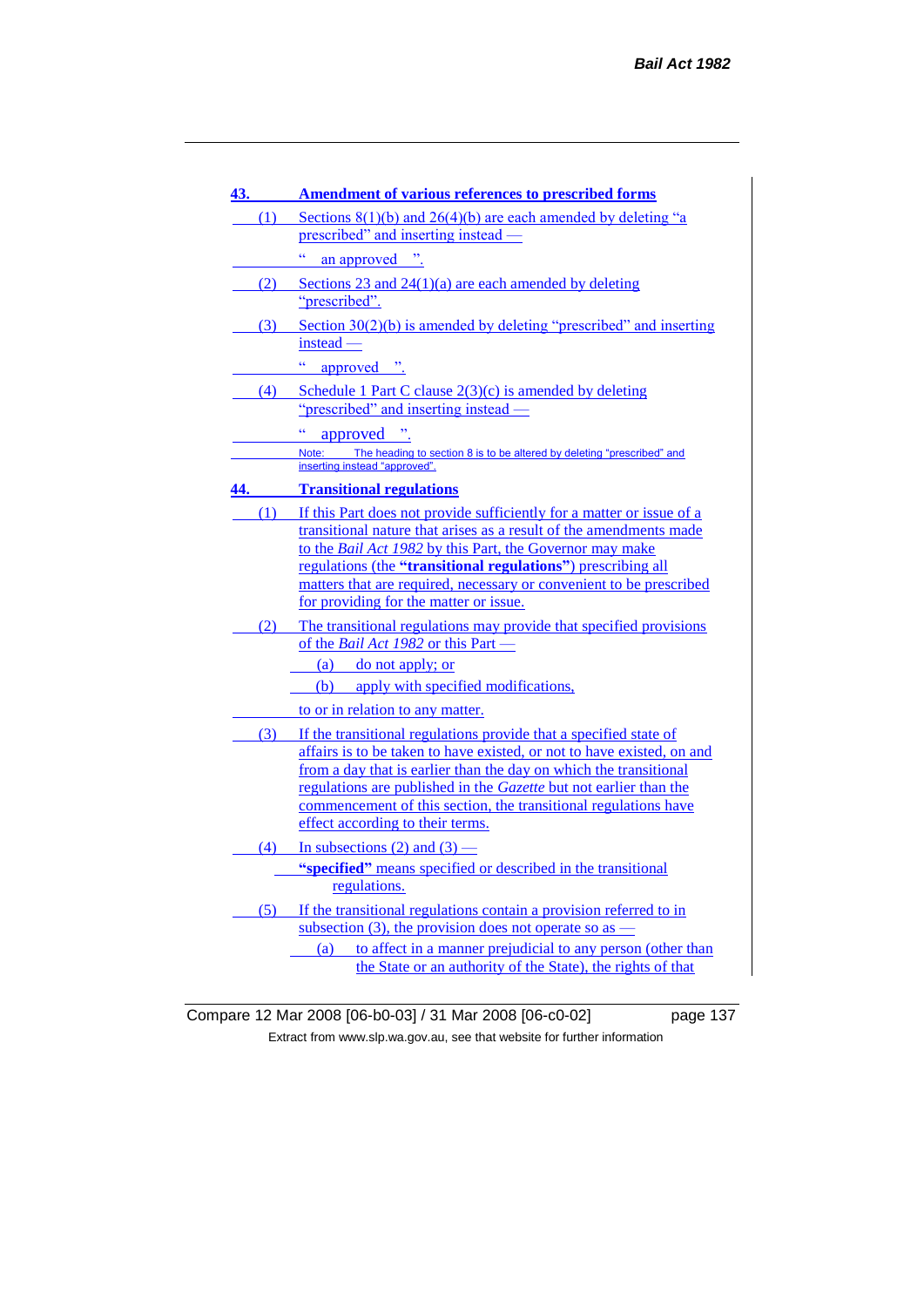## 43. Amendment of various references to prescribed forms

(1) Sections 8(1)(b) and 26(4)(b) are each amended by deleting "a prescribed" and inserting instead —

" an approved ".

(2) Sections 23 and 24(1)(a) are each amended by deleting "prescribed".

(3) Section 30(2)(b) is amended by deleting "prescribed" and inserting instead —

" approved ".

(4) Schedule 1 Part C clause 2(3)(c) is amended by deleting "prescribed" and inserting instead —

" approved ".

Note: The heading to section 8 is to be altered by deleting "prescribed" and inserting instead "approved".

## 44. Transitional regulations

(1) If this Part does not provide sufficiently for a matter or issue of a transitional nature that arises as a result of the amendments made to the *Bail Act 1982* by this Part, the Governor may make regulations (the **"transitional regulations"**) prescribing all matters that are required, necessary or convenient to be prescribed for providing for the matter or issue.

(2) The transitional regulations may provide that specified provisions of the *Bail Act 1982* or this Part —

(a) do not apply; or

(b) apply with specified modifications,

to or in relation to any matter.

(3) If the transitional regulations provide that a specified state of affairs is to be taken to have existed, or not to have existed, on and from a day that is earlier than the day on which the transitional regulations are published in the *Gazette* but not earlier than the commencement of this section, the transitional regulations have effect according to their terms.

(4) In subsections (2) and (3) —

**"specified"** means specified or described in the transitional regulations.

(5) If the transitional regulations contain a provision referred to in subsection (3), the provision does not operate so as —

(a) to affect in a manner prejudicial to any person (other than the State or an authority of the State), the rights of that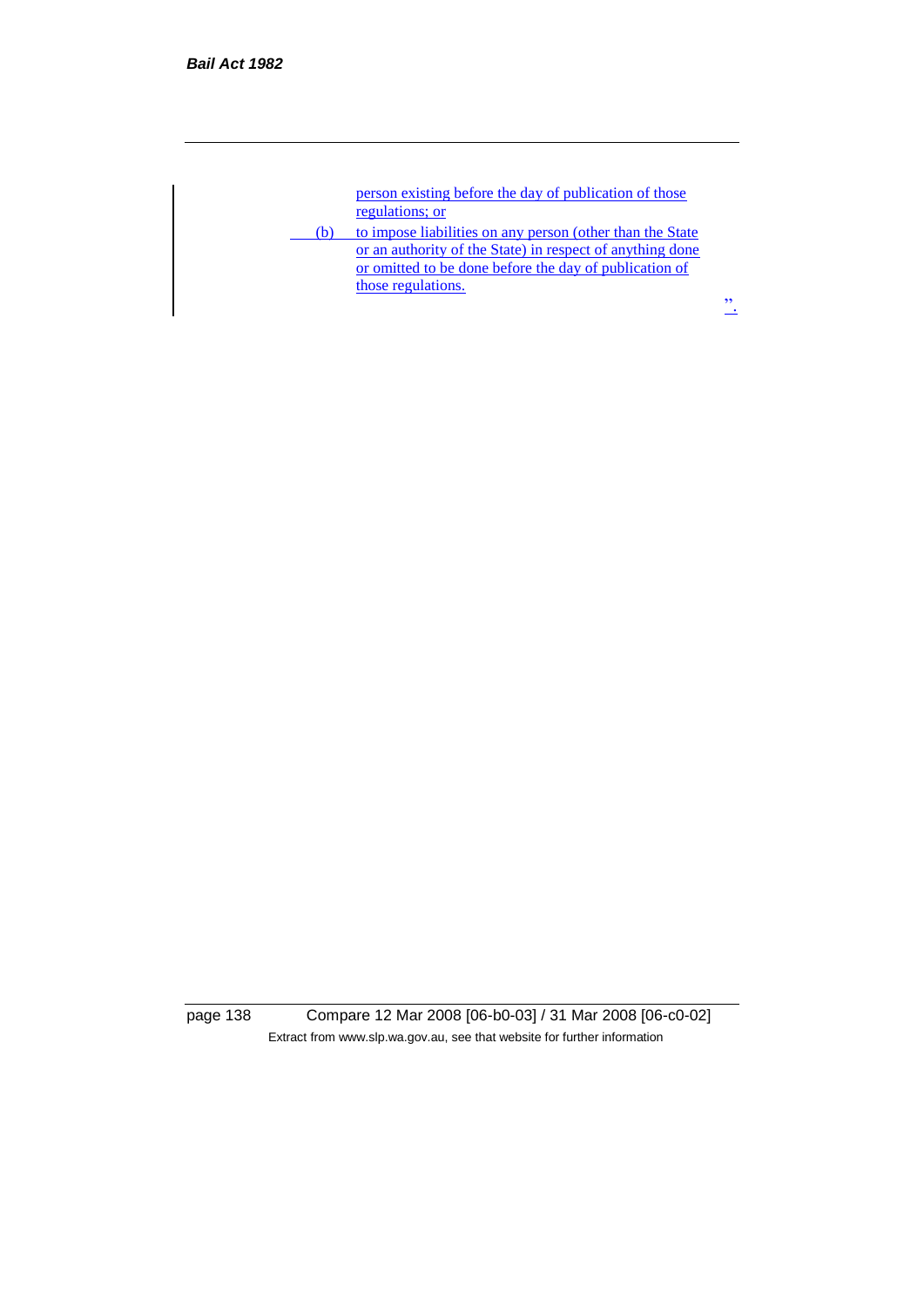person existing before the day of publication of those regulations; or

(b) to impose liabilities on any person (other than the State or an authority of the State) in respect of anything done or omitted to be done before the day of publication of those regulations.

”.